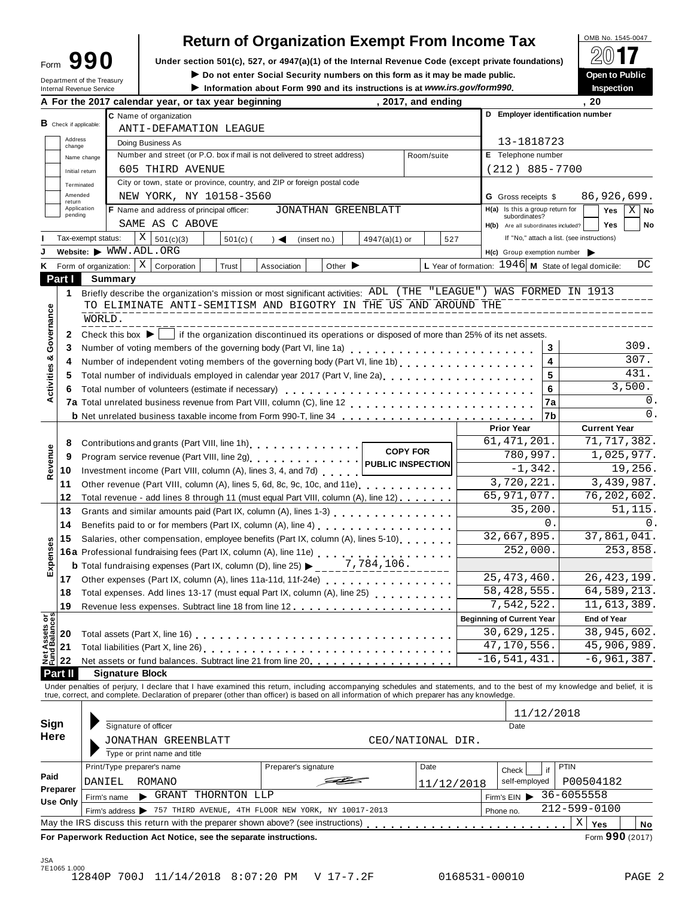# Return of Organization Exempt From Income Tax

Form **990**

Department of the Treasury
Internal Revenue Service

Under section 501(c), 527, or 4947(a)(1) of the Internal Revenue Code (except private foundations)

▶ Do not enter Social Security numbers on this form as it may be made public.

▶ Information about Form 990 and its instructions is at *www.irs.gov/form990*.

OMB No. 1545-0047

**2017**

**Open to Public Inspection**

**A** For the 2017 calendar year, or tax year beginning , 2017, and ending , 20

**B** Check if applicable: Address change / Name change / Initial return / Terminated / Amended return / Application pending

**C** Name of organization: ANTI-DEFAMATION LEAGUE

Doing Business As

Number and street (or P.O. box if mail is not delivered to street address): 605 THIRD AVENUE — Room/suite

City or town, state or province, country, and ZIP or foreign postal code: NEW YORK, NY 10158-3560

**D** Employer identification number: 13-1818723

**E** Telephone number: (212) 885-7700

**G** Gross receipts $ 86,926,699.

**F** Name and address of principal officer: JONATHAN GREENBLATT, SAME AS C ABOVE

**H(a)** Is this a group return for subordinates? Yes [ ] No [X]

**H(b)** Are all subordinates included? Yes [ ] No [ ]
If "No," attach a list. (see instructions)

**I** Tax-exempt status: [X] 501(c)(3) [ ] 501(c) ( ) ◀ (insert no.) [ ] 4947(a)(1) or [ ] 527

**J** Website: ▶ WWW.ADL.ORG

**H(c)** Group exemption number ▶

**K** Form of organization: [X] Corporation [ ] Trust [ ] Association [ ] Other ▶

**L** Year of formation: 1946 **M** State of legal domicile: DC

## Part I Summary

**Activities & Governance**

1. Briefly describe the organization's mission or most significant activities: ADL (THE "LEAGUE") WAS FORMED IN 1913 TO ELIMINATE ANTI-SEMITISM AND BIGOTRY IN THE US AND AROUND THE WORLD.
2. Check this box ▶ [ ] if the organization discontinued its operations or disposed of more than 25% of its net assets.

| | | Line | |
|---|---|---|---|
| 3 | Number of voting members of the governing body (Part VI, line 1a) | 3 | 309. |
| 4 | Number of independent voting members of the governing body (Part VI, line 1b) | 4 | 307. |
| 5 | Total number of individuals employed in calendar year 2017 (Part V, line 2a) | 5 | 431. |
| 6 | Total number of volunteers (estimate if necessary) | 6 | 3,500. |
| 7a | Total unrelated business revenue from Part VIII, column (C), line 12 | 7a | 0. |
| b | Net unrelated business taxable income from Form 990-T, line 34 | 7b | 0. |

| | | Prior Year | Current Year |
|---|---|---|---|
| **Revenue** | | | |
| 8 | Contributions and grants (Part VIII, line 1h) | 61,471,201. | 71,717,382. |
| 9 | Program service revenue (Part VIII, line 2g) | 780,997. | 1,025,977. |
| 10 | Investment income (Part VIII, column (A), lines 3, 4, and 7d) | -1,342. | 19,256. |
| 11 | Other revenue (Part VIII, column (A), lines 5, 6d, 8c, 9c, 10c, and 11e) | 3,720,221. | 3,439,987. |
| 12 | Total revenue - add lines 8 through 11 (must equal Part VIII, column (A), line 12) | 65,971,077. | 76,202,602. |
| **Expenses** | | | |
| 13 | Grants and similar amounts paid (Part IX, column (A), lines 1-3) | 35,200. | 51,115. |
| 14 | Benefits paid to or for members (Part IX, column (A), line 4) | 0. | 0. |
| 15 | Salaries, other compensation, employee benefits (Part IX, column (A), lines 5-10) | 32,667,895. | 37,861,041. |
| 16a | Professional fundraising fees (Part IX, column (A), line 11e) | 252,000. | 253,858. |
| b | Total fundraising expenses (Part IX, column (D), line 25) ▶ 7,784,106. | | |
| 17 | Other expenses (Part IX, column (A), lines 11a-11d, 11f-24e) | 25,473,460. | 26,423,199. |
| 18 | Total expenses. Add lines 13-17 (must equal Part IX, column (A), line 25) | 58,428,555. | 64,589,213. |
| 19 | Revenue less expenses. Subtract line 18 from line 12 | 7,542,522. | 11,613,389. |
| **Net Assets or Fund Balances** | | **Beginning of Current Year** | **End of Year** |
| 20 | Total assets (Part X, line 16) | 30,629,125. | 38,945,602. |
| 21 | Total liabilities (Part X, line 26) | 47,170,556. | 45,906,989. |
| 22 | Net assets or fund balances. Subtract line 21 from line 20 | -16,541,431. | -6,961,387. |

COPY FOR PUBLIC INSPECTION

## Part II Signature Block

Under penalties of perjury, I declare that I have examined this return, including accompanying schedules and statements, and to the best of my knowledge and belief, it is true, correct, and complete. Declaration of preparer (other than officer) is based on all information of which preparer has any knowledge.

**Sign Here**

Signature of officer — Date: 11/12/2018

JONATHAN GREENBLATT — CEO/NATIONAL DIR.
Type or print name and title

**Paid Preparer Use Only**

| Print/Type preparer's name | Preparer's signature | Date | Check if self-employed | PTIN |
|---|---|---|---|---|
| DANIEL ROMANO | | 11/12/2018 | | P00504182 |

Firm's name ▶ GRANT THORNTON LLP — Firm's EIN ▶ 36-6055558

Firm's address ▶ 757 THIRD AVENUE, 4TH FLOOR NEW YORK, NY 10017-2013 — Phone no. 212-599-0100

May the IRS discuss this return with the preparer shown above? (see instructions) [X] Yes [ ] No

**For Paperwork Reduction Act Notice, see the separate instructions.** Form **990** (2017)

JSA
7E1065 1.000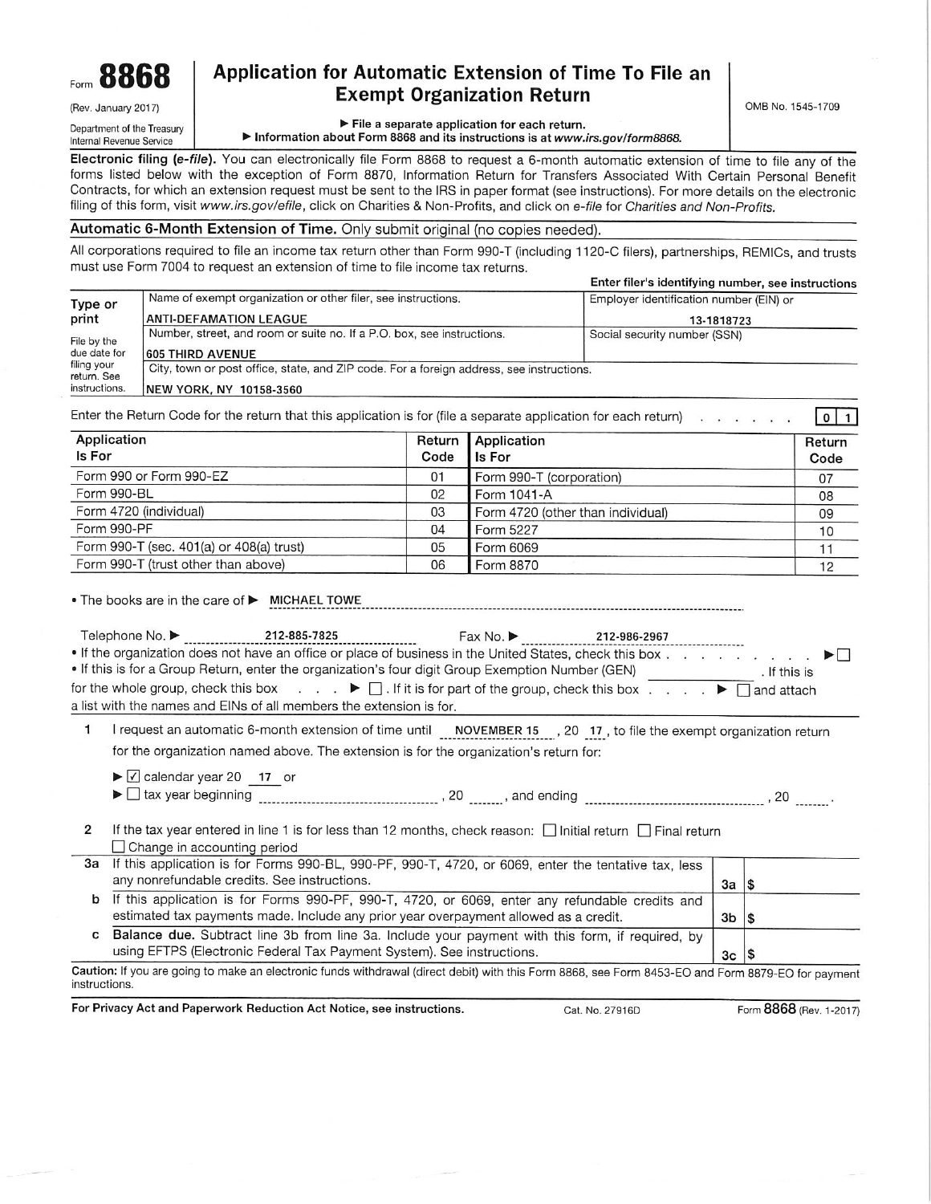Form **8868**
(Rev. January 2017)
Department of the Treasury
Internal Revenue Service

# Application for Automatic Extension of Time To File an Exempt Organization Return

OMB No. 1545-1709

▶ File a separate application for each return.
▶ Information about Form 8868 and its instructions is at *www.irs.gov/form8868.*

**Electronic filing (*e-file*).** You can electronically file Form 8868 to request a 6-month automatic extension of time to file any of the forms listed below with the exception of Form 8870, Information Return for Transfers Associated With Certain Personal Benefit Contracts, for which an extension request must be sent to the IRS in paper format (see instructions). For more details on the electronic filing of this form, visit *www.irs.gov/efile*, click on Charities & Non-Profits, and click on *e-file* for *Charities and Non-Profits.*

## Automatic 6-Month Extension of Time. Only submit original (no copies needed).

All corporations required to file an income tax return other than Form 990-T (including 1120-C filers), partnerships, REMICs, and trusts must use Form 7004 to request an extension of time to file income tax returns.

**Enter filer's identifying number, see instructions**

| Type or print | Name of exempt organization or other filer, see instructions. | Employer identification number (EIN) or |
|---|---|---|
| File by the due date for filing your return. See instructions. | ANTI-DEFAMATION LEAGUE | 13-1818723 |
| | Number, street, and room or suite no. If a P.O. box, see instructions. | Social security number (SSN) |
| | 605 THIRD AVENUE | |
| | City, town or post office, state, and ZIP code. For a foreign address, see instructions. | |
| | NEW YORK, NY 10158-3560 | |

Enter the Return Code for the return that this application is for (file a separate application for each return) . . . . . . . 0 1

| Application Is For | Return Code | Application Is For | Return Code |
|---|---|---|---|
| Form 990 or Form 990-EZ | 01 | Form 990-T (corporation) | 07 |
| Form 990-BL | 02 | Form 1041-A | 08 |
| Form 4720 (individual) | 03 | Form 4720 (other than individual) | 09 |
| Form 990-PF | 04 | Form 5227 | 10 |
| Form 990-T (sec. 401(a) or 408(a) trust) | 05 | Form 6069 | 11 |
| Form 990-T (trust other than above) | 06 | Form 8870 | 12 |

- The books are in the care of ▶ MICHAEL TOWE

Telephone No. ▶ 212-885-7825 Fax No. ▶ 212-986-2967

- If the organization does not have an office or place of business in the United States, check this box . . . . . . . . . . ▶ ☐
- If this is for a Group Return, enter the organization's four digit Group Exemption Number (GEN) ______ . If this is for the whole group, check this box . . . ▶ ☐ . If it is for part of the group, check this box . . . . ▶ ☐ and attach a list with the names and EINs of all members the extension is for.

**1** I request an automatic 6-month extension of time until NOVEMBER 15 , 20 17 , to file the exempt organization return for the organization named above. The extension is for the organization's return for:

▶ ☑ calendar year 20 17 or
▶ ☐ tax year beginning ______ , 20 ___ , and ending ______ , 20 ___ .

**2** If the tax year entered in line 1 is for less than 12 months, check reason: ☐ Initial return ☐ Final return ☐ Change in accounting period

| | | | |
|---|---|---|---|
| **3a** | If this application is for Forms 990-BL, 990-PF, 990-T, 4720, or 6069, enter the tentative tax, less any nonrefundable credits. See instructions. | 3a | $ |
| **b** | If this application is for Forms 990-PF, 990-T, 4720, or 6069, enter any refundable credits and estimated tax payments made. Include any prior year overpayment allowed as a credit. | 3b | $ |
| **c** | **Balance due.** Subtract line 3b from line 3a. Include your payment with this form, if required, by using EFTPS (Electronic Federal Tax Payment System). See instructions. | 3c | $ |

**Caution:** If you are going to make an electronic funds withdrawal (direct debit) with this Form 8868, see Form 8453-EO and Form 8879-EO for payment instructions.

**For Privacy Act and Paperwork Reduction Act Notice, see instructions.** Cat. No. 27916D Form **8868** (Rev. 1-2017)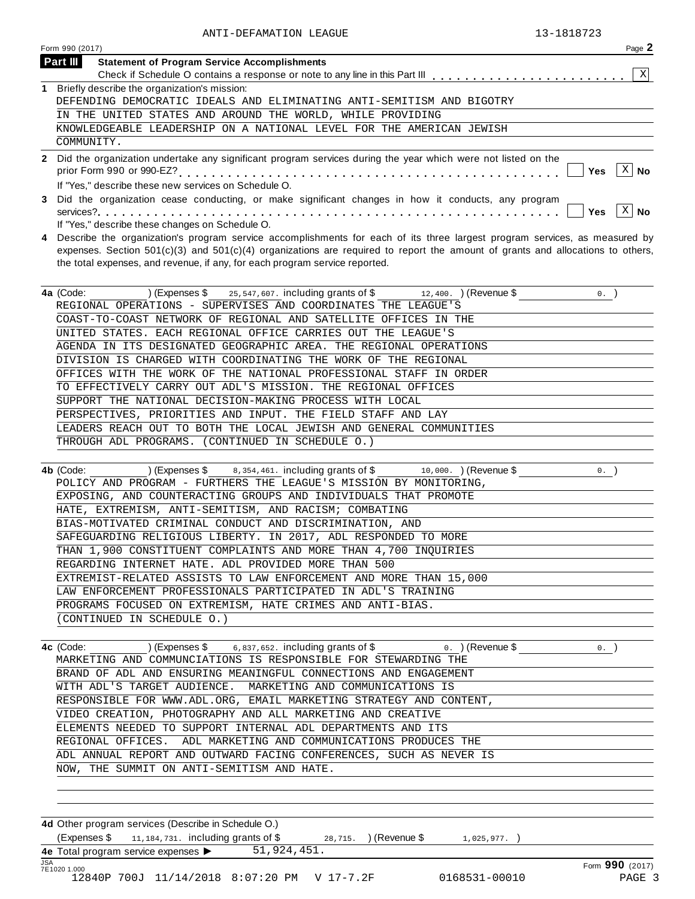ANTI-DEFAMATION LEAGUE 13-1818723

Form 990 (2017) Page **2**

## Part III Statement of Program Service Accomplishments

Check if Schedule O contains a response or note to any line in this Part III . . . . . . . . . . . . . . . . . . . . . . . [X]

**1** Briefly describe the organization's mission:

DEFENDING DEMOCRATIC IDEALS AND ELIMINATING ANTI-SEMITISM AND BIGOTRY IN THE UNITED STATES AND AROUND THE WORLD, WHILE PROVIDING KNOWLEDGEABLE LEADERSHIP ON A NATIONAL LEVEL FOR THE AMERICAN JEWISH COMMUNITY.

**2** Did the organization undertake any significant program services during the year which were not listed on the prior Form 990 or 990-EZ? . . . . . . . . . . . . . . . . . . . . . . . . . . . . . . . . . . . . . . . . . . . . . [ ] Yes [X] No

If "Yes," describe these new services on Schedule O.

**3** Did the organization cease conducting, or make significant changes in how it conducts, any program services? . . . . . . . . . . . . . . . . . . . . . . . . . . . . . . . . . . . . . . . . . . . . . . . . . . . . . [ ] Yes [X] No

If "Yes," describe these changes on Schedule O.

**4** Describe the organization's program service accomplishments for each of its three largest program services, as measured by expenses. Section 501(c)(3) and 501(c)(4) organizations are required to report the amount of grants and allocations to others, the total expenses, and revenue, if any, for each program service reported.

**4a** (Code: ) (Expenses $ 25,547,607. including grants of $ 12,400. ) (Revenue $ 0. )

REGIONAL OPERATIONS - SUPERVISES AND COORDINATES THE LEAGUE'S COAST-TO-COAST NETWORK OF REGIONAL AND SATELLITE OFFICES IN THE UNITED STATES. EACH REGIONAL OFFICE CARRIES OUT THE LEAGUE'S AGENDA IN ITS DESIGNATED GEOGRAPHIC AREA. THE REGIONAL OPERATIONS DIVISION IS CHARGED WITH COORDINATING THE WORK OF THE REGIONAL OFFICES WITH THE WORK OF THE NATIONAL PROFESSIONAL STAFF IN ORDER TO EFFECTIVELY CARRY OUT ADL'S MISSION. THE REGIONAL OFFICES SUPPORT THE NATIONAL DECISION-MAKING PROCESS WITH LOCAL PERSPECTIVES, PRIORITIES AND INPUT. THE FIELD STAFF AND LAY LEADERS REACH OUT TO BOTH THE LOCAL JEWISH AND GENERAL COMMUNITIES THROUGH ADL PROGRAMS. (CONTINUED IN SCHEDULE O.)

**4b** (Code: ) (Expenses $ 8,354,461. including grants of $ 10,000. ) (Revenue $ 0. )

POLICY AND PROGRAM - FURTHERS THE LEAGUE'S MISSION BY MONITORING, EXPOSING, AND COUNTERACTING GROUPS AND INDIVIDUALS THAT PROMOTE HATE, EXTREMISM, ANTI-SEMITISM, AND RACISM; COMBATING BIAS-MOTIVATED CRIMINAL CONDUCT AND DISCRIMINATION, AND SAFEGUARDING RELIGIOUS LIBERTY. IN 2017, ADL RESPONDED TO MORE THAN 1,900 CONSTITUENT COMPLAINTS AND MORE THAN 4,700 INQUIRIES REGARDING INTERNET HATE. ADL PROVIDED MORE THAN 500 EXTREMIST-RELATED ASSISTS TO LAW ENFORCEMENT AND MORE THAN 15,000 LAW ENFORCEMENT PROFESSIONALS PARTICIPATED IN ADL'S TRAINING PROGRAMS FOCUSED ON EXTREMISM, HATE CRIMES AND ANTI-BIAS. (CONTINUED IN SCHEDULE O.)

**4c** (Code: ) (Expenses $ 6,837,652. including grants of $ 0. ) (Revenue $ 0. )

MARKETING AND COMMUNICATIONS IS RESPONSIBLE FOR STEWARDING THE BRAND OF ADL AND ENSURING MEANINGFUL CONNECTIONS AND ENGAGEMENT WITH ADL'S TARGET AUDIENCE. MARKETING AND COMMUNICATIONS IS RESPONSIBLE FOR WWW.ADL.ORG, EMAIL MARKETING STRATEGY AND CONTENT, VIDEO CREATION, PHOTOGRAPHY AND ALL MARKETING AND CREATIVE ELEMENTS NEEDED TO SUPPORT INTERNAL ADL DEPARTMENTS AND ITS REGIONAL OFFICES. ADL MARKETING AND COMMUNICATIONS PRODUCES THE ADL ANNUAL REPORT AND OUTWARD FACING CONFERENCES, SUCH AS NEVER IS NOW, THE SUMMIT ON ANTI-SEMITISM AND HATE.

**4d** Other program services (Describe in Schedule O.)

(Expenses $ 11,184,731. including grants of $ 28,715. ) (Revenue $ 1,025,977. )

**4e** Total program service expenses ▶ 51,924,451.

Form **990** (2017)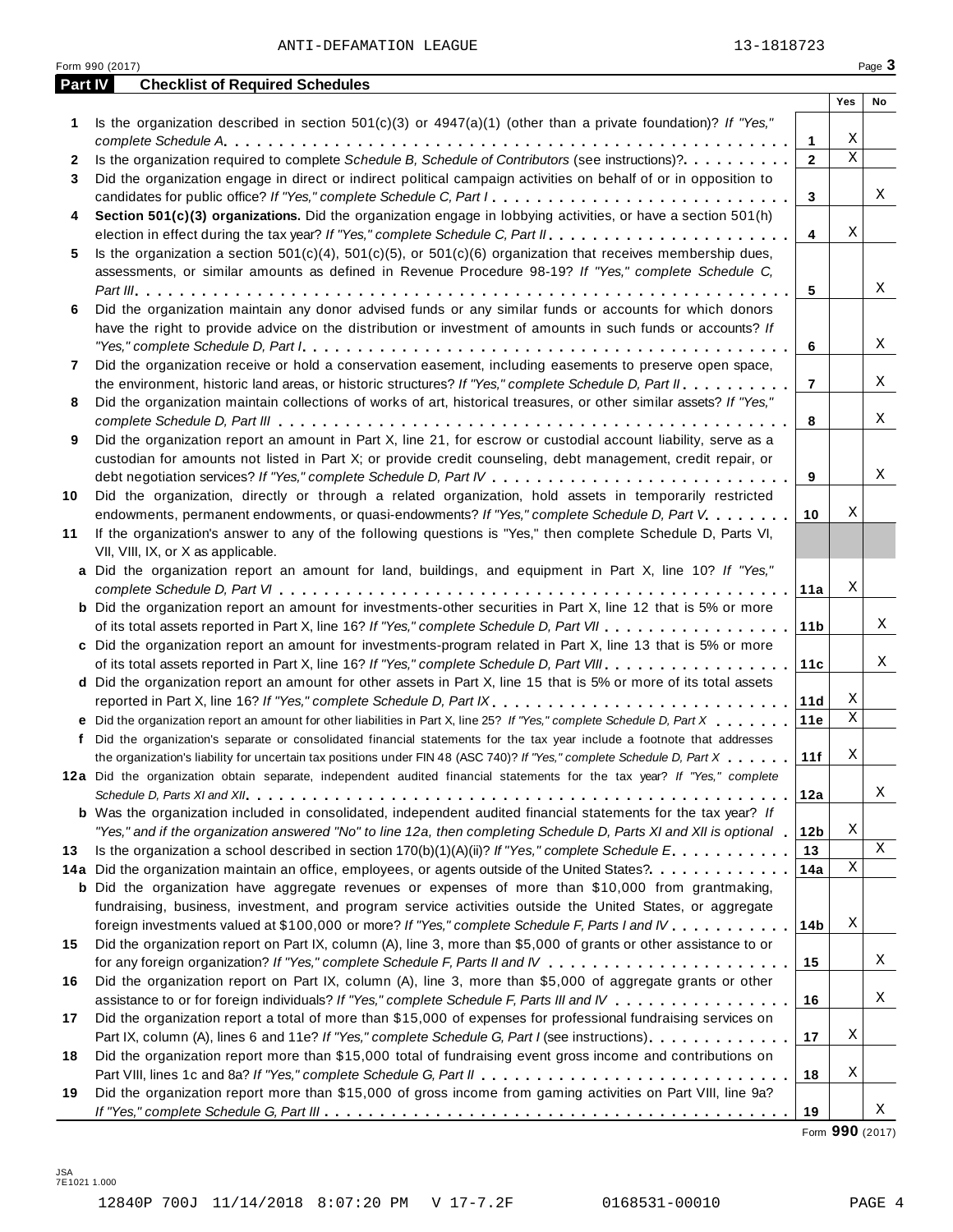ANTI-DEFAMATION LEAGUE 13-1818723

Form 990 (2017)

## Part IV Checklist of Required Schedules

| | | | Yes | No |
|---|---|---|---|---|
| 1 | Is the organization described in section 501(c)(3) or 4947(a)(1) (other than a private foundation)? *If "Yes," complete Schedule A* | 1 | X | |
| 2 | Is the organization required to complete *Schedule B, Schedule of Contributors* (see instructions)? | 2 | X | |
| 3 | Did the organization engage in direct or indirect political campaign activities on behalf of or in opposition to candidates for public office? *If "Yes," complete Schedule C, Part I* | 3 | | X |
| 4 | **Section 501(c)(3) organizations.** Did the organization engage in lobbying activities, or have a section 501(h) election in effect during the tax year? *If "Yes," complete Schedule C, Part II* | 4 | X | |
| 5 | Is the organization a section 501(c)(4), 501(c)(5), or 501(c)(6) organization that receives membership dues, assessments, or similar amounts as defined in Revenue Procedure 98-19? *If "Yes," complete Schedule C, Part III* | 5 | | X |
| 6 | Did the organization maintain any donor advised funds or any similar funds or accounts for which donors have the right to provide advice on the distribution or investment of amounts in such funds or accounts? *If "Yes," complete Schedule D, Part I* | 6 | | X |
| 7 | Did the organization receive or hold a conservation easement, including easements to preserve open space, the environment, historic land areas, or historic structures? *If "Yes," complete Schedule D, Part II* | 7 | | X |
| 8 | Did the organization maintain collections of works of art, historical treasures, or other similar assets? *If "Yes," complete Schedule D, Part III* | 8 | | X |
| 9 | Did the organization report an amount in Part X, line 21, for escrow or custodial account liability, serve as a custodian for amounts not listed in Part X; or provide credit counseling, debt management, credit repair, or debt negotiation services? *If "Yes," complete Schedule D, Part IV* | 9 | | X |
| 10 | Did the organization, directly or through a related organization, hold assets in temporarily restricted endowments, permanent endowments, or quasi-endowments? *If "Yes," complete Schedule D, Part V* | 10 | X | |
| 11 | If the organization's answer to any of the following questions is "Yes," then complete Schedule D, Parts VI, VII, VIII, IX, or X as applicable. | | | |
| a | Did the organization report an amount for land, buildings, and equipment in Part X, line 10? *If "Yes," complete Schedule D, Part VI* | 11a | X | |
| b | Did the organization report an amount for investments-other securities in Part X, line 12 that is 5% or more of its total assets reported in Part X, line 16? *If "Yes," complete Schedule D, Part VII* | 11b | | X |
| c | Did the organization report an amount for investments-program related in Part X, line 13 that is 5% or more of its total assets reported in Part X, line 16? *If "Yes," complete Schedule D, Part VIII* | 11c | | X |
| d | Did the organization report an amount for other assets in Part X, line 15 that is 5% or more of its total assets reported in Part X, line 16? *If "Yes," complete Schedule D, Part IX* | 11d | X | |
| e | Did the organization report an amount for other liabilities in Part X, line 25? *If "Yes," complete Schedule D, Part X* | 11e | X | |
| f | Did the organization's separate or consolidated financial statements for the tax year include a footnote that addresses the organization's liability for uncertain tax positions under FIN 48 (ASC 740)? *If "Yes," complete Schedule D, Part X* | 11f | X | |
| 12a | Did the organization obtain separate, independent audited financial statements for the tax year? *If "Yes," complete Schedule D, Parts XI and XII* | 12a | | X |
| b | Was the organization included in consolidated, independent audited financial statements for the tax year? *If "Yes," and if the organization answered "No" to line 12a, then completing Schedule D, Parts XI and XII is optional* | 12b | X | |
| 13 | Is the organization a school described in section 170(b)(1)(A)(ii)? *If "Yes," complete Schedule E* | 13 | | X |
| 14a | Did the organization maintain an office, employees, or agents outside of the United States? | 14a | X | |
| b | Did the organization have aggregate revenues or expenses of more than $10,000 from grantmaking, fundraising, business, investment, and program service activities outside the United States, or aggregate foreign investments valued at $100,000 or more? *If "Yes," complete Schedule F, Parts I and IV* | 14b | X | |
| 15 | Did the organization report on Part IX, column (A), line 3, more than $5,000 of grants or other assistance to or for any foreign organization? *If "Yes," complete Schedule F, Parts II and IV* | 15 | | X |
| 16 | Did the organization report on Part IX, column (A), line 3, more than $5,000 of aggregate grants or other assistance to or for foreign individuals? *If "Yes," complete Schedule F, Parts III and IV* | 16 | | X |
| 17 | Did the organization report a total of more than $15,000 of expenses for professional fundraising services on Part IX, column (A), lines 6 and 11e? *If "Yes," complete Schedule G, Part I* (see instructions) | 17 | X | |
| 18 | Did the organization report more than $15,000 total of fundraising event gross income and contributions on Part VIII, lines 1c and 8a? *If "Yes," complete Schedule G, Part II* | 18 | X | |
| 19 | Did the organization report more than $15,000 of gross income from gaming activities on Part VIII, line 9a? *If "Yes," complete Schedule G, Part III* | 19 | | X |

Form **990** (2017)

JSA
7E1021 1.000

12840P 700J 11/14/2018 8:07:20 PM V 17-7.2F 0168531-00010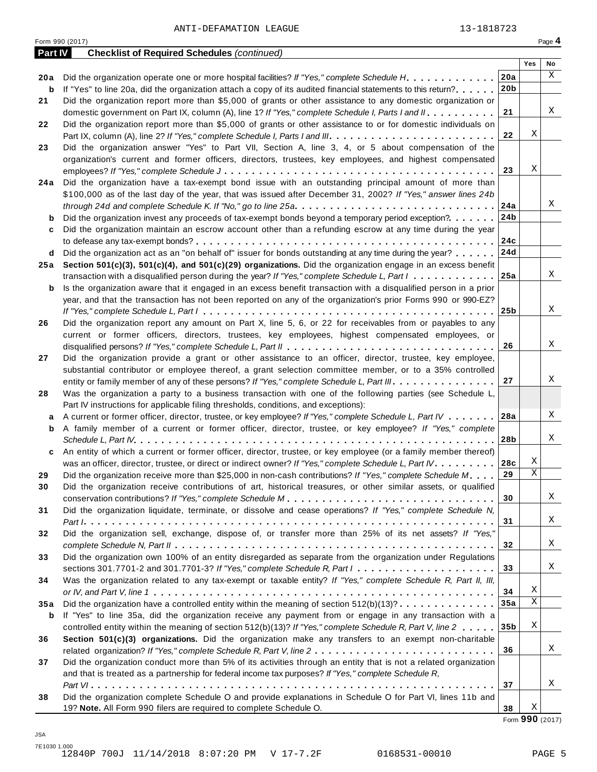ANTI-DEFAMATION LEAGUE 13-1818723

Form 990 (2017) Page **4**

**Part IV Checklist of Required Schedules** *(continued)*

| | | | Yes | No |
|---|---|---|---|---|
| **20a** | Did the organization operate one or more hospital facilities? *If "Yes," complete Schedule H* | **20a** | | X |
| **b** | If "Yes" to line 20a, did the organization attach a copy of its audited financial statements to this return? | **20b** | | |
| **21** | Did the organization report more than $5,000 of grants or other assistance to any domestic organization or domestic government on Part IX, column (A), line 1? *If "Yes," complete Schedule I, Parts I and II* | **21** | | X |
| **22** | Did the organization report more than $5,000 of grants or other assistance to or for domestic individuals on Part IX, column (A), line 2? *If "Yes," complete Schedule I, Parts I and III* | **22** | X | |
| **23** | Did the organization answer "Yes" to Part VII, Section A, line 3, 4, or 5 about compensation of the organization's current and former officers, directors, trustees, key employees, and highest compensated employees? *If "Yes," complete Schedule J* | **23** | X | |
| **24a** | Did the organization have a tax-exempt bond issue with an outstanding principal amount of more than $100,000 as of the last day of the year, that was issued after December 31, 2002? *If "Yes," answer lines 24b through 24d and complete Schedule K. If "No," go to line 25a* | **24a** | | X |
| **b** | Did the organization invest any proceeds of tax-exempt bonds beyond a temporary period exception? | **24b** | | |
| **c** | Did the organization maintain an escrow account other than a refunding escrow at any time during the year to defease any tax-exempt bonds? | **24c** | | |
| **d** | Did the organization act as an "on behalf of" issuer for bonds outstanding at any time during the year? | **24d** | | |
| **25a** | **Section 501(c)(3), 501(c)(4), and 501(c)(29) organizations.** Did the organization engage in an excess benefit transaction with a disqualified person during the year? *If "Yes," complete Schedule L, Part I* | **25a** | | X |
| **b** | Is the organization aware that it engaged in an excess benefit transaction with a disqualified person in a prior year, and that the transaction has not been reported on any of the organization's prior Forms 990 or 990-EZ? *If "Yes," complete Schedule L, Part I* | **25b** | | X |
| **26** | Did the organization report any amount on Part X, line 5, 6, or 22 for receivables from or payables to any current or former officers, directors, trustees, key employees, highest compensated employees, or disqualified persons? *If "Yes," complete Schedule L, Part II* | **26** | | X |
| **27** | Did the organization provide a grant or other assistance to an officer, director, trustee, key employee, substantial contributor or employee thereof, a grant selection committee member, or to a 35% controlled entity or family member of any of these persons? *If "Yes," complete Schedule L, Part III* | **27** | | X |
| **28** | Was the organization a party to a business transaction with one of the following parties (see Schedule L, Part IV instructions for applicable filing thresholds, conditions, and exceptions): | | | |
| **a** | A current or former officer, director, trustee, or key employee? *If "Yes," complete Schedule L, Part IV* | **28a** | | X |
| **b** | A family member of a current or former officer, director, trustee, or key employee? *If "Yes," complete Schedule L, Part IV* | **28b** | | X |
| **c** | An entity of which a current or former officer, director, trustee, or key employee (or a family member thereof) was an officer, director, trustee, or direct or indirect owner? *If "Yes," complete Schedule L, Part IV* | **28c** | X | |
| **29** | Did the organization receive more than $25,000 in non-cash contributions? *If "Yes," complete Schedule M* | **29** | X | |
| **30** | Did the organization receive contributions of art, historical treasures, or other similar assets, or qualified conservation contributions? *If "Yes," complete Schedule M* | **30** | | X |
| **31** | Did the organization liquidate, terminate, or dissolve and cease operations? *If "Yes," complete Schedule N, Part I* | **31** | | X |
| **32** | Did the organization sell, exchange, dispose of, or transfer more than 25% of its net assets? *If "Yes," complete Schedule N, Part II* | **32** | | X |
| **33** | Did the organization own 100% of an entity disregarded as separate from the organization under Regulations sections 301.7701-2 and 301.7701-3? *If "Yes," complete Schedule R, Part I* | **33** | | X |
| **34** | Was the organization related to any tax-exempt or taxable entity? *If "Yes," complete Schedule R, Part II, III, or IV, and Part V, line 1* | **34** | X | |
| **35a** | Did the organization have a controlled entity within the meaning of section 512(b)(13)? | **35a** | X | |
| **b** | If "Yes" to line 35a, did the organization receive any payment from or engage in any transaction with a controlled entity within the meaning of section 512(b)(13)? *If "Yes," complete Schedule R, Part V, line 2* | **35b** | X | |
| **36** | **Section 501(c)(3) organizations.** Did the organization make any transfers to an exempt non-charitable related organization? *If "Yes," complete Schedule R, Part V, line 2* | **36** | | X |
| **37** | Did the organization conduct more than 5% of its activities through an entity that is not a related organization and that is treated as a partnership for federal income tax purposes? *If "Yes," complete Schedule R, Part VI* | **37** | | X |
| **38** | Did the organization complete Schedule O and provide explanations in Schedule O for Part VI, lines 11b and 19? **Note.** All Form 990 filers are required to complete Schedule O. | **38** | X | |

Form **990** (2017)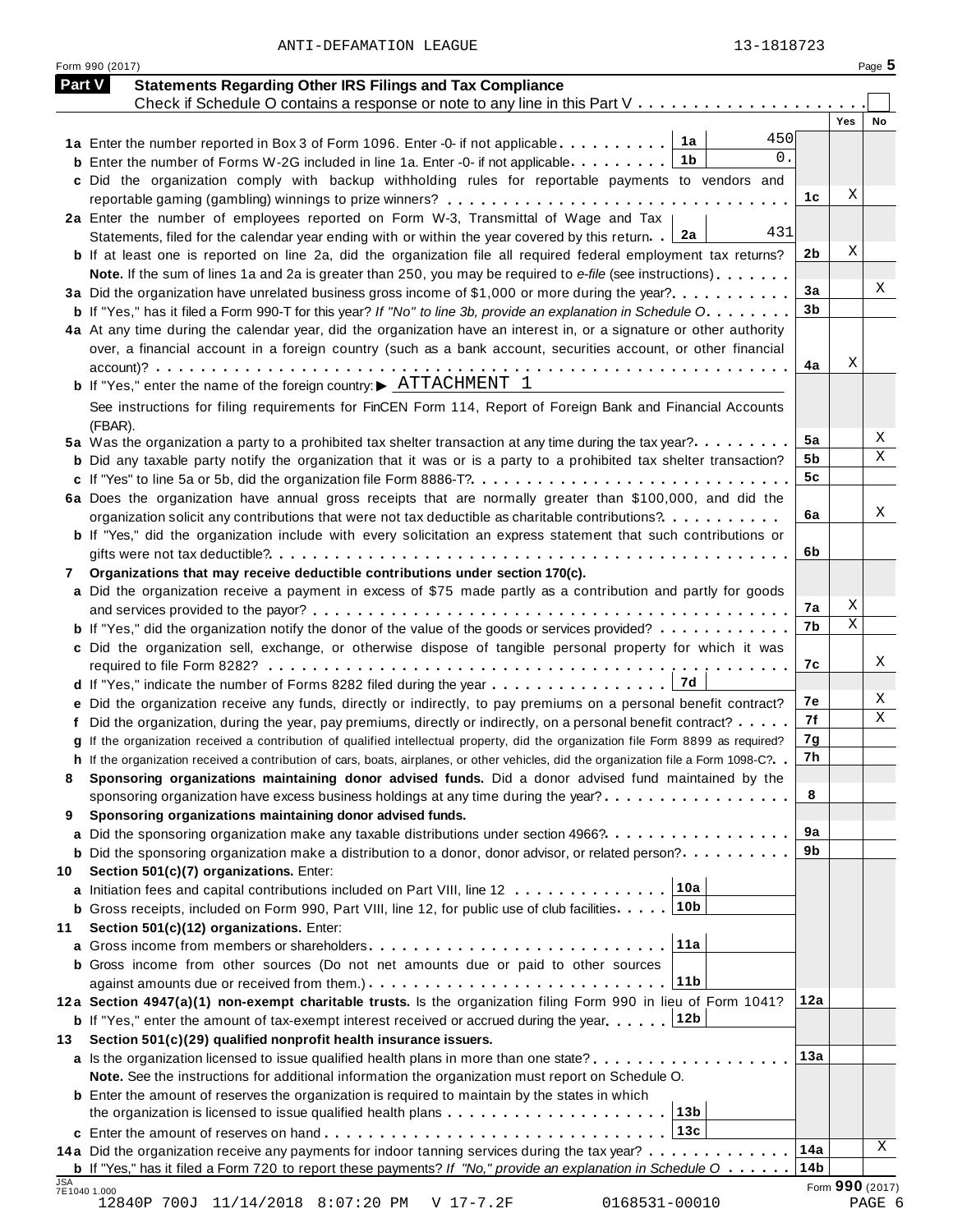ANTI-DEFAMATION LEAGUE 13-1818723

Form 990 (2017)

## Part V Statements Regarding Other IRS Filings and Tax Compliance

Check if Schedule O contains a response or note to any line in this Part V . . . . . . . . . . . . . . . . . . . . . ☐

| | | | | Yes | No |
|---|---|---|---|---|---|
| **1a** | Enter the number reported in Box 3 of Form 1096. Enter -0- if not applicable | 1a | 450 | | |
| **b** | Enter the number of Forms W-2G included in line 1a. Enter -0- if not applicable | 1b | 0. | | |
| **c** | Did the organization comply with backup withholding rules for reportable payments to vendors and reportable gaming (gambling) winnings to prize winners? | 1c | | X | |
| **2a** | Enter the number of employees reported on Form W-3, Transmittal of Wage and Tax Statements, filed for the calendar year ending with or within the year covered by this return | 2a | 431 | | |
| **b** | If at least one is reported on line 2a, did the organization file all required federal employment tax returns? | 2b | | X | |
| | **Note.** If the sum of lines 1a and 2a is greater than 250, you may be required to *e-file* (see instructions) | | | | |
| **3a** | Did the organization have unrelated business gross income of $1,000 or more during the year? | 3a | | | X |
| **b** | If "Yes," has it filed a Form 990-T for this year? *If "No" to line 3b, provide an explanation in Schedule O* | 3b | | | |
| **4a** | At any time during the calendar year, did the organization have an interest in, or a signature or other authority over, a financial account in a foreign country (such as a bank account, securities account, or other financial account)? | 4a | | X | |
| **b** | If "Yes," enter the name of the foreign country: ▶ ATTACHMENT 1 | | | | |
| | See instructions for filing requirements for FinCEN Form 114, Report of Foreign Bank and Financial Accounts (FBAR). | | | | |
| **5a** | Was the organization a party to a prohibited tax shelter transaction at any time during the tax year? | 5a | | | X |
| **b** | Did any taxable party notify the organization that it was or is a party to a prohibited tax shelter transaction? | 5b | | | X |
| **c** | If "Yes" to line 5a or 5b, did the organization file Form 8886-T? | 5c | | | |
| **6a** | Does the organization have annual gross receipts that are normally greater than $100,000, and did the organization solicit any contributions that were not tax deductible as charitable contributions? | 6a | | | X |
| **b** | If "Yes," did the organization include with every solicitation an express statement that such contributions or gifts were not tax deductible? | 6b | | | |
| **7** | **Organizations that may receive deductible contributions under section 170(c).** | | | | |
| **a** | Did the organization receive a payment in excess of $75 made partly as a contribution and partly for goods and services provided to the payor? | 7a | | X | |
| **b** | If "Yes," did the organization notify the donor of the value of the goods or services provided? | 7b | | X | |
| **c** | Did the organization sell, exchange, or otherwise dispose of tangible personal property for which it was required to file Form 8282? | 7c | | | X |
| **d** | If "Yes," indicate the number of Forms 8282 filed during the year | 7d | | | |
| **e** | Did the organization receive any funds, directly or indirectly, to pay premiums on a personal benefit contract? | 7e | | | X |
| **f** | Did the organization, during the year, pay premiums, directly or indirectly, on a personal benefit contract? | 7f | | | X |
| **g** | If the organization received a contribution of qualified intellectual property, did the organization file Form 8899 as required? | 7g | | | |
| **h** | If the organization received a contribution of cars, boats, airplanes, or other vehicles, did the organization file a Form 1098-C? | 7h | | | |
| **8** | **Sponsoring organizations maintaining donor advised funds.** Did a donor advised fund maintained by the sponsoring organization have excess business holdings at any time during the year? | 8 | | | |
| **9** | **Sponsoring organizations maintaining donor advised funds.** | | | | |
| **a** | Did the sponsoring organization make any taxable distributions under section 4966? | 9a | | | |
| **b** | Did the sponsoring organization make a distribution to a donor, donor advisor, or related person? | 9b | | | |
| **10** | **Section 501(c)(7) organizations.** Enter: | | | | |
| **a** | Initiation fees and capital contributions included on Part VIII, line 12 | 10a | | | |
| **b** | Gross receipts, included on Form 990, Part VIII, line 12, for public use of club facilities | 10b | | | |
| **11** | **Section 501(c)(12) organizations.** Enter: | | | | |
| **a** | Gross income from members or shareholders | 11a | | | |
| **b** | Gross income from other sources (Do not net amounts due or paid to other sources against amounts due or received from them.) | 11b | | | |
| **12a** | **Section 4947(a)(1) non-exempt charitable trusts.** Is the organization filing Form 990 in lieu of Form 1041? | 12a | | | |
| **b** | If "Yes," enter the amount of tax-exempt interest received or accrued during the year | 12b | | | |
| **13** | **Section 501(c)(29) qualified nonprofit health insurance issuers.** | | | | |
| **a** | Is the organization licensed to issue qualified health plans in more than one state? | 13a | | | |
| | **Note.** See the instructions for additional information the organization must report on Schedule O. | | | | |
| **b** | Enter the amount of reserves the organization is required to maintain by the states in which the organization is licensed to issue qualified health plans | 13b | | | |
| **c** | Enter the amount of reserves on hand | 13c | | | |
| **14a** | Did the organization receive any payments for indoor tanning services during the tax year? | 14a | | | X |
| **b** | If "Yes," has it filed a Form 720 to report these payments? *If "No," provide an explanation in Schedule O* | 14b | | | |

Form **990** (2017)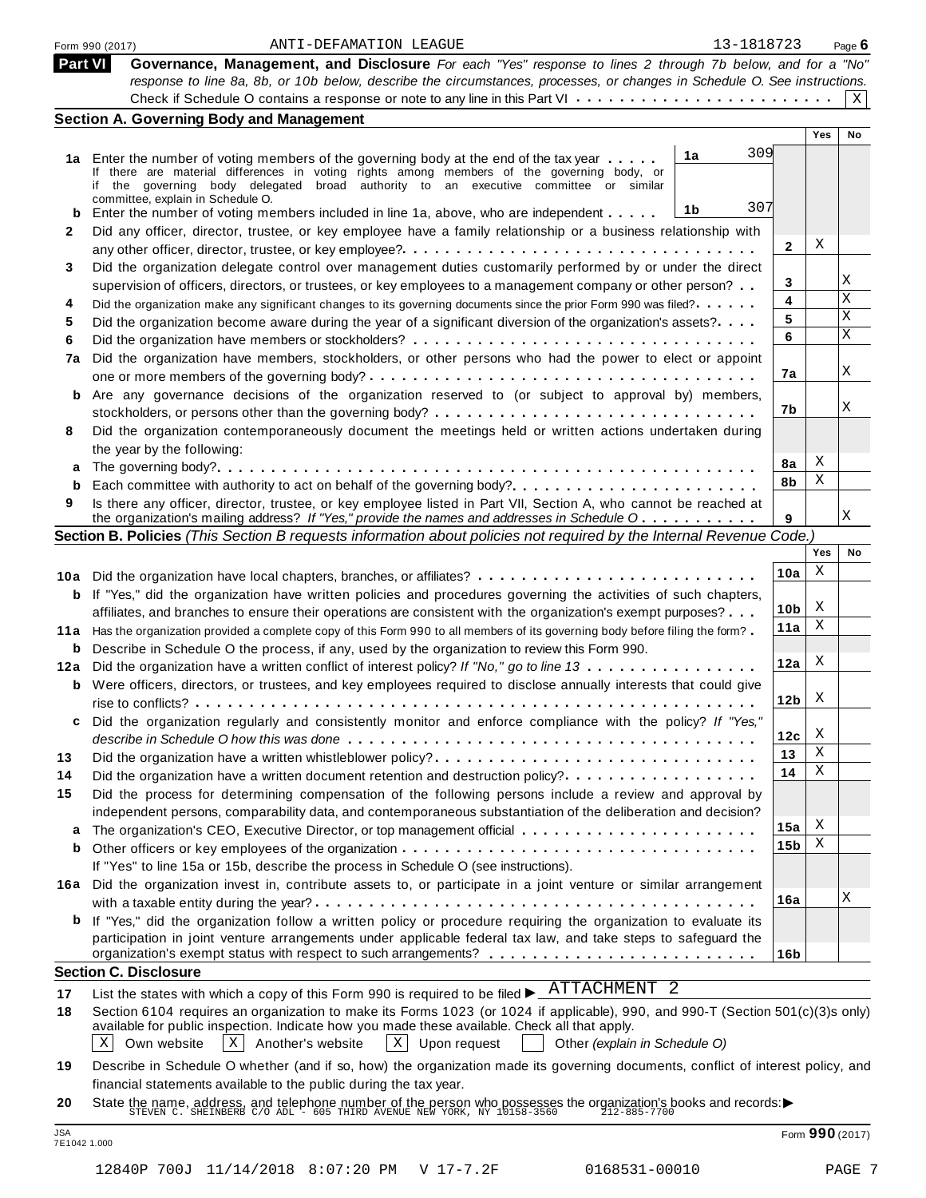Form 990 (2017) ANTI-DEFAMATION LEAGUE 13-1818723 Page **6**

## Part VI Governance, Management, and Disclosure

*For each "Yes" response to lines 2 through 7b below, and for a "No" response to line 8a, 8b, or 10b below, describe the circumstances, processes, or changes in Schedule O. See instructions.*

Check if Schedule O contains a response or note to any line in this Part VI . . . . . . . . . . . . . . . . . . . . . . . . X

### Section A. Governing Body and Management

| | | | | Yes | No |
|---|---|---|---|---|---|
| **1a** | Enter the number of voting members of the governing body at the end of the tax year . . . . . If there are material differences in voting rights among members of the governing body, or if the governing body delegated broad authority to an executive committee or similar committee, explain in Schedule O. | 1a 309 | | | |
| **b** | Enter the number of voting members included in line 1a, above, who are independent . . . . . | 1b 307 | | | |
| **2** | Did any officer, director, trustee, or key employee have a family relationship or a business relationship with any other officer, director, trustee, or key employee? | | 2 | X | |
| **3** | Did the organization delegate control over management duties customarily performed by or under the direct supervision of officers, directors, or trustees, or key employees to a management company or other person? | | 3 | | X |
| **4** | Did the organization make any significant changes to its governing documents since the prior Form 990 was filed? | | 4 | | X |
| **5** | Did the organization become aware during the year of a significant diversion of the organization's assets? | | 5 | | X |
| **6** | Did the organization have members or stockholders? | | 6 | | X |
| **7a** | Did the organization have members, stockholders, or other persons who had the power to elect or appoint one or more members of the governing body? | | 7a | | X |
| **b** | Are any governance decisions of the organization reserved to (or subject to approval by) members, stockholders, or persons other than the governing body? | | 7b | | X |
| **8** | Did the organization contemporaneously document the meetings held or written actions undertaken during the year by the following: | | | | |
| **a** | The governing body? | | 8a | X | |
| **b** | Each committee with authority to act on behalf of the governing body? | | 8b | X | |
| **9** | Is there any officer, director, trustee, or key employee listed in Part VII, Section A, who cannot be reached at the organization's mailing address? *If "Yes," provide the names and addresses in Schedule O* | | 9 | | X |

### Section B. Policies *(This Section B requests information about policies not required by the Internal Revenue Code.)*

| | | | Yes | No |
|---|---|---|---|---|
| **10a** | Did the organization have local chapters, branches, or affiliates? | 10a | X | |
| **b** | If "Yes," did the organization have written policies and procedures governing the activities of such chapters, affiliates, and branches to ensure their operations are consistent with the organization's exempt purposes? | 10b | X | |
| **11a** | Has the organization provided a complete copy of this Form 990 to all members of its governing body before filing the form? | 11a | X | |
| **b** | Describe in Schedule O the process, if any, used by the organization to review this Form 990. | | | |
| **12a** | Did the organization have a written conflict of interest policy? *If "No," go to line 13* | 12a | X | |
| **b** | Were officers, directors, or trustees, and key employees required to disclose annually interests that could give rise to conflicts? | 12b | X | |
| **c** | Did the organization regularly and consistently monitor and enforce compliance with the policy? *If "Yes," describe in Schedule O how this was done* | 12c | X | |
| **13** | Did the organization have a written whistleblower policy? | 13 | X | |
| **14** | Did the organization have a written document retention and destruction policy? | 14 | X | |
| **15** | Did the process for determining compensation of the following persons include a review and approval by independent persons, comparability data, and contemporaneous substantiation of the deliberation and decision? | | | |
| **a** | The organization's CEO, Executive Director, or top management official | 15a | X | |
| **b** | Other officers or key employees of the organization | 15b | X | |
| | If "Yes" to line 15a or 15b, describe the process in Schedule O (see instructions). | | | |
| **16a** | Did the organization invest in, contribute assets to, or participate in a joint venture or similar arrangement with a taxable entity during the year? | 16a | | X |
| **b** | If "Yes," did the organization follow a written policy or procedure requiring the organization to evaluate its participation in joint venture arrangements under applicable federal tax law, and take steps to safeguard the organization's exempt status with respect to such arrangements? | 16b | | |

### Section C. Disclosure

**17** List the states with which a copy of this Form 990 is required to be filed ▶ ATTACHMENT 2

**18** Section 6104 requires an organization to make its Forms 1023 (or 1024 if applicable), 990, and 990-T (Section 501(c)(3)s only) available for public inspection. Indicate how you made these available. Check all that apply.

[X] Own website [X] Another's website [X] Upon request [ ] Other *(explain in Schedule O)*

**19** Describe in Schedule O whether (and if so, how) the organization made its governing documents, conflict of interest policy, and financial statements available to the public during the tax year.

**20** State the name, address, and telephone number of the person who possesses the organization's books and records: ▶ STEVEN C. SHEINBERG C/O ADL - 605 THIRD AVENUE NEW YORK, NY 10158-3560 212-885-7700

JSA 7E1042 1.000 Form **990** (2017)

12840P 700J 11/14/2018 8:07:20 PM V 17-7.2F 0168531-00010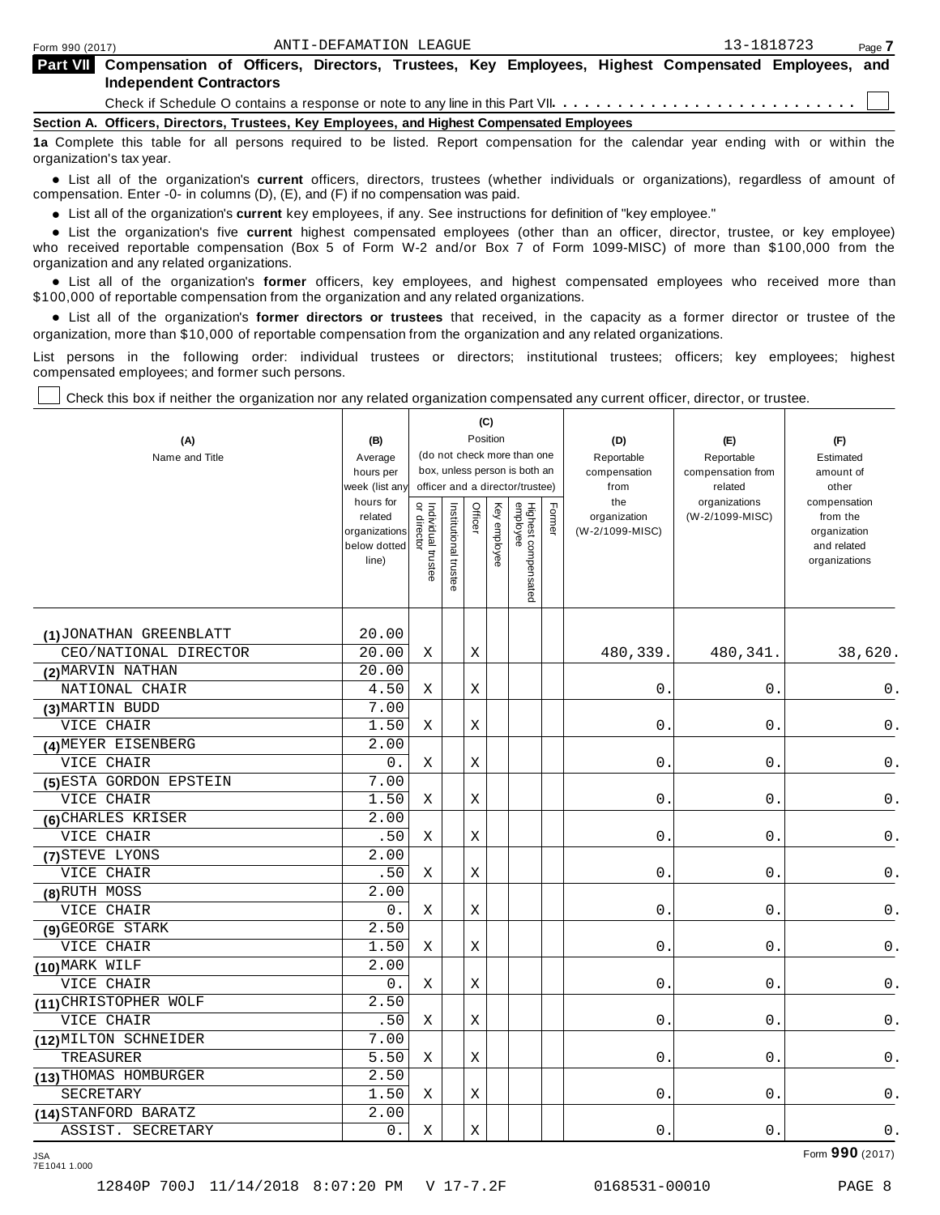Form 990 (2017) ANTI-DEFAMATION LEAGUE 13-1818723

**Part VII Compensation of Officers, Directors, Trustees, Key Employees, Highest Compensated Employees, and Independent Contractors**

Check if Schedule O contains a response or note to any line in this Part VII . . . . . . . . . . . . . . . . . . . . . . . . . . . . ☐

**Section A. Officers, Directors, Trustees, Key Employees, and Highest Compensated Employees**

**1a** Complete this table for all persons required to be listed. Report compensation for the calendar year ending with or within the organization's tax year.

- List all of the organization's **current** officers, directors, trustees (whether individuals or organizations), regardless of amount of compensation. Enter -0- in columns (D), (E), and (F) if no compensation was paid.
- List all of the organization's **current** key employees, if any. See instructions for definition of "key employee."
- List the organization's five **current** highest compensated employees (other than an officer, director, trustee, or key employee) who received reportable compensation (Box 5 of Form W-2 and/or Box 7 of Form 1099-MISC) of more than $100,000 from the organization and any related organizations.
- List all of the organization's **former** officers, key employees, and highest compensated employees who received more than $100,000 of reportable compensation from the organization and any related organizations.
- List all of the organization's **former directors or trustees** that received, in the capacity as a former director or trustee of the organization, more than $10,000 of reportable compensation from the organization and any related organizations.

List persons in the following order: individual trustees or directors; institutional trustees; officers; key employees; highest compensated employees; and former such persons.

☐ Check this box if neither the organization nor any related organization compensated any current officer, director, or trustee.

| (A) Name and Title | (B) Average hours per week (list any hours for related organizations below dotted line) | (C) Position (do not check more than one box, unless person is both an officer and a director/trustee) | | | | | | (D) Reportable compensation from the organization (W-2/1099-MISC) | (E) Reportable compensation from related organizations (W-2/1099-MISC) | (F) Estimated amount of other compensation from the organization and related organizations |
|---|---|---|---|---|---|---|---|---|---|---|
| | | Individual trustee or director | Institutional trustee | Officer | Key employee | Highest compensated employee | Former | | | |
| (1) JONATHAN GREENBLATT | 20.00 | | | | | | | | | |
| CEO/NATIONAL DIRECTOR | 20.00 | X | | X | | | | 480,339. | 480,341. | 38,620. |
| (2) MARVIN NATHAN | 20.00 | | | | | | | | | |
| NATIONAL CHAIR | 4.50 | X | | X | | | | 0. | 0. | 0. |
| (3) MARTIN BUDD | 7.00 | | | | | | | | | |
| VICE CHAIR | 1.50 | X | | X | | | | 0. | 0. | 0. |
| (4) MEYER EISENBERG | 2.00 | | | | | | | | | |
| VICE CHAIR | 0. | X | | X | | | | 0. | 0. | 0. |
| (5) ESTA GORDON EPSTEIN | 7.00 | | | | | | | | | |
| VICE CHAIR | 1.50 | X | | X | | | | 0. | 0. | 0. |
| (6) CHARLES KRISER | 2.00 | | | | | | | | | |
| VICE CHAIR | .50 | X | | X | | | | 0. | 0. | 0. |
| (7) STEVE LYONS | 2.00 | | | | | | | | | |
| VICE CHAIR | .50 | X | | X | | | | 0. | 0. | 0. |
| (8) RUTH MOSS | 2.00 | | | | | | | | | |
| VICE CHAIR | 0. | X | | X | | | | 0. | 0. | 0. |
| (9) GEORGE STARK | 2.50 | | | | | | | | | |
| VICE CHAIR | 1.50 | X | | X | | | | 0. | 0. | 0. |
| (10) MARK WILF | 2.00 | | | | | | | | | |
| VICE CHAIR | 0. | X | | X | | | | 0. | 0. | 0. |
| (11) CHRISTOPHER WOLF | 2.50 | | | | | | | | | |
| VICE CHAIR | .50 | X | | X | | | | 0. | 0. | 0. |
| (12) MILTON SCHNEIDER | 7.00 | | | | | | | | | |
| TREASURER | 5.50 | X | | X | | | | 0. | 0. | 0. |
| (13) THOMAS HOMBURGER | 2.50 | | | | | | | | | |
| SECRETARY | 1.50 | X | | X | | | | 0. | 0. | 0. |
| (14) STANFORD BARATZ | 2.00 | | | | | | | | | |
| ASSIST. SECRETARY | 0. | X | | X | | | | 0. | 0. | 0. |

Form **990** (2017)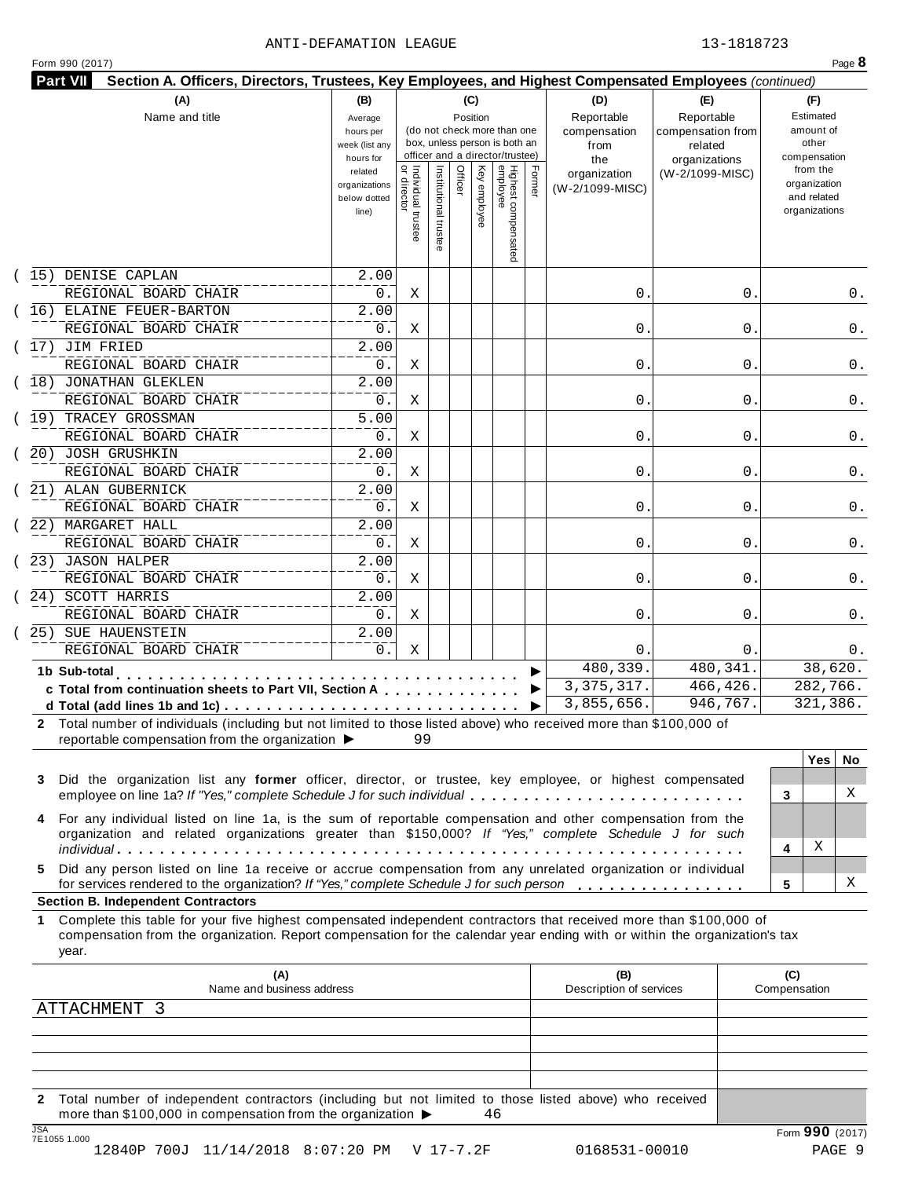ANTI-DEFAMATION LEAGUE 13-1818723

Form 990 (2017)

## Part VII Section A. Officers, Directors, Trustees, Key Employees, and Highest Compensated Employees *(continued)*

| (A) Name and title | (B) Average hours per week (list any hours for related organizations below dotted line) | (C) Position: Individual trustee or director | Institutional trustee | Officer | Key employee | Highest compensated employee | Former | (D) Reportable compensation from the organization (W-2/1099-MISC) | (E) Reportable compensation from related organizations (W-2/1099-MISC) | (F) Estimated amount of other compensation from the organization and related organizations |
|---|---|---|---|---|---|---|---|---|---|---|
| (15) DENISE CAPLAN<br>REGIONAL BOARD CHAIR | 2.00<br>0. | X | | | | | | 0. | 0. | 0. |
| (16) ELAINE FEUER-BARTON<br>REGIONAL BOARD CHAIR | 2.00<br>0. | X | | | | | | 0. | 0. | 0. |
| (17) JIM FRIED<br>REGIONAL BOARD CHAIR | 2.00<br>0. | X | | | | | | 0. | 0. | 0. |
| (18) JONATHAN GLEKLEN<br>REGIONAL BOARD CHAIR | 2.00<br>0. | X | | | | | | 0. | 0. | 0. |
| (19) TRACEY GROSSMAN<br>REGIONAL BOARD CHAIR | 5.00<br>0. | X | | | | | | 0. | 0. | 0. |
| (20) JOSH GRUSHKIN<br>REGIONAL BOARD CHAIR | 2.00<br>0. | X | | | | | | 0. | 0. | 0. |
| (21) ALAN GUBERNICK<br>REGIONAL BOARD CHAIR | 2.00<br>0. | X | | | | | | 0. | 0. | 0. |
| (22) MARGARET HALL<br>REGIONAL BOARD CHAIR | 2.00<br>0. | X | | | | | | 0. | 0. | 0. |
| (23) JASON HALPER<br>REGIONAL BOARD CHAIR | 2.00<br>0. | X | | | | | | 0. | 0. | 0. |
| (24) SCOTT HARRIS<br>REGIONAL BOARD CHAIR | 2.00<br>0. | X | | | | | | 0. | 0. | 0. |
| (25) SUE HAUENSTEIN<br>REGIONAL BOARD CHAIR | 2.00<br>0. | X | | | | | | 0. | 0. | 0. |
| **1b Sub-total** | | | | | | | | 480,339. | 480,341. | 38,620. |
| **c Total from continuation sheets to Part VII, Section A** | | | | | | | | 3,375,317. | 466,426. | 282,766. |
| **d Total (add lines 1b and 1c)** | | | | | | | | 3,855,656. | 946,767. | 321,386. |

**2** Total number of individuals (including but not limited to those listed above) who received more than $100,000 of reportable compensation from the organization ▶ 99

| | | Yes | No |
|---|---|---|---|
| **3** Did the organization list any **former** officer, director, or trustee, key employee, or highest compensated employee on line 1a? *If "Yes," complete Schedule J for such individual* | 3 | | X |
| **4** For any individual listed on line 1a, is the sum of reportable compensation and other compensation from the organization and related organizations greater than $150,000? *If "Yes," complete Schedule J for such individual* | 4 | X | |
| **5** Did any person listed on line 1a receive or accrue compensation from any unrelated organization or individual for services rendered to the organization? *If "Yes," complete Schedule J for such person* | 5 | | X |

### Section B. Independent Contractors

**1** Complete this table for your five highest compensated independent contractors that received more than $100,000 of compensation from the organization. Report compensation for the calendar year ending with or within the organization's tax year.

| (A) Name and business address | (B) Description of services | (C) Compensation |
|---|---|---|
| ATTACHMENT 3 | | |
| | | |
| | | |
| | | |
| | | |

**2** Total number of independent contractors (including but not limited to those listed above) who received more than $100,000 in compensation from the organization ▶ 46

Form **990** (2017)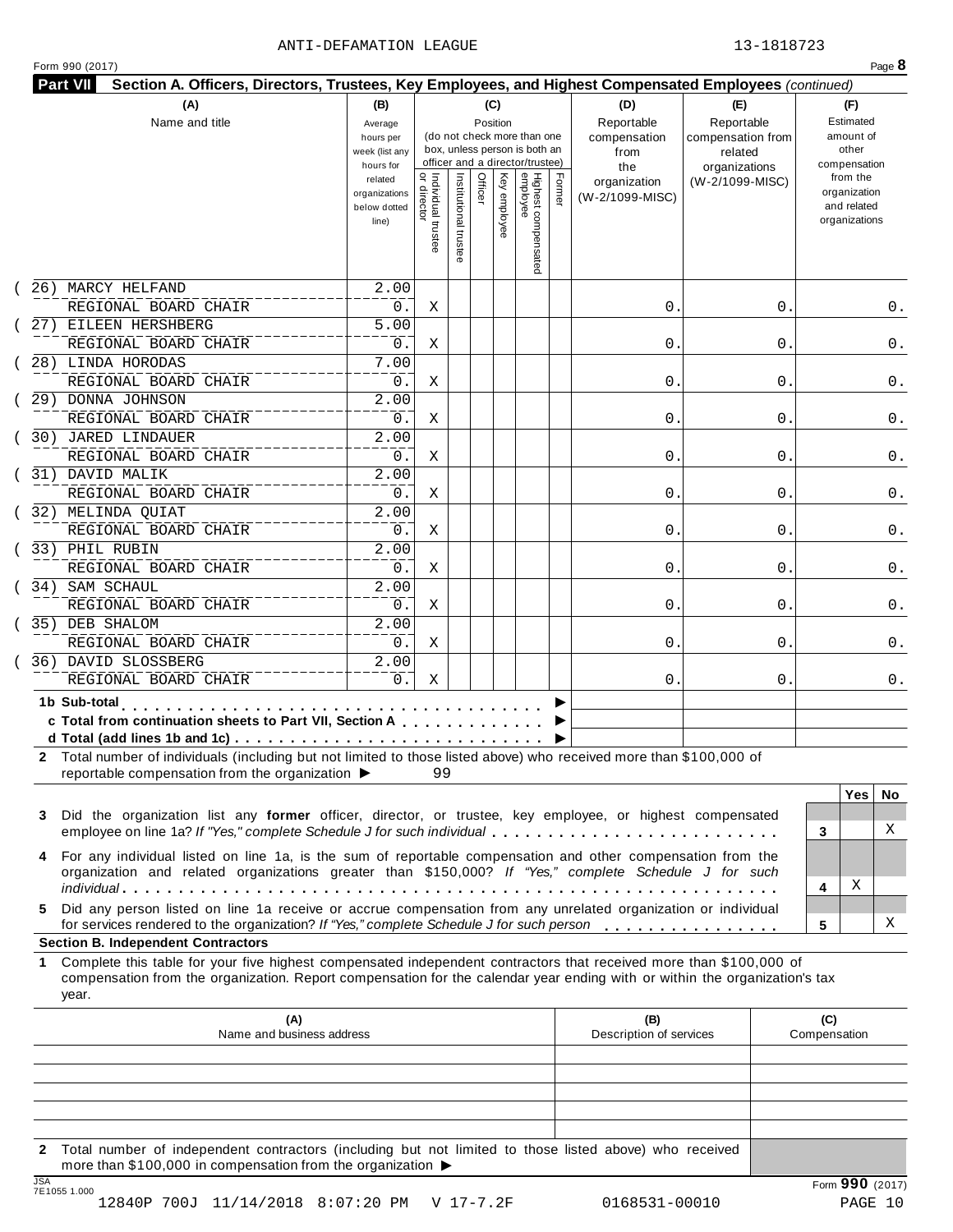ANTI-DEFAMATION LEAGUE 13-1818723

Form 990 (2017)

**Part VII Section A. Officers, Directors, Trustees, Key Employees, and Highest Compensated Employees** *(continued)*

| (A) Name and title | (B) Average hours per week (list any hours for related organizations below dotted line) | (C) Position: Individual trustee or director | Institutional trustee | Officer | Key employee | Highest compensated employee | Former | (D) Reportable compensation from the organization (W-2/1099-MISC) | (E) Reportable compensation from related organizations (W-2/1099-MISC) | (F) Estimated amount of other compensation from the organization and related organizations |
|---|---|---|---|---|---|---|---|---|---|---|
| (26) MARCY HELFAND<br>REGIONAL BOARD CHAIR | 2.00<br>0. | X | | | | | | 0. | 0. | 0. |
| (27) EILEEN HERSHBERG<br>REGIONAL BOARD CHAIR | 5.00<br>0. | X | | | | | | 0. | 0. | 0. |
| (28) LINDA HORODAS<br>REGIONAL BOARD CHAIR | 7.00<br>0. | X | | | | | | 0. | 0. | 0. |
| (29) DONNA JOHNSON<br>REGIONAL BOARD CHAIR | 2.00<br>0. | X | | | | | | 0. | 0. | 0. |
| (30) JARED LINDAUER<br>REGIONAL BOARD CHAIR | 2.00<br>0. | X | | | | | | 0. | 0. | 0. |
| (31) DAVID MALIK<br>REGIONAL BOARD CHAIR | 2.00<br>0. | X | | | | | | 0. | 0. | 0. |
| (32) MELINDA QUIAT<br>REGIONAL BOARD CHAIR | 2.00<br>0. | X | | | | | | 0. | 0. | 0. |
| (33) PHIL RUBIN<br>REGIONAL BOARD CHAIR | 2.00<br>0. | X | | | | | | 0. | 0. | 0. |
| (34) SAM SCHAUL<br>REGIONAL BOARD CHAIR | 2.00<br>0. | X | | | | | | 0. | 0. | 0. |
| (35) DEB SHALOM<br>REGIONAL BOARD CHAIR | 2.00<br>0. | X | | | | | | 0. | 0. | 0. |
| (36) DAVID SLOSSBERG<br>REGIONAL BOARD CHAIR | 2.00<br>0. | X | | | | | | 0. | 0. | 0. |
| **1b Sub-total** ▶ | | | | | | | | | | |
| **c Total from continuation sheets to Part VII, Section A** ▶ | | | | | | | | | | |
| **d Total (add lines 1b and 1c)** ▶ | | | | | | | | | | |

**2** Total number of individuals (including but not limited to those listed above) who received more than $100,000 of reportable compensation from the organization ▶ 99

| | | Yes | No |
|---|---|---|---|
| **3** Did the organization list any **former** officer, director, or trustee, key employee, or highest compensated employee on line 1a? *If "Yes," complete Schedule J for such individual* | 3 | | X |
| **4** For any individual listed on line 1a, is the sum of reportable compensation and other compensation from the organization and related organizations greater than $150,000? *If "Yes," complete Schedule J for such individual* | 4 | X | |
| **5** Did any person listed on line 1a receive or accrue compensation from any unrelated organization or individual for services rendered to the organization? *If "Yes," complete Schedule J for such person* | 5 | | X |

**Section B. Independent Contractors**

**1** Complete this table for your five highest compensated independent contractors that received more than $100,000 of compensation from the organization. Report compensation for the calendar year ending with or within the organization's tax year.

| (A) Name and business address | (B) Description of services | (C) Compensation |
|---|---|---|
| | | |
| | | |
| | | |
| | | |
| | | |

**2** Total number of independent contractors (including but not limited to those listed above) who received more than $100,000 in compensation from the organization ▶

Form **990** (2017)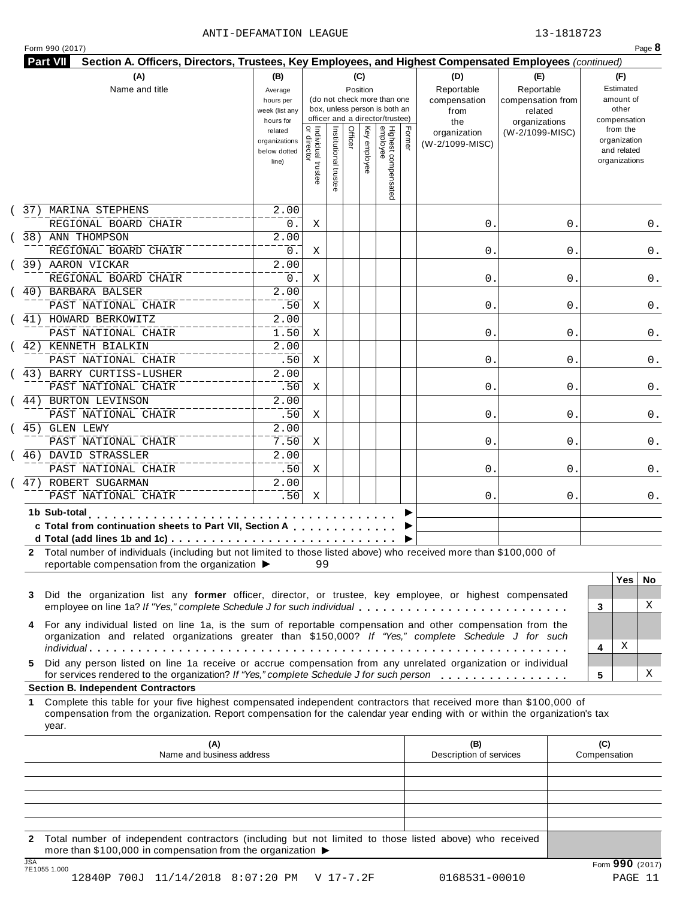ANTI-DEFAMATION LEAGUE 13-1818723

Form 990 (2017) Page **8**

**Part VII Section A. Officers, Directors, Trustees, Key Employees, and Highest Compensated Employees** *(continued)*

| (A) Name and title | (B) Average hours per week (list any hours for related organizations below dotted line) | (C) Position: Individual trustee or director | Institutional trustee | Officer | Key employee | Highest compensated employee | Former | (D) Reportable compensation from the organization (W-2/1099-MISC) | (E) Reportable compensation from related organizations (W-2/1099-MISC) | (F) Estimated amount of other compensation from the organization and related organizations |
|---|---|---|---|---|---|---|---|---|---|---|
| (37) MARINA STEPHENS<br>REGIONAL BOARD CHAIR | 2.00<br>0. | X | | | | | | 0. | 0. | 0. |
| (38) ANN THOMPSON<br>REGIONAL BOARD CHAIR | 2.00<br>0. | X | | | | | | 0. | 0. | 0. |
| (39) AARON VICKAR<br>REGIONAL BOARD CHAIR | 2.00<br>0. | X | | | | | | 0. | 0. | 0. |
| (40) BARBARA BALSER<br>PAST NATIONAL CHAIR | 2.00<br>.50 | X | | | | | | 0. | 0. | 0. |
| (41) HOWARD BERKOWITZ<br>PAST NATIONAL CHAIR | 2.00<br>1.50 | X | | | | | | 0. | 0. | 0. |
| (42) KENNETH BIALKIN<br>PAST NATIONAL CHAIR | 2.00<br>.50 | X | | | | | | 0. | 0. | 0. |
| (43) BARRY CURTISS-LUSHER<br>PAST NATIONAL CHAIR | 2.00<br>.50 | X | | | | | | 0. | 0. | 0. |
| (44) BURTON LEVINSON<br>PAST NATIONAL CHAIR | 2.00<br>.50 | X | | | | | | 0. | 0. | 0. |
| (45) GLEN LEWY<br>PAST NATIONAL CHAIR | 2.00<br>7.50 | X | | | | | | 0. | 0. | 0. |
| (46) DAVID STRASSLER<br>PAST NATIONAL CHAIR | 2.00<br>.50 | X | | | | | | 0. | 0. | 0. |
| (47) ROBERT SUGARMAN<br>PAST NATIONAL CHAIR | 2.00<br>.50 | X | | | | | | 0. | 0. | 0. |
| **1b Sub-total** ▶ | | | | | | | | | | |
| **c Total from continuation sheets to Part VII, Section A** ▶ | | | | | | | | | | |
| **d Total (add lines 1b and 1c)** ▶ | | | | | | | | | | |

**2** Total number of individuals (including but not limited to those listed above) who received more than $100,000 of reportable compensation from the organization ▶ 99

| | | Yes | No |
|---|---|---|---|
| **3** Did the organization list any **former** officer, director, or trustee, key employee, or highest compensated employee on line 1a? *If "Yes," complete Schedule J for such individual* | 3 | | X |
| **4** For any individual listed on line 1a, is the sum of reportable compensation and other compensation from the organization and related organizations greater than $150,000? *If "Yes," complete Schedule J for such individual* | 4 | X | |
| **5** Did any person listed on line 1a receive or accrue compensation from any unrelated organization or individual for services rendered to the organization? *If "Yes," complete Schedule J for such person* | 5 | | X |

**Section B. Independent Contractors**

**1** Complete this table for your five highest compensated independent contractors that received more than $100,000 of compensation from the organization. Report compensation for the calendar year ending with or within the organization's tax year.

| (A) Name and business address | (B) Description of services | (C) Compensation |
|---|---|---|
| | | |
| | | |
| | | |
| | | |
| | | |

**2** Total number of independent contractors (including but not limited to those listed above) who received more than $100,000 in compensation from the organization ▶

Form **990** (2017)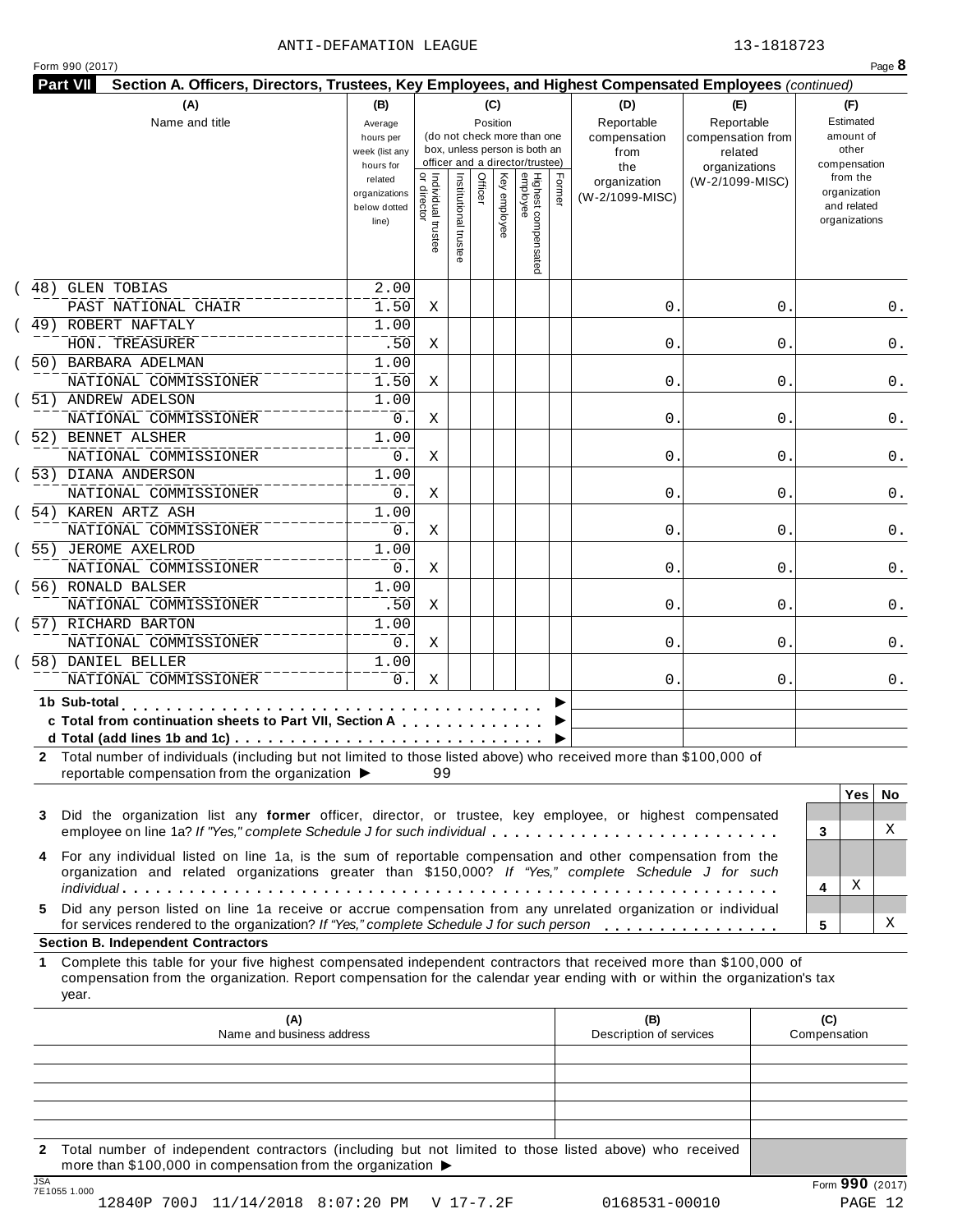ANTI-DEFAMATION LEAGUE 13-1818723

Form 990 (2017) Page 8

**Part VII Section A. Officers, Directors, Trustees, Key Employees, and Highest Compensated Employees** *(continued)*

| (A) Name and title | (B) Average hours per week (list any hours for related organizations below dotted line) | (C) Position: Individual trustee or director | Institutional trustee | Officer | Key employee | Highest compensated employee | Former | (D) Reportable compensation from the organization (W-2/1099-MISC) | (E) Reportable compensation from related organizations (W-2/1099-MISC) | (F) Estimated amount of other compensation from the organization and related organizations |
|---|---|---|---|---|---|---|---|---|---|---|
| (48) GLEN TOBIAS<br>PAST NATIONAL CHAIR | 2.00<br>1.50 | X | | | | | | 0. | 0. | 0. |
| (49) ROBERT NAFTALY<br>HON. TREASURER | 1.00<br>.50 | X | | | | | | 0. | 0. | 0. |
| (50) BARBARA ADELMAN<br>NATIONAL COMMISSIONER | 1.00<br>1.50 | X | | | | | | 0. | 0. | 0. |
| (51) ANDREW ADELSON<br>NATIONAL COMMISSIONER | 1.00<br>0. | X | | | | | | 0. | 0. | 0. |
| (52) BENNET ALSHER<br>NATIONAL COMMISSIONER | 1.00<br>0. | X | | | | | | 0. | 0. | 0. |
| (53) DIANA ANDERSON<br>NATIONAL COMMISSIONER | 1.00<br>0. | X | | | | | | 0. | 0. | 0. |
| (54) KAREN ARTZ ASH<br>NATIONAL COMMISSIONER | 1.00<br>0. | X | | | | | | 0. | 0. | 0. |
| (55) JEROME AXELROD<br>NATIONAL COMMISSIONER | 1.00<br>0. | X | | | | | | 0. | 0. | 0. |
| (56) RONALD BALSER<br>NATIONAL COMMISSIONER | 1.00<br>.50 | X | | | | | | 0. | 0. | 0. |
| (57) RICHARD BARTON<br>NATIONAL COMMISSIONER | 1.00<br>0. | X | | | | | | 0. | 0. | 0. |
| (58) DANIEL BELLER<br>NATIONAL COMMISSIONER | 1.00<br>0. | X | | | | | | 0. | 0. | 0. |

**1b Sub-total** ▶

**c Total from continuation sheets to Part VII, Section A** ▶

**d Total (add lines 1b and 1c)** ▶

**2** Total number of individuals (including but not limited to those listed above) who received more than $100,000 of reportable compensation from the organization ▶ 99

| | | Yes | No |
|---|---|---|---|
| **3** Did the organization list any **former** officer, director, or trustee, key employee, or highest compensated employee on line 1a? *If "Yes," complete Schedule J for such individual* | 3 | | X |
| **4** For any individual listed on line 1a, is the sum of reportable compensation and other compensation from the organization and related organizations greater than $150,000? *If "Yes," complete Schedule J for such individual* | 4 | X | |
| **5** Did any person listed on line 1a receive or accrue compensation from any unrelated organization or individual for services rendered to the organization? *If "Yes," complete Schedule J for such person* | 5 | | X |

**Section B. Independent Contractors**

**1** Complete this table for your five highest compensated independent contractors that received more than $100,000 of compensation from the organization. Report compensation for the calendar year ending with or within the organization's tax year.

| (A) Name and business address | (B) Description of services | (C) Compensation |
|---|---|---|
| | | |
| | | |
| | | |
| | | |
| | | |

**2** Total number of independent contractors (including but not limited to those listed above) who received more than $100,000 in compensation from the organization ▶

JSA 7E1055 1.000

Form **990** (2017)

12840P 700J 11/14/2018 8:07:20 PM V 17-7.2F 0168531-00010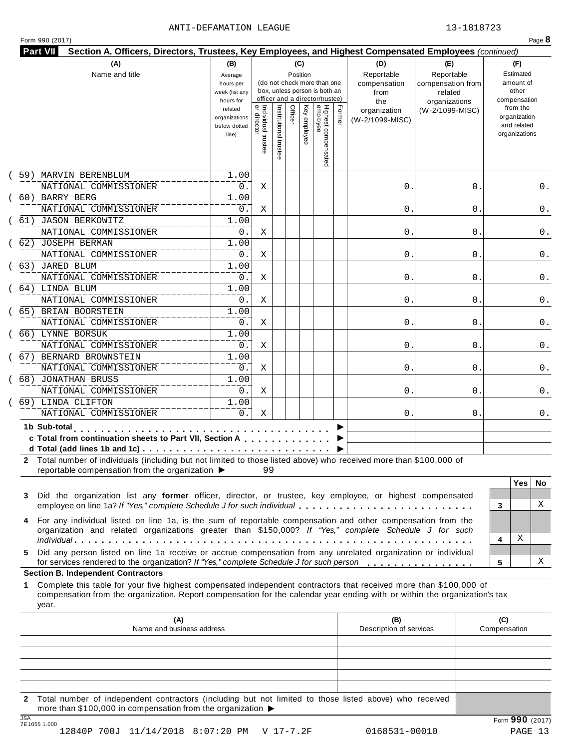ANTI-DEFAMATION LEAGUE 13-1818723

Form 990 (2017)

**Part VII Section A. Officers, Directors, Trustees, Key Employees, and Highest Compensated Employees** *(continued)*

| (A) Name and title | (B) Average hours per week (list any hours for related organizations below dotted line) | (C) Position: Individual trustee or director | Institutional trustee | Officer | Key employee | Highest compensated employee | Former | (D) Reportable compensation from the organization (W-2/1099-MISC) | (E) Reportable compensation from related organizations (W-2/1099-MISC) | (F) Estimated amount of other compensation from the organization and related organizations |
|---|---|---|---|---|---|---|---|---|---|---|
| (59) MARVIN BERENBLUM<br>NATIONAL COMMISSIONER | 1.00<br>0. | X | | | | | | 0. | 0. | 0. |
| (60) BARRY BERG<br>NATIONAL COMMISSIONER | 1.00<br>0. | X | | | | | | 0. | 0. | 0. |
| (61) JASON BERKOWITZ<br>NATIONAL COMMISSIONER | 1.00<br>0. | X | | | | | | 0. | 0. | 0. |
| (62) JOSEPH BERMAN<br>NATIONAL COMMISSIONER | 1.00<br>0. | X | | | | | | 0. | 0. | 0. |
| (63) JARED BLUM<br>NATIONAL COMMISSIONER | 1.00<br>0. | X | | | | | | 0. | 0. | 0. |
| (64) LINDA BLUM<br>NATIONAL COMMISSIONER | 1.00<br>0. | X | | | | | | 0. | 0. | 0. |
| (65) BRIAN BOORSTEIN<br>NATIONAL COMMISSIONER | 1.00<br>0. | X | | | | | | 0. | 0. | 0. |
| (66) LYNNE BORSUK<br>NATIONAL COMMISSIONER | 1.00<br>0. | X | | | | | | 0. | 0. | 0. |
| (67) BERNARD BROWNSTEIN<br>NATIONAL COMMISSIONER | 1.00<br>0. | X | | | | | | 0. | 0. | 0. |
| (68) JONATHAN BRUSS<br>NATIONAL COMMISSIONER | 1.00<br>0. | X | | | | | | 0. | 0. | 0. |
| (69) LINDA CLIFTON<br>NATIONAL COMMISSIONER | 1.00<br>0. | X | | | | | | 0. | 0. | 0. |
| **1b Sub-total** ▶ | | | | | | | | | | |
| **c Total from continuation sheets to Part VII, Section A** ▶ | | | | | | | | | | |
| **d Total (add lines 1b and 1c)** ▶ | | | | | | | | | | |

**2** Total number of individuals (including but not limited to those listed above) who received more than $100,000 of reportable compensation from the organization ▶ 99

| | | Yes | No |
|---|---|---|---|
| **3** Did the organization list any **former** officer, director, or trustee, key employee, or highest compensated employee on line 1a? *If "Yes," complete Schedule J for such individual* | 3 | | X |
| **4** For any individual listed on line 1a, is the sum of reportable compensation and other compensation from the organization and related organizations greater than $150,000? *If "Yes," complete Schedule J for such individual* | 4 | X | |
| **5** Did any person listed on line 1a receive or accrue compensation from any unrelated organization or individual for services rendered to the organization? *If "Yes," complete Schedule J for such person* | 5 | | X |

**Section B. Independent Contractors**

**1** Complete this table for your five highest compensated independent contractors that received more than $100,000 of compensation from the organization. Report compensation for the calendar year ending with or within the organization's tax year.

| (A) Name and business address | (B) Description of services | (C) Compensation |
|---|---|---|
| | | |
| | | |
| | | |
| | | |
| | | |

**2** Total number of independent contractors (including but not limited to those listed above) who received more than $100,000 in compensation from the organization ▶

JSA 7E1055 1.000

Form **990** (2017)

12840P 700J 11/14/2018 8:07:20 PM V 17-7.2F 0168531-00010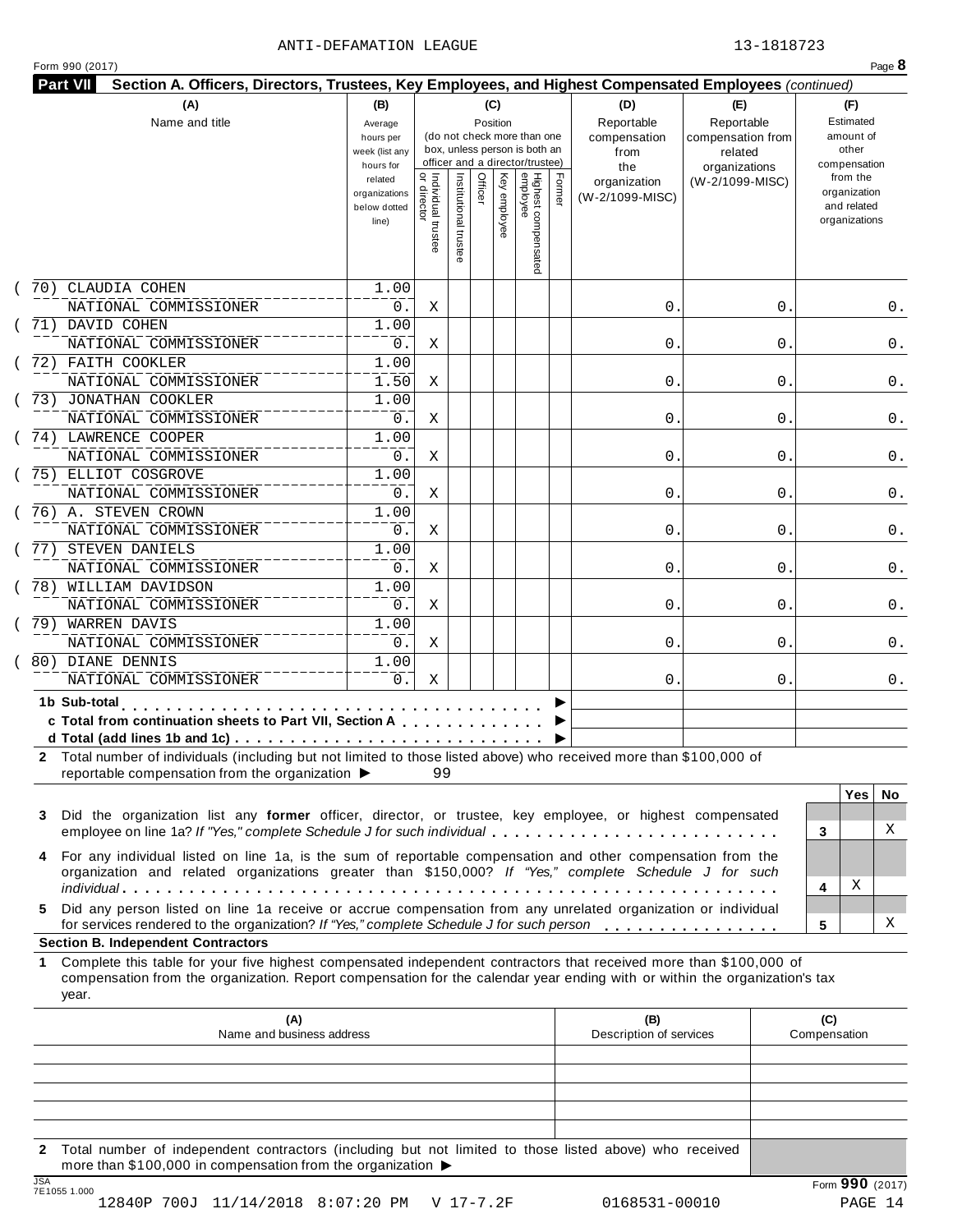ANTI-DEFAMATION LEAGUE 13-1818723

Form 990 (2017)

**Part VII Section A. Officers, Directors, Trustees, Key Employees, and Highest Compensated Employees** *(continued)*

| (A) Name and title | (B) Average hours per week (list any hours for related organizations below dotted line) | (C) Position: Individual trustee or director | Institutional trustee | Officer | Key employee | Highest compensated employee | Former | (D) Reportable compensation from the organization (W-2/1099-MISC) | (E) Reportable compensation from related organizations (W-2/1099-MISC) | (F) Estimated amount of other compensation from the organization and related organizations |
|---|---|---|---|---|---|---|---|---|---|---|
| (70) CLAUDIA COHEN<br>NATIONAL COMMISSIONER | 1.00<br>0. | X | | | | | | 0. | 0. | 0. |
| (71) DAVID COHEN<br>NATIONAL COMMISSIONER | 1.00<br>0. | X | | | | | | 0. | 0. | 0. |
| (72) FAITH COOKLER<br>NATIONAL COMMISSIONER | 1.00<br>1.50 | X | | | | | | 0. | 0. | 0. |
| (73) JONATHAN COOKLER<br>NATIONAL COMMISSIONER | 1.00<br>0. | X | | | | | | 0. | 0. | 0. |
| (74) LAWRENCE COOPER<br>NATIONAL COMMISSIONER | 1.00<br>0. | X | | | | | | 0. | 0. | 0. |
| (75) ELLIOT COSGROVE<br>NATIONAL COMMISSIONER | 1.00<br>0. | X | | | | | | 0. | 0. | 0. |
| (76) A. STEVEN CROWN<br>NATIONAL COMMISSIONER | 1.00<br>0. | X | | | | | | 0. | 0. | 0. |
| (77) STEVEN DANIELS<br>NATIONAL COMMISSIONER | 1.00<br>0. | X | | | | | | 0. | 0. | 0. |
| (78) WILLIAM DAVIDSON<br>NATIONAL COMMISSIONER | 1.00<br>0. | X | | | | | | 0. | 0. | 0. |
| (79) WARREN DAVIS<br>NATIONAL COMMISSIONER | 1.00<br>0. | X | | | | | | 0. | 0. | 0. |
| (80) DIANE DENNIS<br>NATIONAL COMMISSIONER | 1.00<br>0. | X | | | | | | 0. | 0. | 0. |
| **1b Sub-total** | | | | | | | | | | |
| **c Total from continuation sheets to Part VII, Section A** | | | | | | | | | | |
| **d Total (add lines 1b and 1c)** | | | | | | | | | | |

**2** Total number of individuals (including but not limited to those listed above) who received more than $100,000 of reportable compensation from the organization ▶ 99

| | | Yes | No |
|---|---|---|---|
| **3** Did the organization list any **former** officer, director, or trustee, key employee, or highest compensated employee on line 1a? *If "Yes," complete Schedule J for such individual* | 3 | | X |
| **4** For any individual listed on line 1a, is the sum of reportable compensation and other compensation from the organization and related organizations greater than $150,000? *If "Yes," complete Schedule J for such individual* | 4 | X | |
| **5** Did any person listed on line 1a receive or accrue compensation from any unrelated organization or individual for services rendered to the organization? *If "Yes," complete Schedule J for such person* | 5 | | X |

**Section B. Independent Contractors**

**1** Complete this table for your five highest compensated independent contractors that received more than $100,000 of compensation from the organization. Report compensation for the calendar year ending with or within the organization's tax year.

| (A) Name and business address | (B) Description of services | (C) Compensation |
|---|---|---|
| | | |
| | | |
| | | |
| | | |
| | | |

**2** Total number of independent contractors (including but not limited to those listed above) who received more than $100,000 in compensation from the organization ▶

Form **990** (2017)

JSA 7E1055 1.000

12840P 700J 11/14/2018 8:07:20 PM V 17-7.2F 0168531-00010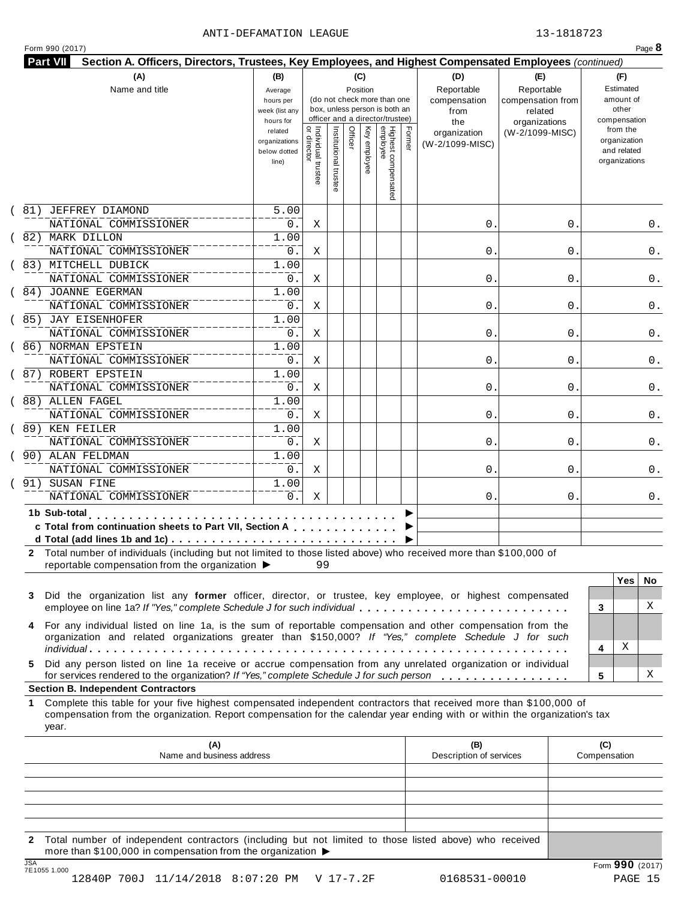ANTI-DEFAMATION LEAGUE 13-1818723

Form 990 (2017) Page **8**

**Part VII Section A. Officers, Directors, Trustees, Key Employees, and Highest Compensated Employees** *(continued)*

| (A) Name and title | (B) Average hours per week (list any hours for related organizations below dotted line) | (C) Position: Individual trustee or director | Institutional trustee | Officer | Key employee | Highest compensated employee | Former | (D) Reportable compensation from the organization (W-2/1099-MISC) | (E) Reportable compensation from related organizations (W-2/1099-MISC) | (F) Estimated amount of other compensation from the organization and related organizations |
|---|---|---|---|---|---|---|---|---|---|---|
| (81) JEFFREY DIAMOND<br>NATIONAL COMMISSIONER | 5.00<br>0. | X | | | | | | 0. | 0. | 0. |
| (82) MARK DILLON<br>NATIONAL COMMISSIONER | 1.00<br>0. | X | | | | | | 0. | 0. | 0. |
| (83) MITCHELL DUBICK<br>NATIONAL COMMISSIONER | 1.00<br>0. | X | | | | | | 0. | 0. | 0. |
| (84) JOANNE EGERMAN<br>NATIONAL COMMISSIONER | 1.00<br>0. | X | | | | | | 0. | 0. | 0. |
| (85) JAY EISENHOFER<br>NATIONAL COMMISSIONER | 1.00<br>0. | X | | | | | | 0. | 0. | 0. |
| (86) NORMAN EPSTEIN<br>NATIONAL COMMISSIONER | 1.00<br>0. | X | | | | | | 0. | 0. | 0. |
| (87) ROBERT EPSTEIN<br>NATIONAL COMMISSIONER | 1.00<br>0. | X | | | | | | 0. | 0. | 0. |
| (88) ALLEN FAGEL<br>NATIONAL COMMISSIONER | 1.00<br>0. | X | | | | | | 0. | 0. | 0. |
| (89) KEN FEILER<br>NATIONAL COMMISSIONER | 1.00<br>0. | X | | | | | | 0. | 0. | 0. |
| (90) ALAN FELDMAN<br>NATIONAL COMMISSIONER | 1.00<br>0. | X | | | | | | 0. | 0. | 0. |
| (91) SUSAN FINE<br>NATIONAL COMMISSIONER | 1.00<br>0. | X | | | | | | 0. | 0. | 0. |

**1b Sub-total** . . . . . . . . . . ▶

**c Total from continuation sheets to Part VII, Section A** . . . . . ▶

**d Total (add lines 1b and 1c)** . . . . . . . . . . ▶

**2** Total number of individuals (including but not limited to those listed above) who received more than $100,000 of reportable compensation from the organization ▶ 99

| | | Yes | No |
|---|---|---|---|
| **3** Did the organization list any **former** officer, director, or trustee, key employee, or highest compensated employee on line 1a? *If "Yes," complete Schedule J for such individual* | 3 | | X |
| **4** For any individual listed on line 1a, is the sum of reportable compensation and other compensation from the organization and related organizations greater than $150,000? *If "Yes," complete Schedule J for such individual* | 4 | X | |
| **5** Did any person listed on line 1a receive or accrue compensation from any unrelated organization or individual for services rendered to the organization? *If "Yes," complete Schedule J for such person* | 5 | | X |

**Section B. Independent Contractors**

**1** Complete this table for your five highest compensated independent contractors that received more than $100,000 of compensation from the organization. Report compensation for the calendar year ending with or within the organization's tax year.

| (A) Name and business address | (B) Description of services | (C) Compensation |
|---|---|---|
| | | |
| | | |
| | | |
| | | |
| | | |

**2** Total number of independent contractors (including but not limited to those listed above) who received more than $100,000 in compensation from the organization ▶

JSA 7E1055 1.000 Form **990** (2017)

12840P 700J 11/14/2018 8:07:20 PM V 17-7.2F 0168531-00010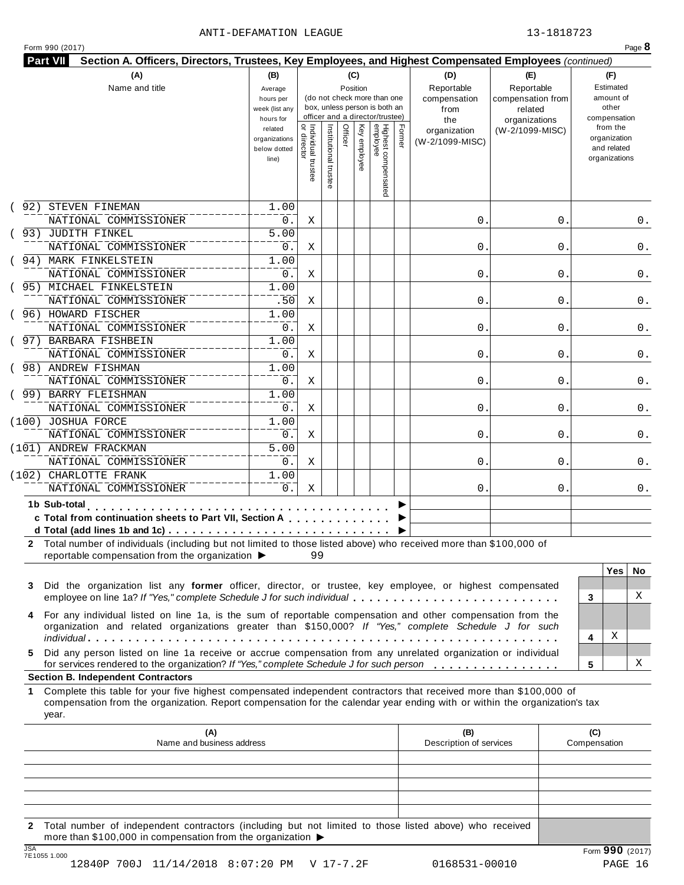ANTI-DEFAMATION LEAGUE 13-1818723

Form 990 (2017)

**Part VII Section A. Officers, Directors, Trustees, Key Employees, and Highest Compensated Employees** *(continued)*

| (A) Name and title | (B) Average hours per week (list any hours for related organizations below dotted line) | (C) Position: Individual trustee or director | Institutional trustee | Officer | Key employee | Highest compensated employee | Former | (D) Reportable compensation from the organization (W-2/1099-MISC) | (E) Reportable compensation from related organizations (W-2/1099-MISC) | (F) Estimated amount of other compensation from the organization and related organizations |
|---|---|---|---|---|---|---|---|---|---|---|
| (92) STEVEN FINEMAN<br>NATIONAL COMMISSIONER | 1.00<br>0. | X | | | | | | 0. | 0. | 0. |
| (93) JUDITH FINKEL<br>NATIONAL COMMISSIONER | 5.00<br>0. | X | | | | | | 0. | 0. | 0. |
| (94) MARK FINKELSTEIN<br>NATIONAL COMMISSIONER | 1.00<br>0. | X | | | | | | 0. | 0. | 0. |
| (95) MICHAEL FINKELSTEIN<br>NATIONAL COMMISSIONER | 1.00<br>.50 | X | | | | | | 0. | 0. | 0. |
| (96) HOWARD FISCHER<br>NATIONAL COMMISSIONER | 1.00<br>0. | X | | | | | | 0. | 0. | 0. |
| (97) BARBARA FISHBEIN<br>NATIONAL COMMISSIONER | 1.00<br>0. | X | | | | | | 0. | 0. | 0. |
| (98) ANDREW FISHMAN<br>NATIONAL COMMISSIONER | 1.00<br>0. | X | | | | | | 0. | 0. | 0. |
| (99) BARRY FLEISHMAN<br>NATIONAL COMMISSIONER | 1.00<br>0. | X | | | | | | 0. | 0. | 0. |
| (100) JOSHUA FORCE<br>NATIONAL COMMISSIONER | 1.00<br>0. | X | | | | | | 0. | 0. | 0. |
| (101) ANDREW FRACKMAN<br>NATIONAL COMMISSIONER | 5.00<br>0. | X | | | | | | 0. | 0. | 0. |
| (102) CHARLOTTE FRANK<br>NATIONAL COMMISSIONER | 1.00<br>0. | X | | | | | | 0. | 0. | 0. |
| **1b Sub-total** ▶ | | | | | | | | | | |
| **c Total from continuation sheets to Part VII, Section A** ▶ | | | | | | | | | | |
| **d Total (add lines 1b and 1c)** ▶ | | | | | | | | | | |

**2** Total number of individuals (including but not limited to those listed above) who received more than $100,000 of reportable compensation from the organization ▶ 99

| | | Yes | No |
|---|---|---|---|
| **3** Did the organization list any **former** officer, director, or trustee, key employee, or highest compensated employee on line 1a? *If "Yes," complete Schedule J for such individual* | 3 | | X |
| **4** For any individual listed on line 1a, is the sum of reportable compensation and other compensation from the organization and related organizations greater than $150,000? *If "Yes," complete Schedule J for such individual* | 4 | X | |
| **5** Did any person listed on line 1a receive or accrue compensation from any unrelated organization or individual for services rendered to the organization? *If "Yes," complete Schedule J for such person* | 5 | | X |

**Section B. Independent Contractors**

**1** Complete this table for your five highest compensated independent contractors that received more than $100,000 of compensation from the organization. Report compensation for the calendar year ending with or within the organization's tax year.

| (A) Name and business address | (B) Description of services | (C) Compensation |
|---|---|---|
| | | |
| | | |
| | | |
| | | |
| | | |

**2** Total number of independent contractors (including but not limited to those listed above) who received more than $100,000 in compensation from the organization ▶

Form **990** (2017)

JSA 7E1055 1.000

12840P 700J 11/14/2018 8:07:20 PM V 17-7.2F 0168531-00010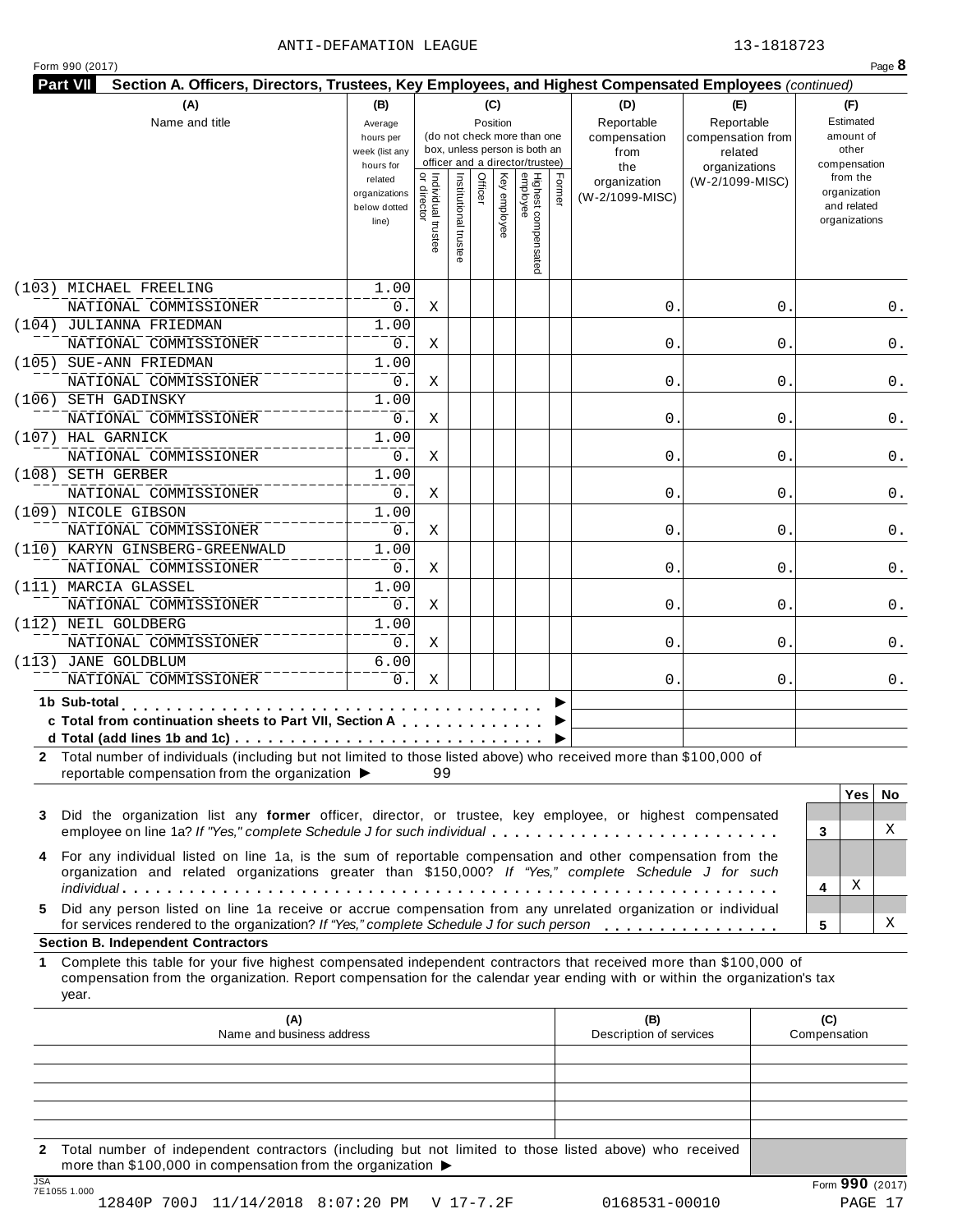ANTI-DEFAMATION LEAGUE 13-1818723

Form 990 (2017) Page **8**

**Part VII Section A. Officers, Directors, Trustees, Key Employees, and Highest Compensated Employees** *(continued)*

| (A) Name and title | (B) Average hours per week (list any hours for related organizations below dotted line) | (C) Position: Individual trustee or director | Institutional trustee | Officer | Key employee | Highest compensated employee | Former | (D) Reportable compensation from the organization (W-2/1099-MISC) | (E) Reportable compensation from related organizations (W-2/1099-MISC) | (F) Estimated amount of other compensation from the organization and related organizations |
|---|---|---|---|---|---|---|---|---|---|---|
| (103) MICHAEL FREELING<br>NATIONAL COMMISSIONER | 1.00<br>0. | X | | | | | | 0. | 0. | 0. |
| (104) JULIANNA FRIEDMAN<br>NATIONAL COMMISSIONER | 1.00<br>0. | X | | | | | | 0. | 0. | 0. |
| (105) SUE-ANN FRIEDMAN<br>NATIONAL COMMISSIONER | 1.00<br>0. | X | | | | | | 0. | 0. | 0. |
| (106) SETH GADINSKY<br>NATIONAL COMMISSIONER | 1.00<br>0. | X | | | | | | 0. | 0. | 0. |
| (107) HAL GARNICK<br>NATIONAL COMMISSIONER | 1.00<br>0. | X | | | | | | 0. | 0. | 0. |
| (108) SETH GERBER<br>NATIONAL COMMISSIONER | 1.00<br>0. | X | | | | | | 0. | 0. | 0. |
| (109) NICOLE GIBSON<br>NATIONAL COMMISSIONER | 1.00<br>0. | X | | | | | | 0. | 0. | 0. |
| (110) KARYN GINSBERG-GREENWALD<br>NATIONAL COMMISSIONER | 1.00<br>0. | X | | | | | | 0. | 0. | 0. |
| (111) MARCIA GLASSEL<br>NATIONAL COMMISSIONER | 1.00<br>0. | X | | | | | | 0. | 0. | 0. |
| (112) NEIL GOLDBERG<br>NATIONAL COMMISSIONER | 1.00<br>0. | X | | | | | | 0. | 0. | 0. |
| (113) JANE GOLDBLUM<br>NATIONAL COMMISSIONER | 6.00<br>0. | X | | | | | | 0. | 0. | 0. |

**1b Sub-total** ▶

**c Total from continuation sheets to Part VII, Section A** ▶

**d Total (add lines 1b and 1c)** ▶

**2** Total number of individuals (including but not limited to those listed above) who received more than $100,000 of reportable compensation from the organization ▶ 99

| | | Yes | No |
|---|---|---|---|
| **3** Did the organization list any **former** officer, director, or trustee, key employee, or highest compensated employee on line 1a? *If "Yes," complete Schedule J for such individual* | 3 | | X |
| **4** For any individual listed on line 1a, is the sum of reportable compensation and other compensation from the organization and related organizations greater than $150,000? *If "Yes," complete Schedule J for such individual* | 4 | X | |
| **5** Did any person listed on line 1a receive or accrue compensation from any unrelated organization or individual for services rendered to the organization? *If "Yes," complete Schedule J for such person* | 5 | | X |

**Section B. Independent Contractors**

**1** Complete this table for your five highest compensated independent contractors that received more than $100,000 of compensation from the organization. Report compensation for the calendar year ending with or within the organization's tax year.

| (A) Name and business address | (B) Description of services | (C) Compensation |
|---|---|---|
| | | |
| | | |
| | | |
| | | |
| | | |

**2** Total number of independent contractors (including but not limited to those listed above) who received more than $100,000 in compensation from the organization ▶

JSA 7E1055 1.000 Form **990** (2017)

12840P 700J 11/14/2018 8:07:20 PM V 17-7.2F 0168531-00010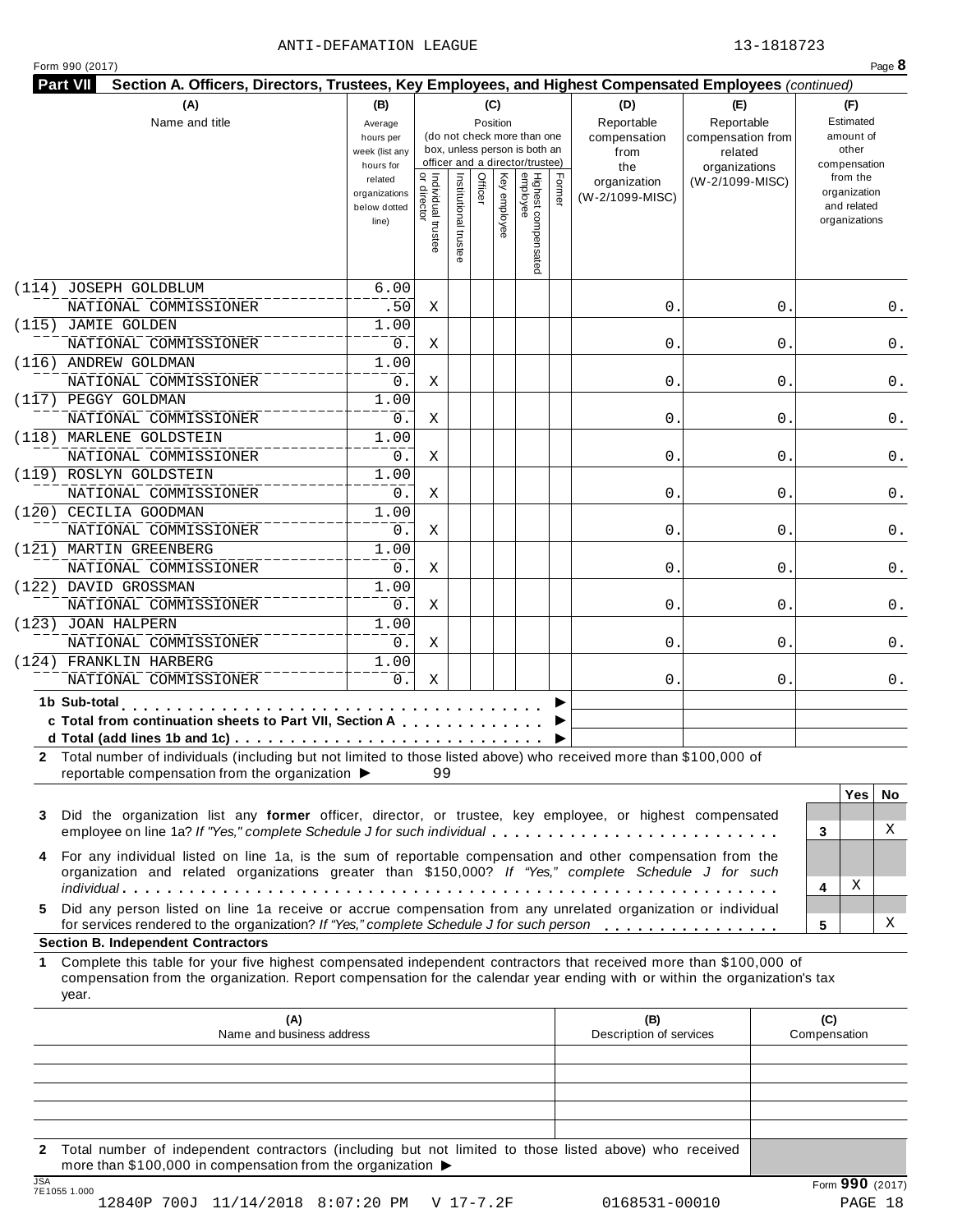ANTI-DEFAMATION LEAGUE 13-1818723

Form 990 (2017)

**Part VII Section A. Officers, Directors, Trustees, Key Employees, and Highest Compensated Employees** *(continued)*

| (A) Name and title | (B) Average hours per week (list any hours for related organizations below dotted line) | (C) Position: Individual trustee or director | Institutional trustee | Officer | Key employee | Highest compensated employee | Former | (D) Reportable compensation from the organization (W-2/1099-MISC) | (E) Reportable compensation from related organizations (W-2/1099-MISC) | (F) Estimated amount of other compensation from the organization and related organizations |
|---|---|---|---|---|---|---|---|---|---|---|
| (114) JOSEPH GOLDBLUM<br>NATIONAL COMMISSIONER | 6.00<br>.50 | X | | | | | | 0. | 0. | 0. |
| (115) JAMIE GOLDEN<br>NATIONAL COMMISSIONER | 1.00<br>0. | X | | | | | | 0. | 0. | 0. |
| (116) ANDREW GOLDMAN<br>NATIONAL COMMISSIONER | 1.00<br>0. | X | | | | | | 0. | 0. | 0. |
| (117) PEGGY GOLDMAN<br>NATIONAL COMMISSIONER | 1.00<br>0. | X | | | | | | 0. | 0. | 0. |
| (118) MARLENE GOLDSTEIN<br>NATIONAL COMMISSIONER | 1.00<br>0. | X | | | | | | 0. | 0. | 0. |
| (119) ROSLYN GOLDSTEIN<br>NATIONAL COMMISSIONER | 1.00<br>0. | X | | | | | | 0. | 0. | 0. |
| (120) CECILIA GOODMAN<br>NATIONAL COMMISSIONER | 1.00<br>0. | X | | | | | | 0. | 0. | 0. |
| (121) MARTIN GREENBERG<br>NATIONAL COMMISSIONER | 1.00<br>0. | X | | | | | | 0. | 0. | 0. |
| (122) DAVID GROSSMAN<br>NATIONAL COMMISSIONER | 1.00<br>0. | X | | | | | | 0. | 0. | 0. |
| (123) JOAN HALPERN<br>NATIONAL COMMISSIONER | 1.00<br>0. | X | | | | | | 0. | 0. | 0. |
| (124) FRANKLIN HARBERG<br>NATIONAL COMMISSIONER | 1.00<br>0. | X | | | | | | 0. | 0. | 0. |
| **1b Sub-total** ▶ | | | | | | | | | | |
| **c Total from continuation sheets to Part VII, Section A** ▶ | | | | | | | | | | |
| **d Total (add lines 1b and 1c)** ▶ | | | | | | | | | | |

**2** Total number of individuals (including but not limited to those listed above) who received more than $100,000 of reportable compensation from the organization ▶ 99

| | | Yes | No |
|---|---|---|---|
| **3** Did the organization list any **former** officer, director, or trustee, key employee, or highest compensated employee on line 1a? *If "Yes," complete Schedule J for such individual* | 3 | | X |
| **4** For any individual listed on line 1a, is the sum of reportable compensation and other compensation from the organization and related organizations greater than $150,000? *If "Yes," complete Schedule J for such individual* | 4 | X | |
| **5** Did any person listed on line 1a receive or accrue compensation from any unrelated organization or individual for services rendered to the organization? *If "Yes," complete Schedule J for such person* | 5 | | X |

**Section B. Independent Contractors**

**1** Complete this table for your five highest compensated independent contractors that received more than $100,000 of compensation from the organization. Report compensation for the calendar year ending with or within the organization's tax year.

| (A) Name and business address | (B) Description of services | (C) Compensation |
|---|---|---|
| | | |
| | | |
| | | |
| | | |
| | | |

**2** Total number of independent contractors (including but not limited to those listed above) who received more than $100,000 in compensation from the organization ▶

Form **990** (2017)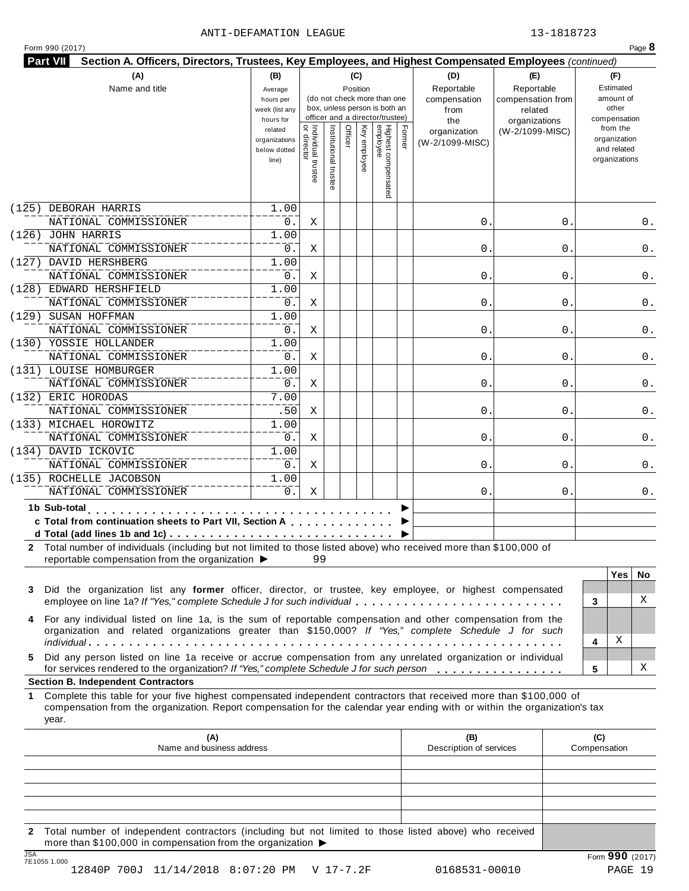ANTI-DEFAMATION LEAGUE 13-1818723

Form 990 (2017) Page **8**

**Part VII Section A. Officers, Directors, Trustees, Key Employees, and Highest Compensated Employees** *(continued)*

| (A) Name and title | (B) Average hours per week (list any hours for related organizations below dotted line) | (C) Position: Individual trustee or director | Institutional trustee | Officer | Key employee | Highest compensated employee | Former | (D) Reportable compensation from the organization (W-2/1099-MISC) | (E) Reportable compensation from related organizations (W-2/1099-MISC) | (F) Estimated amount of other compensation from the organization and related organizations |
|---|---|---|---|---|---|---|---|---|---|---|
| (125) DEBORAH HARRIS<br>NATIONAL COMMISSIONER | 1.00<br>0. | X | | | | | | 0. | 0. | 0. |
| (126) JOHN HARRIS<br>NATIONAL COMMISSIONER | 1.00<br>0. | X | | | | | | 0. | 0. | 0. |
| (127) DAVID HERSHBERG<br>NATIONAL COMMISSIONER | 1.00<br>0. | X | | | | | | 0. | 0. | 0. |
| (128) EDWARD HERSHFIELD<br>NATIONAL COMMISSIONER | 1.00<br>0. | X | | | | | | 0. | 0. | 0. |
| (129) SUSAN HOFFMAN<br>NATIONAL COMMISSIONER | 1.00<br>0. | X | | | | | | 0. | 0. | 0. |
| (130) YOSSIE HOLLANDER<br>NATIONAL COMMISSIONER | 1.00<br>0. | X | | | | | | 0. | 0. | 0. |
| (131) LOUISE HOMBURGER<br>NATIONAL COMMISSIONER | 1.00<br>0. | X | | | | | | 0. | 0. | 0. |
| (132) ERIC HORODAS<br>NATIONAL COMMISSIONER | 7.00<br>.50 | X | | | | | | 0. | 0. | 0. |
| (133) MICHAEL HOROWITZ<br>NATIONAL COMMISSIONER | 1.00<br>0. | X | | | | | | 0. | 0. | 0. |
| (134) DAVID ICKOVIC<br>NATIONAL COMMISSIONER | 1.00<br>0. | X | | | | | | 0. | 0. | 0. |
| (135) ROCHELLE JACOBSON<br>NATIONAL COMMISSIONER | 1.00<br>0. | X | | | | | | 0. | 0. | 0. |
| **1b Sub-total** ▶ | | | | | | | | | | |
| **c Total from continuation sheets to Part VII, Section A** ▶ | | | | | | | | | | |
| **d Total (add lines 1b and 1c)** ▶ | | | | | | | | | | |

**2** Total number of individuals (including but not limited to those listed above) who received more than $100,000 of reportable compensation from the organization ▶ 99

| | | Yes | No |
|---|---|---|---|
| **3** Did the organization list any **former** officer, director, or trustee, key employee, or highest compensated employee on line 1a? *If "Yes," complete Schedule J for such individual* | 3 | | X |
| **4** For any individual listed on line 1a, is the sum of reportable compensation and other compensation from the organization and related organizations greater than $150,000? *If "Yes," complete Schedule J for such individual* | 4 | X | |
| **5** Did any person listed on line 1a receive or accrue compensation from any unrelated organization or individual for services rendered to the organization? *If "Yes," complete Schedule J for such person* | 5 | | X |

**Section B. Independent Contractors**

**1** Complete this table for your five highest compensated independent contractors that received more than $100,000 of compensation from the organization. Report compensation for the calendar year ending with or within the organization's tax year.

| (A) Name and business address | (B) Description of services | (C) Compensation |
|---|---|---|
| | | |
| | | |
| | | |
| | | |
| | | |

**2** Total number of independent contractors (including but not limited to those listed above) who received more than $100,000 in compensation from the organization ▶

Form **990** (2017)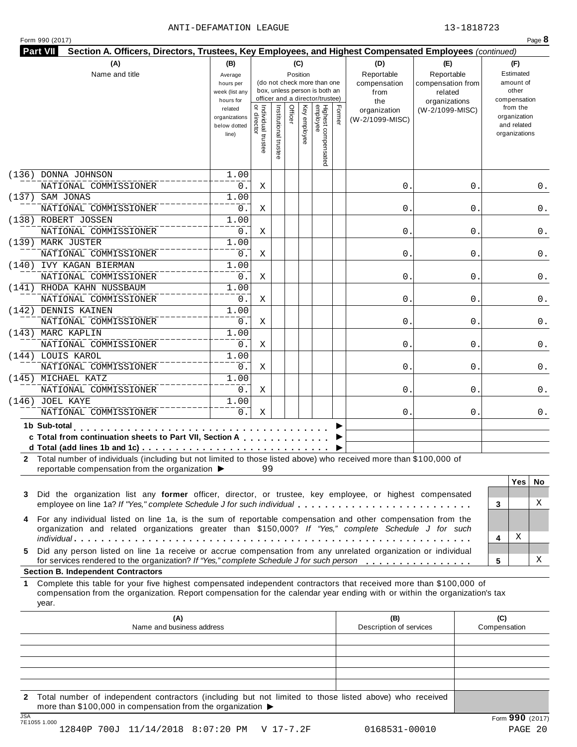ANTI-DEFAMATION LEAGUE 13-1818723

Form 990 (2017) Page **8**

**Part VII Section A. Officers, Directors, Trustees, Key Employees, and Highest Compensated Employees** *(continued)*

| (A) Name and title | (B) Average hours per week (list any hours for related organizations below dotted line) | (C) Position: Individual trustee or director | Institutional trustee | Officer | Key employee | Highest compensated employee | Former | (D) Reportable compensation from the organization (W-2/1099-MISC) | (E) Reportable compensation from related organizations (W-2/1099-MISC) | (F) Estimated amount of other compensation from the organization and related organizations |
|---|---|---|---|---|---|---|---|---|---|---|
| (136) DONNA JOHNSON<br>NATIONAL COMMISSIONER | 1.00<br>0. | X | | | | | | 0. | 0. | 0. |
| (137) SAM JONAS<br>NATIONAL COMMISSIONER | 1.00<br>0. | X | | | | | | 0. | 0. | 0. |
| (138) ROBERT JOSSEN<br>NATIONAL COMMISSIONER | 1.00<br>0. | X | | | | | | 0. | 0. | 0. |
| (139) MARK JUSTER<br>NATIONAL COMMISSIONER | 1.00<br>0. | X | | | | | | 0. | 0. | 0. |
| (140) IVY KAGAN BIERMAN<br>NATIONAL COMMISSIONER | 1.00<br>0. | X | | | | | | 0. | 0. | 0. |
| (141) RHODA KAHN NUSSBAUM<br>NATIONAL COMMISSIONER | 1.00<br>0. | X | | | | | | 0. | 0. | 0. |
| (142) DENNIS KAINEN<br>NATIONAL COMMISSIONER | 1.00<br>0. | X | | | | | | 0. | 0. | 0. |
| (143) MARC KAPLIN<br>NATIONAL COMMISSIONER | 1.00<br>0. | X | | | | | | 0. | 0. | 0. |
| (144) LOUIS KAROL<br>NATIONAL COMMISSIONER | 1.00<br>0. | X | | | | | | 0. | 0. | 0. |
| (145) MICHAEL KATZ<br>NATIONAL COMMISSIONER | 1.00<br>0. | X | | | | | | 0. | 0. | 0. |
| (146) JOEL KAYE<br>NATIONAL COMMISSIONER | 1.00<br>0. | X | | | | | | 0. | 0. | 0. |
| **1b Sub-total** ▶ | | | | | | | | | | |
| **c Total from continuation sheets to Part VII, Section A** ▶ | | | | | | | | | | |
| **d Total (add lines 1b and 1c)** ▶ | | | | | | | | | | |

**2** Total number of individuals (including but not limited to those listed above) who received more than $100,000 of reportable compensation from the organization ▶ 99

| | | Yes | No |
|---|---|---|---|
| **3** Did the organization list any **former** officer, director, or trustee, key employee, or highest compensated employee on line 1a? *If "Yes," complete Schedule J for such individual* | 3 | | X |
| **4** For any individual listed on line 1a, is the sum of reportable compensation and other compensation from the organization and related organizations greater than $150,000? *If "Yes," complete Schedule J for such individual* | 4 | X | |
| **5** Did any person listed on line 1a receive or accrue compensation from any unrelated organization or individual for services rendered to the organization? *If "Yes," complete Schedule J for such person* | 5 | | X |

**Section B. Independent Contractors**

**1** Complete this table for your five highest compensated independent contractors that received more than $100,000 of compensation from the organization. Report compensation for the calendar year ending with or within the organization's tax year.

| (A) Name and business address | (B) Description of services | (C) Compensation |
|---|---|---|
| | | |
| | | |
| | | |
| | | |
| | | |

**2** Total number of independent contractors (including but not limited to those listed above) who received more than $100,000 in compensation from the organization ▶

Form **990** (2017)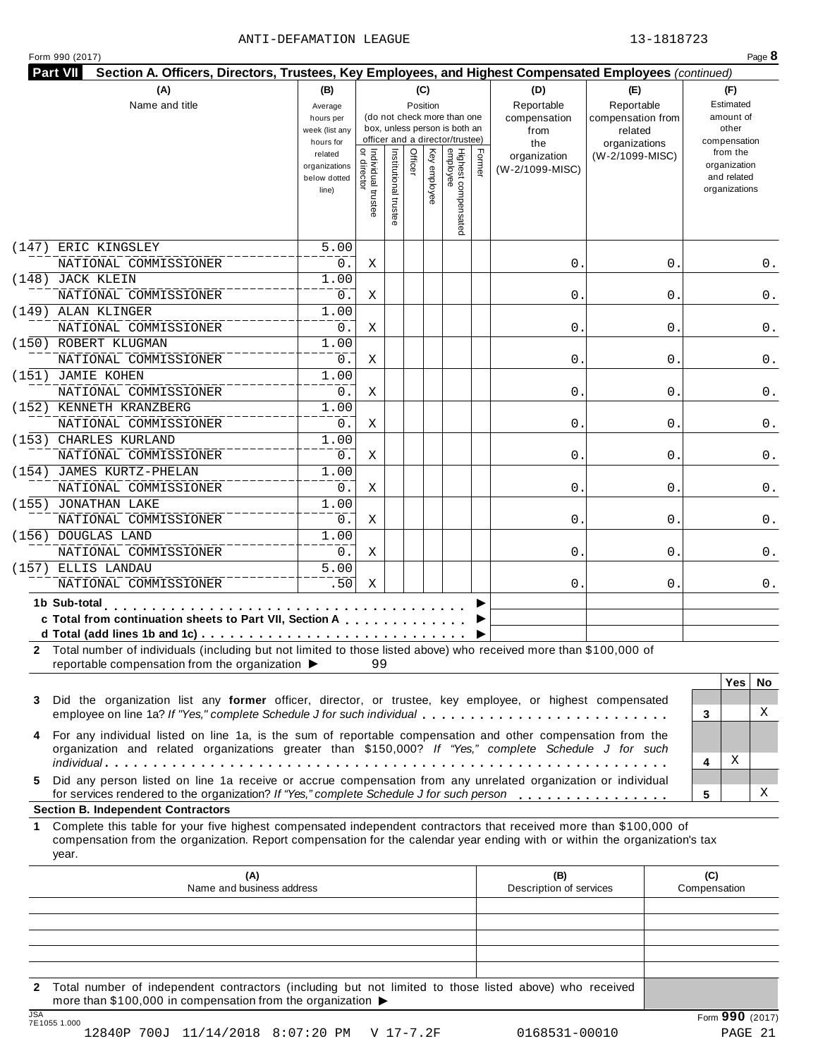ANTI-DEFAMATION LEAGUE 13-1818723

Form 990 (2017) Page **8**

**Part VII** **Section A. Officers, Directors, Trustees, Key Employees, and Highest Compensated Employees** *(continued)*

| (A) Name and title | (B) Average hours per week (list any hours for related organizations below dotted line) | (C) Position: Individual trustee or director | Institutional trustee | Officer | Key employee | Highest compensated employee | Former | (D) Reportable compensation from the organization (W-2/1099-MISC) | (E) Reportable compensation from related organizations (W-2/1099-MISC) | (F) Estimated amount of other compensation from the organization and related organizations |
|---|---|---|---|---|---|---|---|---|---|---|
| (147) ERIC KINGSLEY<br>NATIONAL COMMISSIONER | 5.00<br>0. | X | | | | | | 0. | 0. | 0. |
| (148) JACK KLEIN<br>NATIONAL COMMISSIONER | 1.00<br>0. | X | | | | | | 0. | 0. | 0. |
| (149) ALAN KLINGER<br>NATIONAL COMMISSIONER | 1.00<br>0. | X | | | | | | 0. | 0. | 0. |
| (150) ROBERT KLUGMAN<br>NATIONAL COMMISSIONER | 1.00<br>0. | X | | | | | | 0. | 0. | 0. |
| (151) JAMIE KOHEN<br>NATIONAL COMMISSIONER | 1.00<br>0. | X | | | | | | 0. | 0. | 0. |
| (152) KENNETH KRANZBERG<br>NATIONAL COMMISSIONER | 1.00<br>0. | X | | | | | | 0. | 0. | 0. |
| (153) CHARLES KURLAND<br>NATIONAL COMMISSIONER | 1.00<br>0. | X | | | | | | 0. | 0. | 0. |
| (154) JAMES KURTZ-PHELAN<br>NATIONAL COMMISSIONER | 1.00<br>0. | X | | | | | | 0. | 0. | 0. |
| (155) JONATHAN LAKE<br>NATIONAL COMMISSIONER | 1.00<br>0. | X | | | | | | 0. | 0. | 0. |
| (156) DOUGLAS LAND<br>NATIONAL COMMISSIONER | 1.00<br>0. | X | | | | | | 0. | 0. | 0. |
| (157) ELLIS LANDAU<br>NATIONAL COMMISSIONER | 5.00<br>.50 | X | | | | | | 0. | 0. | 0. |

**1b Sub-total** ▶

**c Total from continuation sheets to Part VII, Section A** ▶

**d Total (add lines 1b and 1c)** ▶

**2** Total number of individuals (including but not limited to those listed above) who received more than $100,000 of reportable compensation from the organization ▶ 99

| | | Yes | No |
|---|---|---|---|
| **3** Did the organization list any **former** officer, director, or trustee, key employee, or highest compensated employee on line 1a? *If "Yes," complete Schedule J for such individual* | 3 | | X |
| **4** For any individual listed on line 1a, is the sum of reportable compensation and other compensation from the organization and related organizations greater than $150,000? *If "Yes," complete Schedule J for such individual* | 4 | X | |
| **5** Did any person listed on line 1a receive or accrue compensation from any unrelated organization or individual for services rendered to the organization? *If "Yes," complete Schedule J for such person* | 5 | | X |

**Section B. Independent Contractors**

**1** Complete this table for your five highest compensated independent contractors that received more than $100,000 of compensation from the organization. Report compensation for the calendar year ending with or within the organization's tax year.

| (A) Name and business address | (B) Description of services | (C) Compensation |
|---|---|---|
| | | |
| | | |
| | | |
| | | |
| | | |

**2** Total number of independent contractors (including but not limited to those listed above) who received more than $100,000 in compensation from the organization ▶

Form **990** (2017)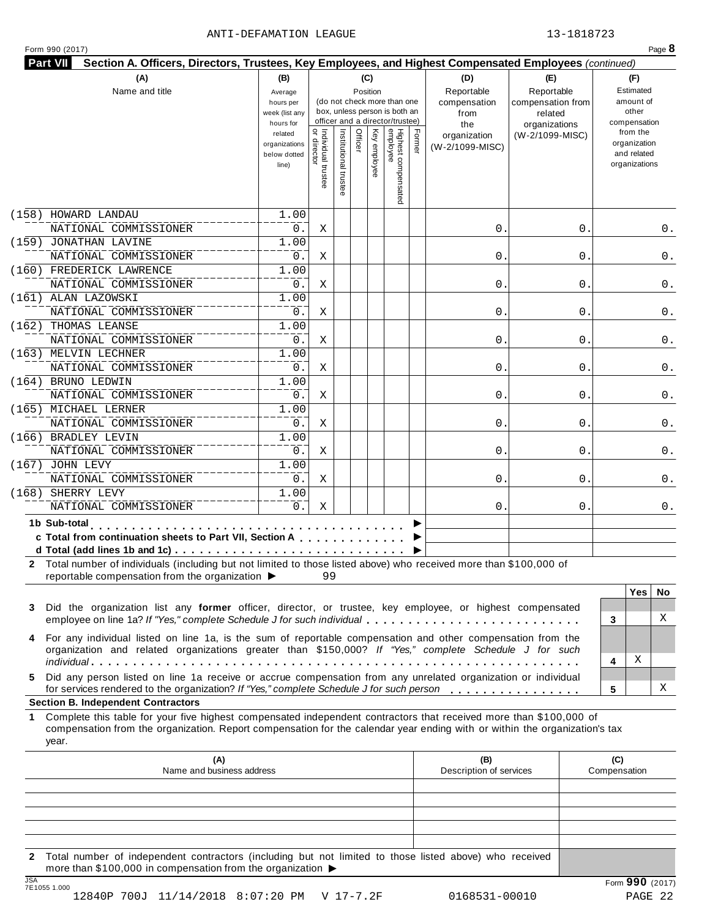ANTI-DEFAMATION LEAGUE 13-1818723

Form 990 (2017)

**Part VII Section A. Officers, Directors, Trustees, Key Employees, and Highest Compensated Employees** *(continued)*

| (A) Name and title | (B) Average hours per week (list any hours for related organizations below dotted line) | (C) Position: Individual trustee or director | Institutional trustee | Officer | Key employee | Highest compensated employee | Former | (D) Reportable compensation from the organization (W-2/1099-MISC) | (E) Reportable compensation from related organizations (W-2/1099-MISC) | (F) Estimated amount of other compensation from the organization and related organizations |
|---|---|---|---|---|---|---|---|---|---|---|
| (158) HOWARD LANDAU<br>NATIONAL COMMISSIONER | 1.00<br>0. | X | | | | | | 0. | 0. | 0. |
| (159) JONATHAN LAVINE<br>NATIONAL COMMISSIONER | 1.00<br>0. | X | | | | | | 0. | 0. | 0. |
| (160) FREDERICK LAWRENCE<br>NATIONAL COMMISSIONER | 1.00<br>0. | X | | | | | | 0. | 0. | 0. |
| (161) ALAN LAZOWSKI<br>NATIONAL COMMISSIONER | 1.00<br>0. | X | | | | | | 0. | 0. | 0. |
| (162) THOMAS LEANSE<br>NATIONAL COMMISSIONER | 1.00<br>0. | X | | | | | | 0. | 0. | 0. |
| (163) MELVIN LECHNER<br>NATIONAL COMMISSIONER | 1.00<br>0. | X | | | | | | 0. | 0. | 0. |
| (164) BRUNO LEDWIN<br>NATIONAL COMMISSIONER | 1.00<br>0. | X | | | | | | 0. | 0. | 0. |
| (165) MICHAEL LERNER<br>NATIONAL COMMISSIONER | 1.00<br>0. | X | | | | | | 0. | 0. | 0. |
| (166) BRADLEY LEVIN<br>NATIONAL COMMISSIONER | 1.00<br>0. | X | | | | | | 0. | 0. | 0. |
| (167) JOHN LEVY<br>NATIONAL COMMISSIONER | 1.00<br>0. | X | | | | | | 0. | 0. | 0. |
| (168) SHERRY LEVY<br>NATIONAL COMMISSIONER | 1.00<br>0. | X | | | | | | 0. | 0. | 0. |

**1b Sub-total** ▶

**c Total from continuation sheets to Part VII, Section A** ▶

**d Total (add lines 1b and 1c)** ▶

**2** Total number of individuals (including but not limited to those listed above) who received more than $100,000 of reportable compensation from the organization ▶ 99

| | | Yes | No |
|---|---|---|---|
| **3** Did the organization list any **former** officer, director, or trustee, key employee, or highest compensated employee on line 1a? *If "Yes," complete Schedule J for such individual* | 3 | | X |
| **4** For any individual listed on line 1a, is the sum of reportable compensation and other compensation from the organization and related organizations greater than $150,000? *If "Yes," complete Schedule J for such individual* | 4 | X | |
| **5** Did any person listed on line 1a receive or accrue compensation from any unrelated organization or individual for services rendered to the organization? *If "Yes," complete Schedule J for such person* | 5 | | X |

**Section B. Independent Contractors**

**1** Complete this table for your five highest compensated independent contractors that received more than $100,000 of compensation from the organization. Report compensation for the calendar year ending with or within the organization's tax year.

| (A) Name and business address | (B) Description of services | (C) Compensation |
|---|---|---|
| | | |
| | | |
| | | |
| | | |
| | | |

**2** Total number of independent contractors (including but not limited to those listed above) who received more than $100,000 in compensation from the organization ▶

Form **990** (2017)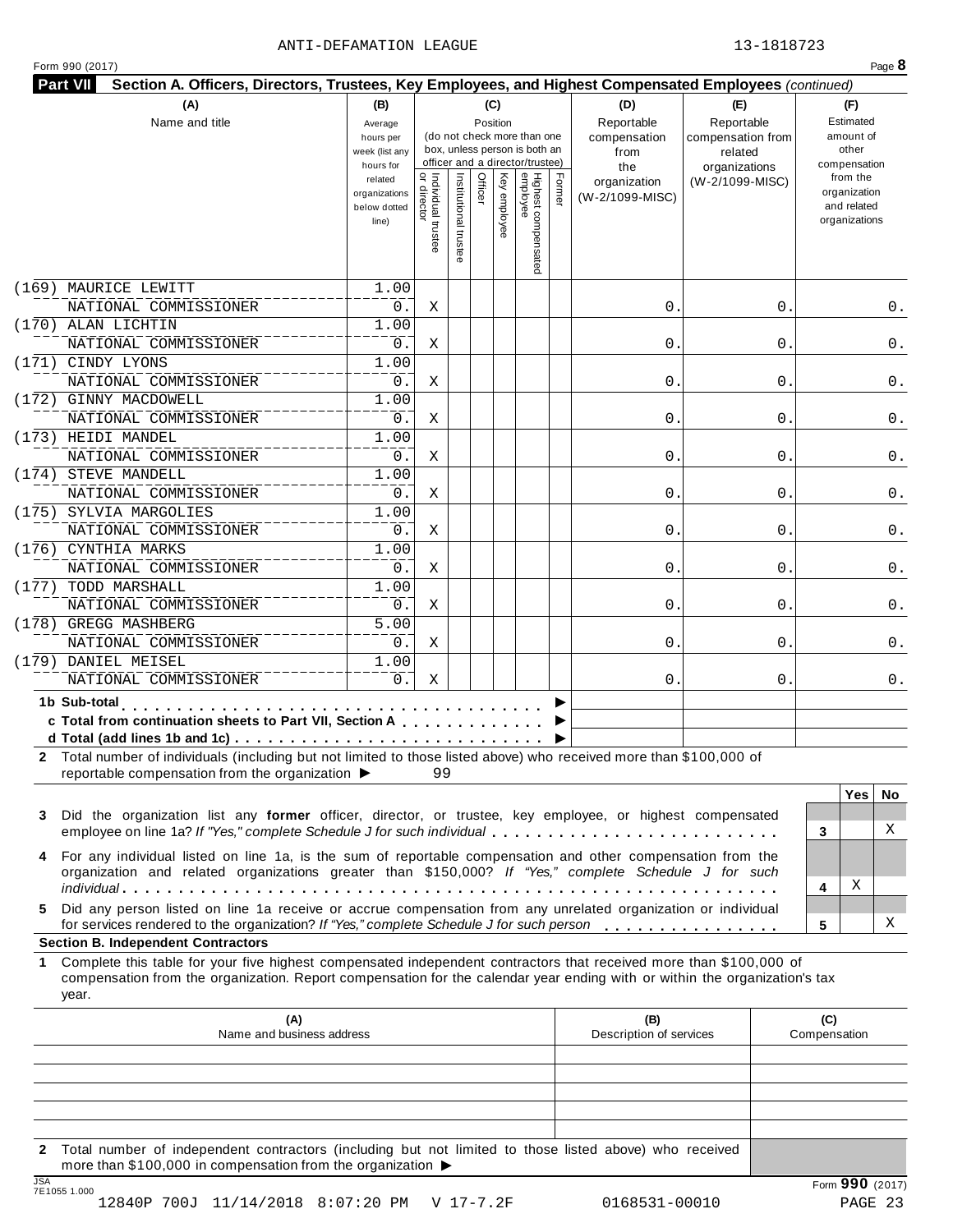ANTI-DEFAMATION LEAGUE 13-1818723

Form 990 (2017) Page **8**

**Part VII Section A. Officers, Directors, Trustees, Key Employees, and Highest Compensated Employees** *(continued)*

| (A) Name and title | (B) Average hours per week (list any hours for related organizations below dotted line) | (C) Position: Individual trustee or director | Institutional trustee | Officer | Key employee | Highest compensated employee | Former | (D) Reportable compensation from the organization (W-2/1099-MISC) | (E) Reportable compensation from related organizations (W-2/1099-MISC) | (F) Estimated amount of other compensation from the organization and related organizations |
|---|---|---|---|---|---|---|---|---|---|---|
| (169) MAURICE LEWITT<br>NATIONAL COMMISSIONER | 1.00<br>0. | X | | | | | | 0. | 0. | 0. |
| (170) ALAN LICHTIN<br>NATIONAL COMMISSIONER | 1.00<br>0. | X | | | | | | 0. | 0. | 0. |
| (171) CINDY LYONS<br>NATIONAL COMMISSIONER | 1.00<br>0. | X | | | | | | 0. | 0. | 0. |
| (172) GINNY MACDOWELL<br>NATIONAL COMMISSIONER | 1.00<br>0. | X | | | | | | 0. | 0. | 0. |
| (173) HEIDI MANDEL<br>NATIONAL COMMISSIONER | 1.00<br>0. | X | | | | | | 0. | 0. | 0. |
| (174) STEVE MANDELL<br>NATIONAL COMMISSIONER | 1.00<br>0. | X | | | | | | 0. | 0. | 0. |
| (175) SYLVIA MARGOLIES<br>NATIONAL COMMISSIONER | 1.00<br>0. | X | | | | | | 0. | 0. | 0. |
| (176) CYNTHIA MARKS<br>NATIONAL COMMISSIONER | 1.00<br>0. | X | | | | | | 0. | 0. | 0. |
| (177) TODD MARSHALL<br>NATIONAL COMMISSIONER | 1.00<br>0. | X | | | | | | 0. | 0. | 0. |
| (178) GREGG MASHBERG<br>NATIONAL COMMISSIONER | 5.00<br>0. | X | | | | | | 0. | 0. | 0. |
| (179) DANIEL MEISEL<br>NATIONAL COMMISSIONER | 1.00<br>0. | X | | | | | | 0. | 0. | 0. |
| **1b Sub-total** ▶ | | | | | | | | | | |
| **c Total from continuation sheets to Part VII, Section A** ▶ | | | | | | | | | | |
| **d Total (add lines 1b and 1c)** ▶ | | | | | | | | | | |

**2** Total number of individuals (including but not limited to those listed above) who received more than $100,000 of reportable compensation from the organization ▶ 99

| | | Yes | No |
|---|---|---|---|
| **3** Did the organization list any **former** officer, director, or trustee, key employee, or highest compensated employee on line 1a? *If "Yes," complete Schedule J for such individual* | 3 | | X |
| **4** For any individual listed on line 1a, is the sum of reportable compensation and other compensation from the organization and related organizations greater than $150,000? *If "Yes," complete Schedule J for such individual* | 4 | X | |
| **5** Did any person listed on line 1a receive or accrue compensation from any unrelated organization or individual for services rendered to the organization? *If "Yes," complete Schedule J for such person* | 5 | | X |

**Section B. Independent Contractors**

**1** Complete this table for your five highest compensated independent contractors that received more than $100,000 of compensation from the organization. Report compensation for the calendar year ending with or within the organization's tax year.

| (A) Name and business address | (B) Description of services | (C) Compensation |
|---|---|---|
| | | |
| | | |
| | | |
| | | |
| | | |

**2** Total number of independent contractors (including but not limited to those listed above) who received more than $100,000 in compensation from the organization ▶

Form **990** (2017)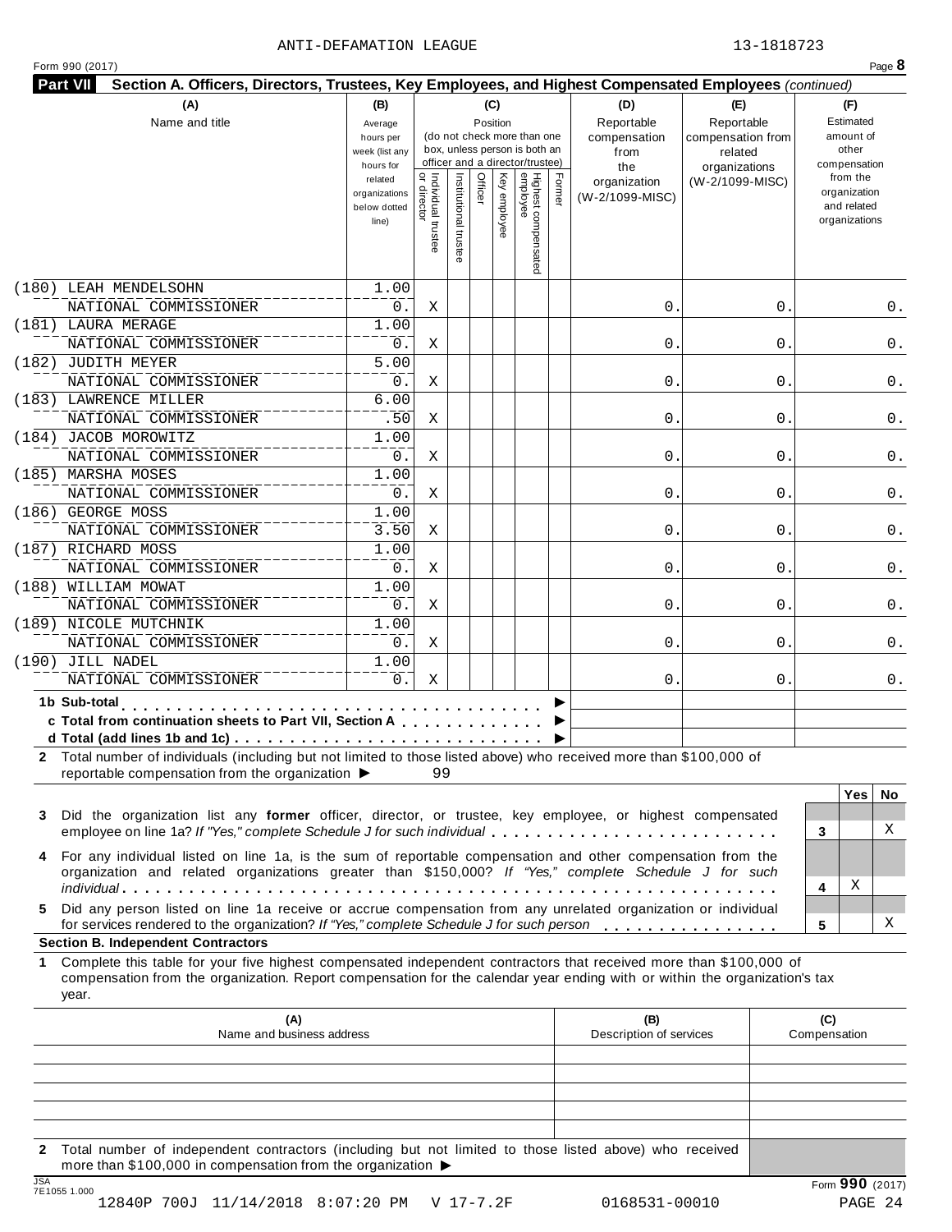ANTI-DEFAMATION LEAGUE 13-1818723

Form 990 (2017) Page **8**

**Part VII Section A. Officers, Directors, Trustees, Key Employees, and Highest Compensated Employees** *(continued)*

| (A) Name and title | (B) Average hours per week (list any hours for related organizations below dotted line) | (C) Position: Individual trustee or director | Institutional trustee | Officer | Key employee | Highest compensated employee | Former | (D) Reportable compensation from the organization (W-2/1099-MISC) | (E) Reportable compensation from related organizations (W-2/1099-MISC) | (F) Estimated amount of other compensation from the organization and related organizations |
|---|---|---|---|---|---|---|---|---|---|---|
| (180) LEAH MENDELSOHN<br>NATIONAL COMMISSIONER | 1.00<br>0. | X | | | | | | 0. | 0. | 0. |
| (181) LAURA MERAGE<br>NATIONAL COMMISSIONER | 1.00<br>0. | X | | | | | | 0. | 0. | 0. |
| (182) JUDITH MEYER<br>NATIONAL COMMISSIONER | 5.00<br>0. | X | | | | | | 0. | 0. | 0. |
| (183) LAWRENCE MILLER<br>NATIONAL COMMISSIONER | 6.00<br>.50 | X | | | | | | 0. | 0. | 0. |
| (184) JACOB MOROWITZ<br>NATIONAL COMMISSIONER | 1.00<br>0. | X | | | | | | 0. | 0. | 0. |
| (185) MARSHA MOSES<br>NATIONAL COMMISSIONER | 1.00<br>0. | X | | | | | | 0. | 0. | 0. |
| (186) GEORGE MOSS<br>NATIONAL COMMISSIONER | 1.00<br>3.50 | X | | | | | | 0. | 0. | 0. |
| (187) RICHARD MOSS<br>NATIONAL COMMISSIONER | 1.00<br>0. | X | | | | | | 0. | 0. | 0. |
| (188) WILLIAM MOWAT<br>NATIONAL COMMISSIONER | 1.00<br>0. | X | | | | | | 0. | 0. | 0. |
| (189) NICOLE MUTCHNIK<br>NATIONAL COMMISSIONER | 1.00<br>0. | X | | | | | | 0. | 0. | 0. |
| (190) JILL NADEL<br>NATIONAL COMMISSIONER | 1.00<br>0. | X | | | | | | 0. | 0. | 0. |
| **1b Sub-total** | | | | | | | | | | |
| **c Total from continuation sheets to Part VII, Section A** | | | | | | | | | | |
| **d Total (add lines 1b and 1c)** | | | | | | | | | | |

**2** Total number of individuals (including but not limited to those listed above) who received more than $100,000 of reportable compensation from the organization ▶ 99

| | | Yes | No |
|---|---|---|---|
| **3** Did the organization list any **former** officer, director, or trustee, key employee, or highest compensated employee on line 1a? *If "Yes," complete Schedule J for such individual* | 3 | | X |
| **4** For any individual listed on line 1a, is the sum of reportable compensation and other compensation from the organization and related organizations greater than $150,000? *If "Yes," complete Schedule J for such individual* | 4 | X | |
| **5** Did any person listed on line 1a receive or accrue compensation from any unrelated organization or individual for services rendered to the organization? *If "Yes," complete Schedule J for such person* | 5 | | X |

**Section B. Independent Contractors**

**1** Complete this table for your five highest compensated independent contractors that received more than $100,000 of compensation from the organization. Report compensation for the calendar year ending with or within the organization's tax year.

| (A) Name and business address | (B) Description of services | (C) Compensation |
|---|---|---|
| | | |
| | | |
| | | |
| | | |
| | | |

**2** Total number of independent contractors (including but not limited to those listed above) who received more than $100,000 in compensation from the organization ▶

JSA 7E1055 1.000

Form **990** (2017)

12840P 700J 11/14/2018 8:07:20 PM V 17-7.2F 0168531-00010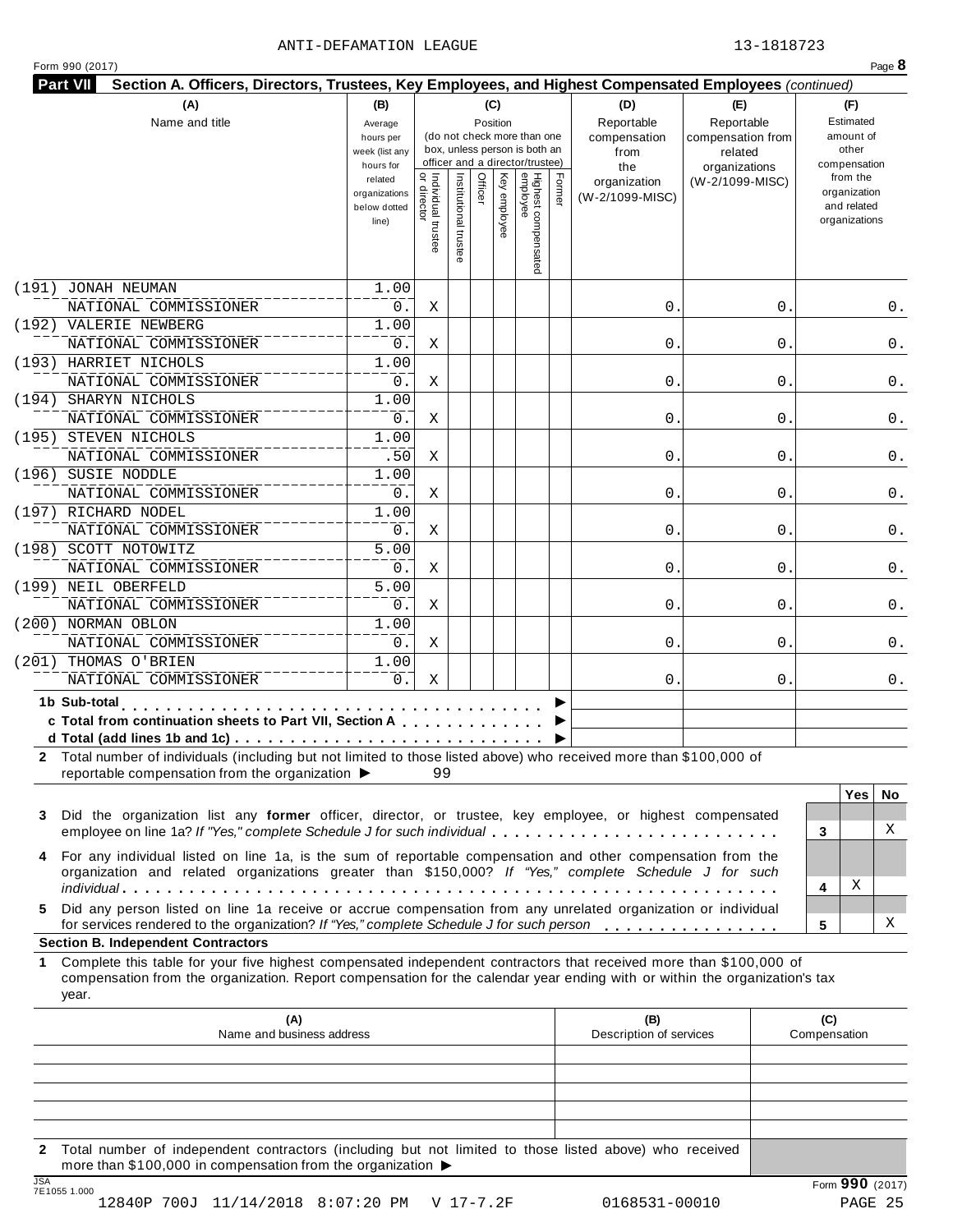ANTI-DEFAMATION LEAGUE 13-1818723

Form 990 (2017)

**Part VII Section A. Officers, Directors, Trustees, Key Employees, and Highest Compensated Employees** *(continued)*

| (A) Name and title | (B) Average hours per week (list any hours for related organizations below dotted line) | (C) Position: Individual trustee or director | Institutional trustee | Officer | Key employee | Highest compensated employee | Former | (D) Reportable compensation from the organization (W-2/1099-MISC) | (E) Reportable compensation from related organizations (W-2/1099-MISC) | (F) Estimated amount of other compensation from the organization and related organizations |
|---|---|---|---|---|---|---|---|---|---|---|
| (191) JONAH NEUMAN<br>NATIONAL COMMISSIONER | 1.00<br>0. | X | | | | | | 0. | 0. | 0. |
| (192) VALERIE NEWBERG<br>NATIONAL COMMISSIONER | 1.00<br>0. | X | | | | | | 0. | 0. | 0. |
| (193) HARRIET NICHOLS<br>NATIONAL COMMISSIONER | 1.00<br>0. | X | | | | | | 0. | 0. | 0. |
| (194) SHARYN NICHOLS<br>NATIONAL COMMISSIONER | 1.00<br>0. | X | | | | | | 0. | 0. | 0. |
| (195) STEVEN NICHOLS<br>NATIONAL COMMISSIONER | 1.00<br>.50 | X | | | | | | 0. | 0. | 0. |
| (196) SUSIE NODDLE<br>NATIONAL COMMISSIONER | 1.00<br>0. | X | | | | | | 0. | 0. | 0. |
| (197) RICHARD NODEL<br>NATIONAL COMMISSIONER | 1.00<br>0. | X | | | | | | 0. | 0. | 0. |
| (198) SCOTT NOTOWITZ<br>NATIONAL COMMISSIONER | 5.00<br>0. | X | | | | | | 0. | 0. | 0. |
| (199) NEIL OBERFELD<br>NATIONAL COMMISSIONER | 5.00<br>0. | X | | | | | | 0. | 0. | 0. |
| (200) NORMAN OBLON<br>NATIONAL COMMISSIONER | 1.00<br>0. | X | | | | | | 0. | 0. | 0. |
| (201) THOMAS O'BRIEN<br>NATIONAL COMMISSIONER | 1.00<br>0. | X | | | | | | 0. | 0. | 0. |

**1b Sub-total** ▶

**c Total from continuation sheets to Part VII, Section A** ▶

**d Total (add lines 1b and 1c)** ▶

**2** Total number of individuals (including but not limited to those listed above) who received more than $100,000 of reportable compensation from the organization ▶ 99

| | | Yes | No |
|---|---|---|---|
| **3** Did the organization list any **former** officer, director, or trustee, key employee, or highest compensated employee on line 1a? *If "Yes," complete Schedule J for such individual* | 3 | | X |
| **4** For any individual listed on line 1a, is the sum of reportable compensation and other compensation from the organization and related organizations greater than $150,000? *If "Yes," complete Schedule J for such individual* | 4 | X | |
| **5** Did any person listed on line 1a receive or accrue compensation from any unrelated organization or individual for services rendered to the organization? *If "Yes," complete Schedule J for such person* | 5 | | X |

**Section B. Independent Contractors**

**1** Complete this table for your five highest compensated independent contractors that received more than $100,000 of compensation from the organization. Report compensation for the calendar year ending with or within the organization's tax year.

| (A) Name and business address | (B) Description of services | (C) Compensation |
|---|---|---|
| | | |
| | | |
| | | |
| | | |
| | | |

**2** Total number of independent contractors (including but not limited to those listed above) who received more than $100,000 in compensation from the organization ▶

JSA 7E1055 1.000

Form **990** (2017)

12840P 700J 11/14/2018 8:07:20 PM V 17-7.2F 0168531-00010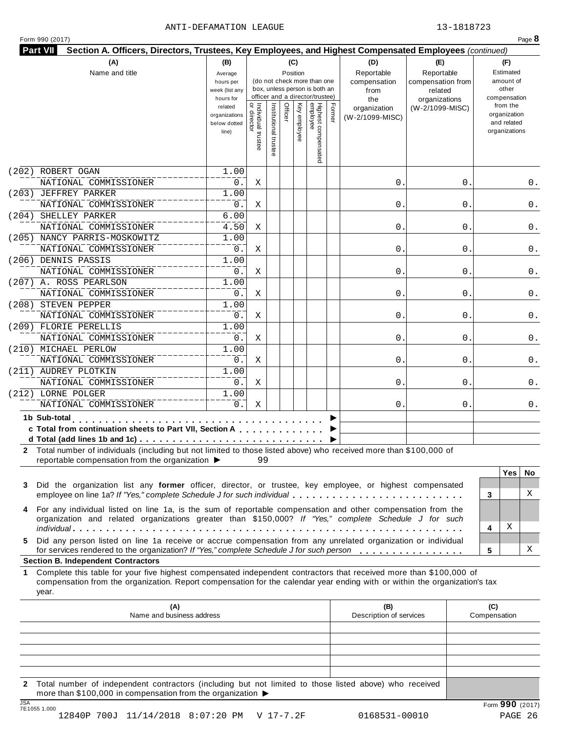ANTI-DEFAMATION LEAGUE 13-1818723

Form 990 (2017)

**Part VII Section A. Officers, Directors, Trustees, Key Employees, and Highest Compensated Employees** *(continued)*

| (A) Name and title | (B) Average hours per week (list any hours for related organizations below dotted line) | (C) Position: Individual trustee or director | Institutional trustee | Officer | Key employee | Highest compensated employee | Former | (D) Reportable compensation from the organization (W-2/1099-MISC) | (E) Reportable compensation from related organizations (W-2/1099-MISC) | (F) Estimated amount of other compensation from the organization and related organizations |
|---|---|---|---|---|---|---|---|---|---|---|
| (202) ROBERT OGAN<br>NATIONAL COMMISSIONER | 1.00<br>0. | X | | | | | | 0. | 0. | 0. |
| (203) JEFFREY PARKER<br>NATIONAL COMMISSIONER | 1.00<br>0. | X | | | | | | 0. | 0. | 0. |
| (204) SHELLEY PARKER<br>NATIONAL COMMISSIONER | 6.00<br>4.50 | X | | | | | | 0. | 0. | 0. |
| (205) NANCY PARRIS-MOSKOWITZ<br>NATIONAL COMMISSIONER | 1.00<br>0. | X | | | | | | 0. | 0. | 0. |
| (206) DENNIS PASSIS<br>NATIONAL COMMISSIONER | 1.00<br>0. | X | | | | | | 0. | 0. | 0. |
| (207) A. ROSS PEARLSON<br>NATIONAL COMMISSIONER | 1.00<br>0. | X | | | | | | 0. | 0. | 0. |
| (208) STEVEN PEPPER<br>NATIONAL COMMISSIONER | 1.00<br>0. | X | | | | | | 0. | 0. | 0. |
| (209) FLORIE PERELLIS<br>NATIONAL COMMISSIONER | 1.00<br>0. | X | | | | | | 0. | 0. | 0. |
| (210) MICHAEL PERLOW<br>NATIONAL COMMISSIONER | 1.00<br>0. | X | | | | | | 0. | 0. | 0. |
| (211) AUDREY PLOTKIN<br>NATIONAL COMMISSIONER | 1.00<br>0. | X | | | | | | 0. | 0. | 0. |
| (212) LORNE POLGER<br>NATIONAL COMMISSIONER | 1.00<br>0. | X | | | | | | 0. | 0. | 0. |

**1b Sub-total** ▶

**c Total from continuation sheets to Part VII, Section A** ▶

**d Total (add lines 1b and 1c)** ▶

**2** Total number of individuals (including but not limited to those listed above) who received more than $100,000 of reportable compensation from the organization ▶ 99

| | | Yes | No |
|---|---|---|---|
| **3** Did the organization list any **former** officer, director, or trustee, key employee, or highest compensated employee on line 1a? *If "Yes," complete Schedule J for such individual* | 3 | | X |
| **4** For any individual listed on line 1a, is the sum of reportable compensation and other compensation from the organization and related organizations greater than $150,000? *If "Yes," complete Schedule J for such individual* | 4 | X | |
| **5** Did any person listed on line 1a receive or accrue compensation from any unrelated organization or individual for services rendered to the organization? *If "Yes," complete Schedule J for such person* | 5 | | X |

**Section B. Independent Contractors**

**1** Complete this table for your five highest compensated independent contractors that received more than $100,000 of compensation from the organization. Report compensation for the calendar year ending with or within the organization's tax year.

| (A) Name and business address | (B) Description of services | (C) Compensation |
|---|---|---|
| | | |
| | | |
| | | |
| | | |
| | | |

**2** Total number of independent contractors (including but not limited to those listed above) who received more than $100,000 in compensation from the organization ▶

Form **990** (2017)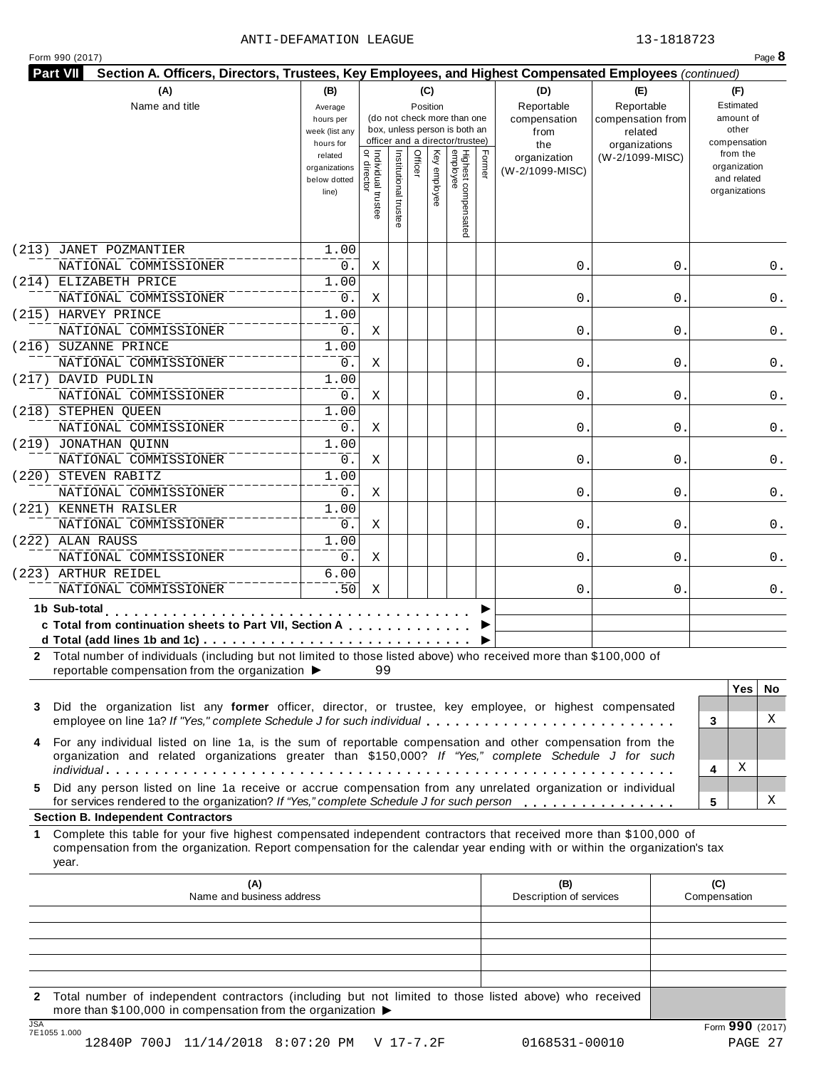ANTI-DEFAMATION LEAGUE 13-1818723

Form 990 (2017)

**Part VII Section A. Officers, Directors, Trustees, Key Employees, and Highest Compensated Employees** *(continued)*

| (A) Name and title | (B) Average hours per week (list any hours for related organizations below dotted line) | (C) Position: Individual trustee or director | Institutional trustee | Officer | Key employee | Highest compensated employee | Former | (D) Reportable compensation from the organization (W-2/1099-MISC) | (E) Reportable compensation from related organizations (W-2/1099-MISC) | (F) Estimated amount of other compensation from the organization and related organizations |
|---|---|---|---|---|---|---|---|---|---|---|
| (213) JANET POZMANTIER<br>NATIONAL COMMISSIONER | 1.00<br>0. | X | | | | | | 0. | 0. | 0. |
| (214) ELIZABETH PRICE<br>NATIONAL COMMISSIONER | 1.00<br>0. | X | | | | | | 0. | 0. | 0. |
| (215) HARVEY PRINCE<br>NATIONAL COMMISSIONER | 1.00<br>0. | X | | | | | | 0. | 0. | 0. |
| (216) SUZANNE PRINCE<br>NATIONAL COMMISSIONER | 1.00<br>0. | X | | | | | | 0. | 0. | 0. |
| (217) DAVID PUDLIN<br>NATIONAL COMMISSIONER | 1.00<br>0. | X | | | | | | 0. | 0. | 0. |
| (218) STEPHEN QUEEN<br>NATIONAL COMMISSIONER | 1.00<br>0. | X | | | | | | 0. | 0. | 0. |
| (219) JONATHAN QUINN<br>NATIONAL COMMISSIONER | 1.00<br>0. | X | | | | | | 0. | 0. | 0. |
| (220) STEVEN RABITZ<br>NATIONAL COMMISSIONER | 1.00<br>0. | X | | | | | | 0. | 0. | 0. |
| (221) KENNETH RAISLER<br>NATIONAL COMMISSIONER | 1.00<br>0. | X | | | | | | 0. | 0. | 0. |
| (222) ALAN RAUSS<br>NATIONAL COMMISSIONER | 1.00<br>0. | X | | | | | | 0. | 0. | 0. |
| (223) ARTHUR REIDEL<br>NATIONAL COMMISSIONER | 6.00<br>.50 | X | | | | | | 0. | 0. | 0. |

**1b Sub-total** ▶

**c Total from continuation sheets to Part VII, Section A** ▶

**d Total (add lines 1b and 1c)** ▶

**2** Total number of individuals (including but not limited to those listed above) who received more than $100,000 of reportable compensation from the organization ▶ 99

| | | Yes | No |
|---|---|---|---|
| **3** Did the organization list any **former** officer, director, or trustee, key employee, or highest compensated employee on line 1a? *If "Yes," complete Schedule J for such individual* | 3 | | X |
| **4** For any individual listed on line 1a, is the sum of reportable compensation and other compensation from the organization and related organizations greater than $150,000? *If "Yes," complete Schedule J for such individual* | 4 | X | |
| **5** Did any person listed on line 1a receive or accrue compensation from any unrelated organization or individual for services rendered to the organization? *If "Yes," complete Schedule J for such person* | 5 | | X |

**Section B. Independent Contractors**

**1** Complete this table for your five highest compensated independent contractors that received more than $100,000 of compensation from the organization. Report compensation for the calendar year ending with or within the organization's tax year.

| (A) Name and business address | (B) Description of services | (C) Compensation |
|---|---|---|
| | | |
| | | |
| | | |
| | | |
| | | |

**2** Total number of independent contractors (including but not limited to those listed above) who received more than $100,000 in compensation from the organization ▶

Form **990** (2017)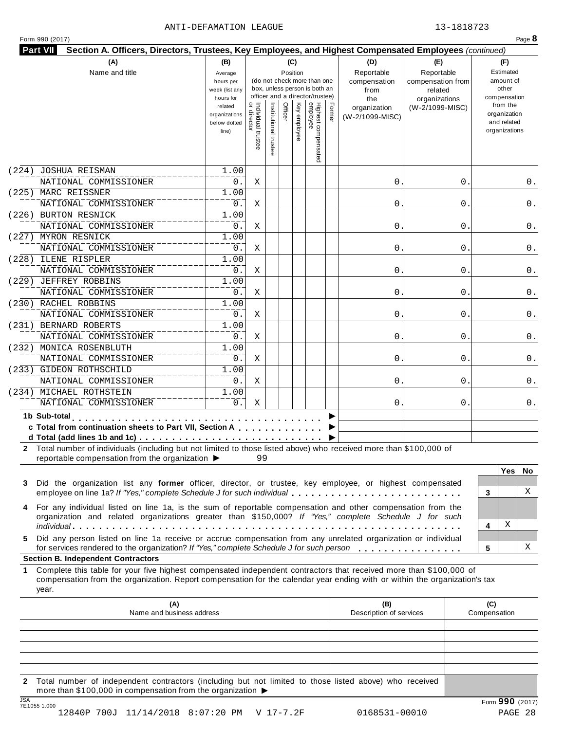ANTI-DEFAMATION LEAGUE 13-1818723

Form 990 (2017)

**Part VII Section A. Officers, Directors, Trustees, Key Employees, and Highest Compensated Employees** *(continued)*

| (A) Name and title | (B) Average hours per week (list any hours for related organizations below dotted line) | (C) Position: Individual trustee or director | Institutional trustee | Officer | Key employee | Highest compensated employee | Former | (D) Reportable compensation from the organization (W-2/1099-MISC) | (E) Reportable compensation from related organizations (W-2/1099-MISC) | (F) Estimated amount of other compensation from the organization and related organizations |
|---|---|---|---|---|---|---|---|---|---|---|
| (224) JOSHUA REISMAN NATIONAL COMMISSIONER | 1.00 / 0. | X | | | | | | 0. | 0. | 0. |
| (225) MARC REISSNER NATIONAL COMMISSIONER | 1.00 / 0. | X | | | | | | 0. | 0. | 0. |
| (226) BURTON RESNICK NATIONAL COMMISSIONER | 1.00 / 0. | X | | | | | | 0. | 0. | 0. |
| (227) MYRON RESNICK NATIONAL COMMISSIONER | 1.00 / 0. | X | | | | | | 0. | 0. | 0. |
| (228) ILENE RISPLER NATIONAL COMMISSIONER | 1.00 / 0. | X | | | | | | 0. | 0. | 0. |
| (229) JEFFREY ROBBINS NATIONAL COMMISSIONER | 1.00 / 0. | X | | | | | | 0. | 0. | 0. |
| (230) RACHEL ROBBINS NATIONAL COMMISSIONER | 1.00 / 0. | X | | | | | | 0. | 0. | 0. |
| (231) BERNARD ROBERTS NATIONAL COMMISSIONER | 1.00 / 0. | X | | | | | | 0. | 0. | 0. |
| (232) MONICA ROSENBLUTH NATIONAL COMMISSIONER | 1.00 / 0. | X | | | | | | 0. | 0. | 0. |
| (233) GIDEON ROTHSCHILD NATIONAL COMMISSIONER | 1.00 / 0. | X | | | | | | 0. | 0. | 0. |
| (234) MICHAEL ROTHSTEIN NATIONAL COMMISSIONER | 1.00 / 0. | X | | | | | | 0. | 0. | 0. |
| **1b Sub-total** ▶ | | | | | | | | | | |
| **c Total from continuation sheets to Part VII, Section A** ▶ | | | | | | | | | | |
| **d Total (add lines 1b and 1c)** ▶ | | | | | | | | | | |

**2** Total number of individuals (including but not limited to those listed above) who received more than $100,000 of reportable compensation from the organization ▶ 99

| | | Yes | No |
|---|---|---|---|
| **3** Did the organization list any **former** officer, director, or trustee, key employee, or highest compensated employee on line 1a? *If "Yes," complete Schedule J for such individual* | 3 | | X |
| **4** For any individual listed on line 1a, is the sum of reportable compensation and other compensation from the organization and related organizations greater than $150,000? *If "Yes," complete Schedule J for such individual* | 4 | X | |
| **5** Did any person listed on line 1a receive or accrue compensation from any unrelated organization or individual for services rendered to the organization? *If "Yes," complete Schedule J for such person* | 5 | | X |

**Section B. Independent Contractors**

**1** Complete this table for your five highest compensated independent contractors that received more than $100,000 of compensation from the organization. Report compensation for the calendar year ending with or within the organization's tax year.

| (A) Name and business address | (B) Description of services | (C) Compensation |
|---|---|---|
| | | |
| | | |
| | | |
| | | |
| | | |

**2** Total number of independent contractors (including but not limited to those listed above) who received more than $100,000 in compensation from the organization ▶

Form **990** (2017)

JSA 7E1055 1.000

12840P 700J 11/14/2018 8:07:20 PM V 17-7.2F 0168531-00010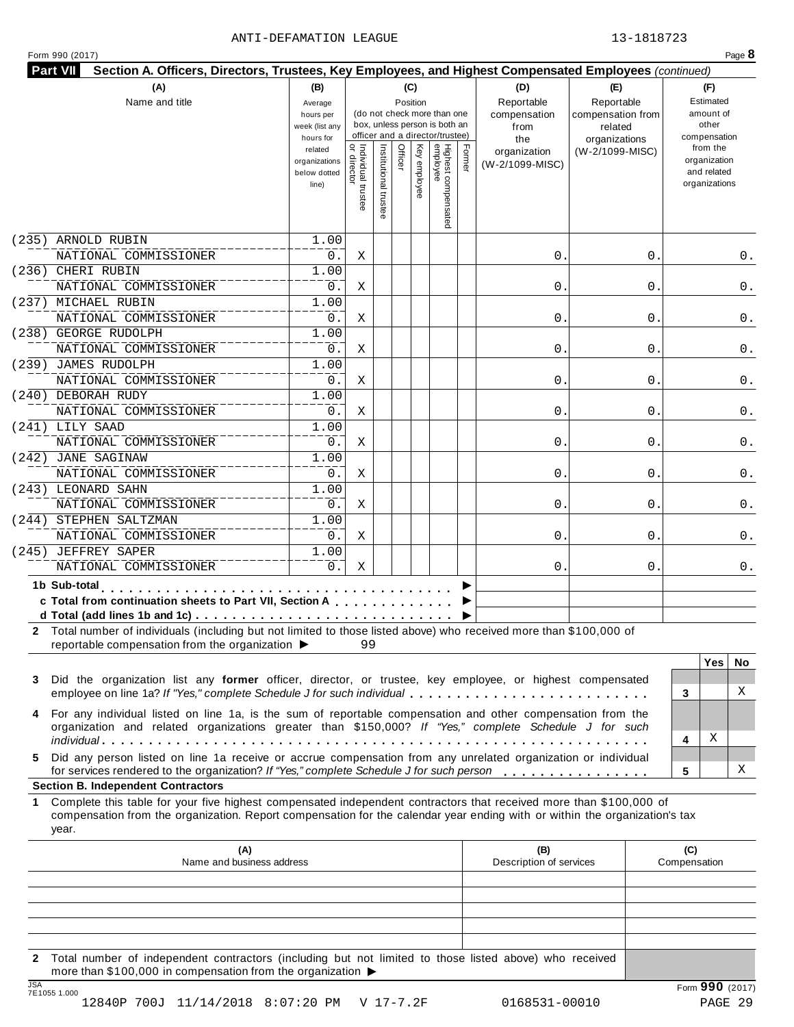ANTI-DEFAMATION LEAGUE 13-1818723

Form 990 (2017) Page **8**

**Part VII** **Section A. Officers, Directors, Trustees, Key Employees, and Highest Compensated Employees** *(continued)*

| (A) Name and title | (B) Average hours per week (list any hours for related organizations below dotted line) | (C) Position: Individual trustee or director | Institutional trustee | Officer | Key employee | Highest compensated employee | Former | (D) Reportable compensation from the organization (W-2/1099-MISC) | (E) Reportable compensation from related organizations (W-2/1099-MISC) | (F) Estimated amount of other compensation from the organization and related organizations |
|---|---|---|---|---|---|---|---|---|---|---|
| (235) ARNOLD RUBIN<br>NATIONAL COMMISSIONER | 1.00<br>0. | X | | | | | | 0. | 0. | 0. |
| (236) CHERI RUBIN<br>NATIONAL COMMISSIONER | 1.00<br>0. | X | | | | | | 0. | 0. | 0. |
| (237) MICHAEL RUBIN<br>NATIONAL COMMISSIONER | 1.00<br>0. | X | | | | | | 0. | 0. | 0. |
| (238) GEORGE RUDOLPH<br>NATIONAL COMMISSIONER | 1.00<br>0. | X | | | | | | 0. | 0. | 0. |
| (239) JAMES RUDOLPH<br>NATIONAL COMMISSIONER | 1.00<br>0. | X | | | | | | 0. | 0. | 0. |
| (240) DEBORAH RUDY<br>NATIONAL COMMISSIONER | 1.00<br>0. | X | | | | | | 0. | 0. | 0. |
| (241) LILY SAAD<br>NATIONAL COMMISSIONER | 1.00<br>0. | X | | | | | | 0. | 0. | 0. |
| (242) JANE SAGINAW<br>NATIONAL COMMISSIONER | 1.00<br>0. | X | | | | | | 0. | 0. | 0. |
| (243) LEONARD SAHN<br>NATIONAL COMMISSIONER | 1.00<br>0. | X | | | | | | 0. | 0. | 0. |
| (244) STEPHEN SALTZMAN<br>NATIONAL COMMISSIONER | 1.00<br>0. | X | | | | | | 0. | 0. | 0. |
| (245) JEFFREY SAPER<br>NATIONAL COMMISSIONER | 1.00<br>0. | X | | | | | | 0. | 0. | 0. |
| **1b Sub-total** ▶ | | | | | | | | | | |
| **c Total from continuation sheets to Part VII, Section A** ▶ | | | | | | | | | | |
| **d Total (add lines 1b and 1c)** ▶ | | | | | | | | | | |

**2** Total number of individuals (including but not limited to those listed above) who received more than $100,000 of reportable compensation from the organization ▶ 99

| | | Yes | No |
|---|---|---|---|
| **3** Did the organization list any **former** officer, director, or trustee, key employee, or highest compensated employee on line 1a? *If "Yes," complete Schedule J for such individual* | 3 | | X |
| **4** For any individual listed on line 1a, is the sum of reportable compensation and other compensation from the organization and related organizations greater than $150,000? *If "Yes," complete Schedule J for such individual* | 4 | X | |
| **5** Did any person listed on line 1a receive or accrue compensation from any unrelated organization or individual for services rendered to the organization? *If "Yes," complete Schedule J for such person* | 5 | | X |

**Section B. Independent Contractors**

**1** Complete this table for your five highest compensated independent contractors that received more than $100,000 of compensation from the organization. Report compensation for the calendar year ending with or within the organization's tax year.

| (A) Name and business address | (B) Description of services | (C) Compensation |
|---|---|---|
| | | |
| | | |
| | | |
| | | |
| | | |

**2** Total number of independent contractors (including but not limited to those listed above) who received more than $100,000 in compensation from the organization ▶

JSA 7E1055 1.000 Form **990** (2017)

12840P 700J 11/14/2018 8:07:20 PM V 17-7.2F 0168531-00010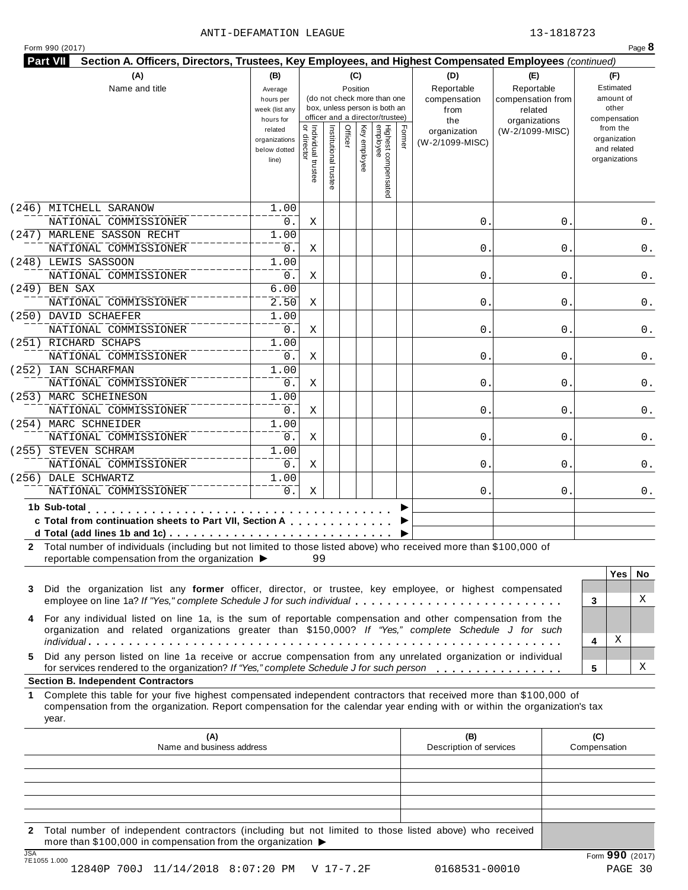ANTI-DEFAMATION LEAGUE 13-1818723

Form 990 (2017) Page **8**

**Part VII Section A. Officers, Directors, Trustees, Key Employees, and Highest Compensated Employees** *(continued)*

| (A) Name and title | (B) Average hours per week (list any hours for related organizations below dotted line) | (C) Position: Individual trustee or director | Institutional trustee | Officer | Key employee | Highest compensated employee | Former | (D) Reportable compensation from the organization (W-2/1099-MISC) | (E) Reportable compensation from related organizations (W-2/1099-MISC) | (F) Estimated amount of other compensation from the organization and related organizations |
|---|---|---|---|---|---|---|---|---|---|---|
| (246) MITCHELL SARANOW<br>NATIONAL COMMISSIONER | 1.00<br>0. | X | | | | | | 0. | 0. | 0. |
| (247) MARLENE SASSON RECHT<br>NATIONAL COMMISSIONER | 1.00<br>0. | X | | | | | | 0. | 0. | 0. |
| (248) LEWIS SASSOON<br>NATIONAL COMMISSIONER | 1.00<br>0. | X | | | | | | 0. | 0. | 0. |
| (249) BEN SAX<br>NATIONAL COMMISSIONER | 6.00<br>2.50 | X | | | | | | 0. | 0. | 0. |
| (250) DAVID SCHAEFER<br>NATIONAL COMMISSIONER | 1.00<br>0. | X | | | | | | 0. | 0. | 0. |
| (251) RICHARD SCHAPS<br>NATIONAL COMMISSIONER | 1.00<br>0. | X | | | | | | 0. | 0. | 0. |
| (252) IAN SCHARFMAN<br>NATIONAL COMMISSIONER | 1.00<br>0. | X | | | | | | 0. | 0. | 0. |
| (253) MARC SCHEINESON<br>NATIONAL COMMISSIONER | 1.00<br>0. | X | | | | | | 0. | 0. | 0. |
| (254) MARC SCHNEIDER<br>NATIONAL COMMISSIONER | 1.00<br>0. | X | | | | | | 0. | 0. | 0. |
| (255) STEVEN SCHRAM<br>NATIONAL COMMISSIONER | 1.00<br>0. | X | | | | | | 0. | 0. | 0. |
| (256) DALE SCHWARTZ<br>NATIONAL COMMISSIONER | 1.00<br>0. | X | | | | | | 0. | 0. | 0. |
| **1b Sub-total** ▶ | | | | | | | | | | |
| **c Total from continuation sheets to Part VII, Section A** ▶ | | | | | | | | | | |
| **d Total (add lines 1b and 1c)** ▶ | | | | | | | | | | |

**2** Total number of individuals (including but not limited to those listed above) who received more than $100,000 of reportable compensation from the organization ▶ 99

| | | Yes | No |
|---|---|---|---|
| **3** Did the organization list any **former** officer, director, or trustee, key employee, or highest compensated employee on line 1a? *If "Yes," complete Schedule J for such individual* | 3 | | X |
| **4** For any individual listed on line 1a, is the sum of reportable compensation and other compensation from the organization and related organizations greater than $150,000? *If "Yes," complete Schedule J for such individual* | 4 | X | |
| **5** Did any person listed on line 1a receive or accrue compensation from any unrelated organization or individual for services rendered to the organization? *If "Yes," complete Schedule J for such person* | 5 | | X |

**Section B. Independent Contractors**

**1** Complete this table for your five highest compensated independent contractors that received more than $100,000 of compensation from the organization. Report compensation for the calendar year ending with or within the organization's tax year.

| (A) Name and business address | (B) Description of services | (C) Compensation |
|---|---|---|
| | | |
| | | |
| | | |
| | | |
| | | |

**2** Total number of independent contractors (including but not limited to those listed above) who received more than $100,000 in compensation from the organization ▶

JSA 7E1055 1.000

Form **990** (2017)

12840P 700J 11/14/2018 8:07:20 PM V 17-7.2F 0168531-00010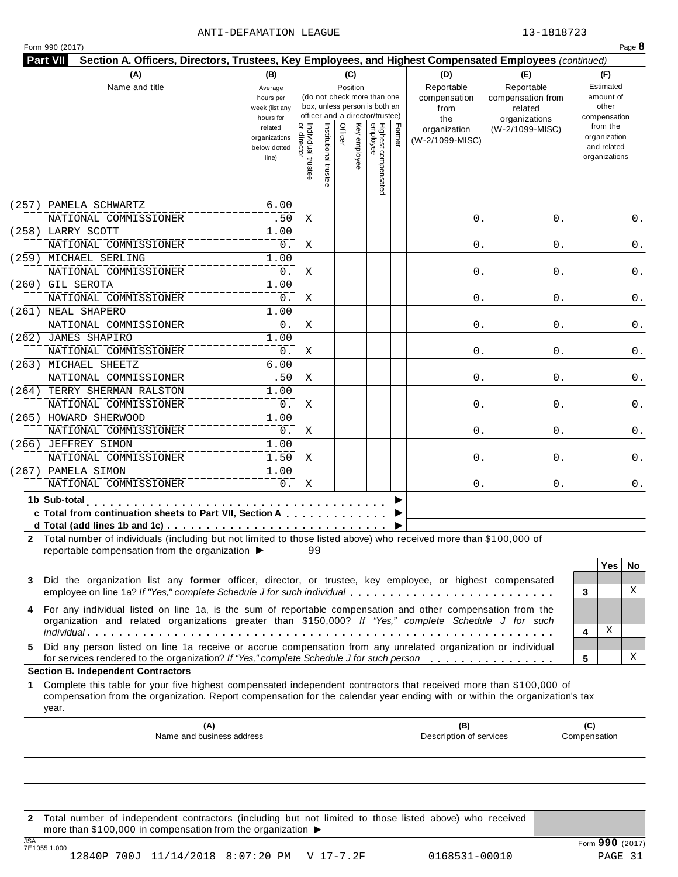ANTI-DEFAMATION LEAGUE 13-1818723

Form 990 (2017) Page **8**

**Part VII** **Section A. Officers, Directors, Trustees, Key Employees, and Highest Compensated Employees** *(continued)*

| (A) Name and title | (B) Average hours per week (list any hours for related organizations below dotted line) | (C) Position: Individual trustee or director | Institutional trustee | Officer | Key employee | Highest compensated employee | Former | (D) Reportable compensation from the organization (W-2/1099-MISC) | (E) Reportable compensation from related organizations (W-2/1099-MISC) | (F) Estimated amount of other compensation from the organization and related organizations |
|---|---|---|---|---|---|---|---|---|---|---|
| (257) PAMELA SCHWARTZ<br>NATIONAL COMMISSIONER | 6.00<br>.50 | X | | | | | | 0. | 0. | 0. |
| (258) LARRY SCOTT<br>NATIONAL COMMISSIONER | 1.00<br>0. | X | | | | | | 0. | 0. | 0. |
| (259) MICHAEL SERLING<br>NATIONAL COMMISSIONER | 1.00<br>0. | X | | | | | | 0. | 0. | 0. |
| (260) GIL SEROTA<br>NATIONAL COMMISSIONER | 1.00<br>0. | X | | | | | | 0. | 0. | 0. |
| (261) NEAL SHAPERO<br>NATIONAL COMMISSIONER | 1.00<br>0. | X | | | | | | 0. | 0. | 0. |
| (262) JAMES SHAPIRO<br>NATIONAL COMMISSIONER | 1.00<br>0. | X | | | | | | 0. | 0. | 0. |
| (263) MICHAEL SHEETZ<br>NATIONAL COMMISSIONER | 6.00<br>.50 | X | | | | | | 0. | 0. | 0. |
| (264) TERRY SHERMAN RALSTON<br>NATIONAL COMMISSIONER | 1.00<br>0. | X | | | | | | 0. | 0. | 0. |
| (265) HOWARD SHERWOOD<br>NATIONAL COMMISSIONER | 1.00<br>0. | X | | | | | | 0. | 0. | 0. |
| (266) JEFFREY SIMON<br>NATIONAL COMMISSIONER | 1.00<br>1.50 | X | | | | | | 0. | 0. | 0. |
| (267) PAMELA SIMON<br>NATIONAL COMMISSIONER | 1.00<br>0. | X | | | | | | 0. | 0. | 0. |
| **1b Sub-total** ▶ | | | | | | | | | | |
| **c Total from continuation sheets to Part VII, Section A** ▶ | | | | | | | | | | |
| **d Total (add lines 1b and 1c)** ▶ | | | | | | | | | | |

**2** Total number of individuals (including but not limited to those listed above) who received more than $100,000 of reportable compensation from the organization ▶ 99

| | | Yes | No |
|---|---|---|---|
| **3** Did the organization list any **former** officer, director, or trustee, key employee, or highest compensated employee on line 1a? *If "Yes," complete Schedule J for such individual* | 3 | | X |
| **4** For any individual listed on line 1a, is the sum of reportable compensation and other compensation from the organization and related organizations greater than $150,000? *If "Yes," complete Schedule J for such individual* | 4 | X | |
| **5** Did any person listed on line 1a receive or accrue compensation from any unrelated organization or individual for services rendered to the organization? *If "Yes," complete Schedule J for such person* | 5 | | X |

**Section B. Independent Contractors**

**1** Complete this table for your five highest compensated independent contractors that received more than $100,000 of compensation from the organization. Report compensation for the calendar year ending with or within the organization's tax year.

| (A) Name and business address | (B) Description of services | (C) Compensation |
|---|---|---|
| | | |
| | | |
| | | |
| | | |
| | | |

**2** Total number of independent contractors (including but not limited to those listed above) who received more than $100,000 in compensation from the organization ▶

JSA 7E1055 1.000 Form **990** (2017)

12840P 700J 11/14/2018 8:07:20 PM V 17-7.2F 0168531-00010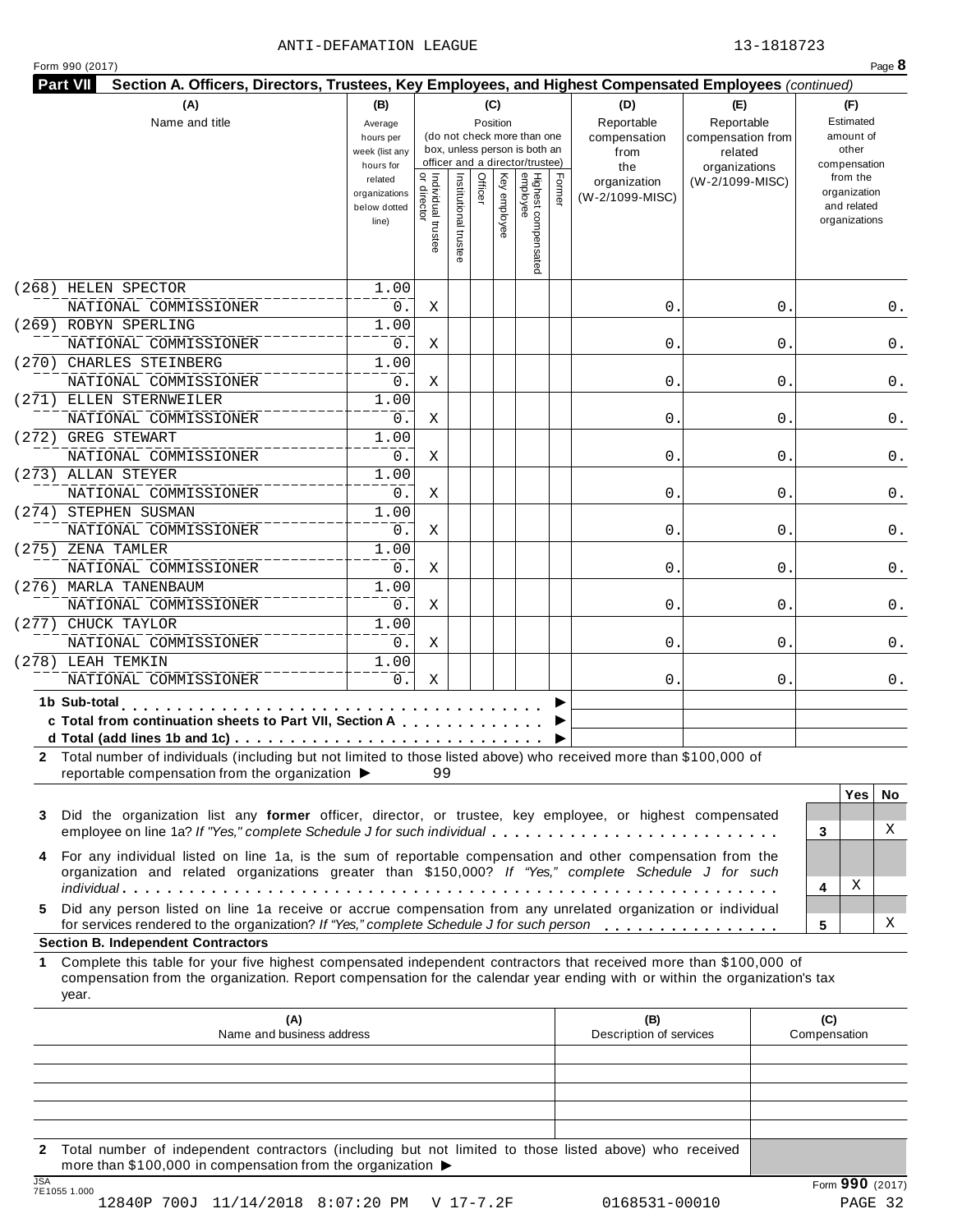ANTI-DEFAMATION LEAGUE 13-1818723

Form 990 (2017)

**Part VII** **Section A. Officers, Directors, Trustees, Key Employees, and Highest Compensated Employees** *(continued)*

| (A) Name and title | (B) Average hours per week (list any hours for related organizations below dotted line) | (C) Position: Individual trustee or director | Institutional trustee | Officer | Key employee | Highest compensated employee | Former | (D) Reportable compensation from the organization (W-2/1099-MISC) | (E) Reportable compensation from related organizations (W-2/1099-MISC) | (F) Estimated amount of other compensation from the organization and related organizations |
|---|---|---|---|---|---|---|---|---|---|---|
| (268) HELEN SPECTOR<br>NATIONAL COMMISSIONER | 1.00<br>0. | X | | | | | | 0. | 0. | 0. |
| (269) ROBYN SPERLING<br>NATIONAL COMMISSIONER | 1.00<br>0. | X | | | | | | 0. | 0. | 0. |
| (270) CHARLES STEINBERG<br>NATIONAL COMMISSIONER | 1.00<br>0. | X | | | | | | 0. | 0. | 0. |
| (271) ELLEN STERNWEILER<br>NATIONAL COMMISSIONER | 1.00<br>0. | X | | | | | | 0. | 0. | 0. |
| (272) GREG STEWART<br>NATIONAL COMMISSIONER | 1.00<br>0. | X | | | | | | 0. | 0. | 0. |
| (273) ALLAN STEYER<br>NATIONAL COMMISSIONER | 1.00<br>0. | X | | | | | | 0. | 0. | 0. |
| (274) STEPHEN SUSMAN<br>NATIONAL COMMISSIONER | 1.00<br>0. | X | | | | | | 0. | 0. | 0. |
| (275) ZENA TAMLER<br>NATIONAL COMMISSIONER | 1.00<br>0. | X | | | | | | 0. | 0. | 0. |
| (276) MARLA TANENBAUM<br>NATIONAL COMMISSIONER | 1.00<br>0. | X | | | | | | 0. | 0. | 0. |
| (277) CHUCK TAYLOR<br>NATIONAL COMMISSIONER | 1.00<br>0. | X | | | | | | 0. | 0. | 0. |
| (278) LEAH TEMKIN<br>NATIONAL COMMISSIONER | 1.00<br>0. | X | | | | | | 0. | 0. | 0. |
| **1b Sub-total** ▶ | | | | | | | | | | |
| **c Total from continuation sheets to Part VII, Section A** ▶ | | | | | | | | | | |
| **d Total (add lines 1b and 1c)** ▶ | | | | | | | | | | |

**2** Total number of individuals (including but not limited to those listed above) who received more than $100,000 of reportable compensation from the organization ▶ 99

| | | Yes | No |
|---|---|---|---|
| **3** Did the organization list any **former** officer, director, or trustee, key employee, or highest compensated employee on line 1a? *If "Yes," complete Schedule J for such individual* | 3 | | X |
| **4** For any individual listed on line 1a, is the sum of reportable compensation and other compensation from the organization and related organizations greater than $150,000? *If "Yes," complete Schedule J for such individual* | 4 | X | |
| **5** Did any person listed on line 1a receive or accrue compensation from any unrelated organization or individual for services rendered to the organization? *If "Yes," complete Schedule J for such person* | 5 | | X |

**Section B. Independent Contractors**

**1** Complete this table for your five highest compensated independent contractors that received more than $100,000 of compensation from the organization. Report compensation for the calendar year ending with or within the organization's tax year.

| (A) Name and business address | (B) Description of services | (C) Compensation |
|---|---|---|
| | | |
| | | |
| | | |
| | | |
| | | |

**2** Total number of independent contractors (including but not limited to those listed above) who received more than $100,000 in compensation from the organization ▶

Form **990** (2017)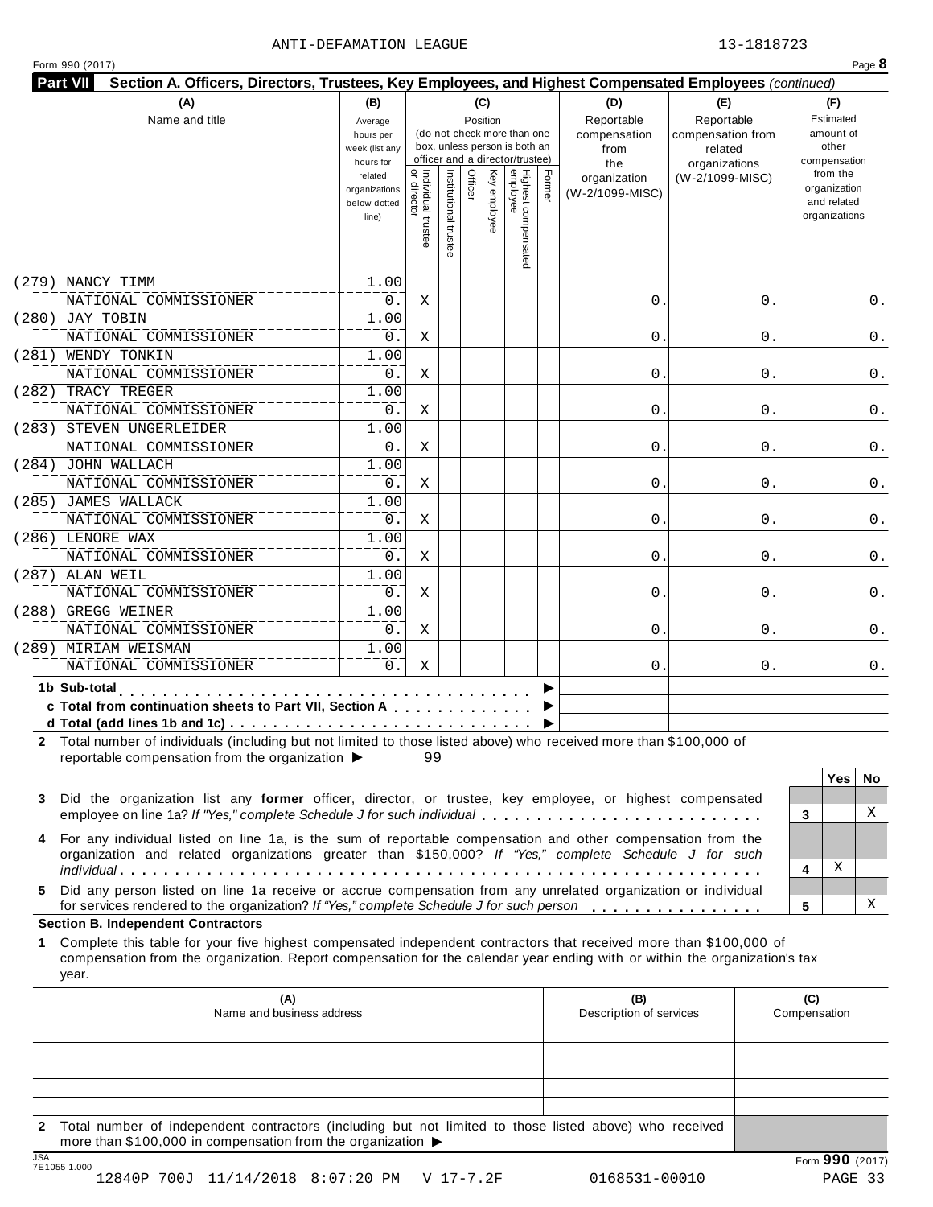ANTI-DEFAMATION LEAGUE 13-1818723

Form 990 (2017) Page **8**

**Part VII** **Section A. Officers, Directors, Trustees, Key Employees, and Highest Compensated Employees** *(continued)*

| (A) Name and title | (B) Average hours per week (list any hours for related organizations below dotted line) | (C) Position: Individual trustee or director | Institutional trustee | Officer | Key employee | Highest compensated employee | Former | (D) Reportable compensation from the organization (W-2/1099-MISC) | (E) Reportable compensation from related organizations (W-2/1099-MISC) | (F) Estimated amount of other compensation from the organization and related organizations |
|---|---|---|---|---|---|---|---|---|---|---|
| (279) NANCY TIMM<br>NATIONAL COMMISSIONER | 1.00<br>0. | X | | | | | | 0. | 0. | 0. |
| (280) JAY TOBIN<br>NATIONAL COMMISSIONER | 1.00<br>0. | X | | | | | | 0. | 0. | 0. |
| (281) WENDY TONKIN<br>NATIONAL COMMISSIONER | 1.00<br>0. | X | | | | | | 0. | 0. | 0. |
| (282) TRACY TREGER<br>NATIONAL COMMISSIONER | 1.00<br>0. | X | | | | | | 0. | 0. | 0. |
| (283) STEVEN UNGERLEIDER<br>NATIONAL COMMISSIONER | 1.00<br>0. | X | | | | | | 0. | 0. | 0. |
| (284) JOHN WALLACH<br>NATIONAL COMMISSIONER | 1.00<br>0. | X | | | | | | 0. | 0. | 0. |
| (285) JAMES WALLACK<br>NATIONAL COMMISSIONER | 1.00<br>0. | X | | | | | | 0. | 0. | 0. |
| (286) LENORE WAX<br>NATIONAL COMMISSIONER | 1.00<br>0. | X | | | | | | 0. | 0. | 0. |
| (287) ALAN WEIL<br>NATIONAL COMMISSIONER | 1.00<br>0. | X | | | | | | 0. | 0. | 0. |
| (288) GREGG WEINER<br>NATIONAL COMMISSIONER | 1.00<br>0. | X | | | | | | 0. | 0. | 0. |
| (289) MIRIAM WEISMAN<br>NATIONAL COMMISSIONER | 1.00<br>0. | X | | | | | | 0. | 0. | 0. |
| **1b Sub-total** | | | | | | | | | | |
| **c Total from continuation sheets to Part VII, Section A** | | | | | | | | | | |
| **d Total (add lines 1b and 1c)** | | | | | | | | | | |

**2** Total number of individuals (including but not limited to those listed above) who received more than $100,000 of reportable compensation from the organization ▶ 99

| | | Yes | No |
|---|---|---|---|
| **3** Did the organization list any **former** officer, director, or trustee, key employee, or highest compensated employee on line 1a? *If "Yes," complete Schedule J for such individual* | 3 | | X |
| **4** For any individual listed on line 1a, is the sum of reportable compensation and other compensation from the organization and related organizations greater than $150,000? *If "Yes," complete Schedule J for such individual* | 4 | X | |
| **5** Did any person listed on line 1a receive or accrue compensation from any unrelated organization or individual for services rendered to the organization? *If "Yes," complete Schedule J for such person* | 5 | | X |

**Section B. Independent Contractors**

**1** Complete this table for your five highest compensated independent contractors that received more than $100,000 of compensation from the organization. Report compensation for the calendar year ending with or within the organization's tax year.

| (A) Name and business address | (B) Description of services | (C) Compensation |
|---|---|---|
| | | |
| | | |
| | | |
| | | |
| | | |

**2** Total number of independent contractors (including but not limited to those listed above) who received more than $100,000 in compensation from the organization ▶

Form **990** (2017)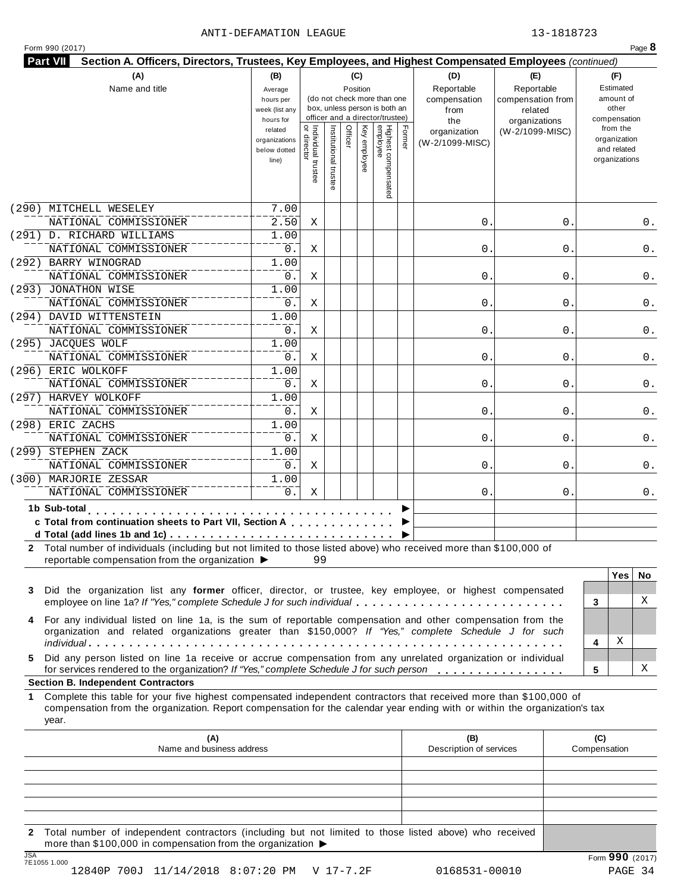ANTI-DEFAMATION LEAGUE 13-1818723

Form 990 (2017)

**Part VII Section A. Officers, Directors, Trustees, Key Employees, and Highest Compensated Employees** *(continued)*

| (A) Name and title | (B) Average hours per week (list any hours for related organizations below dotted line) | (C) Position: Individual trustee or director | Institutional trustee | Officer | Key employee | Highest compensated employee | Former | (D) Reportable compensation from the organization (W-2/1099-MISC) | (E) Reportable compensation from related organizations (W-2/1099-MISC) | (F) Estimated amount of other compensation from the organization and related organizations |
|---|---|---|---|---|---|---|---|---|---|---|
| (290) MITCHELL WESELEY<br>NATIONAL COMMISSIONER | 7.00<br>2.50 | X | | | | | | 0. | 0. | 0. |
| (291) D. RICHARD WILLIAMS<br>NATIONAL COMMISSIONER | 1.00<br>0. | X | | | | | | 0. | 0. | 0. |
| (292) BARRY WINOGRAD<br>NATIONAL COMMISSIONER | 1.00<br>0. | X | | | | | | 0. | 0. | 0. |
| (293) JONATHON WISE<br>NATIONAL COMMISSIONER | 1.00<br>0. | X | | | | | | 0. | 0. | 0. |
| (294) DAVID WITTENSTEIN<br>NATIONAL COMMISSIONER | 1.00<br>0. | X | | | | | | 0. | 0. | 0. |
| (295) JACQUES WOLF<br>NATIONAL COMMISSIONER | 1.00<br>0. | X | | | | | | 0. | 0. | 0. |
| (296) ERIC WOLKOFF<br>NATIONAL COMMISSIONER | 1.00<br>0. | X | | | | | | 0. | 0. | 0. |
| (297) HARVEY WOLKOFF<br>NATIONAL COMMISSIONER | 1.00<br>0. | X | | | | | | 0. | 0. | 0. |
| (298) ERIC ZACHS<br>NATIONAL COMMISSIONER | 1.00<br>0. | X | | | | | | 0. | 0. | 0. |
| (299) STEPHEN ZACK<br>NATIONAL COMMISSIONER | 1.00<br>0. | X | | | | | | 0. | 0. | 0. |
| (300) MARJORIE ZESSAR<br>NATIONAL COMMISSIONER | 1.00<br>0. | X | | | | | | 0. | 0. | 0. |

**1b Sub-total** ▶

**c Total from continuation sheets to Part VII, Section A** ▶

**d Total (add lines 1b and 1c)** ▶

**2** Total number of individuals (including but not limited to those listed above) who received more than $100,000 of reportable compensation from the organization ▶ 99

| | | Yes | No |
|---|---|---|---|
| **3** Did the organization list any **former** officer, director, or trustee, key employee, or highest compensated employee on line 1a? *If "Yes," complete Schedule J for such individual* | 3 | | X |
| **4** For any individual listed on line 1a, is the sum of reportable compensation and other compensation from the organization and related organizations greater than $150,000? *If "Yes," complete Schedule J for such individual* | 4 | X | |
| **5** Did any person listed on line 1a receive or accrue compensation from any unrelated organization or individual for services rendered to the organization? *If "Yes," complete Schedule J for such person* | 5 | | X |

**Section B. Independent Contractors**

**1** Complete this table for your five highest compensated independent contractors that received more than $100,000 of compensation from the organization. Report compensation for the calendar year ending with or within the organization's tax year.

| (A) Name and business address | (B) Description of services | (C) Compensation |
|---|---|---|
| | | |
| | | |
| | | |
| | | |
| | | |

**2** Total number of independent contractors (including but not limited to those listed above) who received more than $100,000 in compensation from the organization ▶

Form **990** (2017)

JSA 7E1055 1.000

12840P 700J 11/14/2018 8:07:20 PM V 17-7.2F 0168531-00010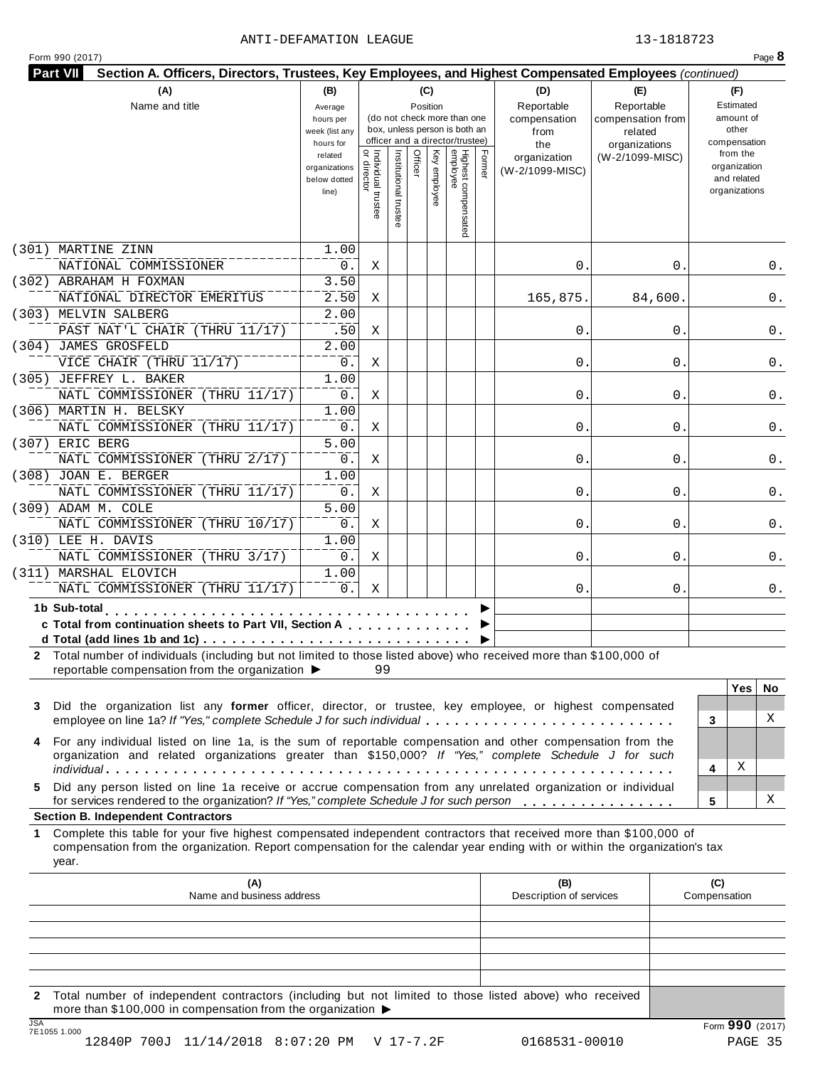ANTI-DEFAMATION LEAGUE 13-1818723

Form 990 (2017)

**Part VII** **Section A. Officers, Directors, Trustees, Key Employees, and Highest Compensated Employees** *(continued)*

| (A) Name and title | (B) Average hours per week (list any hours for related organizations below dotted line) | (C) Position: Individual trustee or director | Institutional trustee | Officer | Key employee | Highest compensated employee | Former | (D) Reportable compensation from the organization (W-2/1099-MISC) | (E) Reportable compensation from related organizations (W-2/1099-MISC) | (F) Estimated amount of other compensation from the organization and related organizations |
|---|---|---|---|---|---|---|---|---|---|---|
| (301) MARTINE ZINN<br>NATIONAL COMMISSIONER | 1.00<br>0. | X | | | | | | 0. | 0. | 0. |
| (302) ABRAHAM H FOXMAN<br>NATIONAL DIRECTOR EMERITUS | 3.50<br>2.50 | X | | | | | | 165,875. | 84,600. | 0. |
| (303) MELVIN SALBERG<br>PAST NAT'L CHAIR (THRU 11/17) | 2.00<br>.50 | X | | | | | | 0. | 0. | 0. |
| (304) JAMES GROSFELD<br>VICE CHAIR (THRU 11/17) | 2.00<br>0. | X | | | | | | 0. | 0. | 0. |
| (305) JEFFREY L. BAKER<br>NATL COMMISSIONER (THRU 11/17) | 1.00<br>0. | X | | | | | | 0. | 0. | 0. |
| (306) MARTIN H. BELSKY<br>NATL COMMISSIONER (THRU 11/17) | 1.00<br>0. | X | | | | | | 0. | 0. | 0. |
| (307) ERIC BERG<br>NATL COMMISSIONER (THRU 2/17) | 5.00<br>0. | X | | | | | | 0. | 0. | 0. |
| (308) JOAN E. BERGER<br>NATL COMMISSIONER (THRU 11/17) | 1.00<br>0. | X | | | | | | 0. | 0. | 0. |
| (309) ADAM M. COLE<br>NATL COMMISSIONER (THRU 10/17) | 5.00<br>0. | X | | | | | | 0. | 0. | 0. |
| (310) LEE H. DAVIS<br>NATL COMMISSIONER (THRU 3/17) | 1.00<br>0. | X | | | | | | 0. | 0. | 0. |
| (311) MARSHAL ELOVICH<br>NATL COMMISSIONER (THRU 11/17) | 1.00<br>0. | X | | | | | | 0. | 0. | 0. |
| **1b Sub-total** ▶ | | | | | | | | | | |
| **c Total from continuation sheets to Part VII, Section A** ▶ | | | | | | | | | | |
| **d Total (add lines 1b and 1c)** ▶ | | | | | | | | | | |

**2** Total number of individuals (including but not limited to those listed above) who received more than $100,000 of reportable compensation from the organization ▶ 99

| | | Yes | No |
|---|---|---|---|
| **3** Did the organization list any **former** officer, director, or trustee, key employee, or highest compensated employee on line 1a? *If "Yes," complete Schedule J for such individual* | 3 | | X |
| **4** For any individual listed on line 1a, is the sum of reportable compensation and other compensation from the organization and related organizations greater than $150,000? *If "Yes," complete Schedule J for such individual* | 4 | X | |
| **5** Did any person listed on line 1a receive or accrue compensation from any unrelated organization or individual for services rendered to the organization? *If "Yes," complete Schedule J for such person* | 5 | | X |

**Section B. Independent Contractors**

**1** Complete this table for your five highest compensated independent contractors that received more than $100,000 of compensation from the organization. Report compensation for the calendar year ending with or within the organization's tax year.

| (A) Name and business address | (B) Description of services | (C) Compensation |
|---|---|---|
| | | |
| | | |
| | | |
| | | |
| | | |

**2** Total number of independent contractors (including but not limited to those listed above) who received more than $100,000 in compensation from the organization ▶

JSA 7E1055 1.000

Form **990** (2017)

12840P 700J 11/14/2018 8:07:20 PM V 17-7.2F 0168531-00010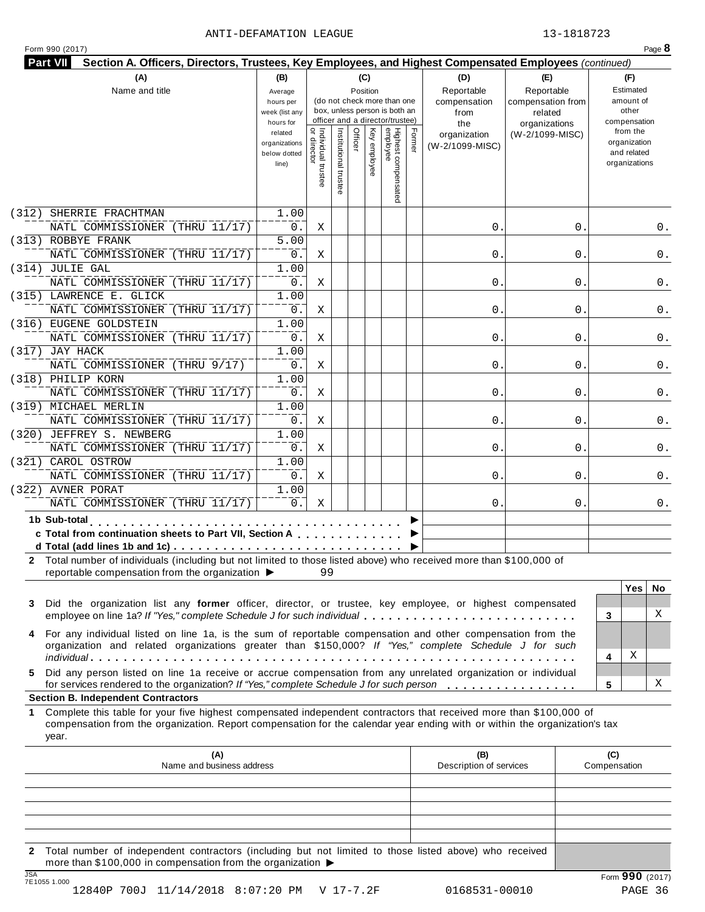ANTI-DEFAMATION LEAGUE 13-1818723

Form 990 (2017) Page **8**

**Part VII** **Section A. Officers, Directors, Trustees, Key Employees, and Highest Compensated Employees** *(continued)*

| (A) Name and title | (B) Average hours per week (list any hours for related organizations below dotted line) | (C) Position: Individual trustee or director | Institutional trustee | Officer | Key employee | Highest compensated employee | Former | (D) Reportable compensation from the organization (W-2/1099-MISC) | (E) Reportable compensation from related organizations (W-2/1099-MISC) | (F) Estimated amount of other compensation from the organization and related organizations |
|---|---|---|---|---|---|---|---|---|---|---|
| (312) SHERRIE FRACHTMAN<br>NATL COMMISSIONER (THRU 11/17) | 1.00<br>0. | X | | | | | | 0. | 0. | 0. |
| (313) ROBBYE FRANK<br>NATL COMMISSIONER (THRU 11/17) | 5.00<br>0. | X | | | | | | 0. | 0. | 0. |
| (314) JULIE GAL<br>NATL COMMISSIONER (THRU 11/17) | 1.00<br>0. | X | | | | | | 0. | 0. | 0. |
| (315) LAWRENCE E. GLICK<br>NATL COMMISSIONER (THRU 11/17) | 1.00<br>0. | X | | | | | | 0. | 0. | 0. |
| (316) EUGENE GOLDSTEIN<br>NATL COMMISSIONER (THRU 11/17) | 1.00<br>0. | X | | | | | | 0. | 0. | 0. |
| (317) JAY HACK<br>NATL COMMISSIONER (THRU 9/17) | 1.00<br>0. | X | | | | | | 0. | 0. | 0. |
| (318) PHILIP KORN<br>NATL COMMISSIONER (THRU 11/17) | 1.00<br>0. | X | | | | | | 0. | 0. | 0. |
| (319) MICHAEL MERLIN<br>NATL COMMISSIONER (THRU 11/17) | 1.00<br>0. | X | | | | | | 0. | 0. | 0. |
| (320) JEFFREY S. NEWBERG<br>NATL COMMISSIONER (THRU 11/17) | 1.00<br>0. | X | | | | | | 0. | 0. | 0. |
| (321) CAROL OSTROW<br>NATL COMMISSIONER (THRU 11/17) | 1.00<br>0. | X | | | | | | 0. | 0. | 0. |
| (322) AVNER PORAT<br>NATL COMMISSIONER (THRU 11/17) | 1.00<br>0. | X | | | | | | 0. | 0. | 0. |
| **1b Sub-total** ▶ | | | | | | | | | | |
| **c Total from continuation sheets to Part VII, Section A** ▶ | | | | | | | | | | |
| **d Total (add lines 1b and 1c)** ▶ | | | | | | | | | | |

**2** Total number of individuals (including but not limited to those listed above) who received more than $100,000 of reportable compensation from the organization ▶ 99

| | | Yes | No |
|---|---|---|---|
| **3** Did the organization list any **former** officer, director, or trustee, key employee, or highest compensated employee on line 1a? *If "Yes," complete Schedule J for such individual* | 3 | | X |
| **4** For any individual listed on line 1a, is the sum of reportable compensation and other compensation from the organization and related organizations greater than $150,000? *If "Yes," complete Schedule J for such individual* | 4 | X | |
| **5** Did any person listed on line 1a receive or accrue compensation from any unrelated organization or individual for services rendered to the organization? *If "Yes," complete Schedule J for such person* | 5 | | X |

**Section B. Independent Contractors**

**1** Complete this table for your five highest compensated independent contractors that received more than $100,000 of compensation from the organization. Report compensation for the calendar year ending with or within the organization's tax year.

| (A) Name and business address | (B) Description of services | (C) Compensation |
|---|---|---|
| | | |
| | | |
| | | |
| | | |
| | | |

**2** Total number of independent contractors (including but not limited to those listed above) who received more than $100,000 in compensation from the organization ▶

Form **990** (2017)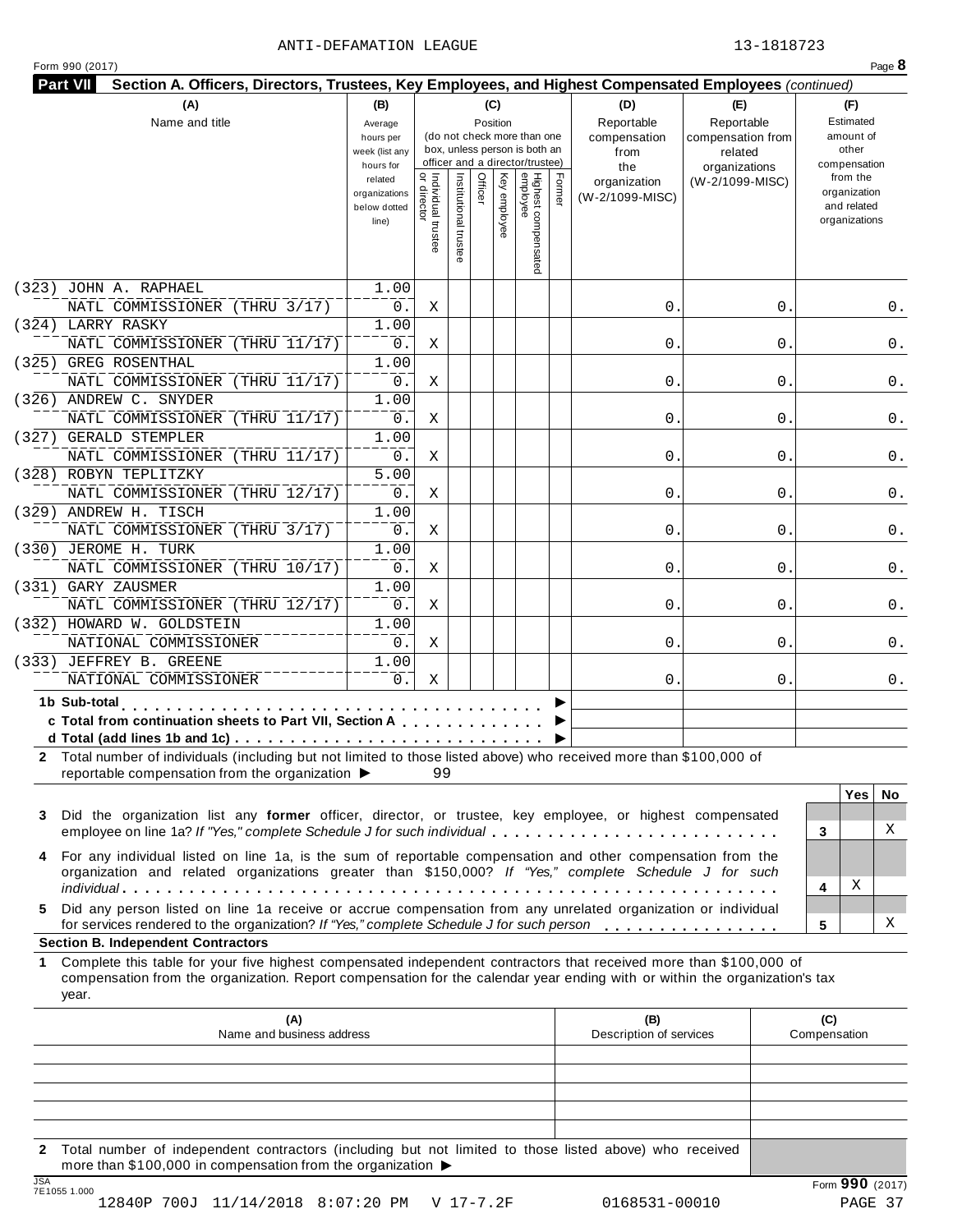ANTI-DEFAMATION LEAGUE 13-1818723

Form 990 (2017) Page **8**

**Part VII Section A. Officers, Directors, Trustees, Key Employees, and Highest Compensated Employees** *(continued)*

| (A) Name and title | (B) Average hours per week (list any hours for related organizations below dotted line) | (C) Position: Individual trustee or director | Institutional trustee | Officer | Key employee | Highest compensated employee | Former | (D) Reportable compensation from the organization (W-2/1099-MISC) | (E) Reportable compensation from related organizations (W-2/1099-MISC) | (F) Estimated amount of other compensation from the organization and related organizations |
|---|---|---|---|---|---|---|---|---|---|---|
| (323) JOHN A. RAPHAEL<br>NATL COMMISSIONER (THRU 3/17) | 1.00<br>0. | X | | | | | | 0. | 0. | 0. |
| (324) LARRY RASKY<br>NATL COMMISSIONER (THRU 11/17) | 1.00<br>0. | X | | | | | | 0. | 0. | 0. |
| (325) GREG ROSENTHAL<br>NATL COMMISSIONER (THRU 11/17) | 1.00<br>0. | X | | | | | | 0. | 0. | 0. |
| (326) ANDREW C. SNYDER<br>NATL COMMISSIONER (THRU 11/17) | 1.00<br>0. | X | | | | | | 0. | 0. | 0. |
| (327) GERALD STEMPLER<br>NATL COMMISSIONER (THRU 11/17) | 1.00<br>0. | X | | | | | | 0. | 0. | 0. |
| (328) ROBYN TEPLITZKY<br>NATL COMMISSIONER (THRU 12/17) | 5.00<br>0. | X | | | | | | 0. | 0. | 0. |
| (329) ANDREW H. TISCH<br>NATL COMMISSIONER (THRU 3/17) | 1.00<br>0. | X | | | | | | 0. | 0. | 0. |
| (330) JEROME H. TURK<br>NATL COMMISSIONER (THRU 10/17) | 1.00<br>0. | X | | | | | | 0. | 0. | 0. |
| (331) GARY ZAUSMER<br>NATL COMMISSIONER (THRU 12/17) | 1.00<br>0. | X | | | | | | 0. | 0. | 0. |
| (332) HOWARD W. GOLDSTEIN<br>NATIONAL COMMISSIONER | 1.00<br>0. | X | | | | | | 0. | 0. | 0. |
| (333) JEFFREY B. GREENE<br>NATIONAL COMMISSIONER | 1.00<br>0. | X | | | | | | 0. | 0. | 0. |
| **1b Sub-total** ▶ | | | | | | | | | | |
| **c Total from continuation sheets to Part VII, Section A** ▶ | | | | | | | | | | |
| **d Total (add lines 1b and 1c)** ▶ | | | | | | | | | | |

**2** Total number of individuals (including but not limited to those listed above) who received more than $100,000 of reportable compensation from the organization ▶ 99

| | | Yes | No |
|---|---|---|---|
| **3** Did the organization list any **former** officer, director, or trustee, key employee, or highest compensated employee on line 1a? *If "Yes," complete Schedule J for such individual* | 3 | | X |
| **4** For any individual listed on line 1a, is the sum of reportable compensation and other compensation from the organization and related organizations greater than $150,000? *If "Yes," complete Schedule J for such individual* | 4 | X | |
| **5** Did any person listed on line 1a receive or accrue compensation from any unrelated organization or individual for services rendered to the organization? *If "Yes," complete Schedule J for such person* | 5 | | X |

**Section B. Independent Contractors**

**1** Complete this table for your five highest compensated independent contractors that received more than $100,000 of compensation from the organization. Report compensation for the calendar year ending with or within the organization's tax year.

| (A) Name and business address | (B) Description of services | (C) Compensation |
|---|---|---|
| | | |
| | | |
| | | |
| | | |
| | | |

**2** Total number of independent contractors (including but not limited to those listed above) who received more than $100,000 in compensation from the organization ▶

JSA 7E1055 1.000

Form **990** (2017)

12840P 700J 11/14/2018 8:07:20 PM V 17-7.2F 0168531-00010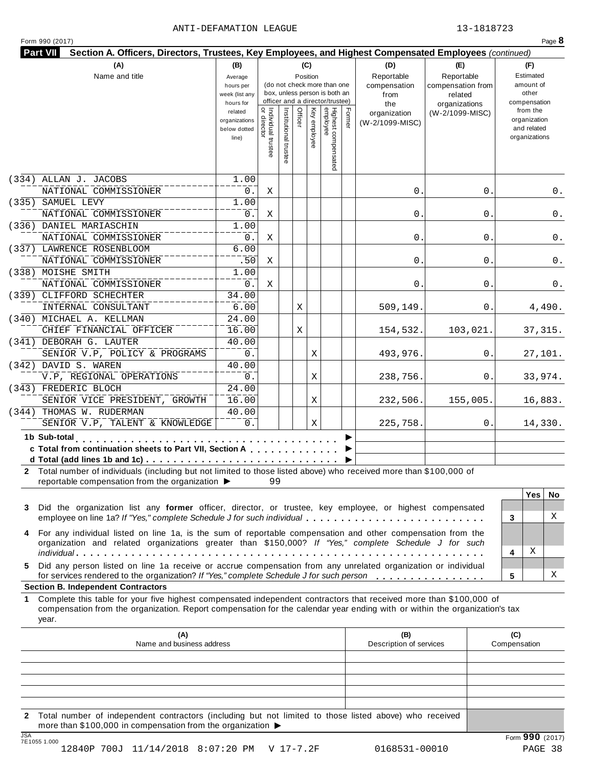ANTI-DEFAMATION LEAGUE 13-1818723

Form 990 (2017) Page **8**

**Part VII Section A. Officers, Directors, Trustees, Key Employees, and Highest Compensated Employees** *(continued)*

| (A) Name and title | (B) Average hours per week (list any hours for related organizations below dotted line) | (C) Position: Individual trustee or director | Institutional trustee | Officer | Key employee | Highest compensated employee | Former | (D) Reportable compensation from the organization (W-2/1099-MISC) | (E) Reportable compensation from related organizations (W-2/1099-MISC) | (F) Estimated amount of other compensation from the organization and related organizations |
|---|---|---|---|---|---|---|---|---|---|---|
| (334) ALLAN J. JACOBS<br>NATIONAL COMMISSIONER | 1.00<br>0. | X | | | | | | 0. | 0. | 0. |
| (335) SAMUEL LEVY<br>NATIONAL COMMISSIONER | 1.00<br>0. | X | | | | | | 0. | 0. | 0. |
| (336) DANIEL MARIASCHIN<br>NATIONAL COMMISSIONER | 1.00<br>0. | X | | | | | | 0. | 0. | 0. |
| (337) LAWRENCE ROSENBLOOM<br>NATIONAL COMMISSIONER | 6.00<br>.50 | X | | | | | | 0. | 0. | 0. |
| (338) MOISHE SMITH<br>NATIONAL COMMISSIONER | 1.00<br>0. | X | | | | | | 0. | 0. | 0. |
| (339) CLIFFORD SCHECHTER<br>INTERNAL CONSULTANT | 34.00<br>6.00 | | | X | | | | 509,149. | 0. | 4,490. |
| (340) MICHAEL A. KELLMAN<br>CHIEF FINANCIAL OFFICER | 24.00<br>16.00 | | | X | | | | 154,532. | 103,021. | 37,315. |
| (341) DEBORAH G. LAUTER<br>SENIOR V.P, POLICY & PROGRAMS | 40.00<br>0. | | | | X | | | 493,976. | 0. | 27,101. |
| (342) DAVID S. WAREN<br>V.P, REGIONAL OPERATIONS | 40.00<br>0. | | | | X | | | 238,756. | 0. | 33,974. |
| (343) FREDERIC BLOCH<br>SENIOR VICE PRESIDENT, GROWTH | 24.00<br>16.00 | | | | X | | | 232,506. | 155,005. | 16,883. |
| (344) THOMAS W. RUDERMAN<br>SENIOR V.P, TALENT & KNOWLEDGE | 40.00<br>0. | | | | X | | | 225,758. | 0. | 14,330. |
| **1b Sub-total** ▶ | | | | | | | | | | |
| **c Total from continuation sheets to Part VII, Section A** ▶ | | | | | | | | | | |
| **d Total (add lines 1b and 1c)** ▶ | | | | | | | | | | |

**2** Total number of individuals (including but not limited to those listed above) who received more than $100,000 of reportable compensation from the organization ▶ 99

| | | Yes | No |
|---|---|---|---|
| **3** Did the organization list any **former** officer, director, or trustee, key employee, or highest compensated employee on line 1a? *If "Yes," complete Schedule J for such individual* | 3 | | X |
| **4** For any individual listed on line 1a, is the sum of reportable compensation and other compensation from the organization and related organizations greater than $150,000? *If "Yes," complete Schedule J for such individual* | 4 | X | |
| **5** Did any person listed on line 1a receive or accrue compensation from any unrelated organization or individual for services rendered to the organization? *If "Yes," complete Schedule J for such person* | 5 | | X |

**Section B. Independent Contractors**

**1** Complete this table for your five highest compensated independent contractors that received more than $100,000 of compensation from the organization. Report compensation for the calendar year ending with or within the organization's tax year.

| (A) Name and business address | (B) Description of services | (C) Compensation |
|---|---|---|
| | | |
| | | |
| | | |
| | | |
| | | |

**2** Total number of independent contractors (including but not limited to those listed above) who received more than $100,000 in compensation from the organization ▶

Form **990** (2017)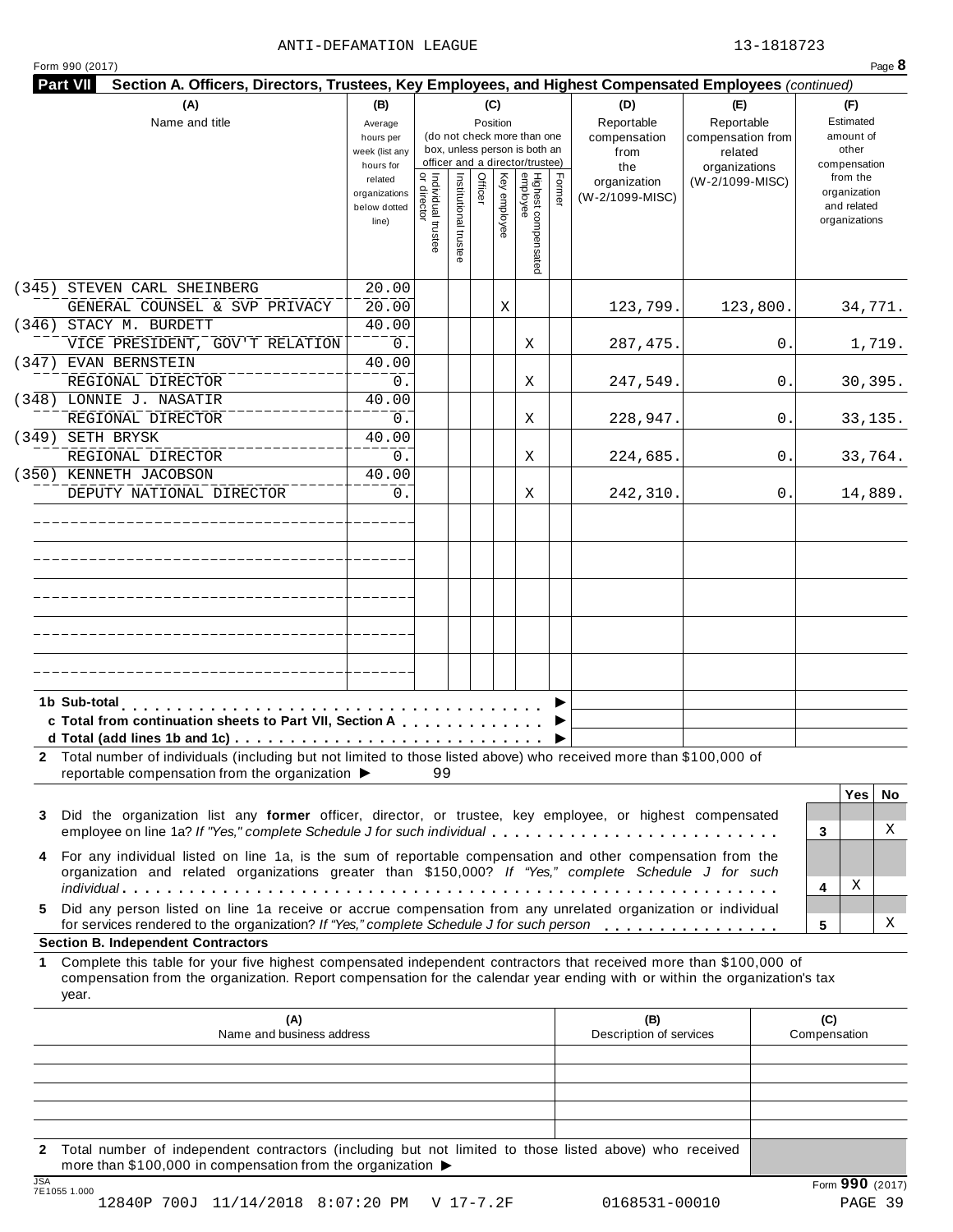ANTI-DEFAMATION LEAGUE 13-1818723

Form 990 (2017)

**Part VII** **Section A. Officers, Directors, Trustees, Key Employees, and Highest Compensated Employees** *(continued)*

| (A) Name and title | (B) Average hours per week (list any hours for related organizations below dotted line) | (C) Position: Individual trustee or director | Institutional trustee | Officer | Key employee | Highest compensated employee | Former | (D) Reportable compensation from the organization (W-2/1099-MISC) | (E) Reportable compensation from related organizations (W-2/1099-MISC) | (F) Estimated amount of other compensation from the organization and related organizations |
|---|---|---|---|---|---|---|---|---|---|---|
| (345) STEVEN CARL SHEINBERG<br>GENERAL COUNSEL & SVP PRIVACY | 20.00<br>20.00 | | | | X | | | 123,799. | 123,800. | 34,771. |
| (346) STACY M. BURDETT<br>VICE PRESIDENT, GOV'T RELATION | 40.00<br>0. | | | | | X | | 287,475. | 0. | 1,719. |
| (347) EVAN BERNSTEIN<br>REGIONAL DIRECTOR | 40.00<br>0. | | | | | X | | 247,549. | 0. | 30,395. |
| (348) LONNIE J. NASATIR<br>REGIONAL DIRECTOR | 40.00<br>0. | | | | | X | | 228,947. | 0. | 33,135. |
| (349) SETH BRYSK<br>REGIONAL DIRECTOR | 40.00<br>0. | | | | | X | | 224,685. | 0. | 33,764. |
| (350) KENNETH JACOBSON<br>DEPUTY NATIONAL DIRECTOR | 40.00<br>0. | | | | | X | | 242,310. | 0. | 14,889. |
| | | | | | | | | | | |
| | | | | | | | | | | |
| | | | | | | | | | | |
| | | | | | | | | | | |
| | | | | | | | | | | |

**1b Sub-total** ▶

**c Total from continuation sheets to Part VII, Section A** ▶

**d Total (add lines 1b and 1c)** ▶

**2** Total number of individuals (including but not limited to those listed above) who received more than $100,000 of reportable compensation from the organization ▶ 99

| | | Yes | No |
|---|---|---|---|
| **3** Did the organization list any **former** officer, director, or trustee, key employee, or highest compensated employee on line 1a? *If "Yes," complete Schedule J for such individual* | 3 | | X |
| **4** For any individual listed on line 1a, is the sum of reportable compensation and other compensation from the organization and related organizations greater than $150,000? *If "Yes," complete Schedule J for such individual* | 4 | X | |
| **5** Did any person listed on line 1a receive or accrue compensation from any unrelated organization or individual for services rendered to the organization? *If "Yes," complete Schedule J for such person* | 5 | | X |

**Section B. Independent Contractors**

**1** Complete this table for your five highest compensated independent contractors that received more than $100,000 of compensation from the organization. Report compensation for the calendar year ending with or within the organization's tax year.

| (A) Name and business address | (B) Description of services | (C) Compensation |
|---|---|---|
| | | |
| | | |
| | | |
| | | |
| | | |

**2** Total number of independent contractors (including but not limited to those listed above) who received more than $100,000 in compensation from the organization ▶

Form **990** (2017)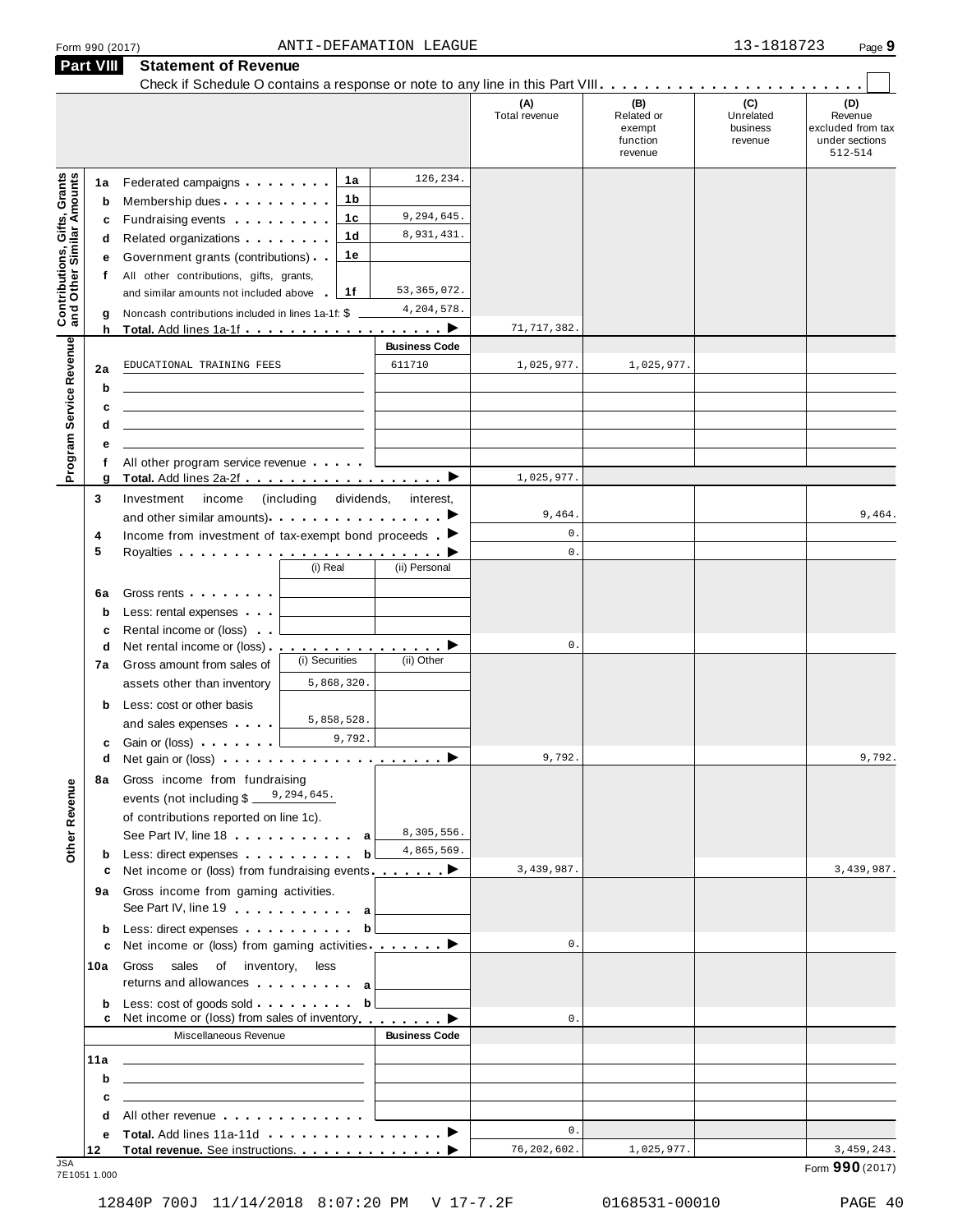Form 990 (2017) ANTI-DEFAMATION LEAGUE 13-1818723 Page 9

## Part VIII Statement of Revenue

Check if Schedule O contains a response or note to any line in this Part VIII . . . . . . . . . . . . . . . . . . . . . . . . . ☐

| | | | | (A) Total revenue | (B) Related or exempt function revenue | (C) Unrelated business revenue | (D) Revenue excluded from tax under sections 512-514 |
|---|---|---|---|---|---|---|---|
| **Contributions, Gifts, Grants and Other Similar Amounts** | 1a | Federated campaigns . . . . . . . . 1a | 126,234. | | | | |
| | b | Membership dues . . . . . . . . . . 1b | | | | | |
| | c | Fundraising events . . . . . . . . . 1c | 9,294,645. | | | | |
| | d | Related organizations . . . . . . . . 1d | 8,931,431. | | | | |
| | e | Government grants (contributions) . . 1e | | | | | |
| | f | All other contributions, gifts, grants, and similar amounts not included above . 1f | 53,365,072. | | | | |
| | g | Noncash contributions included in lines 1a-1f: $ | 4,204,578. | | | | |
| | h | **Total.** Add lines 1a-1f . . . . . . . . . . . . . . . . . . ▶ | | 71,717,382. | | | |
| **Program Service Revenue** | | | **Business Code** | | | | |
| | 2a | EDUCATIONAL TRAINING FEES | 611710 | 1,025,977. | 1,025,977. | | |
| | b | | | | | | |
| | c | | | | | | |
| | d | | | | | | |
| | e | | | | | | |
| | f | All other program service revenue . . . . . | | | | | |
| | g | **Total.** Add lines 2a-2f . . . . . . . . . . . . . . . . . . ▶ | | 1,025,977. | | | |
| **Other Revenue** | 3 | Investment income (including dividends, interest, and other similar amounts) . . . . . . . . . . . . . . ▶ | | 9,464. | | | 9,464. |
| | 4 | Income from investment of tax-exempt bond proceeds . ▶ | | 0. | | | |
| | 5 | Royalties . . . . . . . . . . . . . . . . . . . . . . . . ▶ | | 0. | | | |
| | | (i) Real | (ii) Personal | | | | |
| | 6a | Gross rents . . . . . . . . | | | | | |
| | b | Less: rental expenses . . . | | | | | |
| | c | Rental income or (loss) . . | | | | | |
| | d | Net rental income or (loss) . . . . . . . . . . . . . . . . ▶ | | 0. | | | |
| | | (i) Securities | (ii) Other | | | | |
| | 7a | Gross amount from sales of assets other than inventory: 5,868,320. | | | | | |
| | b | Less: cost or other basis and sales expenses . . . . 5,858,528. | | | | | |
| | c | Gain or (loss) . . . . . . . 9,792. | | | | | |
| | d | Net gain or (loss) . . . . . . . . . . . . . . . . . . . . ▶ | | 9,792. | | | 9,792. |
| | 8a | Gross income from fundraising events (not including $ 9,294,645. of contributions reported on line 1c). See Part IV, line 18 . . . . . . . . . . . a | 8,305,556. | | | | |
| | b | Less: direct expenses . . . . . . . . . . b | 4,865,569. | | | | |
| | c | Net income or (loss) from fundraising events . . . . . . . ▶ | | 3,439,987. | | | 3,439,987. |
| | 9a | Gross income from gaming activities. See Part IV, line 19 . . . . . . . . . . . a | | | | | |
| | b | Less: direct expenses . . . . . . . . . . b | | | | | |
| | c | Net income or (loss) from gaming activities . . . . . . . ▶ | | 0. | | | |
| | 10a | Gross sales of inventory, less returns and allowances . . . . . . . . . a | | | | | |
| | b | Less: cost of goods sold . . . . . . . . . b | | | | | |
| | c | Net income or (loss) from sales of inventory . . . . . . . ▶ | | 0. | | | |
| | | Miscellaneous Revenue | **Business Code** | | | | |
| | 11a | | | | | | |
| | b | | | | | | |
| | c | | | | | | |
| | d | All other revenue . . . . . . . . . . . . . | | | | | |
| | e | **Total.** Add lines 11a-11d . . . . . . . . . . . . . . . . ▶ | | 0. | | | |
| | 12 | **Total revenue.** See instructions. . . . . . . . . . . . . . ▶ | | 76,202,602. | 1,025,977. | | 3,459,243. |

JSA 7E1051 1.000

Form **990** (2017)

12840P 700J 11/14/2018 8:07:20 PM V 17-7.2F 0168531-00010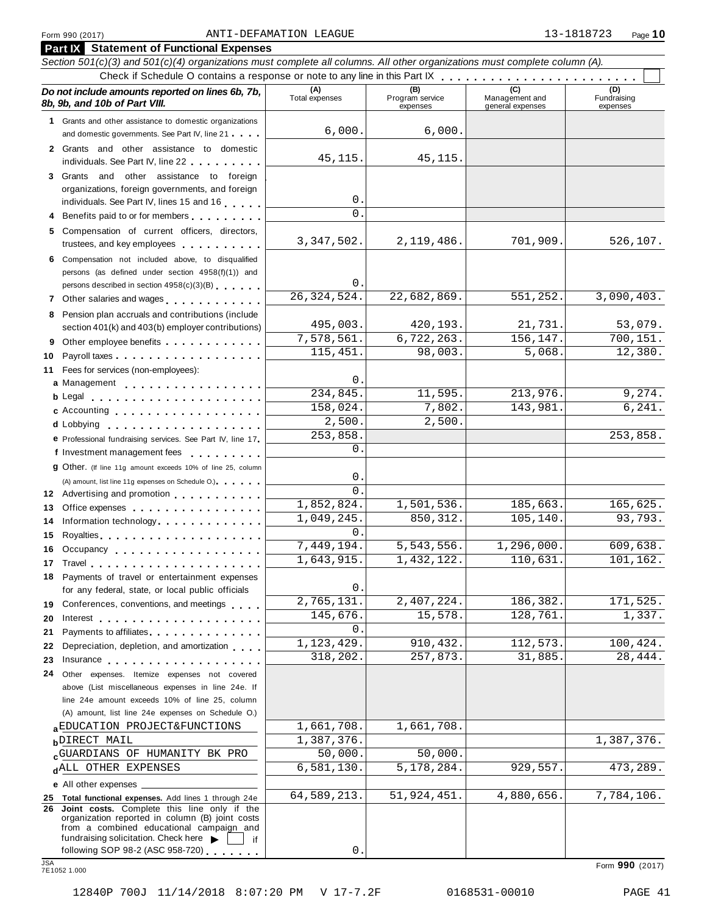Form 990 (2017) ANTI-DEFAMATION LEAGUE 13-1818723 Page **10**

## Part IX Statement of Functional Expenses

*Section 501(c)(3) and 501(c)(4) organizations must complete all columns. All other organizations must complete column (A).*

Check if Schedule O contains a response or note to any line in this Part IX . . . . . . . . . . . . . . . . . . . . . . . ☐

| *Do not include amounts reported on lines 6b, 7b, 8b, 9b, and 10b of Part VIII.* | (A) Total expenses | (B) Program service expenses | (C) Management and general expenses | (D) Fundraising expenses |
|---|---|---|---|---|
| **1** Grants and other assistance to domestic organizations and domestic governments. See Part IV, line 21 | 6,000. | 6,000. | | |
| **2** Grants and other assistance to domestic individuals. See Part IV, line 22 | 45,115. | 45,115. | | |
| **3** Grants and other assistance to foreign organizations, foreign governments, and foreign individuals. See Part IV, lines 15 and 16 | 0. | | | |
| **4** Benefits paid to or for members | 0. | | | |
| **5** Compensation of current officers, directors, trustees, and key employees | 3,347,502. | 2,119,486. | 701,909. | 526,107. |
| **6** Compensation not included above, to disqualified persons (as defined under section 4958(f)(1)) and persons described in section 4958(c)(3)(B) | 0. | | | |
| **7** Other salaries and wages | 26,324,524. | 22,682,869. | 551,252. | 3,090,403. |
| **8** Pension plan accruals and contributions (include section 401(k) and 403(b) employer contributions) | 495,003. | 420,193. | 21,731. | 53,079. |
| **9** Other employee benefits | 7,578,561. | 6,722,263. | 156,147. | 700,151. |
| **10** Payroll taxes | 115,451. | 98,003. | 5,068. | 12,380. |
| **11** Fees for services (non-employees): | | | | |
| **a** Management | 0. | | | |
| **b** Legal | 234,845. | 11,595. | 213,976. | 9,274. |
| **c** Accounting | 158,024. | 7,802. | 143,981. | 6,241. |
| **d** Lobbying | 2,500. | 2,500. | | |
| **e** Professional fundraising services. See Part IV, line 17 | 253,858. | | | 253,858. |
| **f** Investment management fees | 0. | | | |
| **g** Other. (If line 11g amount exceeds 10% of line 25, column (A) amount, list line 11g expenses on Schedule O.) | 0. | | | |
| **12** Advertising and promotion | 0. | | | |
| **13** Office expenses | 1,852,824. | 1,501,536. | 185,663. | 165,625. |
| **14** Information technology | 1,049,245. | 850,312. | 105,140. | 93,793. |
| **15** Royalties | 0. | | | |
| **16** Occupancy | 7,449,194. | 5,543,556. | 1,296,000. | 609,638. |
| **17** Travel | 1,643,915. | 1,432,122. | 110,631. | 101,162. |
| **18** Payments of travel or entertainment expenses for any federal, state, or local public officials | 0. | | | |
| **19** Conferences, conventions, and meetings | 2,765,131. | 2,407,224. | 186,382. | 171,525. |
| **20** Interest | 145,676. | 15,578. | 128,761. | 1,337. |
| **21** Payments to affiliates | 0. | | | |
| **22** Depreciation, depletion, and amortization | 1,123,429. | 910,432. | 112,573. | 100,424. |
| **23** Insurance | 318,202. | 257,873. | 31,885. | 28,444. |
| **24** Other expenses. Itemize expenses not covered above (List miscellaneous expenses in line 24e. If line 24e amount exceeds 10% of line 25, column (A) amount, list line 24e expenses on Schedule O.) | | | | |
| **a** EDUCATION PROJECT&FUNCTIONS | 1,661,708. | 1,661,708. | | |
| **b** DIRECT MAIL | 1,387,376. | | | 1,387,376. |
| **c** GUARDIANS OF HUMANITY BK PRO | 50,000. | 50,000. | | |
| **d** ALL OTHER EXPENSES | 6,581,130. | 5,178,284. | 929,557. | 473,289. |
| **e** All other expenses | | | | |
| **25 Total functional expenses.** Add lines 1 through 24e | 64,589,213. | 51,924,451. | 4,880,656. | 7,784,106. |
| **26 Joint costs.** Complete this line only if the organization reported in column (B) joint costs from a combined educational campaign and fundraising solicitation. Check here ▶ ☐ if following SOP 98-2 (ASC 958-720) | 0. | | | |

JSA 7E1052 1.000

Form **990** (2017)

12840P 700J 11/14/2018 8:07:20 PM V 17-7.2F 0168531-00010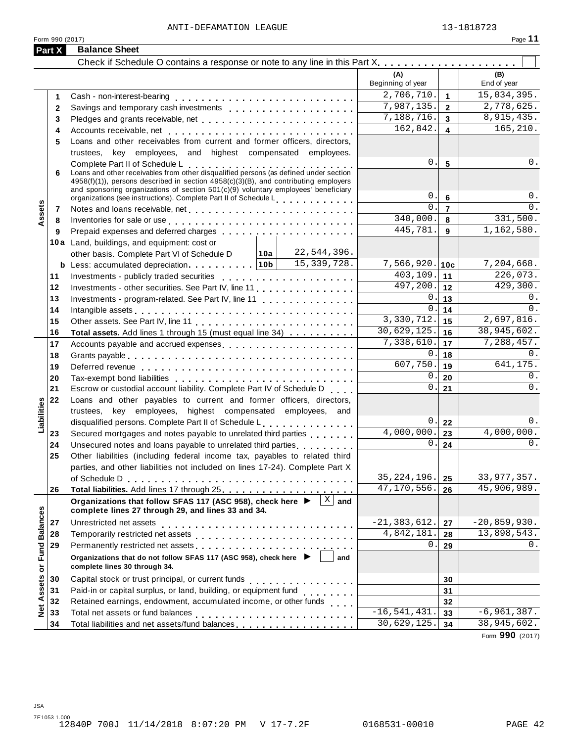ANTI-DEFAMATION LEAGUE 13-1818723

Form 990 (2017)

## Part X Balance Sheet

Check if Schedule O contains a response or note to any line in this Part X . . . . . . . . . . . . . . . . . . . . ☐

| | | | (A) Beginning of year | | (B) End of year |
|---|---|---|---|---|---|
| **Assets** | 1 | Cash - non-interest-bearing | 2,706,710. | 1 | 15,034,395. |
| | 2 | Savings and temporary cash investments | 7,987,135. | 2 | 2,778,625. |
| | 3 | Pledges and grants receivable, net | 7,188,716. | 3 | 8,915,435. |
| | 4 | Accounts receivable, net | 162,842. | 4 | 165,210. |
| | 5 | Loans and other receivables from current and former officers, directors, trustees, key employees, and highest compensated employees. Complete Part II of Schedule L | 0. | 5 | 0. |
| | 6 | Loans and other receivables from other disqualified persons (as defined under section 4958(f)(1)), persons described in section 4958(c)(3)(B), and contributing employers and sponsoring organizations of section 501(c)(9) voluntary employees' beneficiary organizations (see instructions). Complete Part II of Schedule L | 0. | 6 | 0. |
| | 7 | Notes and loans receivable, net | 0. | 7 | 0. |
| | 8 | Inventories for sale or use | 340,000. | 8 | 331,500. |
| | 9 | Prepaid expenses and deferred charges | 445,781. | 9 | 1,162,580. |
| | 10a | Land, buildings, and equipment: cost or other basis. Complete Part VI of Schedule D — 10a: 22,544,396. | | | |
| | b | Less: accumulated depreciation — 10b: 15,339,728. | 7,566,920. | 10c | 7,204,668. |
| | 11 | Investments - publicly traded securities | 403,109. | 11 | 226,073. |
| | 12 | Investments - other securities. See Part IV, line 11 | 497,200. | 12 | 429,300. |
| | 13 | Investments - program-related. See Part IV, line 11 | 0. | 13 | 0. |
| | 14 | Intangible assets | 0. | 14 | 0. |
| | 15 | Other assets. See Part IV, line 11 | 3,330,712. | 15 | 2,697,816. |
| | 16 | **Total assets.** Add lines 1 through 15 (must equal line 34) | 30,629,125. | 16 | 38,945,602. |
| **Liabilities** | 17 | Accounts payable and accrued expenses | 7,338,610. | 17 | 7,288,457. |
| | 18 | Grants payable | 0. | 18 | 0. |
| | 19 | Deferred revenue | 607,750. | 19 | 641,175. |
| | 20 | Tax-exempt bond liabilities | 0. | 20 | 0. |
| | 21 | Escrow or custodial account liability. Complete Part IV of Schedule D | 0. | 21 | 0. |
| | 22 | Loans and other payables to current and former officers, directors, trustees, key employees, highest compensated employees, and disqualified persons. Complete Part II of Schedule L | 0. | 22 | 0. |
| | 23 | Secured mortgages and notes payable to unrelated third parties | 4,000,000. | 23 | 4,000,000. |
| | 24 | Unsecured notes and loans payable to unrelated third parties | 0. | 24 | 0. |
| | 25 | Other liabilities (including federal income tax, payables to related third parties, and other liabilities not included on lines 17-24). Complete Part X of Schedule D | 35,224,196. | 25 | 33,977,357. |
| | 26 | **Total liabilities.** Add lines 17 through 25 | 47,170,556. | 26 | 45,906,989. |
| **Net Assets or Fund Balances** | | **Organizations that follow SFAS 117 (ASC 958), check here ▶ ☒ and complete lines 27 through 29, and lines 33 and 34.** | | | |
| | 27 | Unrestricted net assets | -21,383,612. | 27 | -20,859,930. |
| | 28 | Temporarily restricted net assets | 4,842,181. | 28 | 13,898,543. |
| | 29 | Permanently restricted net assets | 0. | 29 | 0. |
| | | **Organizations that do not follow SFAS 117 (ASC 958), check here ▶ ☐ and complete lines 30 through 34.** | | | |
| | 30 | Capital stock or trust principal, or current funds | | 30 | |
| | 31 | Paid-in or capital surplus, or land, building, or equipment fund | | 31 | |
| | 32 | Retained earnings, endowment, accumulated income, or other funds | | 32 | |
| | 33 | Total net assets or fund balances | -16,541,431. | 33 | -6,961,387. |
| | 34 | Total liabilities and net assets/fund balances | 30,629,125. | 34 | 38,945,602. |

Form **990** (2017)

JSA
7E1053 1.000
12840P 700J 11/14/2018 8:07:20 PM V 17-7.2F 0168531-00010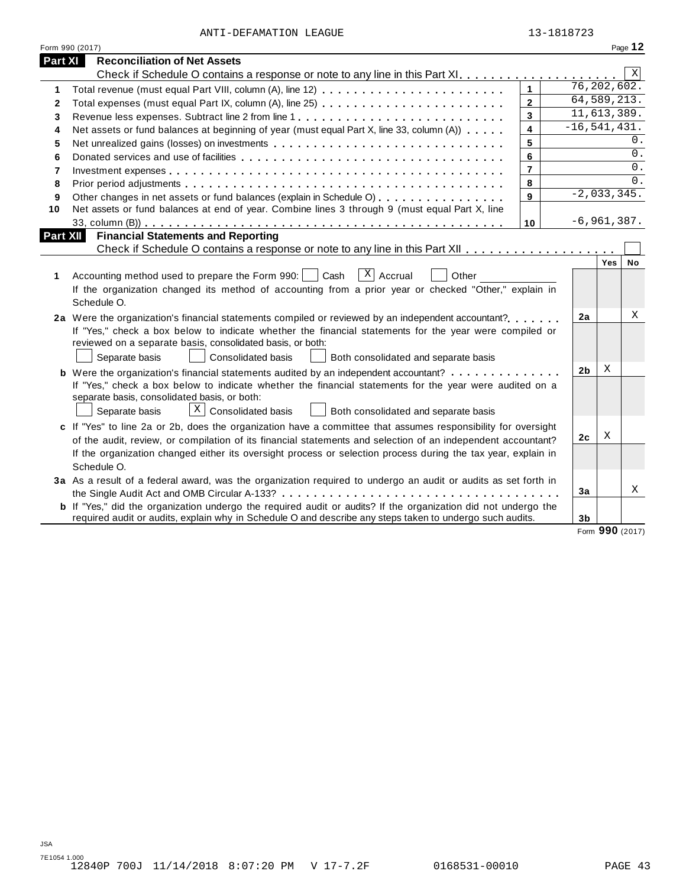ANTI-DEFAMATION LEAGUE 13-1818723

Form 990 (2017) Page **12**

## Part XI Reconciliation of Net Assets

Check if Schedule O contains a response or note to any line in this Part XI . . . . . . . . . . . . . . . . . . . . [X]

| | | | |
|---|---|---|---|
| 1 | Total revenue (must equal Part VIII, column (A), line 12) | 1 | 76,202,602. |
| 2 | Total expenses (must equal Part IX, column (A), line 25) | 2 | 64,589,213. |
| 3 | Revenue less expenses. Subtract line 2 from line 1 | 3 | 11,613,389. |
| 4 | Net assets or fund balances at beginning of year (must equal Part X, line 33, column (A)) | 4 | -16,541,431. |
| 5 | Net unrealized gains (losses) on investments | 5 | 0. |
| 6 | Donated services and use of facilities | 6 | 0. |
| 7 | Investment expenses | 7 | 0. |
| 8 | Prior period adjustments | 8 | 0. |
| 9 | Other changes in net assets or fund balances (explain in Schedule O) | 9 | -2,033,345. |
| 10 | Net assets or fund balances at end of year. Combine lines 3 through 9 (must equal Part X, line 33, column (B)) | 10 | -6,961,387. |

## Part XII Financial Statements and Reporting

Check if Schedule O contains a response or note to any line in this Part XII . . . . . . . . . . . . . . . . . . [ ]

| | | | Yes | No |
|---|---|---|---|---|
| **1** | Accounting method used to prepare the Form 990: [ ] Cash [X] Accrual [ ] Other ______<br>If the organization changed its method of accounting from a prior year or checked "Other," explain in Schedule O. | | | |
| **2a** | Were the organization's financial statements compiled or reviewed by an independent accountant?<br>If "Yes," check a box below to indicate whether the financial statements for the year were compiled or reviewed on a separate basis, consolidated basis, or both:<br>[ ] Separate basis [ ] Consolidated basis [ ] Both consolidated and separate basis | 2a | | X |
| **b** | Were the organization's financial statements audited by an independent accountant?<br>If "Yes," check a box below to indicate whether the financial statements for the year were audited on a separate basis, consolidated basis, or both:<br>[ ] Separate basis [X] Consolidated basis [ ] Both consolidated and separate basis | 2b | X | |
| **c** | If "Yes" to line 2a or 2b, does the organization have a committee that assumes responsibility for oversight of the audit, review, or compilation of its financial statements and selection of an independent accountant?<br>If the organization changed either its oversight process or selection process during the tax year, explain in Schedule O. | 2c | X | |
| **3a** | As a result of a federal award, was the organization required to undergo an audit or audits as set forth in the Single Audit Act and OMB Circular A-133? | 3a | | X |
| **b** | If "Yes," did the organization undergo the required audit or audits? If the organization did not undergo the required audit or audits, explain in Schedule O and describe any steps taken to undergo such audits. | 3b | | |

Form **990** (2017)

JSA
7E1054 1.000
12840P 700J 11/14/2018 8:07:20 PM V 17-7.2F 0168531-00010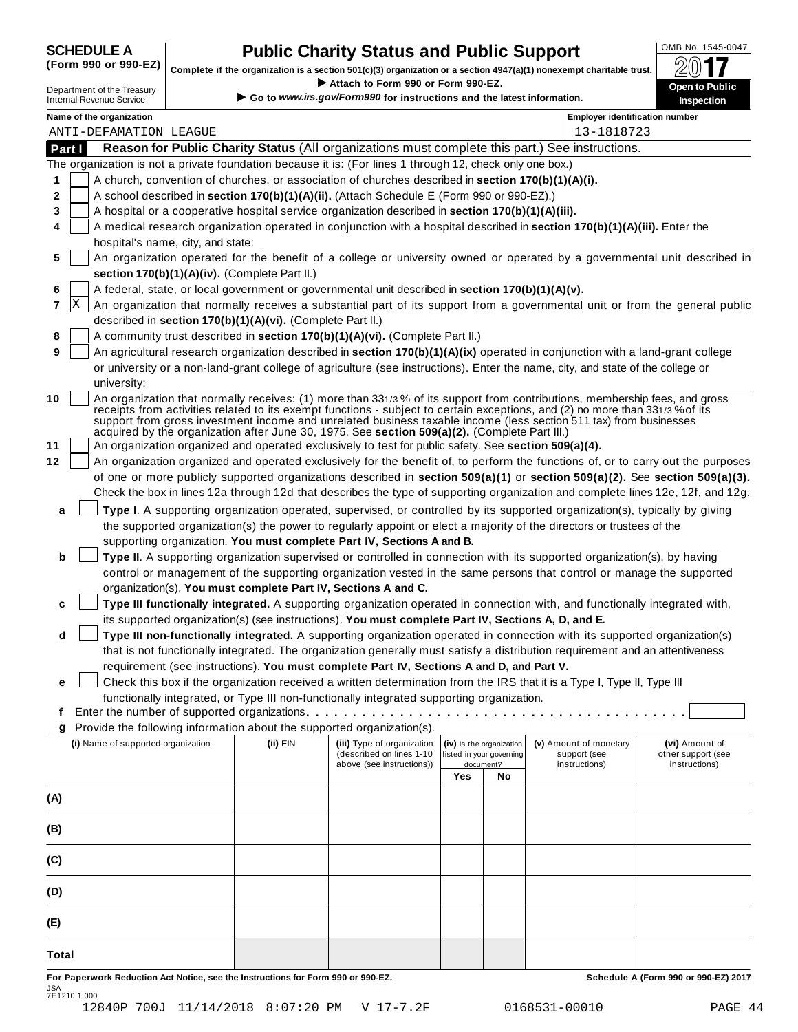**SCHEDULE A (Form 990 or 990-EZ)**

Department of the Treasury
Internal Revenue Service

# Public Charity Status and Public Support

**Complete if the organization is a section 501(c)(3) organization or a section 4947(a)(1) nonexempt charitable trust.**
▶ **Attach to Form 990 or Form 990-EZ.**
▶ **Go to** ***www.irs.gov/Form990*** **for instructions and the latest information.**

OMB No. 1545-0047
**2017**
**Open to Public Inspection**

**Name of the organization:** ANTI-DEFAMATION LEAGUE
**Employer identification number:** 13-1818723

## Part I Reason for Public Charity Status (All organizations must complete this part.) See instructions.

The organization is not a private foundation because it is: (For lines 1 through 12, check only one box.)

1. [ ] A church, convention of churches, or association of churches described in **section 170(b)(1)(A)(i).**
2. [ ] A school described in **section 170(b)(1)(A)(ii).** (Attach Schedule E (Form 990 or 990-EZ).)
3. [ ] A hospital or a cooperative hospital service organization described in **section 170(b)(1)(A)(iii).**
4. [ ] A medical research organization operated in conjunction with a hospital described in **section 170(b)(1)(A)(iii).** Enter the hospital's name, city, and state:
5. [ ] An organization operated for the benefit of a college or university owned or operated by a governmental unit described in **section 170(b)(1)(A)(iv).** (Complete Part II.)
6. [ ] A federal, state, or local government or governmental unit described in **section 170(b)(1)(A)(v).**
7. [X] An organization that normally receives a substantial part of its support from a governmental unit or from the general public described in **section 170(b)(1)(A)(vi).** (Complete Part II.)
8. [ ] A community trust described in **section 170(b)(1)(A)(vi).** (Complete Part II.)
9. [ ] An agricultural research organization described in **section 170(b)(1)(A)(ix)** operated in conjunction with a land-grant college or university or a non-land-grant college of agriculture (see instructions). Enter the name, city, and state of the college or university:
10. [ ] An organization that normally receives: (1) more than 33 1/3 % of its support from contributions, membership fees, and gross receipts from activities related to its exempt functions - subject to certain exceptions, and (2) no more than 33 1/3 % of its support from gross investment income and unrelated business taxable income (less section 511 tax) from businesses acquired by the organization after June 30, 1975. See **section 509(a)(2).** (Complete Part III.)
11. [ ] An organization organized and operated exclusively to test for public safety. See **section 509(a)(4).**
12. [ ] An organization organized and operated exclusively for the benefit of, to perform the functions of, or to carry out the purposes of one or more publicly supported organizations described in **section 509(a)(1)** or **section 509(a)(2).** See **section 509(a)(3).** Check the box in lines 12a through 12d that describes the type of supporting organization and complete lines 12e, 12f, and 12g.
   - **a** [ ] **Type I**. A supporting organization operated, supervised, or controlled by its supported organization(s), typically by giving the supported organization(s) the power to regularly appoint or elect a majority of the directors or trustees of the supporting organization. **You must complete Part IV, Sections A and B.**
   - **b** [ ] **Type II**. A supporting organization supervised or controlled in connection with its supported organization(s), by having control or management of the supporting organization vested in the same persons that control or manage the supported organization(s). **You must complete Part IV, Sections A and C.**
   - **c** [ ] **Type III functionally integrated.** A supporting organization operated in connection with, and functionally integrated with, its supported organization(s) (see instructions). **You must complete Part IV, Sections A, D, and E.**
   - **d** [ ] **Type III non-functionally integrated.** A supporting organization operated in connection with its supported organization(s) that is not functionally integrated. The organization generally must satisfy a distribution requirement and an attentiveness requirement (see instructions). **You must complete Part IV, Sections A and D, and Part V.**
   - **e** [ ] Check this box if the organization received a written determination from the IRS that it is a Type I, Type II, Type III functionally integrated, or Type III non-functionally integrated supporting organization.
   - **f** Enter the number of supported organizations . . . . .
   - **g** Provide the following information about the supported organization(s).

| (i) Name of supported organization | (ii) EIN | (iii) Type of organization (described on lines 1-10 above (see instructions)) | (iv) Is the organization listed in your governing document? Yes | No | (v) Amount of monetary support (see instructions) | (vi) Amount of other support (see instructions) |
|---|---|---|---|---|---|---|
| (A) | | | | | | |
| (B) | | | | | | |
| (C) | | | | | | |
| (D) | | | | | | |
| (E) | | | | | | |
| Total | | | | | | |

**For Paperwork Reduction Act Notice, see the Instructions for Form 990 or 990-EZ.** **Schedule A (Form 990 or 990-EZ) 2017**

JSA
7E1210 1.000
12840P 700J 11/14/2018 8:07:20 PM V 17-7.2F 0168531-00010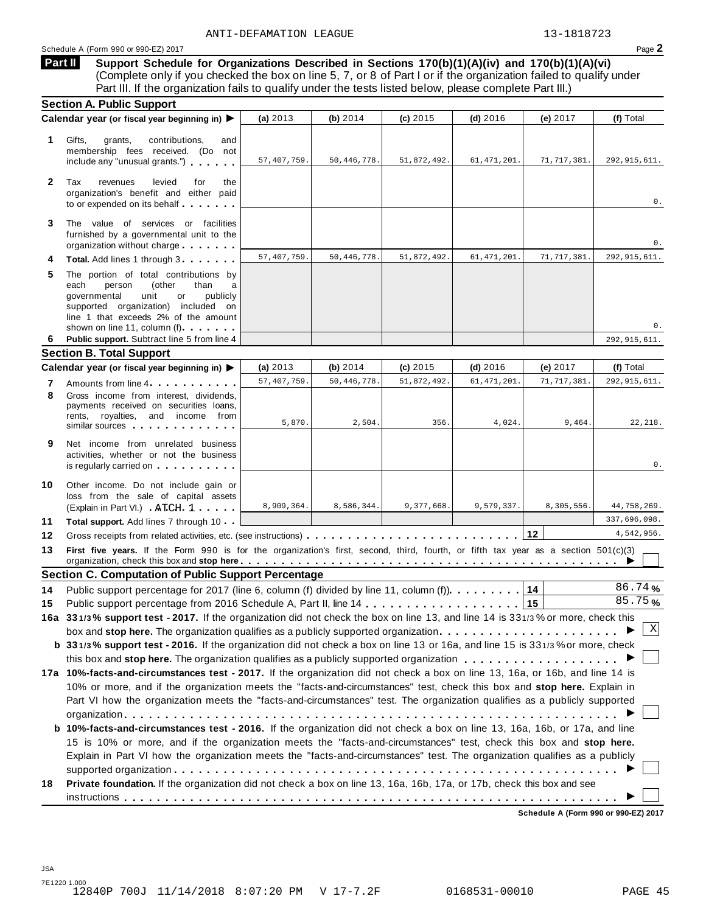ANTI-DEFAMATION LEAGUE 13-1818723

Schedule A (Form 990 or 990-EZ) 2017 Page **2**

**Part II Support Schedule for Organizations Described in Sections 170(b)(1)(A)(iv) and 170(b)(1)(A)(vi)** (Complete only if you checked the box on line 5, 7, or 8 of Part I or if the organization failed to qualify under Part III. If the organization fails to qualify under the tests listed below, please complete Part III.)

### Section A. Public Support

| Calendar year (or fiscal year beginning in) ▶ | (a) 2013 | (b) 2014 | (c) 2015 | (d) 2016 | (e) 2017 | (f) Total |
|---|---|---|---|---|---|---|
| **1** Gifts, grants, contributions, and membership fees received. (Do not include any "unusual grants.") | 57,407,759. | 50,446,778. | 51,872,492. | 61,471,201. | 71,717,381. | 292,915,611. |
| **2** Tax revenues levied for the organization's benefit and either paid to or expended on its behalf | | | | | | 0. |
| **3** The value of services or facilities furnished by a governmental unit to the organization without charge | | | | | | 0. |
| **4** **Total.** Add lines 1 through 3 | 57,407,759. | 50,446,778. | 51,872,492. | 61,471,201. | 71,717,381. | 292,915,611. |
| **5** The portion of total contributions by each person (other than a governmental unit or publicly supported organization) included on line 1 that exceeds 2% of the amount shown on line 11, column (f) | | | | | | 0. |
| **6** **Public support.** Subtract line 5 from line 4 | | | | | | 292,915,611. |

### Section B. Total Support

| Calendar year (or fiscal year beginning in) ▶ | (a) 2013 | (b) 2014 | (c) 2015 | (d) 2016 | (e) 2017 | (f) Total |
|---|---|---|---|---|---|---|
| **7** Amounts from line 4 | 57,407,759. | 50,446,778. | 51,872,492. | 61,471,201. | 71,717,381. | 292,915,611. |
| **8** Gross income from interest, dividends, payments received on securities loans, rents, royalties, and income from similar sources | 5,870. | 2,504. | 356. | 4,024. | 9,464. | 22,218. |
| **9** Net income from unrelated business activities, whether or not the business is regularly carried on | | | | | | 0. |
| **10** Other income. Do not include gain or loss from the sale of capital assets (Explain in Part VI.) ATCH 1 | 8,909,364. | 8,586,344. | 9,377,668. | 9,579,337. | 8,305,556. | 44,758,269. |
| **11** **Total support.** Add lines 7 through 10 | | | | | | 337,696,098. |
| **12** Gross receipts from related activities, etc. (see instructions) | | | | | **12** | 4,542,956. |

**13** **First five years.** If the Form 990 is for the organization's first, second, third, fourth, or fifth tax year as a section 501(c)(3) organization, check this box and **stop here** ▶ ☐

### Section C. Computation of Public Support Percentage

**14** Public support percentage for 2017 (line 6, column (f) divided by line 11, column (f)) **14** 86.74 %

**15** Public support percentage from 2016 Schedule A, Part II, line 14 **15** 85.75 %

**16a 33 1/3 % support test - 2017.** If the organization did not check the box on line 13, and line 14 is 33 1/3 % or more, check this box and **stop here.** The organization qualifies as a publicly supported organization ▶ ☒

**b 33 1/3 % support test - 2016.** If the organization did not check a box on line 13 or 16a, and line 15 is 33 1/3 % or more, check this box and **stop here.** The organization qualifies as a publicly supported organization ▶ ☐

**17a 10%-facts-and-circumstances test - 2017.** If the organization did not check a box on line 13, 16a, or 16b, and line 14 is 10% or more, and if the organization meets the "facts-and-circumstances" test, check this box and **stop here.** Explain in Part VI how the organization meets the "facts-and-circumstances" test. The organization qualifies as a publicly supported organization ▶ ☐

**b 10%-facts-and-circumstances test - 2016.** If the organization did not check a box on line 13, 16a, 16b, or 17a, and line 15 is 10% or more, and if the organization meets the "facts-and-circumstances" test, check this box and **stop here.** Explain in Part VI how the organization meets the "facts-and-circumstances" test. The organization qualifies as a publicly supported organization ▶ ☐

**18** **Private foundation.** If the organization did not check a box on line 13, 16a, 16b, 17a, or 17b, check this box and see instructions ▶ ☐

**Schedule A (Form 990 or 990-EZ) 2017**

JSA
7E1220 1.000
12840P 700J 11/14/2018 8:07:20 PM V 17-7.2F 0168531-00010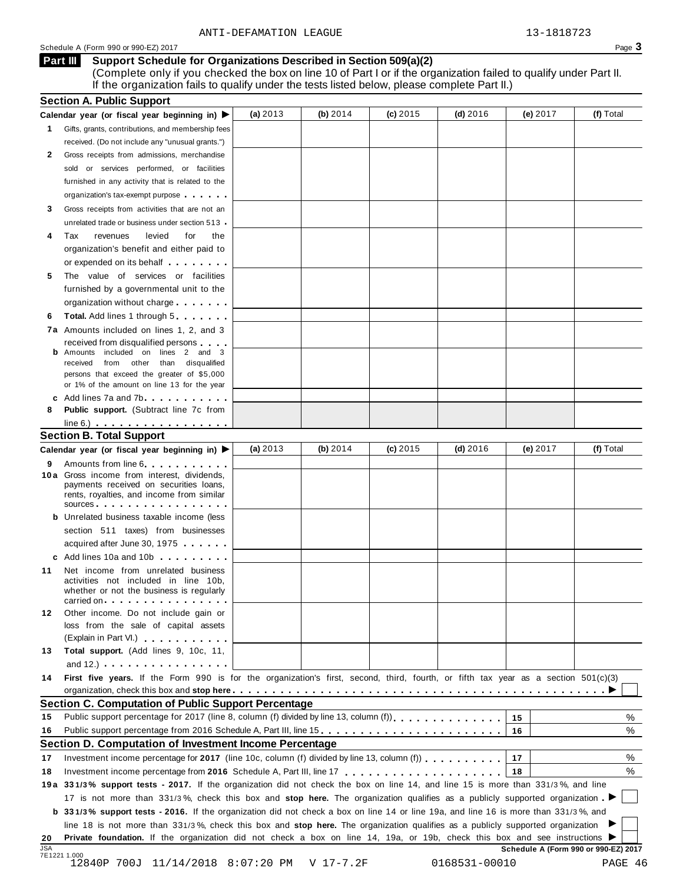ANTI-DEFAMATION LEAGUE 13-1818723

Schedule A (Form 990 or 990-EZ) 2017 Page **3**

## Part III Support Schedule for Organizations Described in Section 509(a)(2)

(Complete only if you checked the box on line 10 of Part I or if the organization failed to qualify under Part II. If the organization fails to qualify under the tests listed below, please complete Part II.)

### Section A. Public Support

| Calendar year (or fiscal year beginning in) ▶ | (a) 2013 | (b) 2014 | (c) 2015 | (d) 2016 | (e) 2017 | (f) Total |
|---|---|---|---|---|---|---|
| **1** Gifts, grants, contributions, and membership fees received. (Do not include any "unusual grants.") | | | | | | |
| **2** Gross receipts from admissions, merchandise sold or services performed, or facilities furnished in any activity that is related to the organization's tax-exempt purpose | | | | | | |
| **3** Gross receipts from activities that are not an unrelated trade or business under section 513 | | | | | | |
| **4** Tax revenues levied for the organization's benefit and either paid to or expended on its behalf | | | | | | |
| **5** The value of services or facilities furnished by a governmental unit to the organization without charge | | | | | | |
| **6** **Total.** Add lines 1 through 5 | | | | | | |
| **7a** Amounts included on lines 1, 2, and 3 received from disqualified persons | | | | | | |
| **b** Amounts included on lines 2 and 3 received from other than disqualified persons that exceed the greater of $5,000 or 1% of the amount on line 13 for the year | | | | | | |
| **c** Add lines 7a and 7b | | | | | | |
| **8** **Public support.** (Subtract line 7c from line 6.) | | | | | | |

### Section B. Total Support

| Calendar year (or fiscal year beginning in) ▶ | (a) 2013 | (b) 2014 | (c) 2015 | (d) 2016 | (e) 2017 | (f) Total |
|---|---|---|---|---|---|---|
| **9** Amounts from line 6 | | | | | | |
| **10a** Gross income from interest, dividends, payments received on securities loans, rents, royalties, and income from similar sources | | | | | | |
| **b** Unrelated business taxable income (less section 511 taxes) from businesses acquired after June 30, 1975 | | | | | | |
| **c** Add lines 10a and 10b | | | | | | |
| **11** Net income from unrelated business activities not included in line 10b, whether or not the business is regularly carried on | | | | | | |
| **12** Other income. Do not include gain or loss from the sale of capital assets (Explain in Part VI.) | | | | | | |
| **13** **Total support.** (Add lines 9, 10c, 11, and 12.) | | | | | | |

**14** **First five years.** If the Form 990 is for the organization's first, second, third, fourth, or fifth tax year as a section 501(c)(3) organization, check this box and **stop here** ▶ ☐

### Section C. Computation of Public Support Percentage

| | | | |
|---|---|---|---|
| **15** | Public support percentage for 2017 (line 8, column (f) divided by line 13, column (f)) | **15** | % |
| **16** | Public support percentage from 2016 Schedule A, Part III, line 15 | **16** | % |

### Section D. Computation of Investment Income Percentage

| | | | |
|---|---|---|---|
| **17** | Investment income percentage for **2017** (line 10c, column (f) divided by line 13, column (f)) | **17** | % |
| **18** | Investment income percentage from **2016** Schedule A, Part III, line 17 | **18** | % |

**19a** **33 1/3% support tests - 2017.** If the organization did not check the box on line 14, and line 15 is more than 33 1/3%, and line 17 is not more than 33 1/3%, check this box and **stop here.** The organization qualifies as a publicly supported organization ▶ ☐

**b** **33 1/3% support tests - 2016.** If the organization did not check a box on line 14 or line 19a, and line 16 is more than 33 1/3%, and line 18 is not more than 33 1/3%, check this box and **stop here.** The organization qualifies as a publicly supported organization ▶ ☐

**20** **Private foundation.** If the organization did not check a box on line 14, 19a, or 19b, check this box and see instructions ▶ ☐

JSA 7E1221 1.000

**Schedule A (Form 990 or 990-EZ) 2017**

12840P 700J 11/14/2018 8:07:20 PM V 17-7.2F 0168531-00010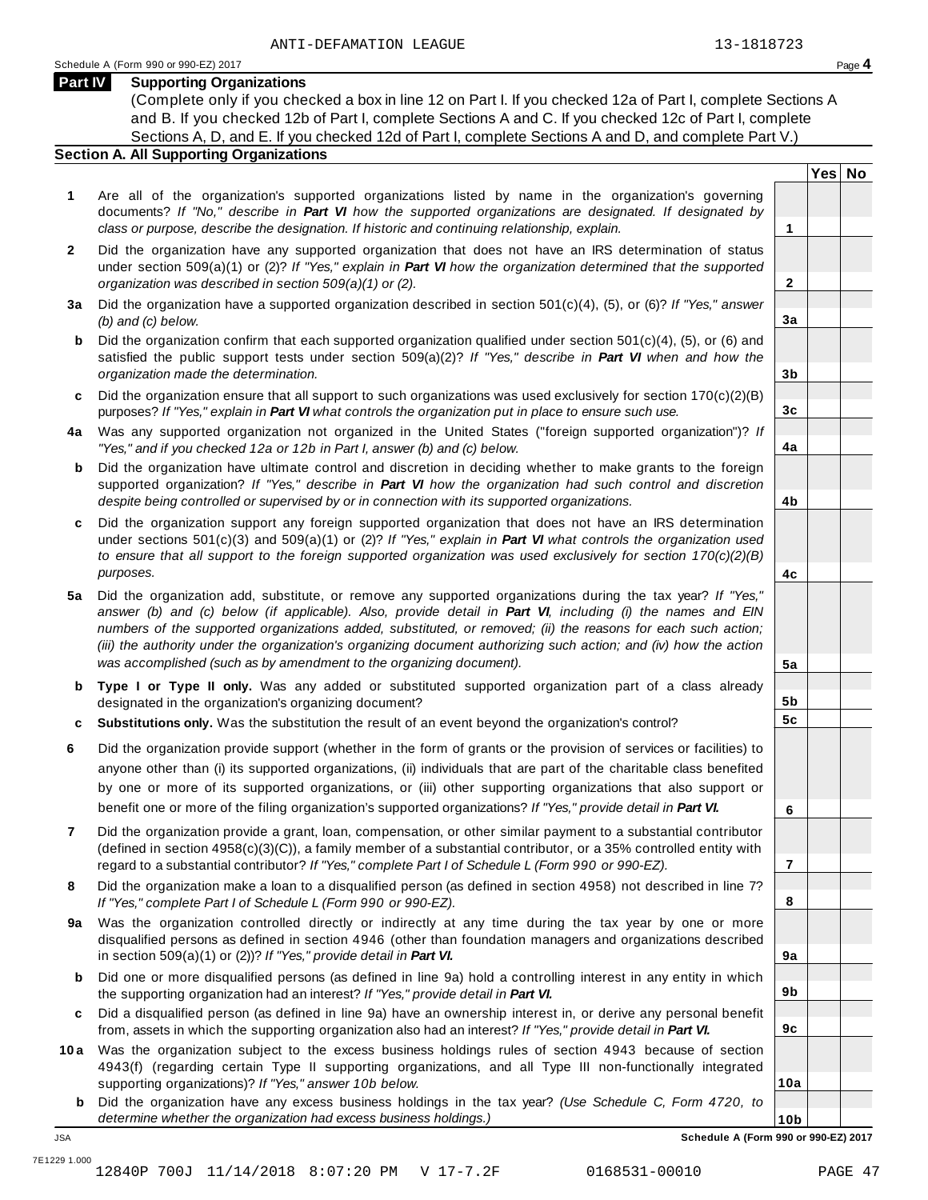ANTI-DEFAMATION LEAGUE 13-1818723

Schedule A (Form 990 or 990-EZ) 2017

## Part IV Supporting Organizations

(Complete only if you checked a box in line 12 on Part I. If you checked 12a of Part I, complete Sections A and B. If you checked 12b of Part I, complete Sections A and C. If you checked 12c of Part I, complete Sections A, D, and E. If you checked 12d of Part I, complete Sections A and D, and complete Part V.)

### Section A. All Supporting Organizations

| | | Line | Yes | No |
|---|---|---|---|---|
| **1** | Are all of the organization's supported organizations listed by name in the organization's governing documents? *If "No," describe in **Part VI** how the supported organizations are designated. If designated by class or purpose, describe the designation. If historic and continuing relationship, explain.* | 1 | | |
| **2** | Did the organization have any supported organization that does not have an IRS determination of status under section 509(a)(1) or (2)? *If "Yes," explain in **Part VI** how the organization determined that the supported organization was described in section 509(a)(1) or (2).* | 2 | | |
| **3a** | Did the organization have a supported organization described in section 501(c)(4), (5), or (6)? *If "Yes," answer (b) and (c) below.* | 3a | | |
| **b** | Did the organization confirm that each supported organization qualified under section 501(c)(4), (5), or (6) and satisfied the public support tests under section 509(a)(2)? *If "Yes," describe in **Part VI** when and how the organization made the determination.* | 3b | | |
| **c** | Did the organization ensure that all support to such organizations was used exclusively for section 170(c)(2)(B) purposes? *If "Yes," explain in **Part VI** what controls the organization put in place to ensure such use.* | 3c | | |
| **4a** | Was any supported organization not organized in the United States ("foreign supported organization")? *If "Yes," and if you checked 12a or 12b in Part I, answer (b) and (c) below.* | 4a | | |
| **b** | Did the organization have ultimate control and discretion in deciding whether to make grants to the foreign supported organization? *If "Yes," describe in **Part VI** how the organization had such control and discretion despite being controlled or supervised by or in connection with its supported organizations.* | 4b | | |
| **c** | Did the organization support any foreign supported organization that does not have an IRS determination under sections 501(c)(3) and 509(a)(1) or (2)? *If "Yes," explain in **Part VI** what controls the organization used to ensure that all support to the foreign supported organization was used exclusively for section 170(c)(2)(B) purposes.* | 4c | | |
| **5a** | Did the organization add, substitute, or remove any supported organizations during the tax year? *If "Yes," answer (b) and (c) below (if applicable). Also, provide detail in **Part VI**, including (i) the names and EIN numbers of the supported organizations added, substituted, or removed; (ii) the reasons for each such action; (iii) the authority under the organization's organizing document authorizing such action; and (iv) how the action was accomplished (such as by amendment to the organizing document).* | 5a | | |
| **b** | **Type I or Type II only.** Was any added or substituted supported organization part of a class already designated in the organization's organizing document? | 5b | | |
| **c** | **Substitutions only.** Was the substitution the result of an event beyond the organization's control? | 5c | | |
| **6** | Did the organization provide support (whether in the form of grants or the provision of services or facilities) to anyone other than (i) its supported organizations, (ii) individuals that are part of the charitable class benefited by one or more of its supported organizations, or (iii) other supporting organizations that also support or benefit one or more of the filing organization's supported organizations? *If "Yes," provide detail in **Part VI.*** | 6 | | |
| **7** | Did the organization provide a grant, loan, compensation, or other similar payment to a substantial contributor (defined in section 4958(c)(3)(C)), a family member of a substantial contributor, or a 35% controlled entity with regard to a substantial contributor? *If "Yes," complete Part I of Schedule L (Form 990 or 990-EZ).* | 7 | | |
| **8** | Did the organization make a loan to a disqualified person (as defined in section 4958) not described in line 7? *If "Yes," complete Part I of Schedule L (Form 990 or 990-EZ).* | 8 | | |
| **9a** | Was the organization controlled directly or indirectly at any time during the tax year by one or more disqualified persons as defined in section 4946 (other than foundation managers and organizations described in section 509(a)(1) or (2))? *If "Yes," provide detail in **Part VI.*** | 9a | | |
| **b** | Did one or more disqualified persons (as defined in line 9a) hold a controlling interest in any entity in which the supporting organization had an interest? *If "Yes," provide detail in **Part VI.*** | 9b | | |
| **c** | Did a disqualified person (as defined in line 9a) have an ownership interest in, or derive any personal benefit from, assets in which the supporting organization also had an interest? *If "Yes," provide detail in **Part VI.*** | 9c | | |
| **10a** | Was the organization subject to the excess business holdings rules of section 4943 because of section 4943(f) (regarding certain Type II supporting organizations, and all Type III non-functionally integrated supporting organizations)? *If "Yes," answer 10b below.* | 10a | | |
| **b** | Did the organization have any excess business holdings in the tax year? *(Use Schedule C, Form 4720, to determine whether the organization had excess business holdings.)* | 10b | | |

Schedule A (Form 990 or 990-EZ) 2017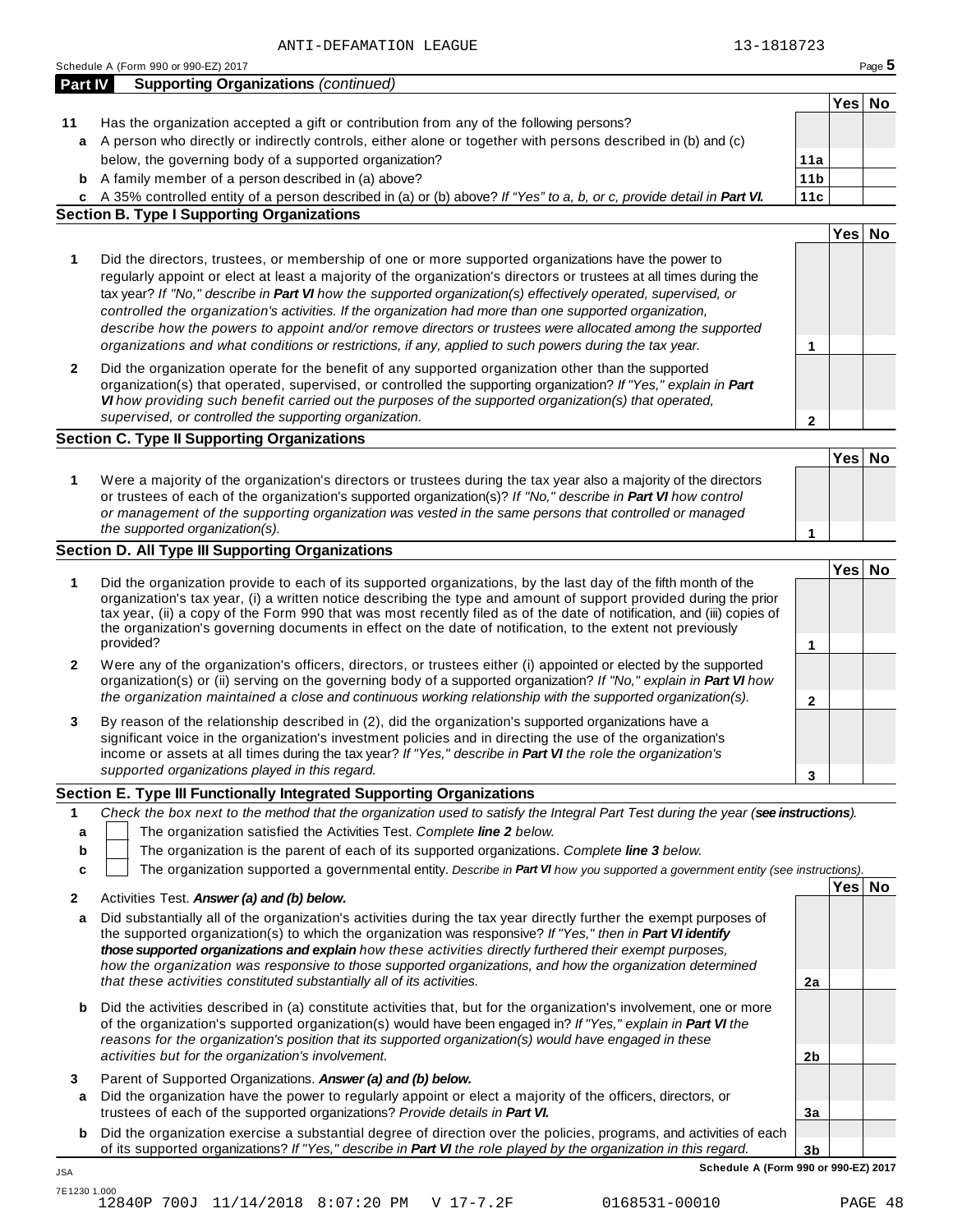ANTI-DEFAMATION LEAGUE 13-1818723

Schedule A (Form 990 or 990-EZ) 2017 Page **5**

**Part IV Supporting Organizations** *(continued)*

| | | | Yes | No |
|---|---|---|---|---|
| **11** | Has the organization accepted a gift or contribution from any of the following persons? | | | |
| **a** | A person who directly or indirectly controls, either alone or together with persons described in (b) and (c) below, the governing body of a supported organization? | **11a** | | |
| **b** | A family member of a person described in (a) above? | **11b** | | |
| **c** | A 35% controlled entity of a person described in (a) or (b) above? *If "Yes" to a, b, or c, provide detail in **Part VI**.* | **11c** | | |

### Section B. Type I Supporting Organizations

| | | | Yes | No |
|---|---|---|---|---|
| **1** | Did the directors, trustees, or membership of one or more supported organizations have the power to regularly appoint or elect at least a majority of the organization's directors or trustees at all times during the tax year? *If "No," describe in **Part VI** how the supported organization(s) effectively operated, supervised, or controlled the organization's activities. If the organization had more than one supported organization, describe how the powers to appoint and/or remove directors or trustees were allocated among the supported organizations and what conditions or restrictions, if any, applied to such powers during the tax year.* | **1** | | |
| **2** | Did the organization operate for the benefit of any supported organization other than the supported organization(s) that operated, supervised, or controlled the supporting organization? *If "Yes," explain in **Part VI** how providing such benefit carried out the purposes of the supported organization(s) that operated, supervised, or controlled the supporting organization.* | **2** | | |

### Section C. Type II Supporting Organizations

| | | | Yes | No |
|---|---|---|---|---|
| **1** | Were a majority of the organization's directors or trustees during the tax year also a majority of the directors or trustees of each of the organization's supported organization(s)? *If "No," describe in **Part VI** how control or management of the supporting organization was vested in the same persons that controlled or managed the supported organization(s).* | **1** | | |

### Section D. All Type III Supporting Organizations

| | | | Yes | No |
|---|---|---|---|---|
| **1** | Did the organization provide to each of its supported organizations, by the last day of the fifth month of the organization's tax year, (i) a written notice describing the type and amount of support provided during the prior tax year, (ii) a copy of the Form 990 that was most recently filed as of the date of notification, and (iii) copies of the organization's governing documents in effect on the date of notification, to the extent not previously provided? | **1** | | |
| **2** | Were any of the organization's officers, directors, or trustees either (i) appointed or elected by the supported organization(s) or (ii) serving on the governing body of a supported organization? *If "No," explain in **Part VI** how the organization maintained a close and continuous working relationship with the supported organization(s).* | **2** | | |
| **3** | By reason of the relationship described in (2), did the organization's supported organizations have a significant voice in the organization's investment policies and in directing the use of the organization's income or assets at all times during the tax year? *If "Yes," describe in **Part VI** the role the organization's supported organizations played in this regard.* | **3** | | |

### Section E. Type III Functionally Integrated Supporting Organizations

**1** *Check the box next to the method that the organization used to satisfy the Integral Part Test during the year (**see instructions**).*

- **a** ☐ The organization satisfied the Activities Test. *Complete **line 2** below.*
- **b** ☐ The organization is the parent of each of its supported organizations. *Complete **line 3** below.*
- **c** ☐ The organization supported a governmental entity. *Describe in **Part VI** how you supported a government entity (see instructions).*

| | | | Yes | No |
|---|---|---|---|---|
| **2** | Activities Test. ***Answer (a) and (b) below.*** | | | |
| **a** | Did substantially all of the organization's activities during the tax year directly further the exempt purposes of the supported organization(s) to which the organization was responsive? *If "Yes," then in **Part VI identify those supported organizations and explain** how these activities directly furthered their exempt purposes, how the organization was responsive to those supported organizations, and how the organization determined that these activities constituted substantially all of its activities.* | **2a** | | |
| **b** | Did the activities described in (a) constitute activities that, but for the organization's involvement, one or more of the organization's supported organization(s) would have been engaged in? *If "Yes," explain in **Part VI** the reasons for the organization's position that its supported organization(s) would have engaged in these activities but for the organization's involvement.* | **2b** | | |
| **3** | Parent of Supported Organizations. ***Answer (a) and (b) below.*** | | | |
| **a** | Did the organization have the power to regularly appoint or elect a majority of the officers, directors, or trustees of each of the supported organizations? *Provide details in **Part VI**.* | **3a** | | |
| **b** | Did the organization exercise a substantial degree of direction over the policies, programs, and activities of each of its supported organizations? *If "Yes," describe in **Part VI** the role played by the organization in this regard.* | **3b** | | |

**Schedule A (Form 990 or 990-EZ) 2017**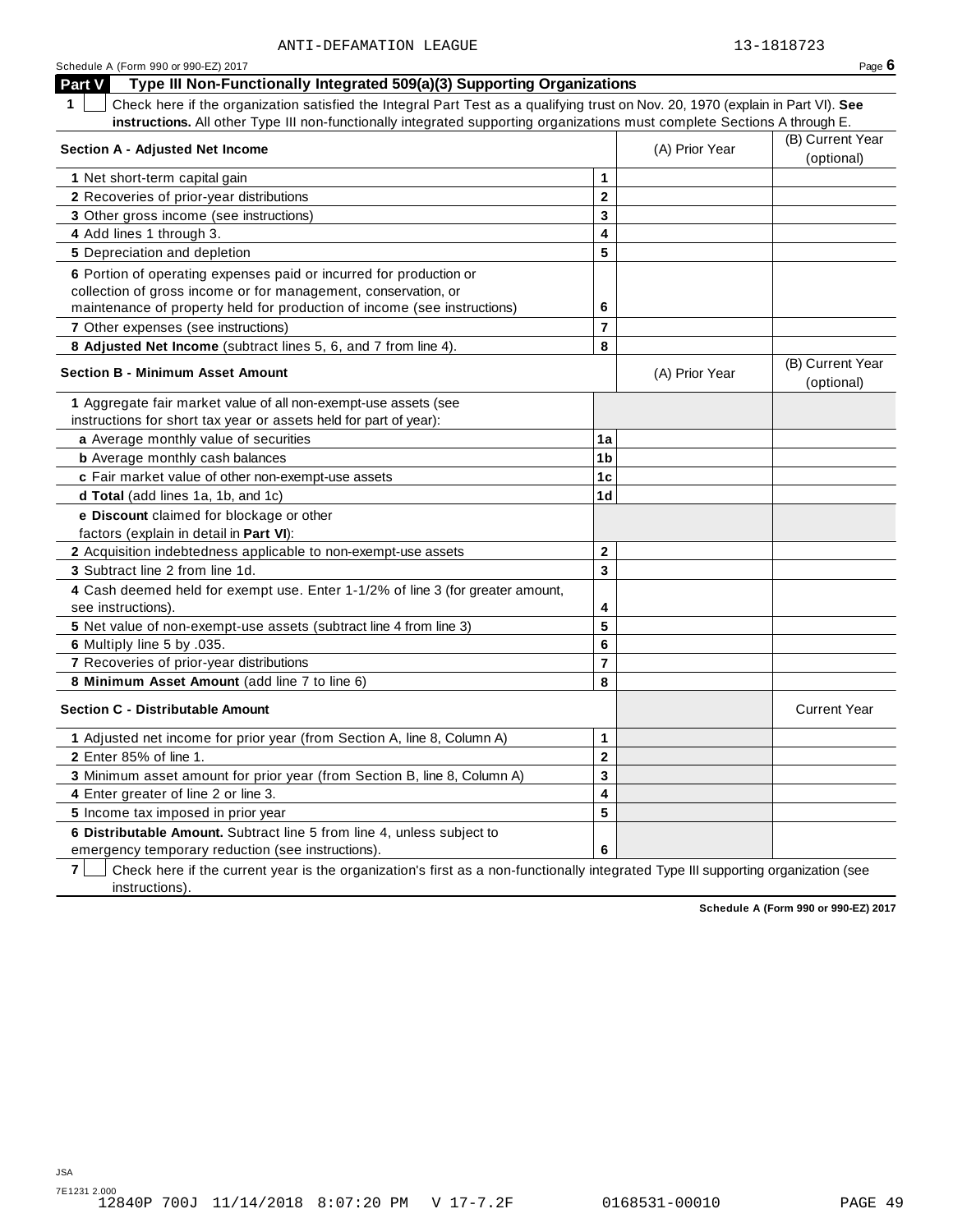ANTI-DEFAMATION LEAGUE 13-1818723

Schedule A (Form 990 or 990-EZ) 2017 Page **6**

## Part V Type III Non-Functionally Integrated 509(a)(3) Supporting Organizations

**1** ☐ Check here if the organization satisfied the Integral Part Test as a qualifying trust on Nov. 20, 1970 (explain in Part VI). **See instructions.** All other Type III non-functionally integrated supporting organizations must complete Sections A through E.

| **Section A - Adjusted Net Income** | | (A) Prior Year | (B) Current Year (optional) |
|---|---|---|---|
| **1** Net short-term capital gain | 1 | | |
| **2** Recoveries of prior-year distributions | 2 | | |
| **3** Other gross income (see instructions) | 3 | | |
| **4** Add lines 1 through 3. | 4 | | |
| **5** Depreciation and depletion | 5 | | |
| **6** Portion of operating expenses paid or incurred for production or collection of gross income or for management, conservation, or maintenance of property held for production of income (see instructions) | 6 | | |
| **7** Other expenses (see instructions) | 7 | | |
| **8 Adjusted Net Income** (subtract lines 5, 6, and 7 from line 4). | 8 | | |

| **Section B - Minimum Asset Amount** | | (A) Prior Year | (B) Current Year (optional) |
|---|---|---|---|
| **1** Aggregate fair market value of all non-exempt-use assets (see instructions for short tax year or assets held for part of year): | | | |
| **a** Average monthly value of securities | 1a | | |
| **b** Average monthly cash balances | 1b | | |
| **c** Fair market value of other non-exempt-use assets | 1c | | |
| **d Total** (add lines 1a, 1b, and 1c) | 1d | | |
| **e Discount** claimed for blockage or other factors (explain in detail in **Part VI**): | | | |
| **2** Acquisition indebtedness applicable to non-exempt-use assets | 2 | | |
| **3** Subtract line 2 from line 1d. | 3 | | |
| **4** Cash deemed held for exempt use. Enter 1-1/2% of line 3 (for greater amount, see instructions). | 4 | | |
| **5** Net value of non-exempt-use assets (subtract line 4 from line 3) | 5 | | |
| **6** Multiply line 5 by .035. | 6 | | |
| **7** Recoveries of prior-year distributions | 7 | | |
| **8 Minimum Asset Amount** (add line 7 to line 6) | 8 | | |

| **Section C - Distributable Amount** | | | Current Year |
|---|---|---|---|
| **1** Adjusted net income for prior year (from Section A, line 8, Column A) | 1 | | |
| **2** Enter 85% of line 1. | 2 | | |
| **3** Minimum asset amount for prior year (from Section B, line 8, Column A) | 3 | | |
| **4** Enter greater of line 2 or line 3. | 4 | | |
| **5** Income tax imposed in prior year | 5 | | |
| **6 Distributable Amount.** Subtract line 5 from line 4, unless subject to emergency temporary reduction (see instructions). | 6 | | |

**7** ☐ Check here if the current year is the organization's first as a non-functionally integrated Type III supporting organization (see instructions).

**Schedule A (Form 990 or 990-EZ) 2017**

JSA
7E1231 2.000
12840P 700J 11/14/2018 8:07:20 PM V 17-7.2F 0168531-00010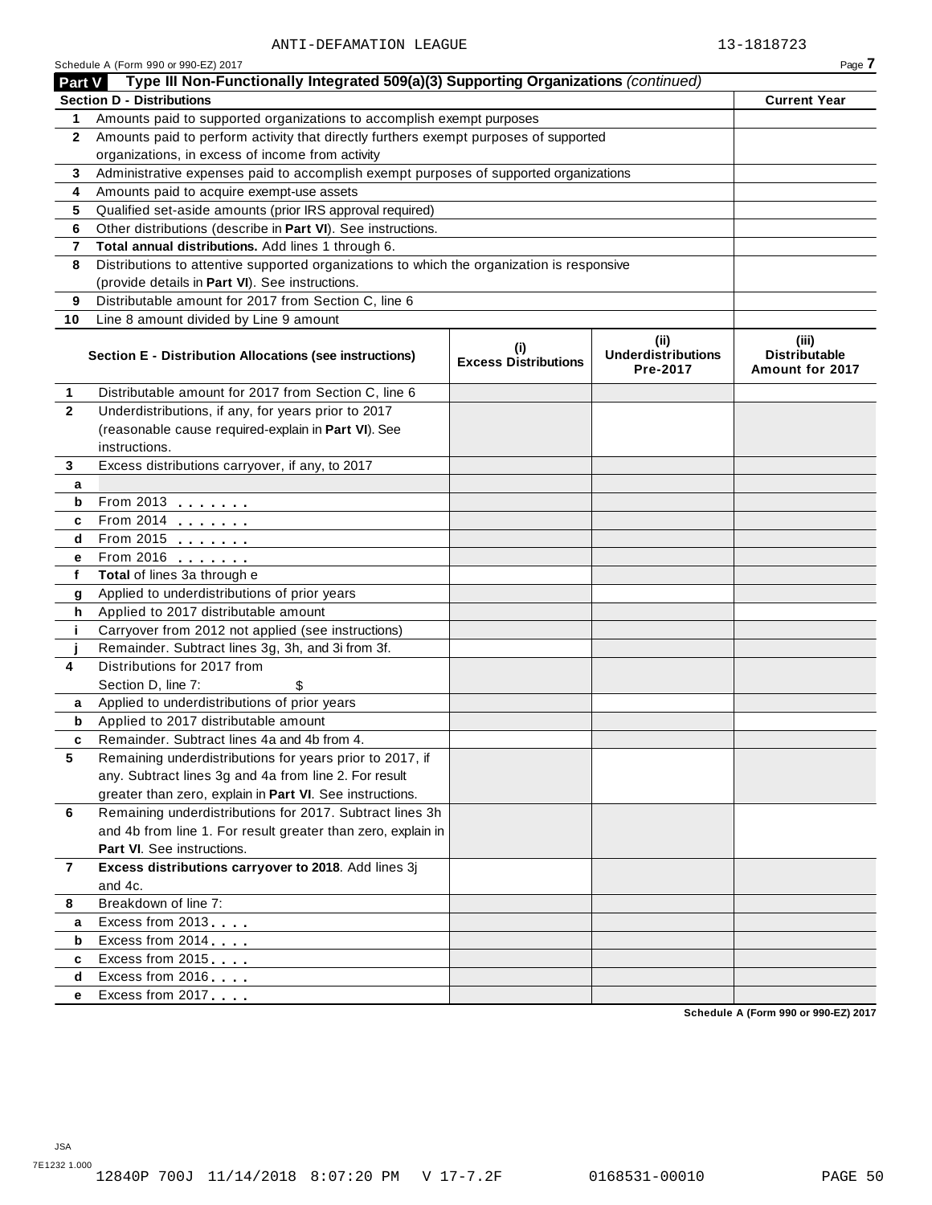ANTI-DEFAMATION LEAGUE 13-1818723

Schedule A (Form 990 or 990-EZ) 2017

## Part V Type III Non-Functionally Integrated 509(a)(3) Supporting Organizations *(continued)*

| Section D - Distributions | | Current Year |
|---|---|---|
| 1 | Amounts paid to supported organizations to accomplish exempt purposes | |
| 2 | Amounts paid to perform activity that directly furthers exempt purposes of supported organizations, in excess of income from activity | |
| 3 | Administrative expenses paid to accomplish exempt purposes of supported organizations | |
| 4 | Amounts paid to acquire exempt-use assets | |
| 5 | Qualified set-aside amounts (prior IRS approval required) | |
| 6 | Other distributions (describe in **Part VI**). See instructions. | |
| 7 | **Total annual distributions.** Add lines 1 through 6. | |
| 8 | Distributions to attentive supported organizations to which the organization is responsive (provide details in **Part VI**). See instructions. | |
| 9 | Distributable amount for 2017 from Section C, line 6 | |
| 10 | Line 8 amount divided by Line 9 amount | |

| | Section E - Distribution Allocations (see instructions) | (i) Excess Distributions | (ii) Underdistributions Pre-2017 | (iii) Distributable Amount for 2017 |
|---|---|---|---|---|
| 1 | Distributable amount for 2017 from Section C, line 6 | | | |
| 2 | Underdistributions, if any, for years prior to 2017 (reasonable cause required-explain in **Part VI**). See instructions. | | | |
| 3 | Excess distributions carryover, if any, to 2017 | | | |
| a | | | | |
| b | From 2013 | | | |
| c | From 2014 | | | |
| d | From 2015 | | | |
| e | From 2016 | | | |
| f | **Total** of lines 3a through e | | | |
| g | Applied to underdistributions of prior years | | | |
| h | Applied to 2017 distributable amount | | | |
| i | Carryover from 2012 not applied (see instructions) | | | |
| j | Remainder. Subtract lines 3g, 3h, and 3i from 3f. | | | |
| 4 | Distributions for 2017 from Section D, line 7: $ | | | |
| a | Applied to underdistributions of prior years | | | |
| b | Applied to 2017 distributable amount | | | |
| c | Remainder. Subtract lines 4a and 4b from 4. | | | |
| 5 | Remaining underdistributions for years prior to 2017, if any. Subtract lines 3g and 4a from line 2. For result greater than zero, explain in **Part VI**. See instructions. | | | |
| 6 | Remaining underdistributions for 2017. Subtract lines 3h and 4b from line 1. For result greater than zero, explain in **Part VI**. See instructions. | | | |
| 7 | **Excess distributions carryover to 2018**. Add lines 3j and 4c. | | | |
| 8 | Breakdown of line 7: | | | |
| a | Excess from 2013 | | | |
| b | Excess from 2014 | | | |
| c | Excess from 2015 | | | |
| d | Excess from 2016 | | | |
| e | Excess from 2017 | | | |

Schedule A (Form 990 or 990-EZ) 2017

JSA
7E1232 1.000
12840P 700J 11/14/2018 8:07:20 PM V 17-7.2F 0168531-00010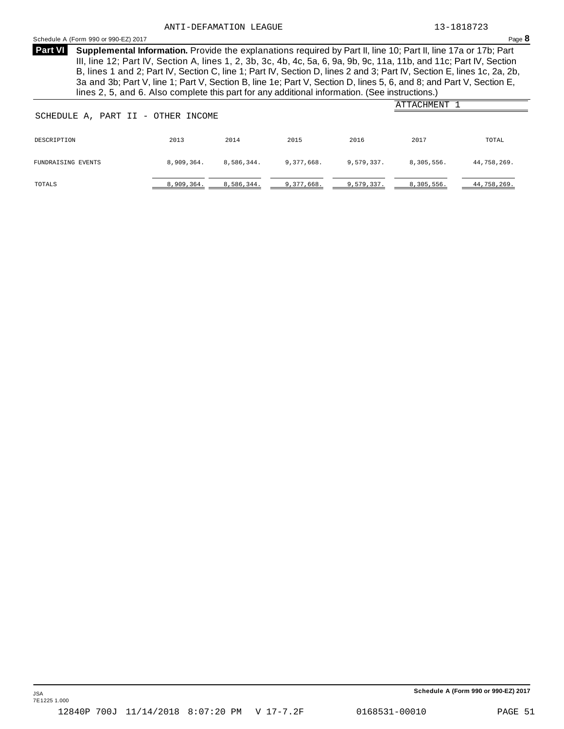ANTI-DEFAMATION LEAGUE 13-1818723

Schedule A (Form 990 or 990-EZ) 2017 Page **8**

**Part VI** **Supplemental Information.** Provide the explanations required by Part II, line 10; Part II, line 17a or 17b; Part III, line 12; Part IV, Section A, lines 1, 2, 3b, 3c, 4b, 4c, 5a, 6, 9a, 9b, 9c, 11a, 11b, and 11c; Part IV, Section B, lines 1 and 2; Part IV, Section C, line 1; Part IV, Section D, lines 2 and 3; Part IV, Section E, lines 1c, 2a, 2b, 3a and 3b; Part V, line 1; Part V, Section B, line 1e; Part V, Section D, lines 5, 6, and 8; and Part V, Section E, lines 2, 5, and 6. Also complete this part for any additional information. (See instructions.)

ATTACHMENT 1

SCHEDULE A, PART II - OTHER INCOME

| DESCRIPTION | 2013 | 2014 | 2015 | 2016 | 2017 | TOTAL |
|---|---|---|---|---|---|---|
| FUNDRAISING EVENTS | 8,909,364. | 8,586,344. | 9,377,668. | 9,579,337. | 8,305,556. | 44,758,269. |
| TOTALS | 8,909,364. | 8,586,344. | 9,377,668. | 9,579,337. | 8,305,556. | 44,758,269. |

Schedule A (Form 990 or 990-EZ) 2017

JSA
7E1225 1.000

12840P 700J 11/14/2018 8:07:20 PM V 17-7.2F 0168531-00010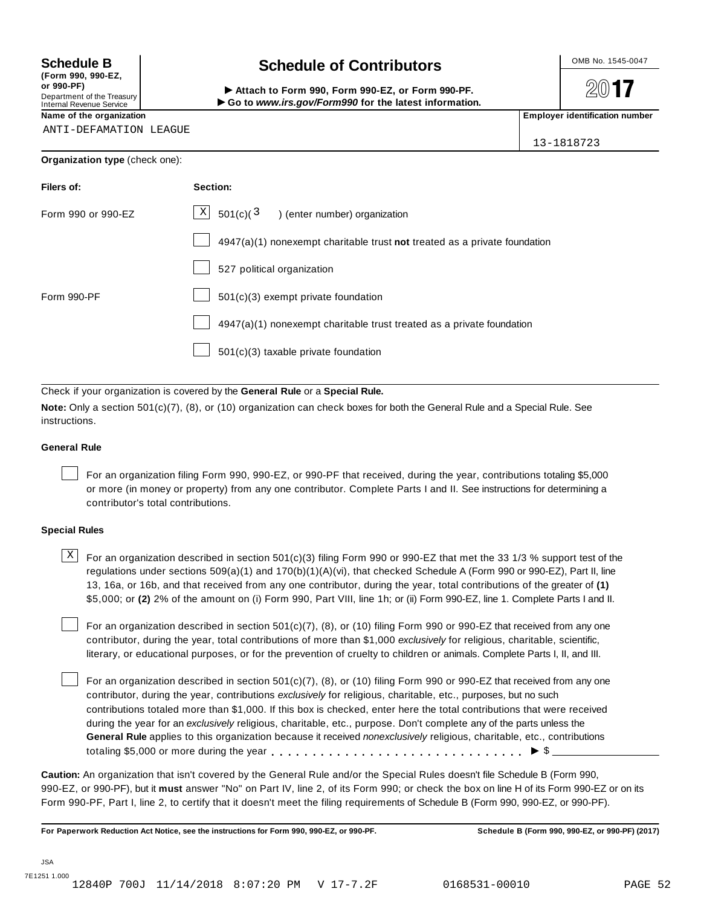**Schedule B**
**(Form 990, 990-EZ, or 990-PF)**
Department of the Treasury
Internal Revenue Service

# Schedule of Contributors

▶ **Attach to Form 990, Form 990-EZ, or Form 990-PF.**
▶ **Go to *www.irs.gov/Form990* for the latest information.**

OMB No. 1545-0047

**2017**

**Name of the organization**
ANTI-DEFAMATION LEAGUE

**Employer identification number**
13-1818723

**Organization type** (check one):

| Filers of: | Section: |
|---|---|
| Form 990 or 990-EZ | [X] 501(c)( 3 ) (enter number) organization |
| | [ ] 4947(a)(1) nonexempt charitable trust **not** treated as a private foundation |
| | [ ] 527 political organization |
| Form 990-PF | [ ] 501(c)(3) exempt private foundation |
| | [ ] 4947(a)(1) nonexempt charitable trust treated as a private foundation |
| | [ ] 501(c)(3) taxable private foundation |

Check if your organization is covered by the **General Rule** or a **Special Rule.**

**Note:** Only a section 501(c)(7), (8), or (10) organization can check boxes for both the General Rule and a Special Rule. See instructions.

### General Rule

[ ] For an organization filing Form 990, 990-EZ, or 990-PF that received, during the year, contributions totaling $5,000 or more (in money or property) from any one contributor. Complete Parts I and II. See instructions for determining a contributor's total contributions.

### Special Rules

[X] For an organization described in section 501(c)(3) filing Form 990 or 990-EZ that met the 33 1/3 % support test of the regulations under sections 509(a)(1) and 170(b)(1)(A)(vi), that checked Schedule A (Form 990 or 990-EZ), Part II, line 13, 16a, or 16b, and that received from any one contributor, during the year, total contributions of the greater of **(1)** $5,000; or **(2)** 2% of the amount on (i) Form 990, Part VIII, line 1h; or (ii) Form 990-EZ, line 1. Complete Parts I and II.

[ ] For an organization described in section 501(c)(7), (8), or (10) filing Form 990 or 990-EZ that received from any one contributor, during the year, total contributions of more than $1,000 *exclusively* for religious, charitable, scientific, literary, or educational purposes, or for the prevention of cruelty to children or animals. Complete Parts I, II, and III.

[ ] For an organization described in section 501(c)(7), (8), or (10) filing Form 990 or 990-EZ that received from any one contributor, during the year, contributions *exclusively* for religious, charitable, etc., purposes, but no such contributions totaled more than $1,000. If this box is checked, enter here the total contributions that were received during the year for an *exclusively* religious, charitable, etc., purpose. Don't complete any of the parts unless the **General Rule** applies to this organization because it received *nonexclusively* religious, charitable, etc., contributions totaling $5,000 or more during the year . . . . . . . . . . . . . . . . . . . . . . . . . . . . . ▶ $ ____________

**Caution:** An organization that isn't covered by the General Rule and/or the Special Rules doesn't file Schedule B (Form 990, 990-EZ, or 990-PF), but it **must** answer "No" on Part IV, line 2, of its Form 990; or check the box on line H of its Form 990-EZ or on its Form 990-PF, Part I, line 2, to certify that it doesn't meet the filing requirements of Schedule B (Form 990, 990-EZ, or 990-PF).

**For Paperwork Reduction Act Notice, see the instructions for Form 990, 990-EZ, or 990-PF.** **Schedule B (Form 990, 990-EZ, or 990-PF) (2017)**

JSA
7E1251 1.000
12840P 700J 11/14/2018 8:07:20 PM V 17-7.2F 0168531-00010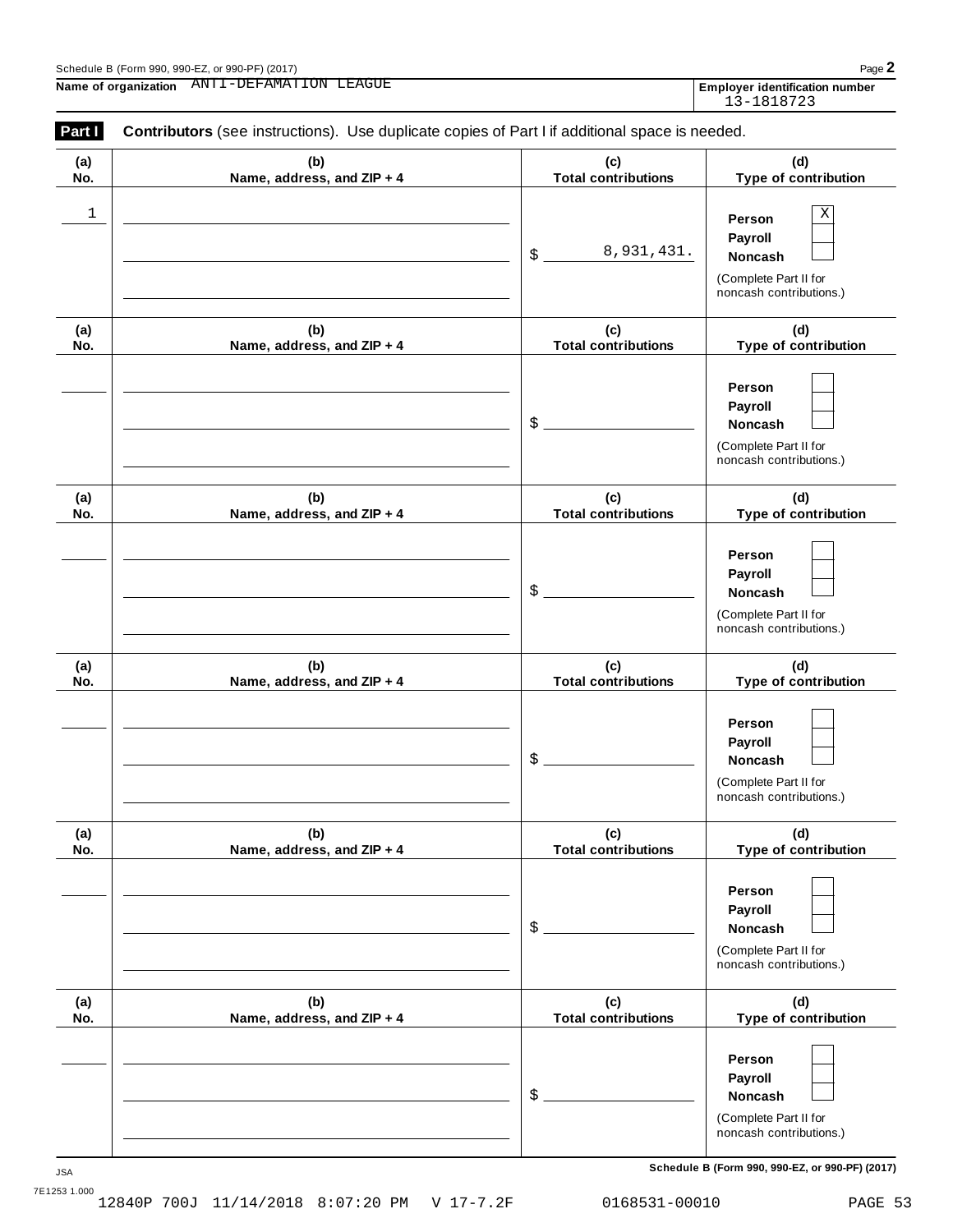Schedule B (Form 990, 990-EZ, or 990-PF) (2017)

**Name of organization** ANTI-DEFAMATION LEAGUE

**Employer identification number** 13-1818723

**Part I** **Contributors** (see instructions). Use duplicate copies of Part I if additional space is needed.

| (a) No. | (b) Name, address, and ZIP + 4 | (c) Total contributions | (d) Type of contribution |
|---|---|---|---|
| 1 | | $ 8,931,431. | Person [X] Payroll [ ] Noncash [ ] (Complete Part II for noncash contributions.) |
| | | $ | Person [ ] Payroll [ ] Noncash [ ] (Complete Part II for noncash contributions.) |
| | | $ | Person [ ] Payroll [ ] Noncash [ ] (Complete Part II for noncash contributions.) |
| | | $ | Person [ ] Payroll [ ] Noncash [ ] (Complete Part II for noncash contributions.) |
| | | $ | Person [ ] Payroll [ ] Noncash [ ] (Complete Part II for noncash contributions.) |
| | | $ | Person [ ] Payroll [ ] Noncash [ ] (Complete Part II for noncash contributions.) |

JSA 7E1253 1.000

**Schedule B (Form 990, 990-EZ, or 990-PF) (2017)**

12840P 700J 11/14/2018 8:07:20 PM V 17-7.2F 0168531-00010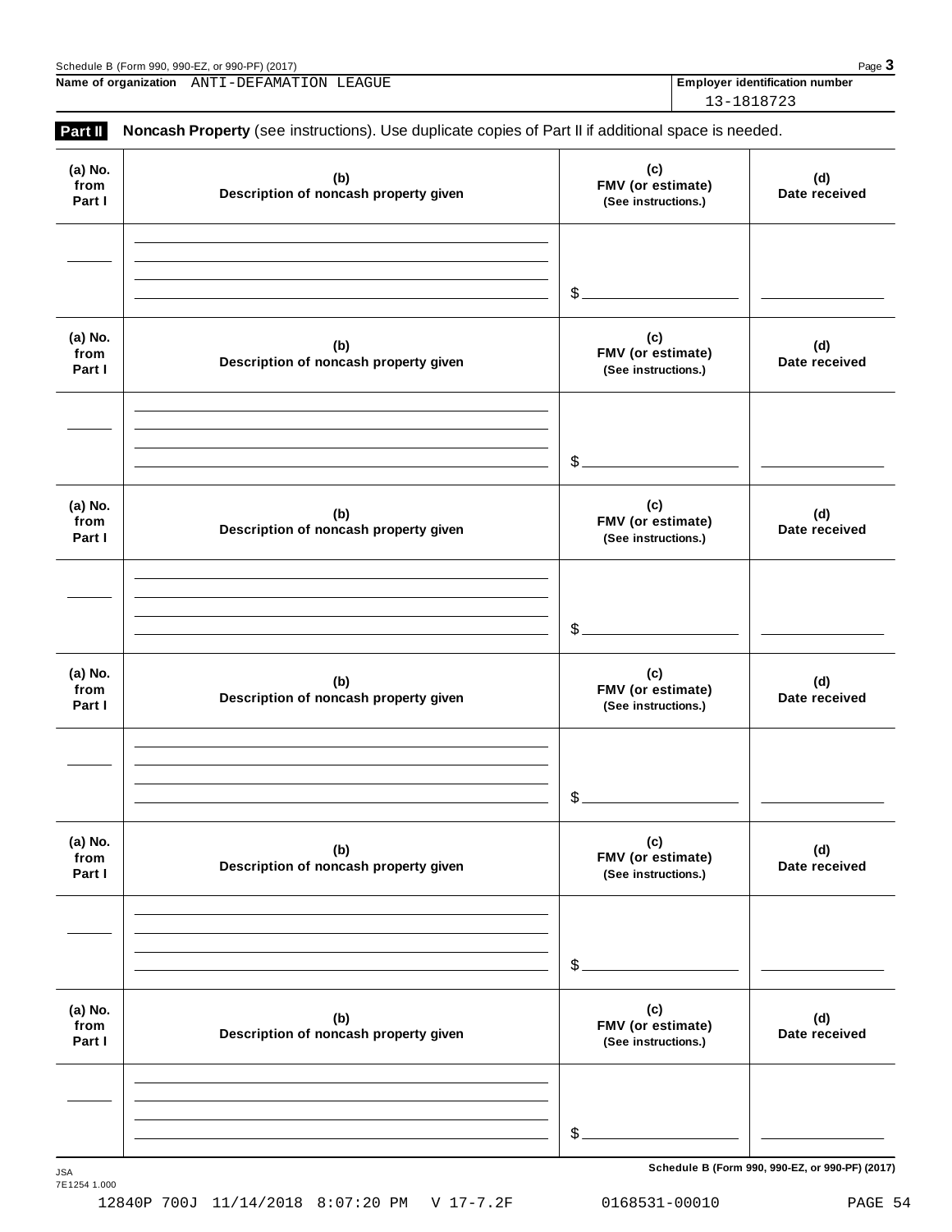Name of organization ANTI-DEFAMATION LEAGUE

Employer identification number 13-1818723

**Part II** **Noncash Property** (see instructions). Use duplicate copies of Part II if additional space is needed.

| (a) No. from Part I | (b) Description of noncash property given | (c) FMV (or estimate) (See instructions.) | (d) Date received |
|---|---|---|---|
| | | $ | |

| (a) No. from Part I | (b) Description of noncash property given | (c) FMV (or estimate) (See instructions.) | (d) Date received |
|---|---|---|---|
| | | $ | |

| (a) No. from Part I | (b) Description of noncash property given | (c) FMV (or estimate) (See instructions.) | (d) Date received |
|---|---|---|---|
| | | $ | |

| (a) No. from Part I | (b) Description of noncash property given | (c) FMV (or estimate) (See instructions.) | (d) Date received |
|---|---|---|---|
| | | $ | |

| (a) No. from Part I | (b) Description of noncash property given | (c) FMV (or estimate) (See instructions.) | (d) Date received |
|---|---|---|---|
| | | $ | |

| (a) No. from Part I | (b) Description of noncash property given | (c) FMV (or estimate) (See instructions.) | (d) Date received |
|---|---|---|---|
| | | $ | |

Schedule B (Form 990, 990-EZ, or 990-PF) (2017)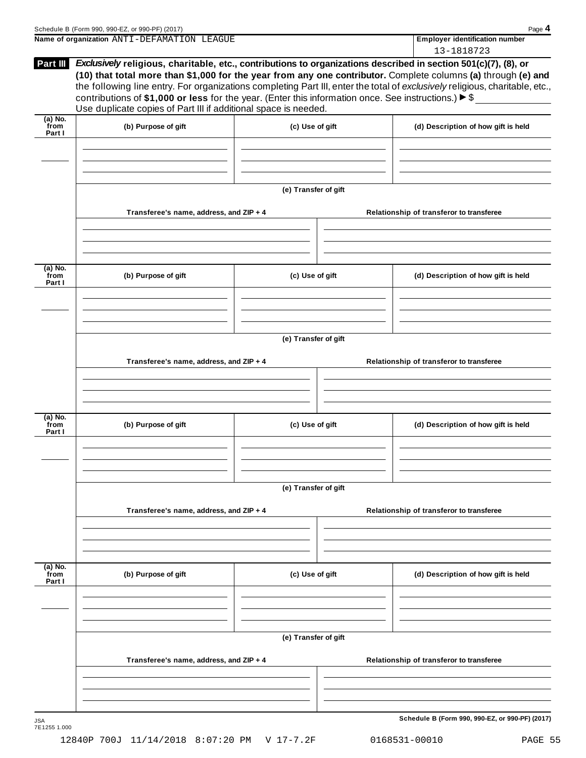Name of organization ANTI-DEFAMATION LEAGUE

**Employer identification number** 13-1818723

**Part III** ***Exclusively*** **religious, charitable, etc., contributions to organizations described in section 501(c)(7), (8), or (10) that total more than $1,000 for the year from any one contributor.** Complete columns **(a)** through **(e) and** the following line entry. For organizations completing Part III, enter the total of *exclusively* religious, charitable, etc., contributions of **$1,000 or less** for the year. (Enter this information once. See instructions.) ▶ $ \_\_\_\_\_\_\_\_\_\_

Use duplicate copies of Part III if additional space is needed.

| (a) No. from Part I | (b) Purpose of gift | (c) Use of gift | (d) Description of how gift is held |
|---|---|---|---|
| | | | |

**(e) Transfer of gift**

| Transferee's name, address, and ZIP + 4 | Relationship of transferor to transferee |
|---|---|
| | |

| (a) No. from Part I | (b) Purpose of gift | (c) Use of gift | (d) Description of how gift is held |
|---|---|---|---|
| | | | |

**(e) Transfer of gift**

| Transferee's name, address, and ZIP + 4 | Relationship of transferor to transferee |
|---|---|
| | |

| (a) No. from Part I | (b) Purpose of gift | (c) Use of gift | (d) Description of how gift is held |
|---|---|---|---|
| | | | |

**(e) Transfer of gift**

| Transferee's name, address, and ZIP + 4 | Relationship of transferor to transferee |
|---|---|
| | |

| (a) No. from Part I | (b) Purpose of gift | (c) Use of gift | (d) Description of how gift is held |
|---|---|---|---|
| | | | |

**(e) Transfer of gift**

| Transferee's name, address, and ZIP + 4 | Relationship of transferor to transferee |
|---|---|
| | |

JSA
7E1255 1.000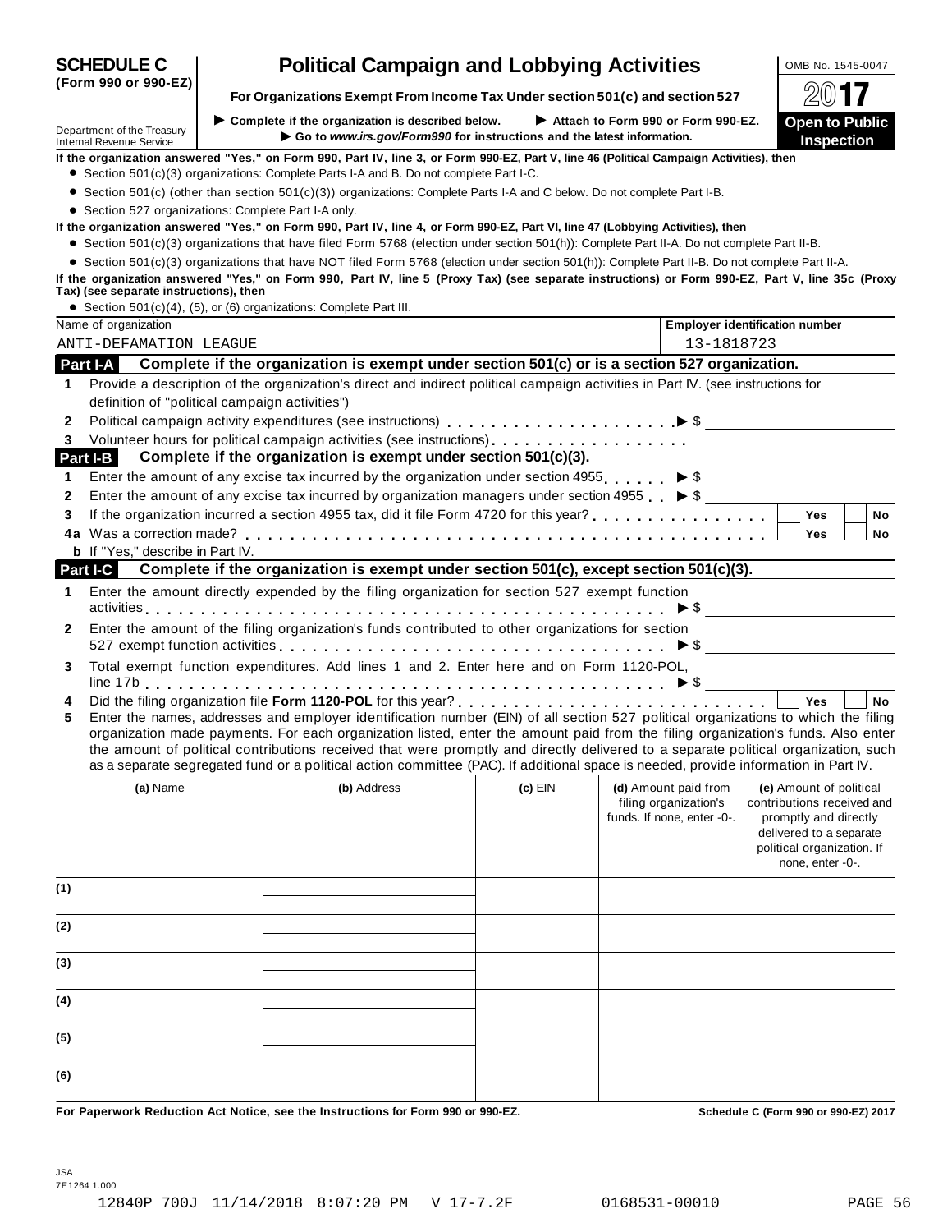**SCHEDULE C (Form 990 or 990-EZ)**

Department of the Treasury
Internal Revenue Service

# Political Campaign and Lobbying Activities

**For Organizations Exempt From Income Tax Under section 501(c) and section 527**

▶ **Complete if the organization is described below.** ▶ **Attach to Form 990 or Form 990-EZ.**
▶ **Go to www.irs.gov/Form990 for instructions and the latest information.**

OMB No. 1545-0047

**2017**

**Open to Public Inspection**

**If the organization answered "Yes," on Form 990, Part IV, line 3, or Form 990-EZ, Part V, line 46 (Political Campaign Activities), then**

- Section 501(c)(3) organizations: Complete Parts I-A and B. Do not complete Part I-C.
- Section 501(c) (other than section 501(c)(3)) organizations: Complete Parts I-A and C below. Do not complete Part I-B.
- Section 527 organizations: Complete Part I-A only.

**If the organization answered "Yes," on Form 990, Part IV, line 4, or Form 990-EZ, Part VI, line 47 (Lobbying Activities), then**

- Section 501(c)(3) organizations that have filed Form 5768 (election under section 501(h)): Complete Part II-A. Do not complete Part II-B.
- Section 501(c)(3) organizations that have NOT filed Form 5768 (election under section 501(h)): Complete Part II-B. Do not complete Part II-A.

**If the organization answered "Yes," on Form 990, Part IV, line 5 (Proxy Tax) (see separate instructions) or Form 990-EZ, Part V, line 35c (Proxy Tax) (see separate instructions), then**

- Section 501(c)(4), (5), or (6) organizations: Complete Part III.

| Name of organization | Employer identification number |
|---|---|
| ANTI-DEFAMATION LEAGUE | 13-1818723 |

## Part I-A Complete if the organization is exempt under section 501(c) or is a section 527 organization.

1. Provide a description of the organization's direct and indirect political campaign activities in Part IV. (see instructions for definition of "political campaign activities")
2. Political campaign activity expenditures (see instructions) ▶ $
3. Volunteer hours for political campaign activities (see instructions)

## Part I-B Complete if the organization is exempt under section 501(c)(3).

1. Enter the amount of any excise tax incurred by the organization under section 4955 ▶ $
2. Enter the amount of any excise tax incurred by organization managers under section 4955 ▶ $
3. If the organization incurred a section 4955 tax, did it file Form 4720 for this year? ☐ Yes ☐ No
4a. Was a correction made? ☐ Yes ☐ No
b. If "Yes," describe in Part IV.

## Part I-C Complete if the organization is exempt under section 501(c), except section 501(c)(3).

1. Enter the amount directly expended by the filing organization for section 527 exempt function activities ▶ $
2. Enter the amount of the filing organization's funds contributed to other organizations for section 527 exempt function activities ▶ $
3. Total exempt function expenditures. Add lines 1 and 2. Enter here and on Form 1120-POL, line 17b ▶ $
4. Did the filing organization file **Form 1120-POL** for this year? ☐ Yes ☐ No
5. Enter the names, addresses and employer identification number (EIN) of all section 527 political organizations to which the filing organization made payments. For each organization listed, enter the amount paid from the filing organization's funds. Also enter the amount of political contributions received that were promptly and directly delivered to a separate political organization, such as a separate segregated fund or a political action committee (PAC). If additional space is needed, provide information in Part IV.

| | (a) Name | (b) Address | (c) EIN | (d) Amount paid from filing organization's funds. If none, enter -0-. | (e) Amount of political contributions received and promptly and directly delivered to a separate political organization. If none, enter -0-. |
|---|---|---|---|---|---|
| (1) | | | | | |
| (2) | | | | | |
| (3) | | | | | |
| (4) | | | | | |
| (5) | | | | | |
| (6) | | | | | |

**For Paperwork Reduction Act Notice, see the Instructions for Form 990 or 990-EZ.** **Schedule C (Form 990 or 990-EZ) 2017**

JSA
7E1264 1.000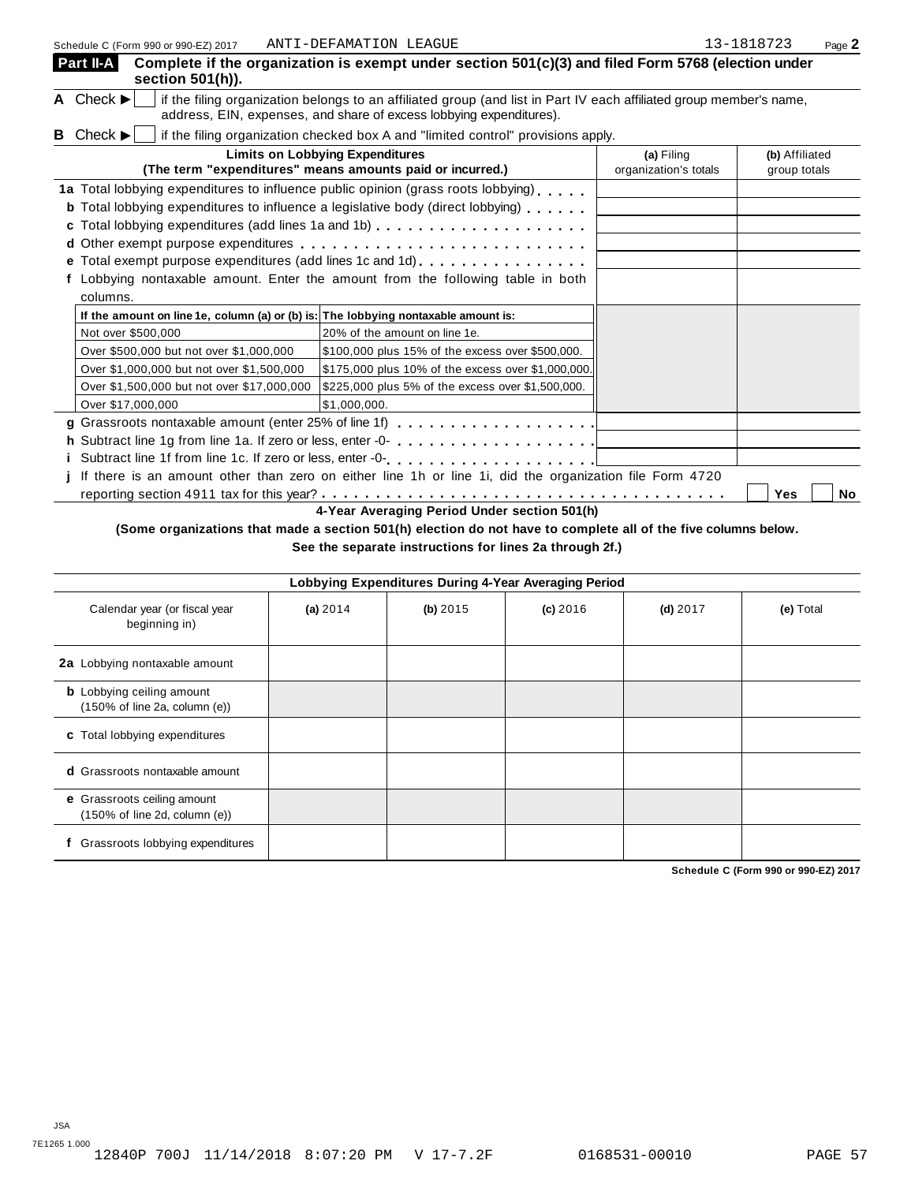Schedule C (Form 990 or 990-EZ) 2017 ANTI-DEFAMATION LEAGUE 13-1818723 Page **2**

## Part II-A Complete if the organization is exempt under section 501(c)(3) and filed Form 5768 (election under section 501(h)).

**A** Check ▶ ☐ if the filing organization belongs to an affiliated group (and list in Part IV each affiliated group member's name, address, EIN, expenses, and share of excess lobbying expenditures).

**B** Check ▶ ☐ if the filing organization checked box A and "limited control" provisions apply.

| Limits on Lobbying Expenditures (The term "expenditures" means amounts paid or incurred.) | (a) Filing organization's totals | (b) Affiliated group totals |
|---|---|---|
| **1a** Total lobbying expenditures to influence public opinion (grass roots lobbying) | | |
| **b** Total lobbying expenditures to influence a legislative body (direct lobbying) | | |
| **c** Total lobbying expenditures (add lines 1a and 1b) | | |
| **d** Other exempt purpose expenditures | | |
| **e** Total exempt purpose expenditures (add lines 1c and 1d) | | |
| **f** Lobbying nontaxable amount. Enter the amount from the following table in both columns. | | |

| If the amount on line 1e, column (a) or (b) is: | The lobbying nontaxable amount is: |
|---|---|
| Not over $500,000 | 20% of the amount on line 1e. |
| Over $500,000 but not over $1,000,000 | $100,000 plus 15% of the excess over $500,000. |
| Over $1,000,000 but not over $1,500,000 | $175,000 plus 10% of the excess over $1,000,000. |
| Over $1,500,000 but not over $17,000,000 | $225,000 plus 5% of the excess over $1,500,000. |
| Over $17,000,000 | $1,000,000. |

| | (a) Filing organization's totals | (b) Affiliated group totals |
|---|---|---|
| **g** Grassroots nontaxable amount (enter 25% of line 1f) | | |
| **h** Subtract line 1g from line 1a. If zero or less, enter -0- | | |
| **i** Subtract line 1f from line 1c. If zero or less, enter -0- | | |

**j** If there is an amount other than zero on either line 1h or line 1i, did the organization file Form 4720 reporting section 4911 tax for this year? ☐ Yes ☐ No

### 4-Year Averaging Period Under section 501(h)

**(Some organizations that made a section 501(h) election do not have to complete all of the five columns below. See the separate instructions for lines 2a through 2f.)**

| Lobbying Expenditures During 4-Year Averaging Period | | | | | |
|---|---|---|---|---|---|
| Calendar year (or fiscal year beginning in) | (a) 2014 | (b) 2015 | (c) 2016 | (d) 2017 | (e) Total |
| **2a** Lobbying nontaxable amount | | | | | |
| **b** Lobbying ceiling amount (150% of line 2a, column (e)) | | | | | |
| **c** Total lobbying expenditures | | | | | |
| **d** Grassroots nontaxable amount | | | | | |
| **e** Grassroots ceiling amount (150% of line 2d, column (e)) | | | | | |
| **f** Grassroots lobbying expenditures | | | | | |

**Schedule C (Form 990 or 990-EZ) 2017**

JSA
7E1265 1.000
12840P 700J 11/14/2018 8:07:20 PM V 17-7.2F 0168531-00010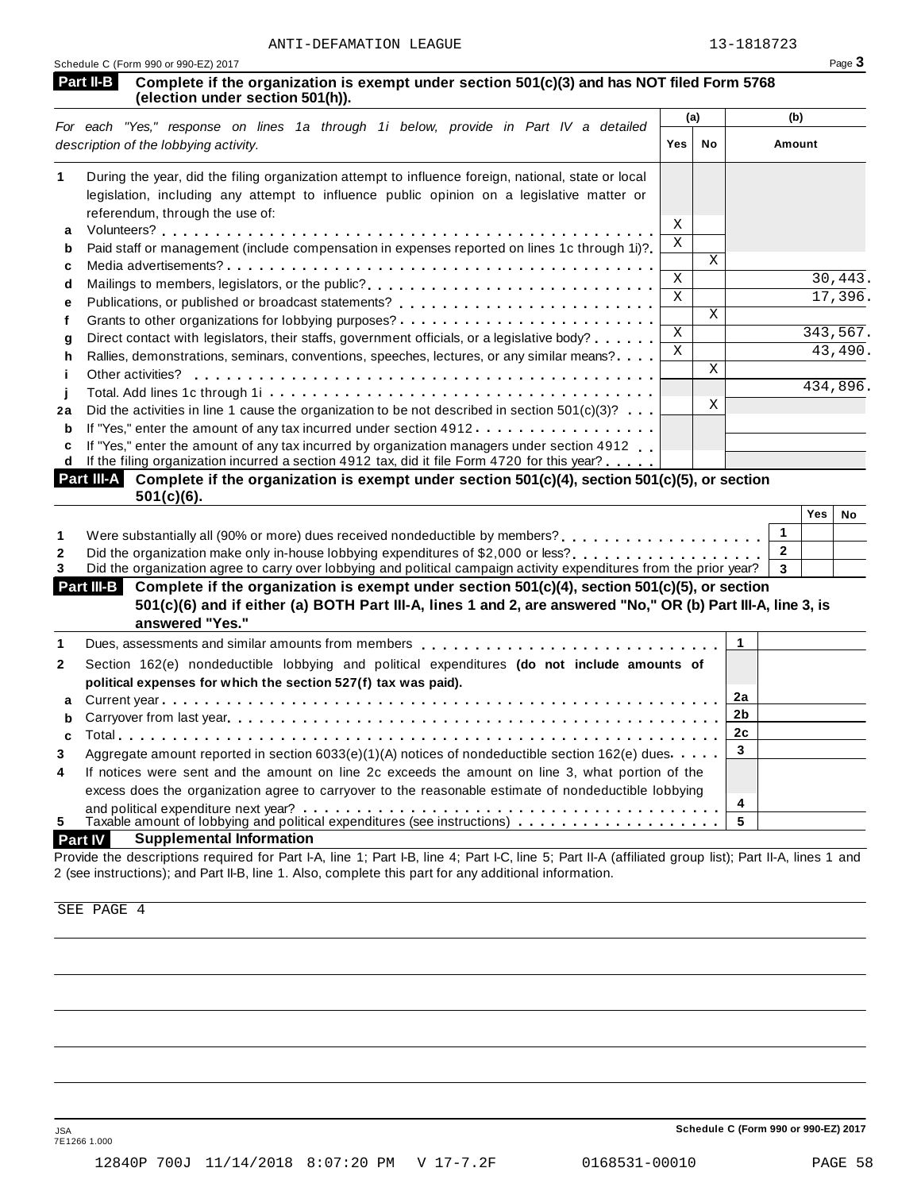ANTI-DEFAMATION LEAGUE 13-1818723

Schedule C (Form 990 or 990-EZ) 2017 Page **3**

**Part II-B Complete if the organization is exempt under section 501(c)(3) and has NOT filed Form 5768 (election under section 501(h)).**

| *For each "Yes," response on lines 1a through 1i below, provide in Part IV a detailed description of the lobbying activity.* | (a) Yes | (a) No | (b) Amount |
|---|---|---|---|
| **1** During the year, did the filing organization attempt to influence foreign, national, state or local legislation, including any attempt to influence public opinion on a legislative matter or referendum, through the use of: | | | |
| **a** Volunteers? | X | | |
| **b** Paid staff or management (include compensation in expenses reported on lines 1c through 1i)? | X | | |
| **c** Media advertisements? | | X | |
| **d** Mailings to members, legislators, or the public? | X | | 30,443. |
| **e** Publications, or published or broadcast statements? | X | | 17,396. |
| **f** Grants to other organizations for lobbying purposes? | | X | |
| **g** Direct contact with legislators, their staffs, government officials, or a legislative body? | X | | 343,567. |
| **h** Rallies, demonstrations, seminars, conventions, speeches, lectures, or any similar means? | X | | 43,490. |
| **i** Other activities? | | X | |
| **j** Total. Add lines 1c through 1i | | | 434,896. |
| **2a** Did the activities in line 1 cause the organization to be not described in section 501(c)(3)? | | X | |
| **b** If "Yes," enter the amount of any tax incurred under section 4912 | | | |
| **c** If "Yes," enter the amount of any tax incurred by organization managers under section 4912 | | | |
| **d** If the filing organization incurred a section 4912 tax, did it file Form 4720 for this year? | | | |

**Part III-A Complete if the organization is exempt under section 501(c)(4), section 501(c)(5), or section 501(c)(6).**

| | | Yes | No |
|---|---|---|---|
| **1** Were substantially all (90% or more) dues received nondeductible by members? | 1 | | |
| **2** Did the organization make only in-house lobbying expenditures of $2,000 or less? | 2 | | |
| **3** Did the organization agree to carry over lobbying and political campaign activity expenditures from the prior year? | 3 | | |

**Part III-B Complete if the organization is exempt under section 501(c)(4), section 501(c)(5), or section 501(c)(6) and if either (a) BOTH Part III-A, lines 1 and 2, are answered "No," OR (b) Part III-A, line 3, is answered "Yes."**

| | | |
|---|---|---|
| **1** Dues, assessments and similar amounts from members | 1 | |
| **2** Section 162(e) nondeductible lobbying and political expenditures **(do not include amounts of political expenses for which the section 527(f) tax was paid).** | | |
| **a** Current year | 2a | |
| **b** Carryover from last year | 2b | |
| **c** Total | 2c | |
| **3** Aggregate amount reported in section 6033(e)(1)(A) notices of nondeductible section 162(e) dues | 3 | |
| **4** If notices were sent and the amount on line 2c exceeds the amount on line 3, what portion of the excess does the organization agree to carryover to the reasonable estimate of nondeductible lobbying and political expenditure next year? | 4 | |
| **5** Taxable amount of lobbying and political expenditures (see instructions) | 5 | |

**Part IV Supplemental Information**

Provide the descriptions required for Part I-A, line 1; Part I-B, line 4; Part I-C, line 5; Part II-A (affiliated group list); Part II-A, lines 1 and 2 (see instructions); and Part II-B, line 1. Also, complete this part for any additional information.

SEE PAGE 4

JSA 7E1266 1.000 **Schedule C (Form 990 or 990-EZ) 2017**

12840P 700J 11/14/2018 8:07:20 PM V 17-7.2F 0168531-00010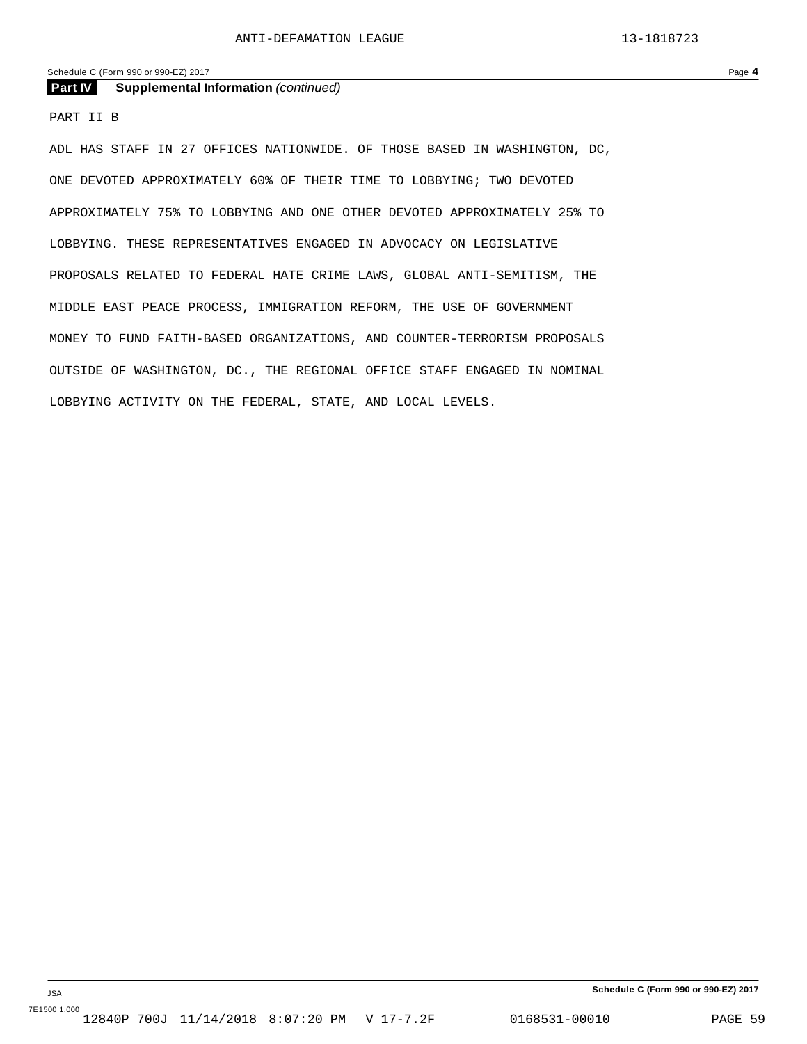**Part IV Supplemental Information** *(continued)*

PART II B

ADL HAS STAFF IN 27 OFFICES NATIONWIDE. OF THOSE BASED IN WASHINGTON, DC, ONE DEVOTED APPROXIMATELY 60% OF THEIR TIME TO LOBBYING; TWO DEVOTED APPROXIMATELY 75% TO LOBBYING AND ONE OTHER DEVOTED APPROXIMATELY 25% TO LOBBYING. THESE REPRESENTATIVES ENGAGED IN ADVOCACY ON LEGISLATIVE PROPOSALS RELATED TO FEDERAL HATE CRIME LAWS, GLOBAL ANTI-SEMITISM, THE MIDDLE EAST PEACE PROCESS, IMMIGRATION REFORM, THE USE OF GOVERNMENT MONEY TO FUND FAITH-BASED ORGANIZATIONS, AND COUNTER-TERRORISM PROPOSALS OUTSIDE OF WASHINGTON, DC., THE REGIONAL OFFICE STAFF ENGAGED IN NOMINAL LOBBYING ACTIVITY ON THE FEDERAL, STATE, AND LOCAL LEVELS.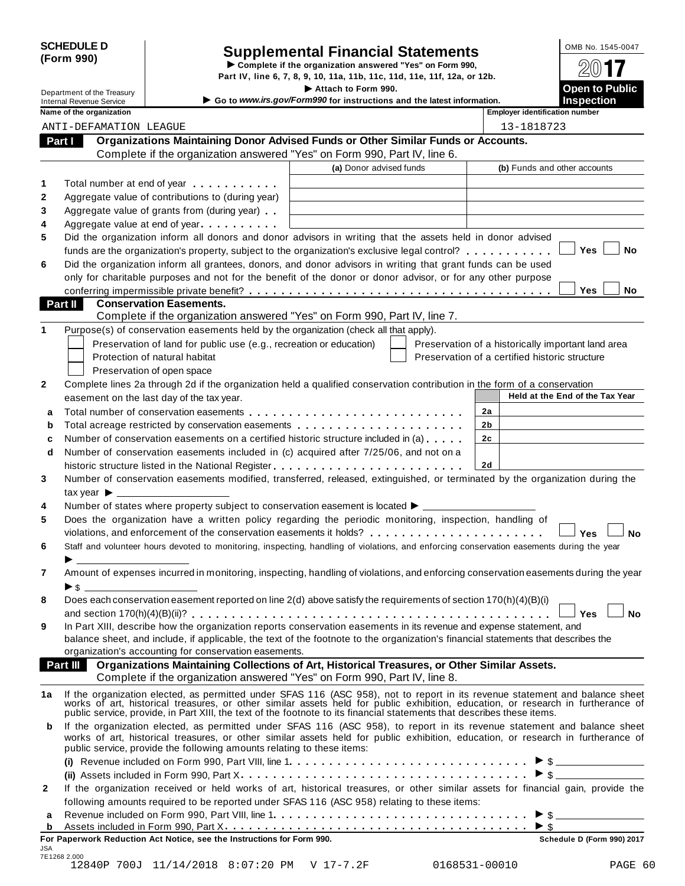**SCHEDULE D (Form 990)**

Department of the Treasury
Internal Revenue Service

# Supplemental Financial Statements

▶ Complete if the organization answered "Yes" on Form 990, Part IV, line 6, 7, 8, 9, 10, 11a, 11b, 11c, 11d, 11e, 11f, 12a, or 12b.

▶ Attach to Form 990.

▶ Go to *www.irs.gov/Form990* for instructions and the latest information.

OMB No. 1545-0047

**2017**

**Open to Public Inspection**

**Name of the organization:** ANTI-DEFAMATION LEAGUE

**Employer identification number:** 13-1818723

## Part I Organizations Maintaining Donor Advised Funds or Other Similar Funds or Accounts.

Complete if the organization answered "Yes" on Form 990, Part IV, line 6.

| | | (a) Donor advised funds | (b) Funds and other accounts |
|---|---|---|---|
| 1 | Total number at end of year | | |
| 2 | Aggregate value of contributions to (during year) | | |
| 3 | Aggregate value of grants from (during year) | | |
| 4 | Aggregate value at end of year | | |

5 Did the organization inform all donors and donor advisors in writing that the assets held in donor advised funds are the organization's property, subject to the organization's exclusive legal control? ☐ Yes ☐ No

6 Did the organization inform all grantees, donors, and donor advisors in writing that grant funds can be used only for charitable purposes and not for the benefit of the donor or donor advisor, or for any other purpose conferring impermissible private benefit? ☐ Yes ☐ No

## Part II Conservation Easements.

Complete if the organization answered "Yes" on Form 990, Part IV, line 7.

1 Purpose(s) of conservation easements held by the organization (check all that apply).

☐ Preservation of land for public use (e.g., recreation or education)
☐ Protection of natural habitat
☐ Preservation of open space
☐ Preservation of a historically important land area
☐ Preservation of a certified historic structure

2 Complete lines 2a through 2d if the organization held a qualified conservation contribution in the form of a conservation easement on the last day of the tax year.

| | | | Held at the End of the Tax Year |
|---|---|---|---|
| a | Total number of conservation easements | 2a | |
| b | Total acreage restricted by conservation easements | 2b | |
| c | Number of conservation easements on a certified historic structure included in (a) | 2c | |
| d | Number of conservation easements included in (c) acquired after 7/25/06, and not on a historic structure listed in the National Register | 2d | |

3 Number of conservation easements modified, transferred, released, extinguished, or terminated by the organization during the tax year ▶ ____________

4 Number of states where property subject to conservation easement is located ▶ ____________

5 Does the organization have a written policy regarding the periodic monitoring, inspection, handling of violations, and enforcement of the conservation easements it holds? ☐ Yes ☐ No

6 Staff and volunteer hours devoted to monitoring, inspecting, handling of violations, and enforcing conservation easements during the year ▶ ____________

7 Amount of expenses incurred in monitoring, inspecting, handling of violations, and enforcing conservation easements during the year ▶ $ ____________

8 Does each conservation easement reported on line 2(d) above satisfy the requirements of section 170(h)(4)(B)(i) and section 170(h)(4)(B)(ii)? ☐ Yes ☐ No

9 In Part XIII, describe how the organization reports conservation easements in its revenue and expense statement, and balance sheet, and include, if applicable, the text of the footnote to the organization's financial statements that describes the organization's accounting for conservation easements.

## Part III Organizations Maintaining Collections of Art, Historical Treasures, or Other Similar Assets.

Complete if the organization answered "Yes" on Form 990, Part IV, line 8.

1a If the organization elected, as permitted under SFAS 116 (ASC 958), not to report in its revenue statement and balance sheet works of art, historical treasures, or other similar assets held for public exhibition, education, or research in furtherance of public service, provide, in Part XIII, the text of the footnote to its financial statements that describes these items.

b If the organization elected, as permitted under SFAS 116 (ASC 958), to report in its revenue statement and balance sheet works of art, historical treasures, or other similar assets held for public exhibition, education, or research in furtherance of public service, provide the following amounts relating to these items:

(i) Revenue included on Form 990, Part VIII, line 1 ▶ $ ____________

(ii) Assets included in Form 990, Part X ▶ $ ____________

2 If the organization received or held works of art, historical treasures, or other similar assets for financial gain, provide the following amounts required to be reported under SFAS 116 (ASC 958) relating to these items:

a Revenue included on Form 990, Part VIII, line 1 ▶ $ ____________

b Assets included in Form 990, Part X ▶ $ ____________

**For Paperwork Reduction Act Notice, see the Instructions for Form 990.** **Schedule D (Form 990) 2017**

JSA
7E1268 2.000
12840P 700J 11/14/2018 8:07:20 PM V 17-7.2F 0168531-00010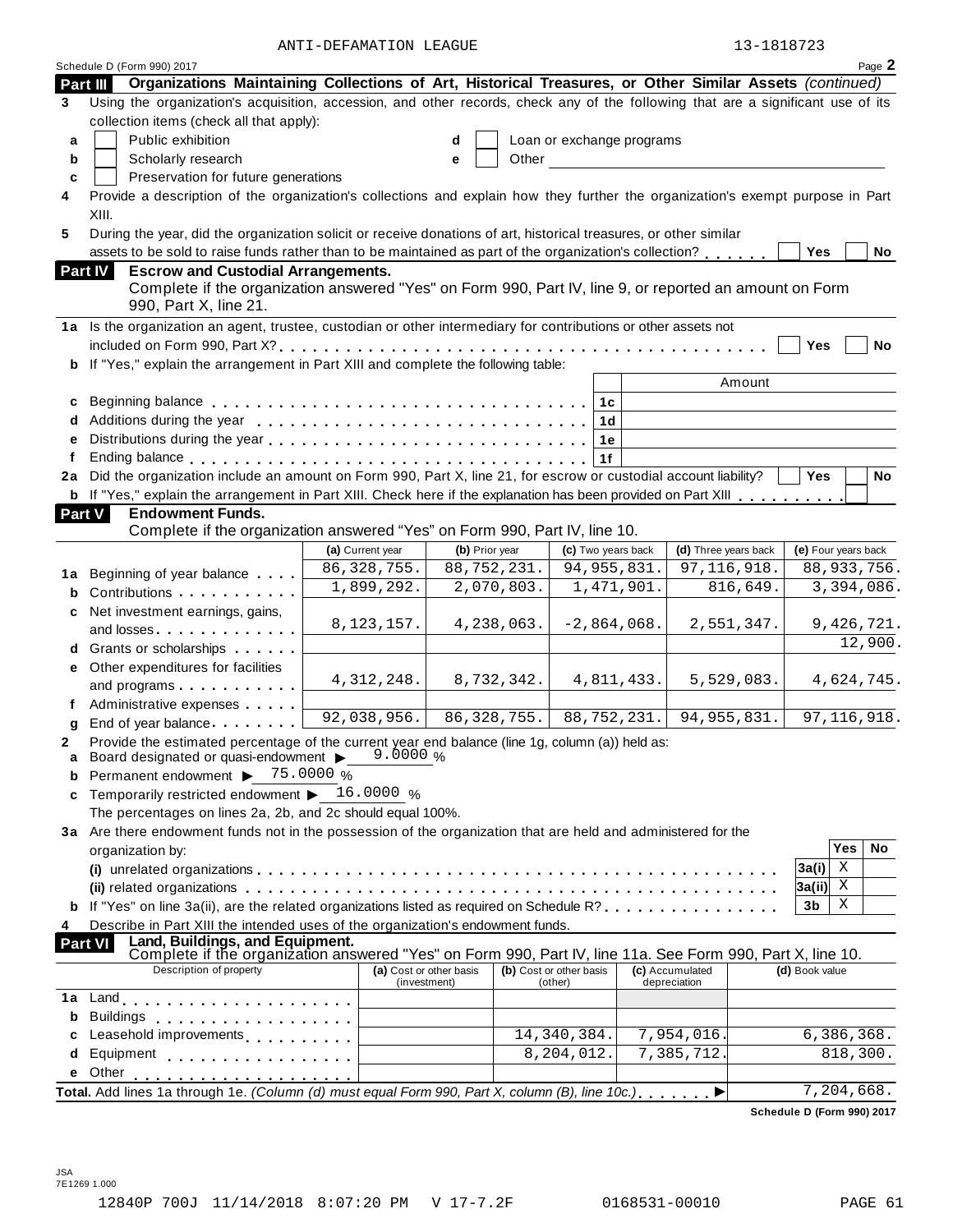ANTI-DEFAMATION LEAGUE 13-1818723

Schedule D (Form 990) 2017 Page **2**

**Part III Organizations Maintaining Collections of Art, Historical Treasures, or Other Similar Assets** *(continued)*

**3** Using the organization's acquisition, accession, and other records, check any of the following that are a significant use of its collection items (check all that apply):

- **a** ☐ Public exhibition
- **b** ☐ Scholarly research
- **c** ☐ Preservation for future generations
- **d** ☐ Loan or exchange programs
- **e** ☐ Other

**4** Provide a description of the organization's collections and explain how they further the organization's exempt purpose in Part XIII.

**5** During the year, did the organization solicit or receive donations of art, historical treasures, or other similar assets to be sold to raise funds rather than to be maintained as part of the organization's collection? ☐ Yes ☐ No

**Part IV Escrow and Custodial Arrangements.**
Complete if the organization answered "Yes" on Form 990, Part IV, line 9, or reported an amount on Form 990, Part X, line 21.

**1a** Is the organization an agent, trustee, custodian or other intermediary for contributions or other assets not included on Form 990, Part X? ☐ Yes ☐ No

**b** If "Yes," explain the arrangement in Part XIII and complete the following table:

| | | | Amount |
|---|---|---|---|
| **c** | Beginning balance | 1c | |
| **d** | Additions during the year | 1d | |
| **e** | Distributions during the year | 1e | |
| **f** | Ending balance | 1f | |

**2a** Did the organization include an amount on Form 990, Part X, line 21, for escrow or custodial account liability? ☐ Yes ☐ No

**b** If "Yes," explain the arrangement in Part XIII. Check here if the explanation has been provided on Part XIII ☐

**Part V Endowment Funds.**
Complete if the organization answered "Yes" on Form 990, Part IV, line 10.

| | | (a) Current year | (b) Prior year | (c) Two years back | (d) Three years back | (e) Four years back |
|---|---|---|---|---|---|---|
| **1a** | Beginning of year balance | 86,328,755. | 88,752,231. | 94,955,831. | 97,116,918. | 88,933,756. |
| **b** | Contributions | 1,899,292. | 2,070,803. | 1,471,901. | 816,649. | 3,394,086. |
| **c** | Net investment earnings, gains, and losses | 8,123,157. | 4,238,063. | -2,864,068. | 2,551,347. | 9,426,721. |
| **d** | Grants or scholarships | | | | | 12,900. |
| **e** | Other expenditures for facilities and programs | 4,312,248. | 8,732,342. | 4,811,433. | 5,529,083. | 4,624,745. |
| **f** | Administrative expenses | | | | | |
| **g** | End of year balance | 92,038,956. | 86,328,755. | 88,752,231. | 94,955,831. | 97,116,918. |

**2** Provide the estimated percentage of the current year end balance (line 1g, column (a)) held as:

- **a** Board designated or quasi-endowment ▶ 9.0000 %
- **b** Permanent endowment ▶ 75.0000 %
- **c** Temporarily restricted endowment ▶ 16.0000 %

The percentages on lines 2a, 2b, and 2c should equal 100%.

**3a** Are there endowment funds not in the possession of the organization that are held and administered for the organization by:

| | | | Yes | No |
|---|---|---|---|---|
| | **(i)** unrelated organizations | 3a(i) | X | |
| | **(ii)** related organizations | 3a(ii) | X | |
| **b** | If "Yes" on line 3a(ii), are the related organizations listed as required on Schedule R? | 3b | X | |

**4** Describe in Part XIII the intended uses of the organization's endowment funds.

**Part VI Land, Buildings, and Equipment.**
Complete if the organization answered "Yes" on Form 990, Part IV, line 11a. See Form 990, Part X, line 10.

| | Description of property | (a) Cost or other basis (investment) | (b) Cost or other basis (other) | (c) Accumulated depreciation | (d) Book value |
|---|---|---|---|---|---|
| **1a** | Land | | | | |
| **b** | Buildings | | | | |
| **c** | Leasehold improvements | | 14,340,384. | 7,954,016. | 6,386,368. |
| **d** | Equipment | | 8,204,012. | 7,385,712. | 818,300. |
| **e** | Other | | | | |

**Total.** Add lines 1a through 1e. *(Column (d) must equal Form 990, Part X, column (B), line 10c.)* ▶ 7,204,668.

**Schedule D (Form 990) 2017**

JSA
7E1269 1.000

12840P 700J 11/14/2018 8:07:20 PM V 17-7.2F 0168531-00010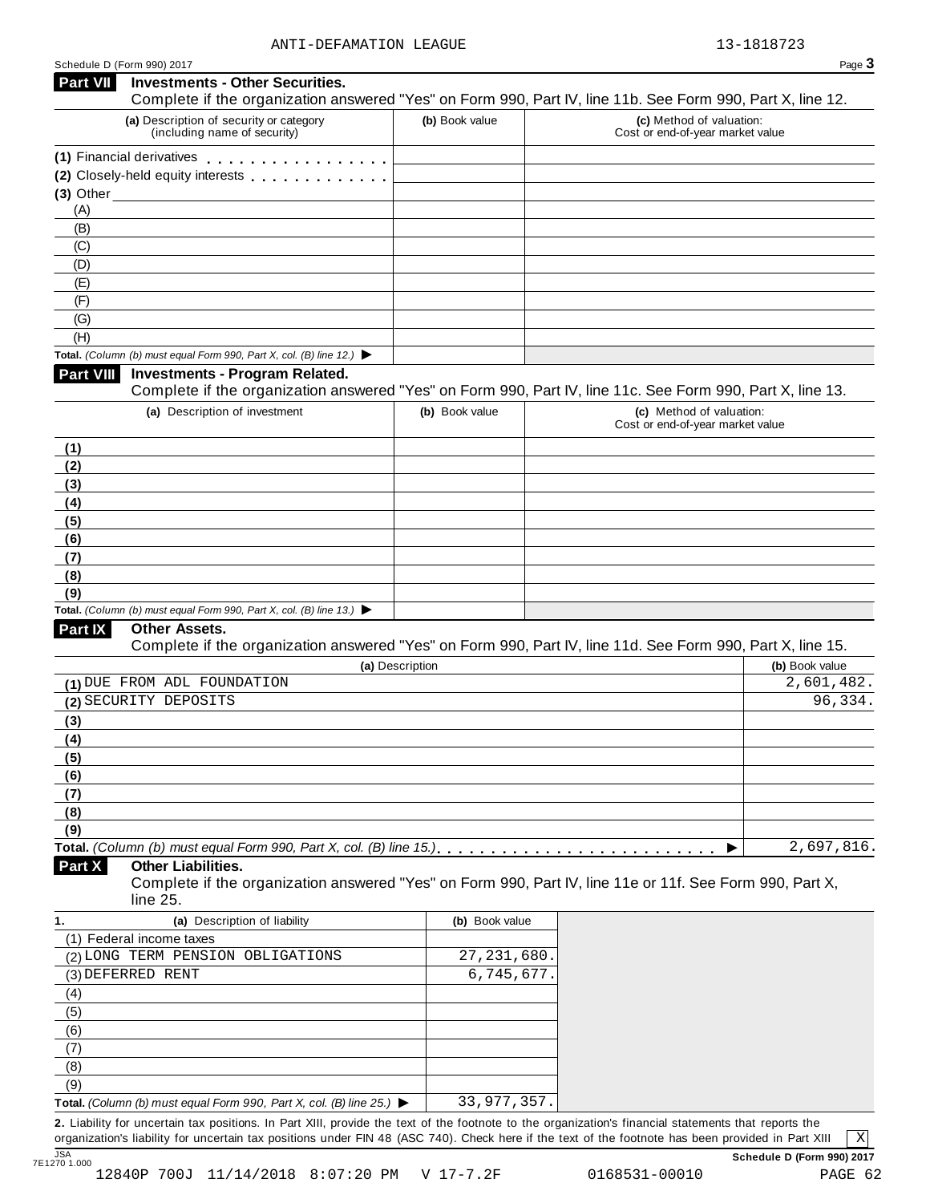ANTI-DEFAMATION LEAGUE 13-1818723

Schedule D (Form 990) 2017 Page **3**

## Part VII Investments - Other Securities.

Complete if the organization answered "Yes" on Form 990, Part IV, line 11b. See Form 990, Part X, line 12.

| (a) Description of security or category (including name of security) | (b) Book value | (c) Method of valuation: Cost or end-of-year market value |
|---|---|---|
| (1) Financial derivatives | | |
| (2) Closely-held equity interests | | |
| (3) Other | | |
| (A) | | |
| (B) | | |
| (C) | | |
| (D) | | |
| (E) | | |
| (F) | | |
| (G) | | |
| (H) | | |
| **Total.** *(Column (b) must equal Form 990, Part X, col. (B) line 12.)* ▶ | | |

## Part VIII Investments - Program Related.

Complete if the organization answered "Yes" on Form 990, Part IV, line 11c. See Form 990, Part X, line 13.

| (a) Description of investment | (b) Book value | (c) Method of valuation: Cost or end-of-year market value |
|---|---|---|
| (1) | | |
| (2) | | |
| (3) | | |
| (4) | | |
| (5) | | |
| (6) | | |
| (7) | | |
| (8) | | |
| (9) | | |
| **Total.** *(Column (b) must equal Form 990, Part X, col. (B) line 13.)* ▶ | | |

## Part IX Other Assets.

Complete if the organization answered "Yes" on Form 990, Part IV, line 11d. See Form 990, Part X, line 15.

| (a) Description | (b) Book value |
|---|---|
| (1) DUE FROM ADL FOUNDATION | 2,601,482. |
| (2) SECURITY DEPOSITS | 96,334. |
| (3) | |
| (4) | |
| (5) | |
| (6) | |
| (7) | |
| (8) | |
| (9) | |
| **Total.** *(Column (b) must equal Form 990, Part X, col. (B) line 15.)* ▶ | 2,697,816. |

## Part X Other Liabilities.

Complete if the organization answered "Yes" on Form 990, Part IV, line 11e or 11f. See Form 990, Part X, line 25.

| 1. (a) Description of liability | (b) Book value |
|---|---|
| (1) Federal income taxes | |
| (2) LONG TERM PENSION OBLIGATIONS | 27,231,680. |
| (3) DEFERRED RENT | 6,745,677. |
| (4) | |
| (5) | |
| (6) | |
| (7) | |
| (8) | |
| (9) | |
| **Total.** *(Column (b) must equal Form 990, Part X, col. (B) line 25.)* ▶ | 33,977,357. |

**2.** Liability for uncertain tax positions. In Part XIII, provide the text of the footnote to the organization's financial statements that reports the organization's liability for uncertain tax positions under FIN 48 (ASC 740). Check here if the text of the footnote has been provided in Part XIII [X]

JSA 7E1270 1.000 **Schedule D (Form 990) 2017**

12840P 700J 11/14/2018 8:07:20 PM V 17-7.2F 0168531-00010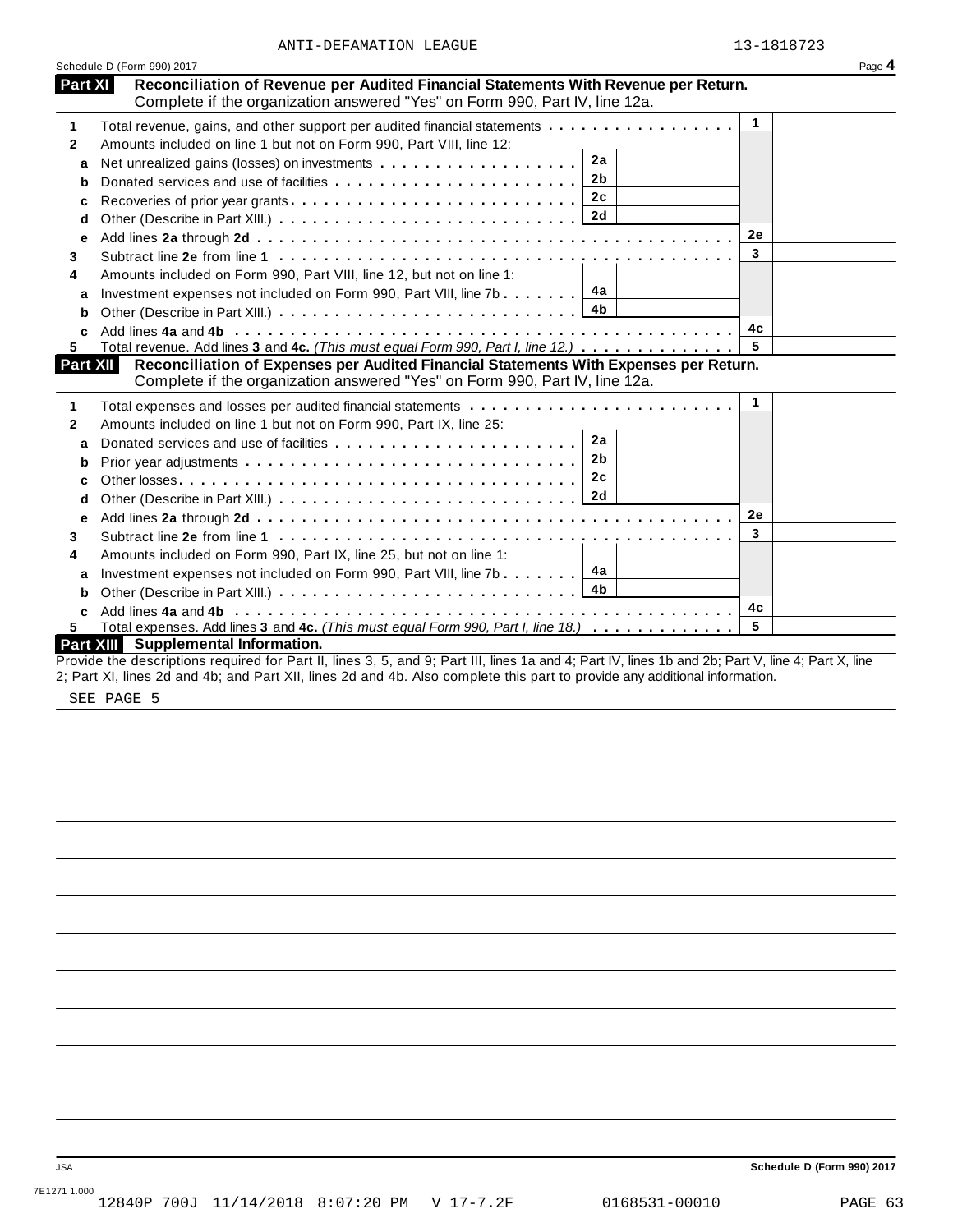ANTI-DEFAMATION LEAGUE 13-1818723

Schedule D (Form 990) 2017 Page **4**

## Part XI Reconciliation of Revenue per Audited Financial Statements With Revenue per Return.

Complete if the organization answered "Yes" on Form 990, Part IV, line 12a.

| | | | | | |
|---|---|---|---|---|---|
| **1** | Total revenue, gains, and other support per audited financial statements | | | 1 | |
| **2** | Amounts included on line 1 but not on Form 990, Part VIII, line 12: | | | | |
| **a** | Net unrealized gains (losses) on investments | 2a | | | |
| **b** | Donated services and use of facilities | 2b | | | |
| **c** | Recoveries of prior year grants | 2c | | | |
| **d** | Other (Describe in Part XIII.) | 2d | | | |
| **e** | Add lines **2a** through **2d** | | | 2e | |
| **3** | Subtract line **2e** from line **1** | | | 3 | |
| **4** | Amounts included on Form 990, Part VIII, line 12, but not on line 1: | | | | |
| **a** | Investment expenses not included on Form 990, Part VIII, line 7b | 4a | | | |
| **b** | Other (Describe in Part XIII.) | 4b | | | |
| **c** | Add lines **4a** and **4b** | | | 4c | |
| **5** | Total revenue. Add lines **3** and **4c.** *(This must equal Form 990, Part I, line 12.)* | | | 5 | |

## Part XII Reconciliation of Expenses per Audited Financial Statements With Expenses per Return.

Complete if the organization answered "Yes" on Form 990, Part IV, line 12a.

| | | | | | |
|---|---|---|---|---|---|
| **1** | Total expenses and losses per audited financial statements | | | 1 | |
| **2** | Amounts included on line 1 but not on Form 990, Part IX, line 25: | | | | |
| **a** | Donated services and use of facilities | 2a | | | |
| **b** | Prior year adjustments | 2b | | | |
| **c** | Other losses | 2c | | | |
| **d** | Other (Describe in Part XIII.) | 2d | | | |
| **e** | Add lines **2a** through **2d** | | | 2e | |
| **3** | Subtract line **2e** from line **1** | | | 3 | |
| **4** | Amounts included on Form 990, Part IX, line 25, but not on line 1: | | | | |
| **a** | Investment expenses not included on Form 990, Part VIII, line 7b | 4a | | | |
| **b** | Other (Describe in Part XIII.) | 4b | | | |
| **c** | Add lines **4a** and **4b** | | | 4c | |
| **5** | Total expenses. Add lines **3** and **4c.** *(This must equal Form 990, Part I, line 18.)* | | | 5 | |

## Part XIII Supplemental Information.

Provide the descriptions required for Part II, lines 3, 5, and 9; Part III, lines 1a and 4; Part IV, lines 1b and 2b; Part V, line 4; Part X, line 2; Part XI, lines 2d and 4b; and Part XII, lines 2d and 4b. Also complete this part to provide any additional information.

SEE PAGE 5

JSA

**Schedule D (Form 990) 2017**

7E1271 1.000

12840P 700J 11/14/2018 8:07:20 PM V 17-7.2F 0168531-00010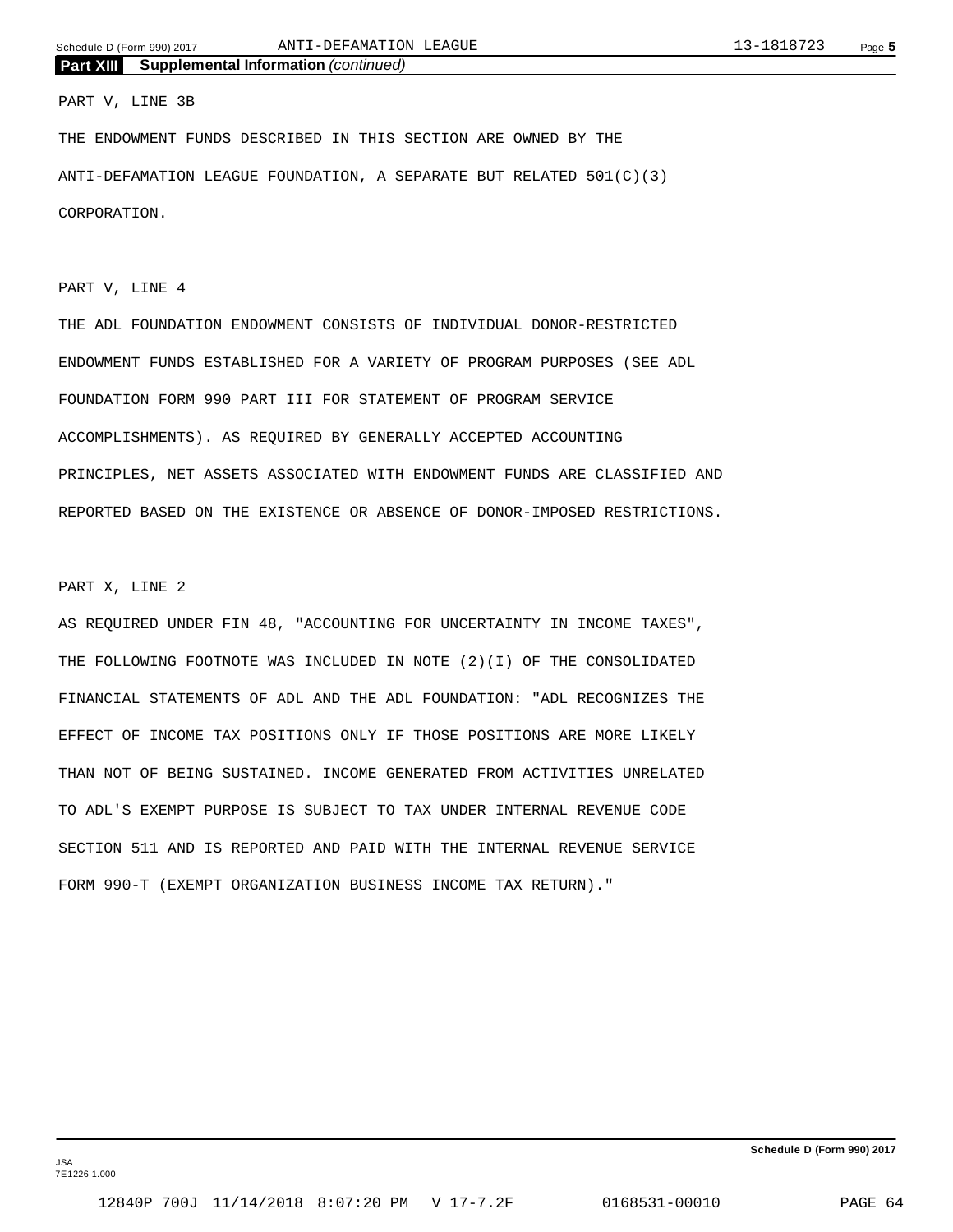## Part XIII Supplemental Information *(continued)*

PART V, LINE 3B

THE ENDOWMENT FUNDS DESCRIBED IN THIS SECTION ARE OWNED BY THE ANTI-DEFAMATION LEAGUE FOUNDATION, A SEPARATE BUT RELATED 501(C)(3) CORPORATION.

PART V, LINE 4

THE ADL FOUNDATION ENDOWMENT CONSISTS OF INDIVIDUAL DONOR-RESTRICTED ENDOWMENT FUNDS ESTABLISHED FOR A VARIETY OF PROGRAM PURPOSES (SEE ADL FOUNDATION FORM 990 PART III FOR STATEMENT OF PROGRAM SERVICE ACCOMPLISHMENTS). AS REQUIRED BY GENERALLY ACCEPTED ACCOUNTING PRINCIPLES, NET ASSETS ASSOCIATED WITH ENDOWMENT FUNDS ARE CLASSIFIED AND REPORTED BASED ON THE EXISTENCE OR ABSENCE OF DONOR-IMPOSED RESTRICTIONS.

PART X, LINE 2

AS REQUIRED UNDER FIN 48, "ACCOUNTING FOR UNCERTAINTY IN INCOME TAXES", THE FOLLOWING FOOTNOTE WAS INCLUDED IN NOTE (2)(I) OF THE CONSOLIDATED FINANCIAL STATEMENTS OF ADL AND THE ADL FOUNDATION: "ADL RECOGNIZES THE EFFECT OF INCOME TAX POSITIONS ONLY IF THOSE POSITIONS ARE MORE LIKELY THAN NOT OF BEING SUSTAINED. INCOME GENERATED FROM ACTIVITIES UNRELATED TO ADL'S EXEMPT PURPOSE IS SUBJECT TO TAX UNDER INTERNAL REVENUE CODE SECTION 511 AND IS REPORTED AND PAID WITH THE INTERNAL REVENUE SERVICE FORM 990-T (EXEMPT ORGANIZATION BUSINESS INCOME TAX RETURN)."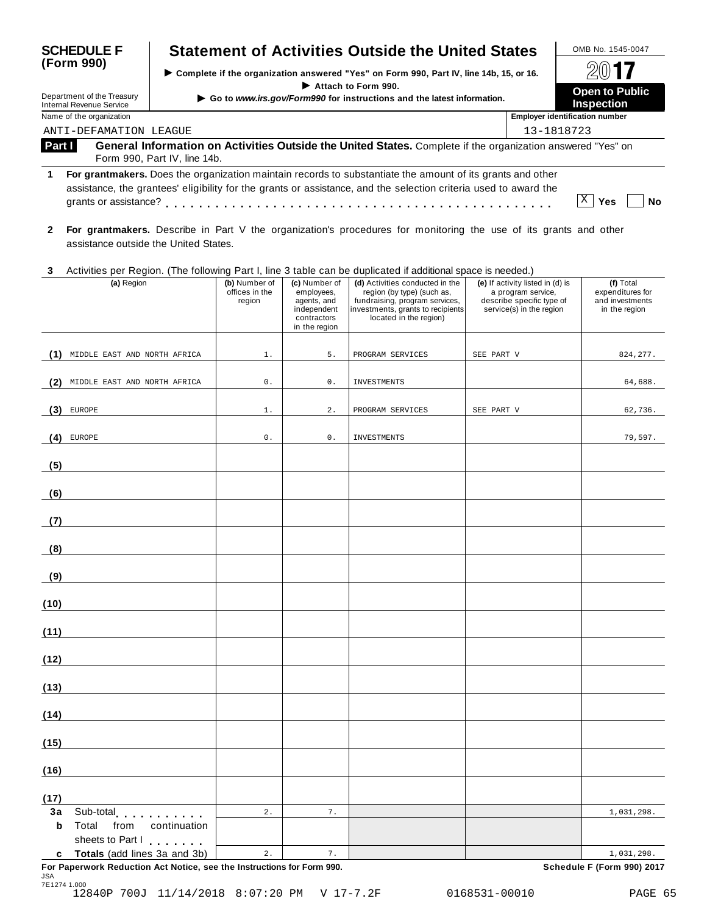**SCHEDULE F (Form 990)**

Department of the Treasury
Internal Revenue Service

# Statement of Activities Outside the United States

▶ Complete if the organization answered "Yes" on Form 990, Part IV, line 14b, 15, or 16.
▶ Attach to Form 990.
▶ Go to *www.irs.gov/Form990* for instructions and the latest information.

OMB No. 1545-0047

**2017**

**Open to Public Inspection**

Name of the organization: ANTI-DEFAMATION LEAGUE

Employer identification number: 13-1818723

**Part I** **General Information on Activities Outside the United States.** Complete if the organization answered "Yes" on Form 990, Part IV, line 14b.

**1** **For grantmakers.** Does the organization maintain records to substantiate the amount of its grants and other assistance, the grantees' eligibility for the grants or assistance, and the selection criteria used to award the grants or assistance? . . . . . [X] Yes [ ] No

**2** **For grantmakers.** Describe in Part V the organization's procedures for monitoring the use of its grants and other assistance outside the United States.

**3** Activities per Region. (The following Part I, line 3 table can be duplicated if additional space is needed.)

| | (a) Region | (b) Number of offices in the region | (c) Number of employees, agents, and independent contractors in the region | (d) Activities conducted in the region (by type) (such as, fundraising, program services, investments, grants to recipients located in the region) | (e) If activity listed in (d) is a program service, describe specific type of service(s) in the region | (f) Total expenditures for and investments in the region |
|---|---|---|---|---|---|---|
| (1) | MIDDLE EAST AND NORTH AFRICA | 1. | 5. | PROGRAM SERVICES | SEE PART V | 824,277. |
| (2) | MIDDLE EAST AND NORTH AFRICA | 0. | 0. | INVESTMENTS | | 64,688. |
| (3) | EUROPE | 1. | 2. | PROGRAM SERVICES | SEE PART V | 62,736. |
| (4) | EUROPE | 0. | 0. | INVESTMENTS | | 79,597. |
| (5) | | | | | | |
| (6) | | | | | | |
| (7) | | | | | | |
| (8) | | | | | | |
| (9) | | | | | | |
| (10) | | | | | | |
| (11) | | | | | | |
| (12) | | | | | | |
| (13) | | | | | | |
| (14) | | | | | | |
| (15) | | | | | | |
| (16) | | | | | | |
| (17) | | | | | | |
| 3a | Sub-total | 2. | 7. | | | 1,031,298. |
| b | Total from continuation sheets to Part I | | | | | |
| c | **Totals** (add lines 3a and 3b) | 2. | 7. | | | 1,031,298. |

**For Paperwork Reduction Act Notice, see the Instructions for Form 990.** **Schedule F (Form 990) 2017**

JSA
7E1274 1.000
12840P 700J 11/14/2018 8:07:20 PM V 17-7.2F 0168531-00010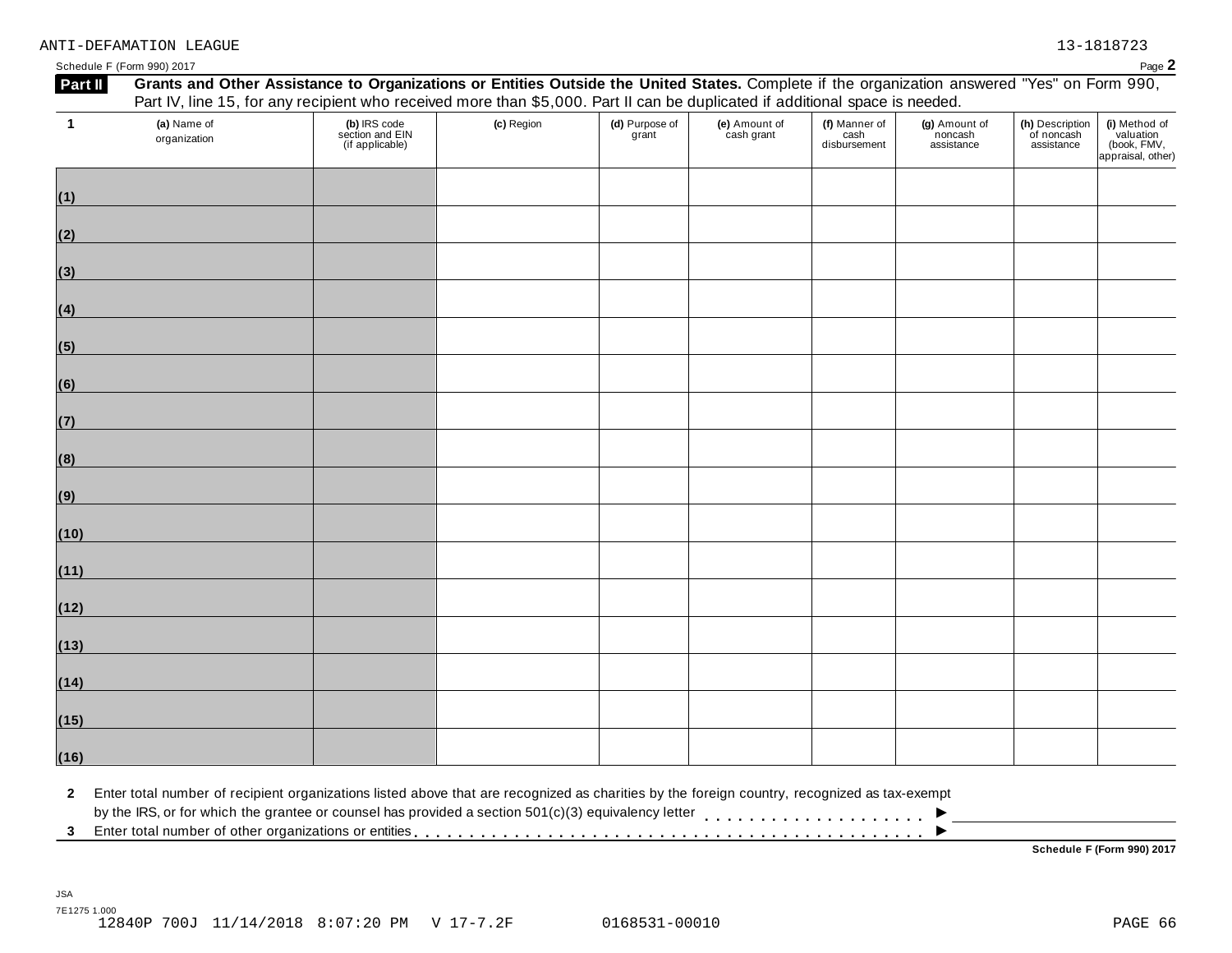ANTI-DEFAMATION LEAGUE 13-1818723

Schedule F (Form 990) 2017

**Part II** **Grants and Other Assistance to Organizations or Entities Outside the United States.** Complete if the organization answered "Yes" on Form 990, Part IV, line 15, for any recipient who received more than $5,000. Part II can be duplicated if additional space is needed.

| 1 | (a) Name of organization | (b) IRS code section and EIN (if applicable) | (c) Region | (d) Purpose of grant | (e) Amount of cash grant | (f) Manner of cash disbursement | (g) Amount of noncash assistance | (h) Description of noncash assistance | (i) Method of valuation (book, FMV, appraisal, other) |
|---|---|---|---|---|---|---|---|---|---|
| (1) | | | | | | | | | |
| (2) | | | | | | | | | |
| (3) | | | | | | | | | |
| (4) | | | | | | | | | |
| (5) | | | | | | | | | |
| (6) | | | | | | | | | |
| (7) | | | | | | | | | |
| (8) | | | | | | | | | |
| (9) | | | | | | | | | |
| (10) | | | | | | | | | |
| (11) | | | | | | | | | |
| (12) | | | | | | | | | |
| (13) | | | | | | | | | |
| (14) | | | | | | | | | |
| (15) | | | | | | | | | |
| (16) | | | | | | | | | |

**2** Enter total number of recipient organizations listed above that are recognized as charities by the foreign country, recognized as tax-exempt by the IRS, or for which the grantee or counsel has provided a section 501(c)(3) equivalency letter . . . . . . . . . . . . . . . . . . . . ►

**3** Enter total number of other organizations or entities . . . . . . . . . . . . . . . . . . . . . . . . . . . . . . . . . . . . . . . . . . . ►

**Schedule F (Form 990) 2017**

JSA
7E1275 1.000
12840P 700J 11/14/2018 8:07:20 PM V 17-7.2F 0168531-00010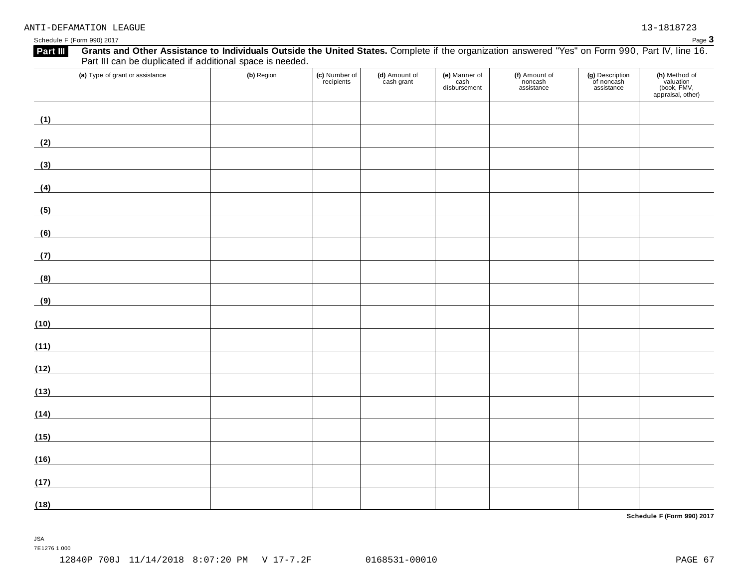ANTI-DEFAMATION LEAGUE 13-1818723

Schedule F (Form 990) 2017 Page **3**

**Part III** **Grants and Other Assistance to Individuals Outside the United States.** Complete if the organization answered "Yes" on Form 990, Part IV, line 16. Part III can be duplicated if additional space is needed.

| **(a)** Type of grant or assistance | **(b)** Region | **(c)** Number of recipients | **(d)** Amount of cash grant | **(e)** Manner of cash disbursement | **(f)** Amount of noncash assistance | **(g)** Description of noncash assistance | **(h)** Method of valuation (book, FMV, appraisal, other) |
|---|---|---|---|---|---|---|---|
| **(1)** | | | | | | | |
| **(2)** | | | | | | | |
| **(3)** | | | | | | | |
| **(4)** | | | | | | | |
| **(5)** | | | | | | | |
| **(6)** | | | | | | | |
| **(7)** | | | | | | | |
| **(8)** | | | | | | | |
| **(9)** | | | | | | | |
| **(10)** | | | | | | | |
| **(11)** | | | | | | | |
| **(12)** | | | | | | | |
| **(13)** | | | | | | | |
| **(14)** | | | | | | | |
| **(15)** | | | | | | | |
| **(16)** | | | | | | | |
| **(17)** | | | | | | | |
| **(18)** | | | | | | | |

**Schedule F (Form 990) 2017**

JSA
7E1276 1.000

12840P 700J 11/14/2018 8:07:20 PM V 17-7.2F 0168531-00010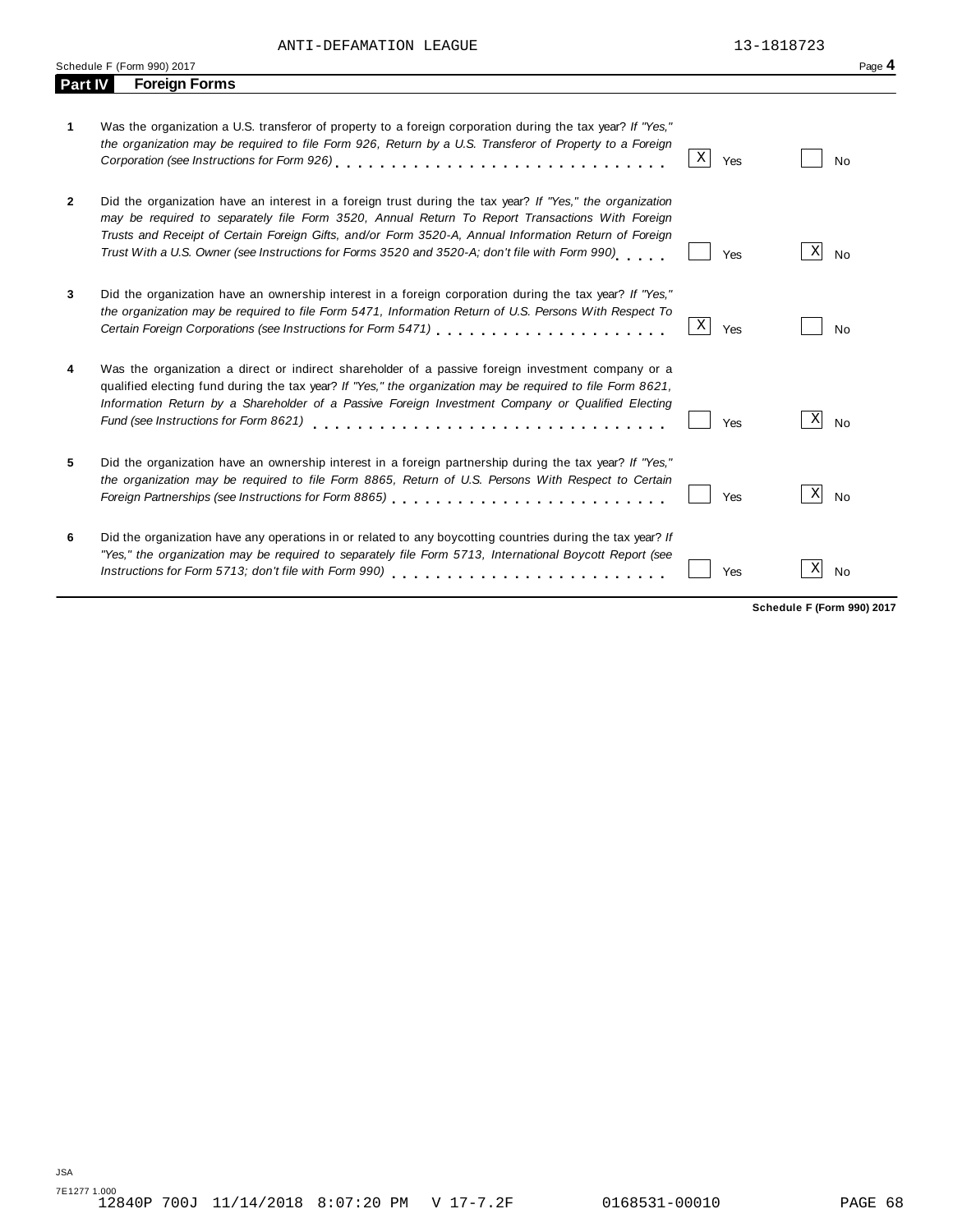ANTI-DEFAMATION LEAGUE 13-1818723

Schedule F (Form 990) 2017 Page **4**

## Part IV Foreign Forms

| | | Yes | No |
|---|---|---|---|
| **1** | Was the organization a U.S. transferor of property to a foreign corporation during the tax year? *If "Yes," the organization may be required to file Form 926, Return by a U.S. Transferor of Property to a Foreign Corporation (see Instructions for Form 926)* | X | |
| **2** | Did the organization have an interest in a foreign trust during the tax year? *If "Yes," the organization may be required to separately file Form 3520, Annual Return To Report Transactions With Foreign Trusts and Receipt of Certain Foreign Gifts, and/or Form 3520-A, Annual Information Return of Foreign Trust With a U.S. Owner (see Instructions for Forms 3520 and 3520-A; don't file with Form 990)* | | X |
| **3** | Did the organization have an ownership interest in a foreign corporation during the tax year? *If "Yes," the organization may be required to file Form 5471, Information Return of U.S. Persons With Respect To Certain Foreign Corporations (see Instructions for Form 5471)* | X | |
| **4** | Was the organization a direct or indirect shareholder of a passive foreign investment company or a qualified electing fund during the tax year? *If "Yes," the organization may be required to file Form 8621, Information Return by a Shareholder of a Passive Foreign Investment Company or Qualified Electing Fund (see Instructions for Form 8621)* | | X |
| **5** | Did the organization have an ownership interest in a foreign partnership during the tax year? *If "Yes," the organization may be required to file Form 8865, Return of U.S. Persons With Respect to Certain Foreign Partnerships (see Instructions for Form 8865)* | | X |
| **6** | Did the organization have any operations in or related to any boycotting countries during the tax year? *If "Yes," the organization may be required to separately file Form 5713, International Boycott Report (see Instructions for Form 5713; don't file with Form 990)* | | X |

**Schedule F (Form 990) 2017**

JSA
7E1277 1.000
12840P 700J 11/14/2018 8:07:20 PM V 17-7.2F 0168531-00010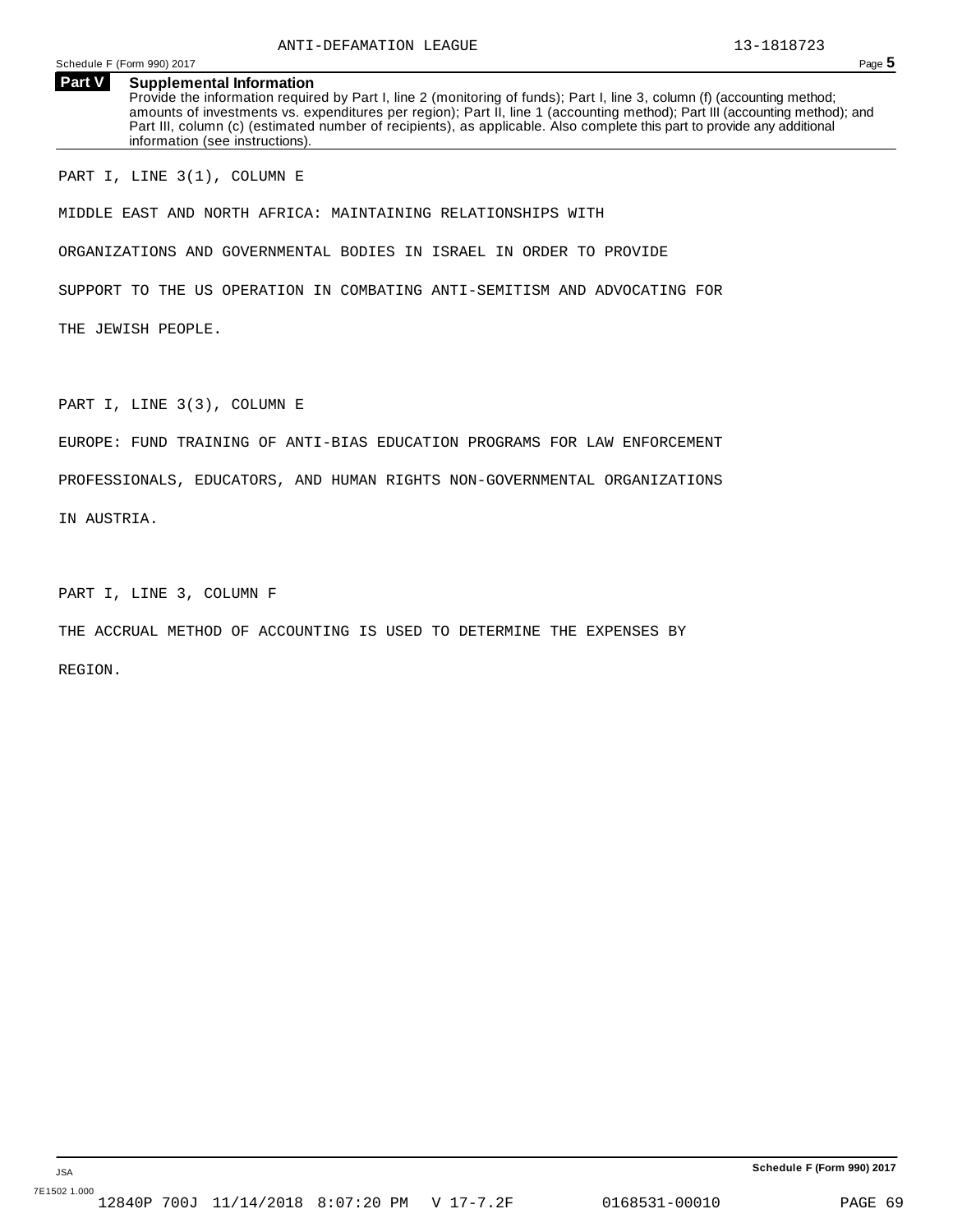## Part V Supplemental Information

Provide the information required by Part I, line 2 (monitoring of funds); Part I, line 3, column (f) (accounting method; amounts of investments vs. expenditures per region); Part II, line 1 (accounting method); Part III (accounting method); and Part III, column (c) (estimated number of recipients), as applicable. Also complete this part to provide any additional information (see instructions).

PART I, LINE 3(1), COLUMN E

MIDDLE EAST AND NORTH AFRICA: MAINTAINING RELATIONSHIPS WITH ORGANIZATIONS AND GOVERNMENTAL BODIES IN ISRAEL IN ORDER TO PROVIDE SUPPORT TO THE US OPERATION IN COMBATING ANTI-SEMITISM AND ADVOCATING FOR THE JEWISH PEOPLE.

PART I, LINE 3(3), COLUMN E

EUROPE: FUND TRAINING OF ANTI-BIAS EDUCATION PROGRAMS FOR LAW ENFORCEMENT PROFESSIONALS, EDUCATORS, AND HUMAN RIGHTS NON-GOVERNMENTAL ORGANIZATIONS IN AUSTRIA.

PART I, LINE 3, COLUMN F

THE ACCRUAL METHOD OF ACCOUNTING IS USED TO DETERMINE THE EXPENSES BY REGION.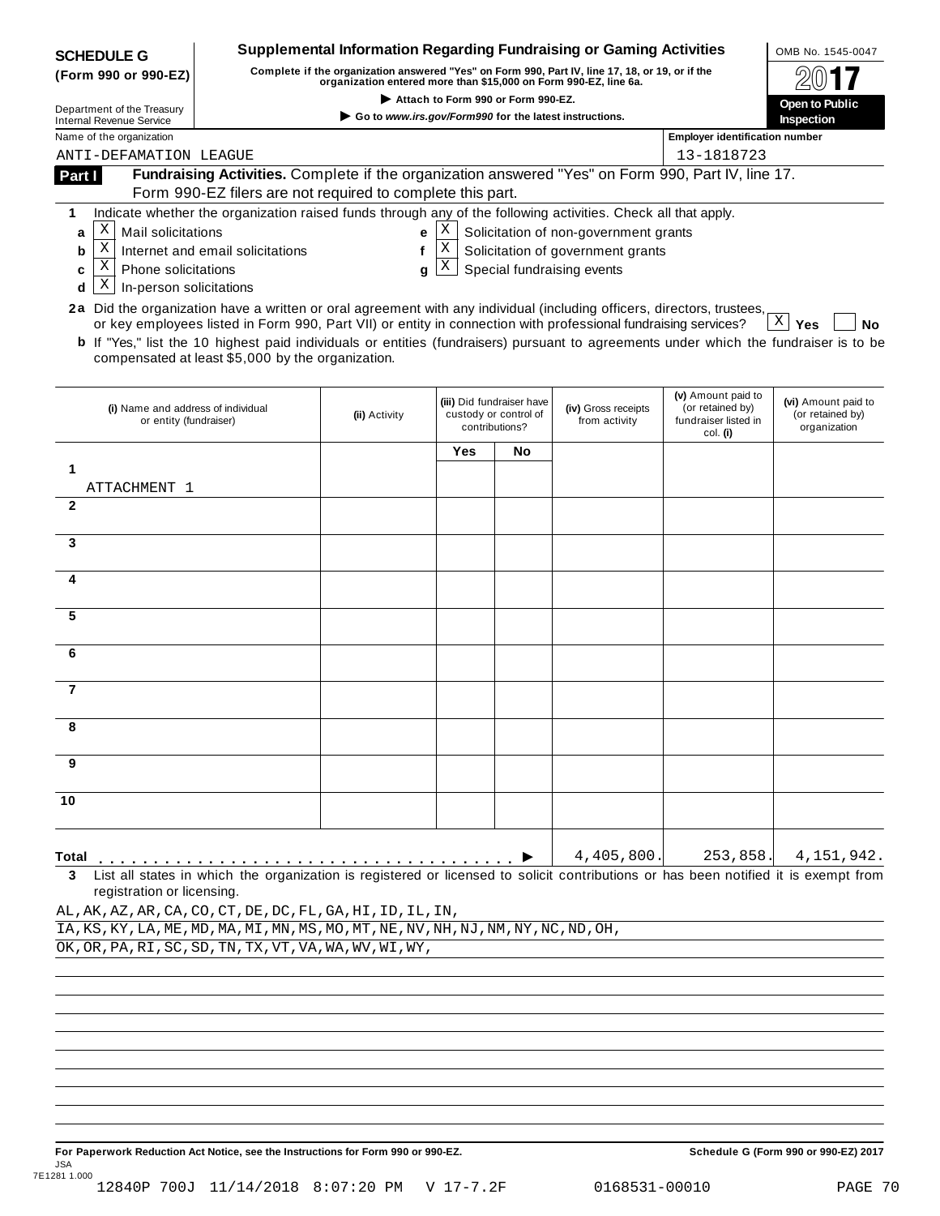**SCHEDULE G**
**(Form 990 or 990-EZ)**

Department of the Treasury
Internal Revenue Service

# Supplemental Information Regarding Fundraising or Gaming Activities

**Complete if the organization answered "Yes" on Form 990, Part IV, line 17, 18, or 19, or if the organization entered more than $15,000 on Form 990-EZ, line 6a.**

▶ **Attach to Form 990 or Form 990-EZ.**

▶ **Go to www.irs.gov/Form990 for the latest instructions.**

OMB No. 1545-0047

**2017**

**Open to Public Inspection**

Name of the organization: ANTI-DEFAMATION LEAGUE

Employer identification number: 13-1818723

## Part I — Fundraising Activities. Complete if the organization answered "Yes" on Form 990, Part IV, line 17. Form 990-EZ filers are not required to complete this part.

**1** Indicate whether the organization raised funds through any of the following activities. Check all that apply.

- **a** [X] Mail solicitations
- **b** [X] Internet and email solicitations
- **c** [X] Phone solicitations
- **d** [X] In-person solicitations
- **e** [X] Solicitation of non-government grants
- **f** [X] Solicitation of government grants
- **g** [X] Special fundraising events

**2a** Did the organization have a written or oral agreement with any individual (including officers, directors, trustees, or key employees listed in Form 990, Part VII) or entity in connection with professional fundraising services? [X] **Yes** [ ] **No**

**b** If "Yes," list the 10 highest paid individuals or entities (fundraisers) pursuant to agreements under which the fundraiser is to be compensated at least $5,000 by the organization.

| | (i) Name and address of individual or entity (fundraiser) | (ii) Activity | (iii) Did fundraiser have custody or control of contributions? Yes | No | (iv) Gross receipts from activity | (v) Amount paid to (or retained by) fundraiser listed in col. (i) | (vi) Amount paid to (or retained by) organization |
|---|---|---|---|---|---|---|---|
| 1 | ATTACHMENT 1 | | | | | | |
| 2 | | | | | | | |
| 3 | | | | | | | |
| 4 | | | | | | | |
| 5 | | | | | | | |
| 6 | | | | | | | |
| 7 | | | | | | | |
| 8 | | | | | | | |
| 9 | | | | | | | |
| 10 | | | | | | | |
| **Total** | | | | ▶ | 4,405,800. | 253,858. | 4,151,942. |

**3** List all states in which the organization is registered or licensed to solicit contributions or has been notified it is exempt from registration or licensing.

AL,AK,AZ,AR,CA,CO,CT,DE,DC,FL,GA,HI,ID,IL,IN,
IA,KS,KY,LA,ME,MD,MA,MI,MN,MS,MO,MT,NE,NV,NH,NJ,NM,NY,NC,ND,OH,
OK,OR,PA,RI,SC,SD,TN,TX,VT,VA,WA,WV,WI,WY,

**For Paperwork Reduction Act Notice, see the Instructions for Form 990 or 990-EZ.** **Schedule G (Form 990 or 990-EZ) 2017**

JSA
7E1281 1.000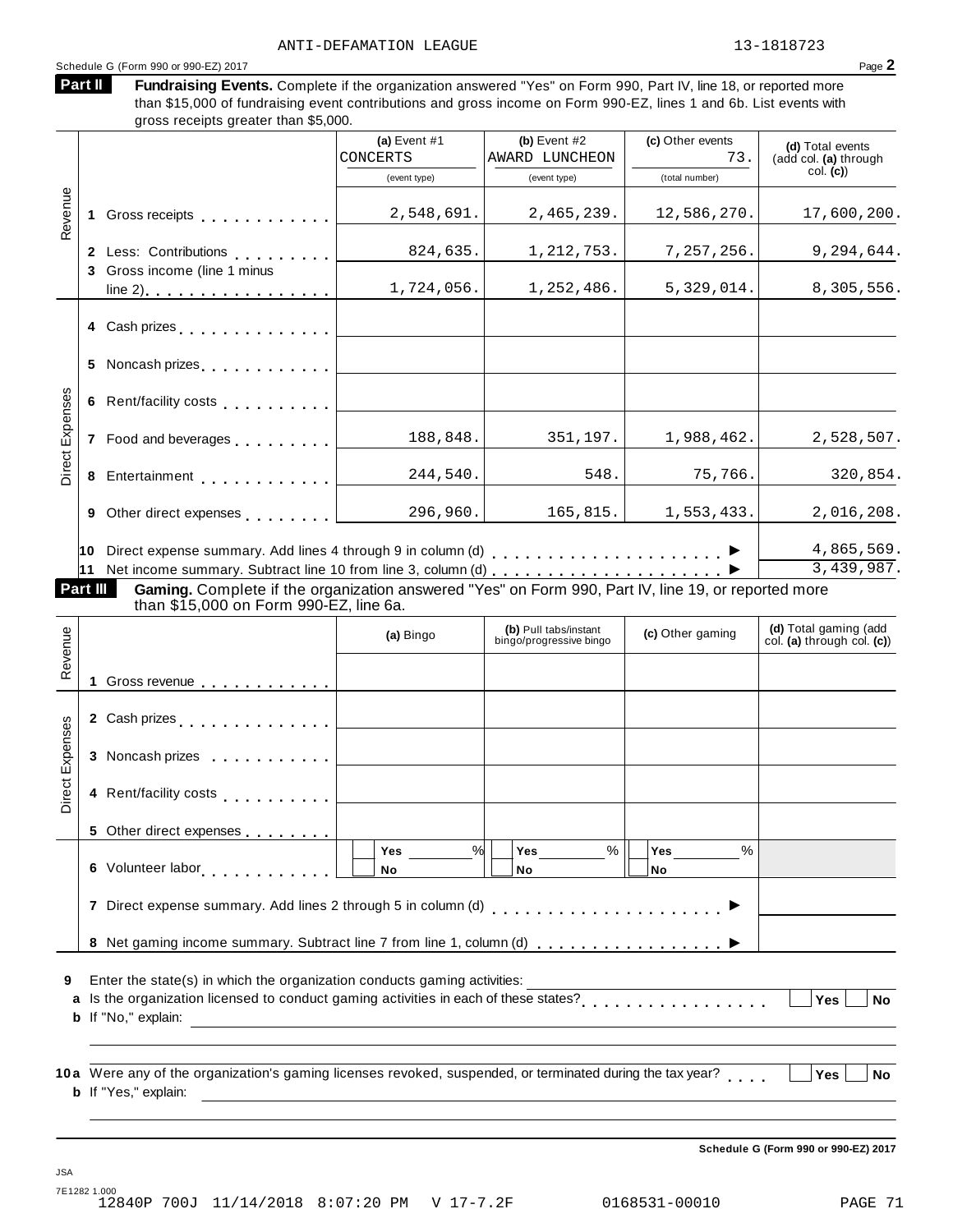ANTI-DEFAMATION LEAGUE 13-1818723

Schedule G (Form 990 or 990-EZ) 2017 Page **2**

**Part II** **Fundraising Events.** Complete if the organization answered "Yes" on Form 990, Part IV, line 18, or reported more than $15,000 of fundraising event contributions and gross income on Form 990-EZ, lines 1 and 6b. List events with gross receipts greater than $5,000.

| | | (a) Event #1 CONCERTS (event type) | (b) Event #2 AWARD LUNCHEON (event type) | (c) Other events 73. (total number) | (d) Total events (add col. (a) through col. (c)) |
|---|---|---|---|---|---|
| Revenue | 1 Gross receipts | 2,548,691. | 2,465,239. | 12,586,270. | 17,600,200. |
| | 2 Less: Contributions | 824,635. | 1,212,753. | 7,257,256. | 9,294,644. |
| | 3 Gross income (line 1 minus line 2) | 1,724,056. | 1,252,486. | 5,329,014. | 8,305,556. |
| Direct Expenses | 4 Cash prizes | | | | |
| | 5 Noncash prizes | | | | |
| | 6 Rent/facility costs | | | | |
| | 7 Food and beverages | 188,848. | 351,197. | 1,988,462. | 2,528,507. |
| | 8 Entertainment | 244,540. | 548. | 75,766. | 320,854. |
| | 9 Other direct expenses | 296,960. | 165,815. | 1,553,433. | 2,016,208. |

10 Direct expense summary. Add lines 4 through 9 in column (d) ▶ 4,865,569.

11 Net income summary. Subtract line 10 from line 3, column (d) ▶ 3,439,987.

**Part III** **Gaming.** Complete if the organization answered "Yes" on Form 990, Part IV, line 19, or reported more than $15,000 on Form 990-EZ, line 6a.

| | | (a) Bingo | (b) Pull tabs/instant bingo/progressive bingo | (c) Other gaming | (d) Total gaming (add col. (a) through col. (c)) |
|---|---|---|---|---|---|
| Revenue | 1 Gross revenue | | | | |
| Direct Expenses | 2 Cash prizes | | | | |
| | 3 Noncash prizes | | | | |
| | 4 Rent/facility costs | | | | |
| | 5 Other direct expenses | | | | |
| | 6 Volunteer labor | Yes ___ % No | Yes ___ % No | Yes ___ % No | |

7 Direct expense summary. Add lines 2 through 5 in column (d) ▶

8 Net gaming income summary. Subtract line 7 from line 1, column (d) ▶

9 Enter the state(s) in which the organization conducts gaming activities:

a Is the organization licensed to conduct gaming activities in each of these states? Yes No

b If "No," explain:

10a Were any of the organization's gaming licenses revoked, suspended, or terminated during the tax year? Yes No

b If "Yes," explain:

**Schedule G (Form 990 or 990-EZ) 2017**

JSA
7E1282 1.000
12840P 700J 11/14/2018 8:07:20 PM V 17-7.2F 0168531-00010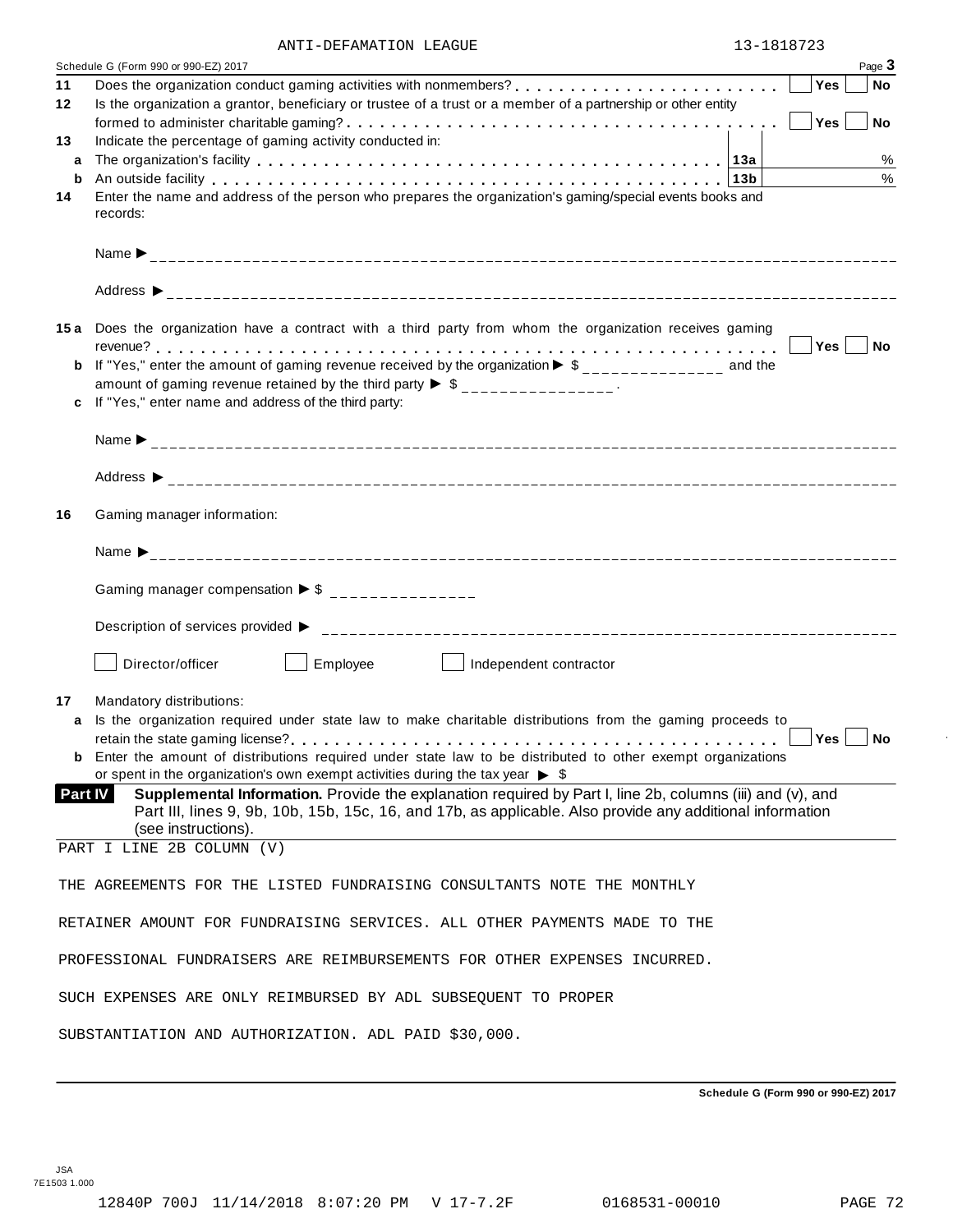ANTI-DEFAMATION LEAGUE 13-1818723

Schedule G (Form 990 or 990-EZ) 2017 Page **3**

**11** Does the organization conduct gaming activities with nonmembers? . . . . . . . . . . . . . . . . . . . . . . . ☐ **Yes** ☐ **No**

**12** Is the organization a grantor, beneficiary or trustee of a trust or a member of a partnership or other entity formed to administer charitable gaming? . . . . . . . . . . . . . . . . . . . . . . . . . . . . . . . . . . . . ☐ **Yes** ☐ **No**

**13** Indicate the percentage of gaming activity conducted in:

**a** The organization's facility . . . . . . . . . . . . . . . . . . . . . . . . . . . . . . . . . . . . . **13a** %

**b** An outside facility . . . . . . . . . . . . . . . . . . . . . . . . . . . . . . . . . . . . . . . . . . . **13b** %

**14** Enter the name and address of the person who prepares the organization's gaming/special events books and records:

Name ►

Address ►

**15a** Does the organization have a contract with a third party from whom the organization receives gaming revenue? . . . . . . . . . . . . . . . . . . . . . . . . . . . . . . . . . . . . . . . . . . . . . . . . . . . . . . . ☐ **Yes** ☐ **No**

**b** If "Yes," enter the amount of gaming revenue received by the organization ► $ ______________ and the amount of gaming revenue retained by the third party ► $ ______________ .

**c** If "Yes," enter name and address of the third party:

Name ►

Address ►

**16** Gaming manager information:

Name ►

Gaming manager compensation ► $ ______________

Description of services provided ►

☐ Director/officer ☐ Employee ☐ Independent contractor

**17** Mandatory distributions:

**a** Is the organization required under state law to make charitable distributions from the gaming proceeds to retain the state gaming license? . . . . . . . . . . . . . . . . . . . . . . . . . . . . . . . . . . . . . . . . . . ☐ **Yes** ☐ **No**

**b** Enter the amount of distributions required under state law to be distributed to other exempt organizations or spent in the organization's own exempt activities during the tax year ► $

**Part IV** **Supplemental Information.** Provide the explanation required by Part I, line 2b, columns (iii) and (v), and Part III, lines 9, 9b, 10b, 15b, 15c, 16, and 17b, as applicable. Also provide any additional information (see instructions).

PART I LINE 2B COLUMN (V)

THE AGREEMENTS FOR THE LISTED FUNDRAISING CONSULTANTS NOTE THE MONTHLY RETAINER AMOUNT FOR FUNDRAISING SERVICES. ALL OTHER PAYMENTS MADE TO THE PROFESSIONAL FUNDRAISERS ARE REIMBURSEMENTS FOR OTHER EXPENSES INCURRED. SUCH EXPENSES ARE ONLY REIMBURSED BY ADL SUBSEQUENT TO PROPER SUBSTANTIATION AND AUTHORIZATION. ADL PAID $30,000.

**Schedule G (Form 990 or 990-EZ) 2017**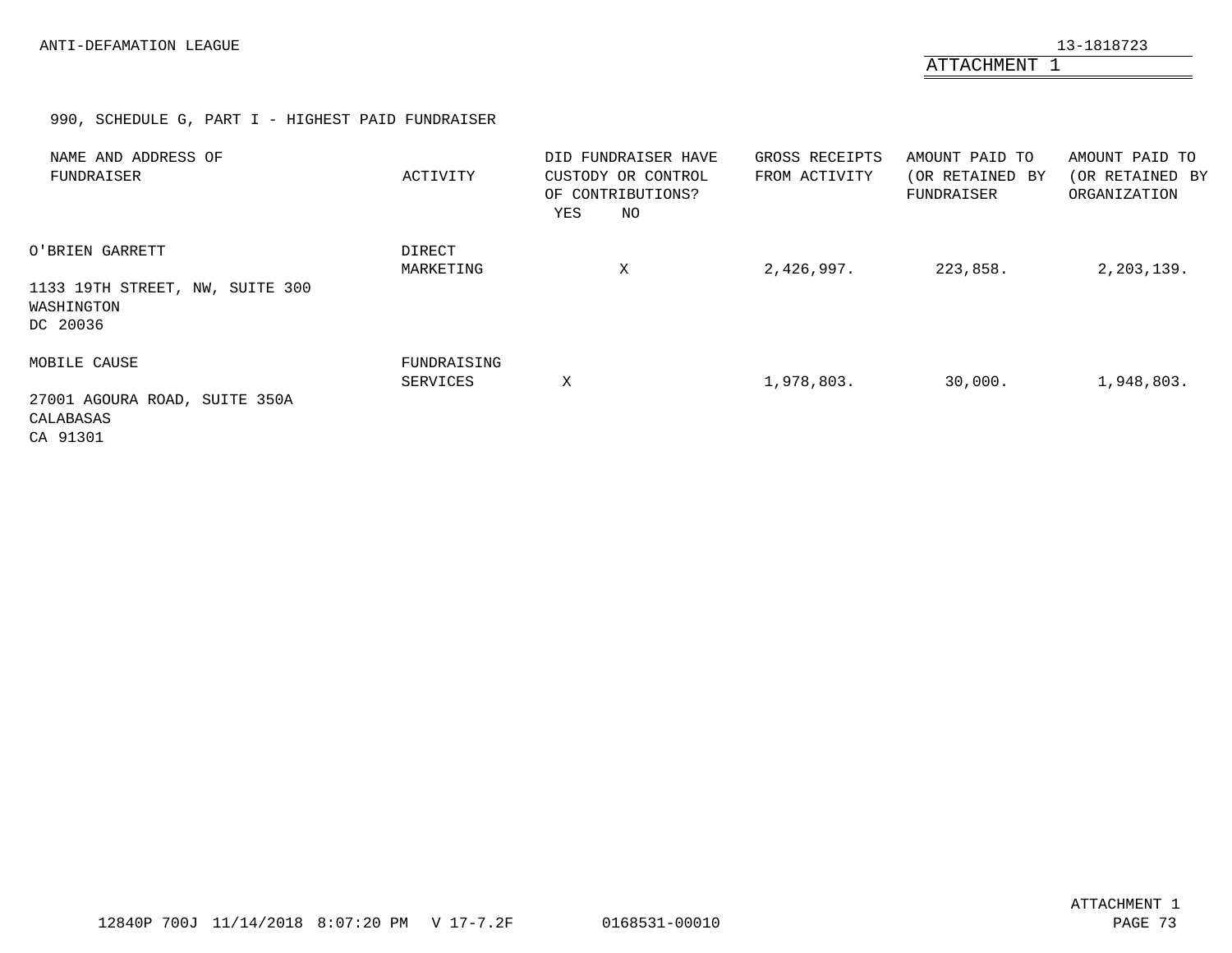ANTI-DEFAMATION LEAGUE 13-1818723

ATTACHMENT 1

990, SCHEDULE G, PART I - HIGHEST PAID FUNDRAISER

| NAME AND ADDRESS OF FUNDRAISER | ACTIVITY | DID FUNDRAISER HAVE CUSTODY OR CONTROL OF CONTRIBUTIONS? YES | NO | GROSS RECEIPTS FROM ACTIVITY | AMOUNT PAID TO (OR RETAINED BY FUNDRAISER | AMOUNT PAID TO (OR RETAINED BY ORGANIZATION |
|---|---|---|---|---|---|---|
| O'BRIEN GARRETT<br>1133 19TH STREET, NW, SUITE 300<br>WASHINGTON<br>DC 20036 | DIRECT MARKETING | | X | 2,426,997. | 223,858. | 2,203,139. |
| MOBILE CAUSE<br>27001 AGOURA ROAD, SUITE 350A<br>CALABASAS<br>CA 91301 | FUNDRAISING SERVICES | X | | 1,978,803. | 30,000. | 1,948,803. |

12840P 700J 11/14/2018 8:07:20 PM V 17-7.2F 0168531-00010

ATTACHMENT 1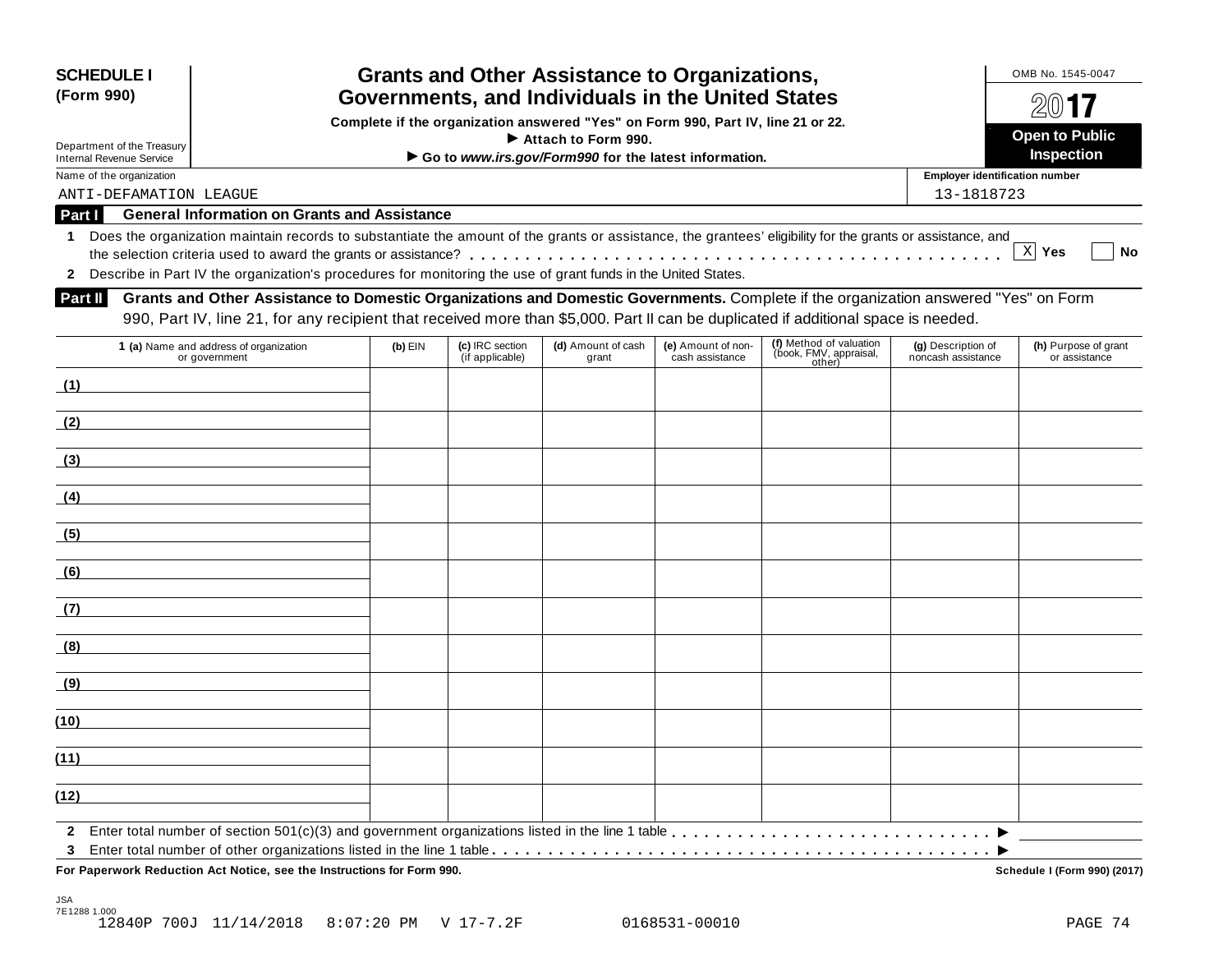**SCHEDULE I (Form 990)**

Department of the Treasury
Internal Revenue Service

# Grants and Other Assistance to Organizations, Governments, and Individuals in the United States

**Complete if the organization answered "Yes" on Form 990, Part IV, line 21 or 22.**
**► Attach to Form 990.**
**► Go to *www.irs.gov/Form990* for the latest information.**

OMB No. 1545-0047

**2017**

**Open to Public Inspection**

Name of the organization: ANTI-DEFAMATION LEAGUE

Employer identification number: 13-1818723

## Part I General Information on Grants and Assistance

1 Does the organization maintain records to substantiate the amount of the grants or assistance, the grantees' eligibility for the grants or assistance, and the selection criteria used to award the grants or assistance? [X] Yes [ ] No

2 Describe in Part IV the organization's procedures for monitoring the use of grant funds in the United States.

## Part II Grants and Other Assistance to Domestic Organizations and Domestic Governments.

Complete if the organization answered "Yes" on Form 990, Part IV, line 21, for any recipient that received more than $5,000. Part II can be duplicated if additional space is needed.

| 1 (a) Name and address of organization or government | (b) EIN | (c) IRC section (if applicable) | (d) Amount of cash grant | (e) Amount of non-cash assistance | (f) Method of valuation (book, FMV, appraisal, other) | (g) Description of noncash assistance | (h) Purpose of grant or assistance |
|---|---|---|---|---|---|---|---|
| (1) | | | | | | | |
| (2) | | | | | | | |
| (3) | | | | | | | |
| (4) | | | | | | | |
| (5) | | | | | | | |
| (6) | | | | | | | |
| (7) | | | | | | | |
| (8) | | | | | | | |
| (9) | | | | | | | |
| (10) | | | | | | | |
| (11) | | | | | | | |
| (12) | | | | | | | |

2 Enter total number of section 501(c)(3) and government organizations listed in the line 1 table ►

3 Enter total number of other organizations listed in the line 1 table ►

**For Paperwork Reduction Act Notice, see the Instructions for Form 990.** **Schedule I (Form 990) (2017)**

JSA
7E1288 1.000
12840P 700J 11/14/2018 8:07:20 PM V 17-7.2F 0168531-00010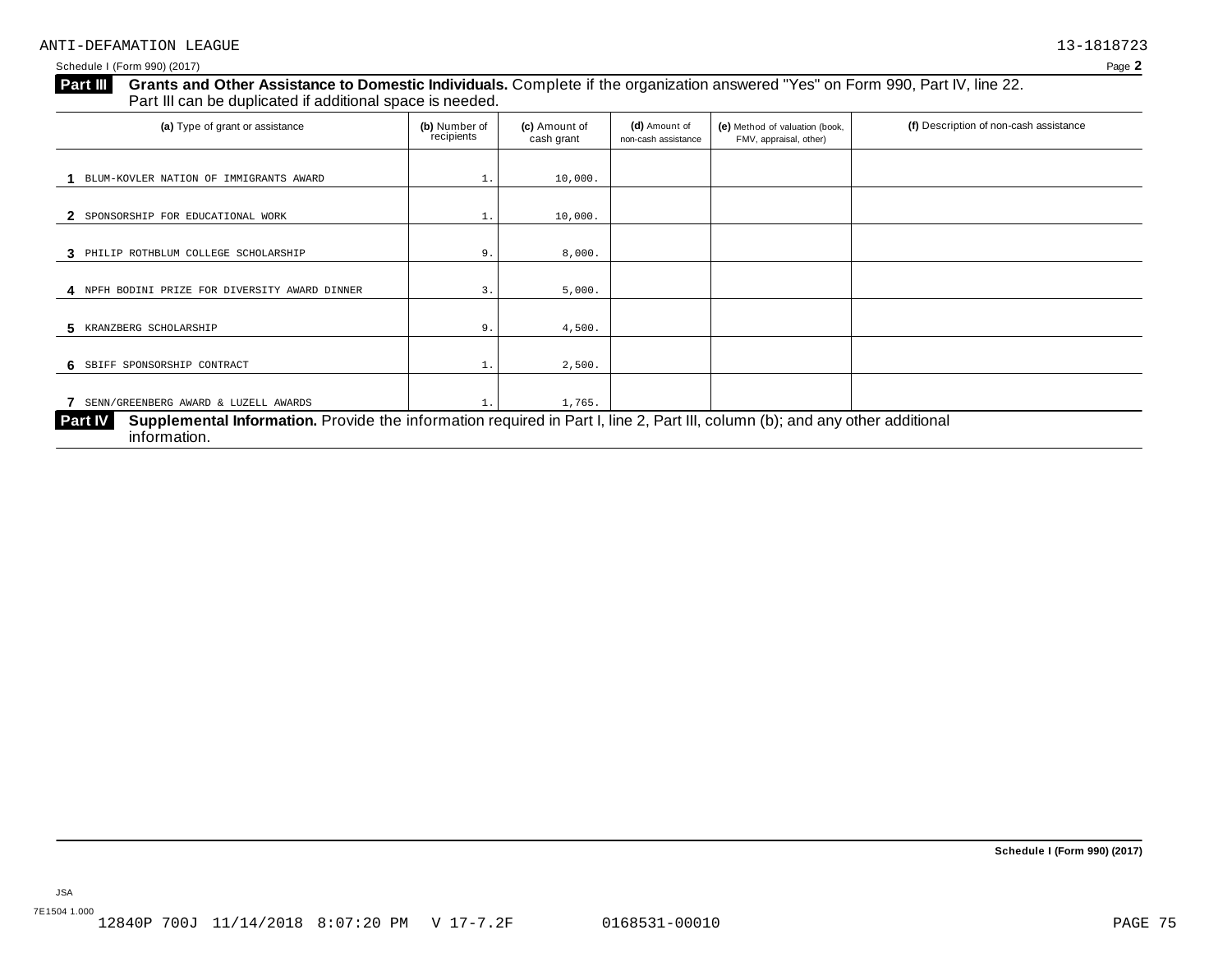ANTI-DEFAMATION LEAGUE 13-1818723

Schedule I (Form 990) (2017) Page **2**

**Part III** **Grants and Other Assistance to Domestic Individuals.** Complete if the organization answered "Yes" on Form 990, Part IV, line 22. Part III can be duplicated if additional space is needed.

| (a) Type of grant or assistance | (b) Number of recipients | (c) Amount of cash grant | (d) Amount of non-cash assistance | (e) Method of valuation (book, FMV, appraisal, other) | (f) Description of non-cash assistance |
|---|---|---|---|---|---|
| **1** BLUM-KOVLER NATION OF IMMIGRANTS AWARD | 1. | 10,000. | | | |
| **2** SPONSORSHIP FOR EDUCATIONAL WORK | 1. | 10,000. | | | |
| **3** PHILIP ROTHBLUM COLLEGE SCHOLARSHIP | 9. | 8,000. | | | |
| **4** NPFH BODINI PRIZE FOR DIVERSITY AWARD DINNER | 3. | 5,000. | | | |
| **5** KRANZBERG SCHOLARSHIP | 9. | 4,500. | | | |
| **6** SBIFF SPONSORSHIP CONTRACT | 1. | 2,500. | | | |
| **7** SENN/GREENBERG AWARD & LUZELL AWARDS | 1. | 1,765. | | | |

**Part IV** **Supplemental Information.** Provide the information required in Part I, line 2, Part III, column (b); and any other additional information.

**Schedule I (Form 990) (2017)**

JSA
7E1504 1.000
12840P 700J 11/14/2018 8:07:20 PM V 17-7.2F 0168531-00010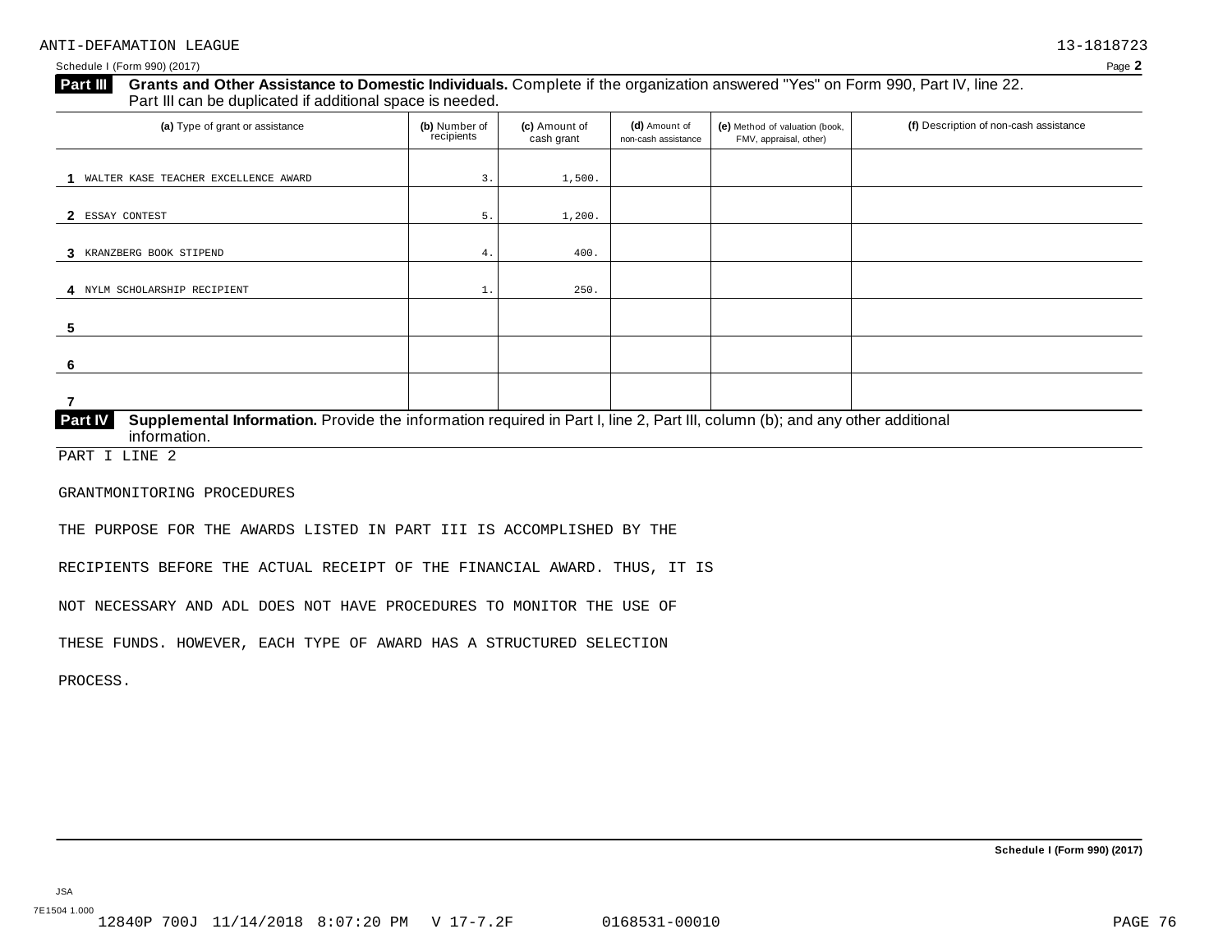ANTI-DEFAMATION LEAGUE 13-1818723

Schedule I (Form 990) (2017) Page **2**

**Part III** **Grants and Other Assistance to Domestic Individuals.** Complete if the organization answered "Yes" on Form 990, Part IV, line 22. Part III can be duplicated if additional space is needed.

| (a) Type of grant or assistance | (b) Number of recipients | (c) Amount of cash grant | (d) Amount of non-cash assistance | (e) Method of valuation (book, FMV, appraisal, other) | (f) Description of non-cash assistance |
|---|---|---|---|---|---|
| 1 WALTER KASE TEACHER EXCELLENCE AWARD | 3. | 1,500. | | | |
| 2 ESSAY CONTEST | 5. | 1,200. | | | |
| 3 KRANZBERG BOOK STIPEND | 4. | 400. | | | |
| 4 NYLM SCHOLARSHIP RECIPIENT | 1. | 250. | | | |
| 5 | | | | | |
| 6 | | | | | |
| 7 | | | | | |

**Part IV** **Supplemental Information.** Provide the information required in Part I, line 2, Part III, column (b); and any other additional information.

PART I LINE 2

GRANTMONITORING PROCEDURES

THE PURPOSE FOR THE AWARDS LISTED IN PART III IS ACCOMPLISHED BY THE RECIPIENTS BEFORE THE ACTUAL RECEIPT OF THE FINANCIAL AWARD. THUS, IT IS NOT NECESSARY AND ADL DOES NOT HAVE PROCEDURES TO MONITOR THE USE OF THESE FUNDS. HOWEVER, EACH TYPE OF AWARD HAS A STRUCTURED SELECTION PROCESS.

**Schedule I (Form 990) (2017)**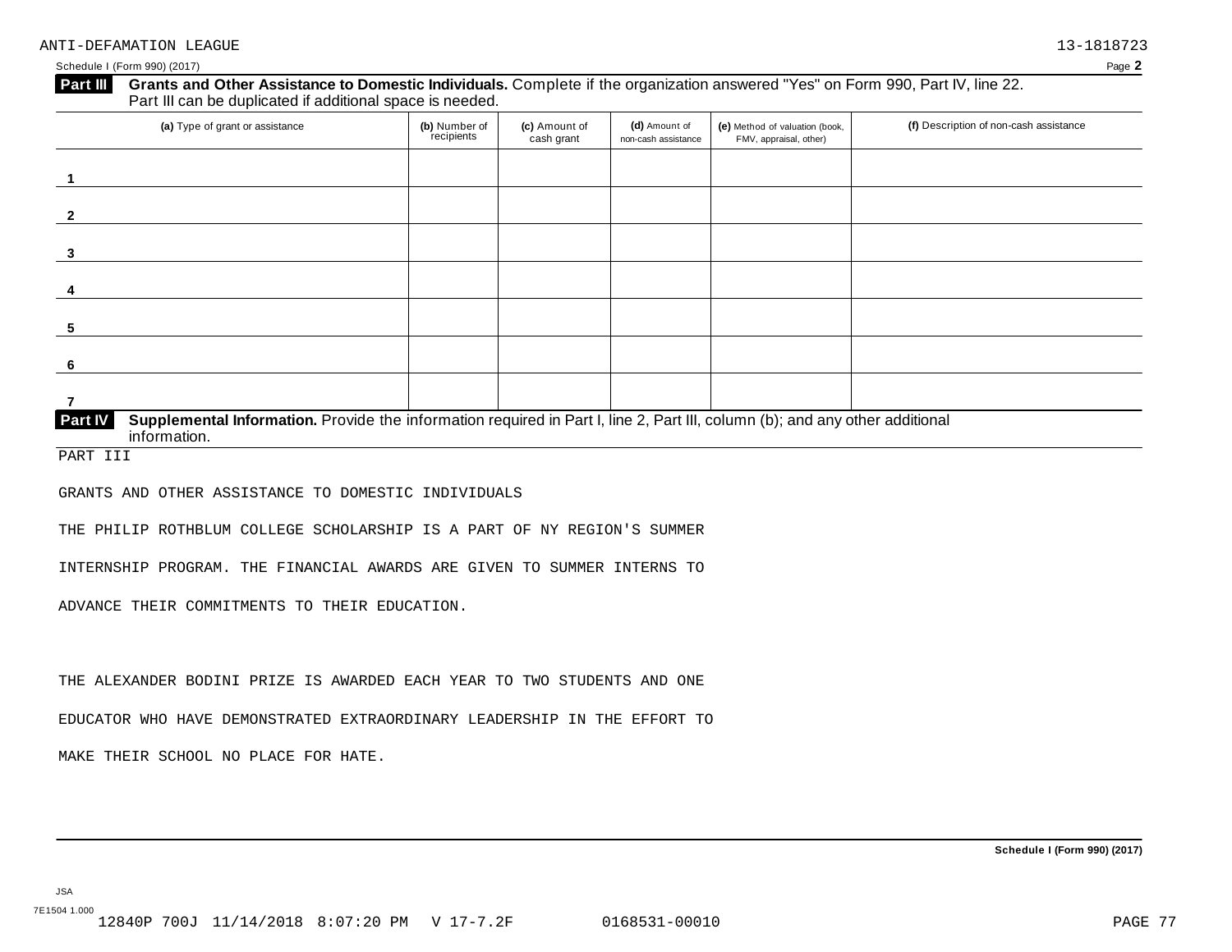ANTI-DEFAMATION LEAGUE 13-1818723

Schedule I (Form 990) (2017) Page **2**

**Part III** **Grants and Other Assistance to Domestic Individuals.** Complete if the organization answered "Yes" on Form 990, Part IV, line 22. Part III can be duplicated if additional space is needed.

| (a) Type of grant or assistance | (b) Number of recipients | (c) Amount of cash grant | (d) Amount of non-cash assistance | (e) Method of valuation (book, FMV, appraisal, other) | (f) Description of non-cash assistance |
|---|---|---|---|---|---|
| 1 | | | | | |
| 2 | | | | | |
| 3 | | | | | |
| 4 | | | | | |
| 5 | | | | | |
| 6 | | | | | |
| 7 | | | | | |

**Part IV** **Supplemental Information.** Provide the information required in Part I, line 2, Part III, column (b); and any other additional information.

PART III

GRANTS AND OTHER ASSISTANCE TO DOMESTIC INDIVIDUALS

THE PHILIP ROTHBLUM COLLEGE SCHOLARSHIP IS A PART OF NY REGION'S SUMMER INTERNSHIP PROGRAM. THE FINANCIAL AWARDS ARE GIVEN TO SUMMER INTERNS TO ADVANCE THEIR COMMITMENTS TO THEIR EDUCATION.

THE ALEXANDER BODINI PRIZE IS AWARDED EACH YEAR TO TWO STUDENTS AND ONE EDUCATOR WHO HAVE DEMONSTRATED EXTRAORDINARY LEADERSHIP IN THE EFFORT TO MAKE THEIR SCHOOL NO PLACE FOR HATE.

**Schedule I (Form 990) (2017)**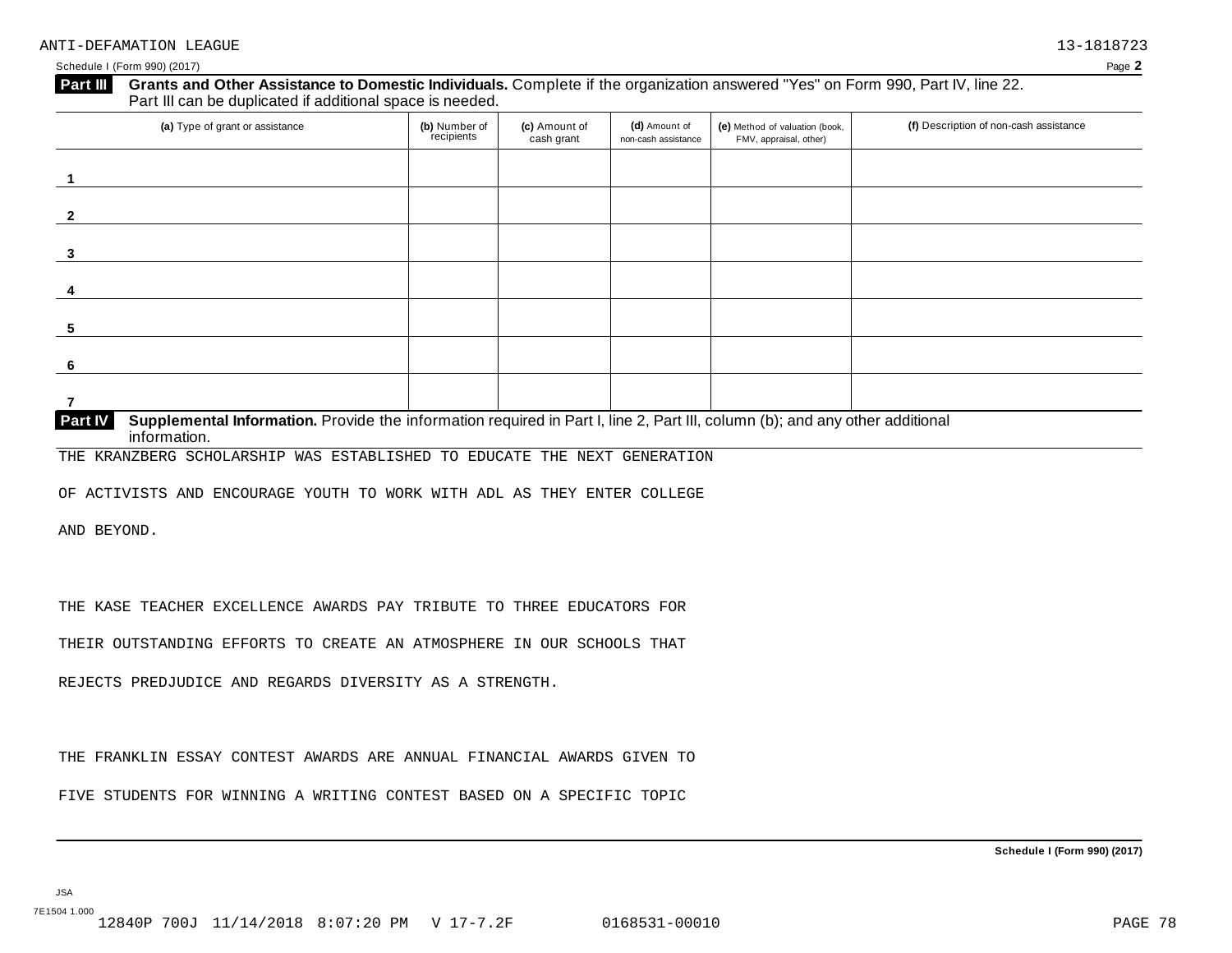ANTI-DEFAMATION LEAGUE 13-1818723

Schedule I (Form 990) (2017) Page **2**

**Part III** **Grants and Other Assistance to Domestic Individuals.** Complete if the organization answered "Yes" on Form 990, Part IV, line 22. Part III can be duplicated if additional space is needed.

| (a) Type of grant or assistance | (b) Number of recipients | (c) Amount of cash grant | (d) Amount of non-cash assistance | (e) Method of valuation (book, FMV, appraisal, other) | (f) Description of non-cash assistance |
|---|---|---|---|---|---|
| 1 | | | | | |
| 2 | | | | | |
| 3 | | | | | |
| 4 | | | | | |
| 5 | | | | | |
| 6 | | | | | |
| 7 | | | | | |

**Part IV** **Supplemental Information.** Provide the information required in Part I, line 2, Part III, column (b); and any other additional information.

THE KRANZBERG SCHOLARSHIP WAS ESTABLISHED TO EDUCATE THE NEXT GENERATION OF ACTIVISTS AND ENCOURAGE YOUTH TO WORK WITH ADL AS THEY ENTER COLLEGE AND BEYOND.

THE KASE TEACHER EXCELLENCE AWARDS PAY TRIBUTE TO THREE EDUCATORS FOR THEIR OUTSTANDING EFFORTS TO CREATE AN ATMOSPHERE IN OUR SCHOOLS THAT REJECTS PREDJUDICE AND REGARDS DIVERSITY AS A STRENGTH.

THE FRANKLIN ESSAY CONTEST AWARDS ARE ANNUAL FINANCIAL AWARDS GIVEN TO FIVE STUDENTS FOR WINNING A WRITING CONTEST BASED ON A SPECIFIC TOPIC

**Schedule I (Form 990) (2017)**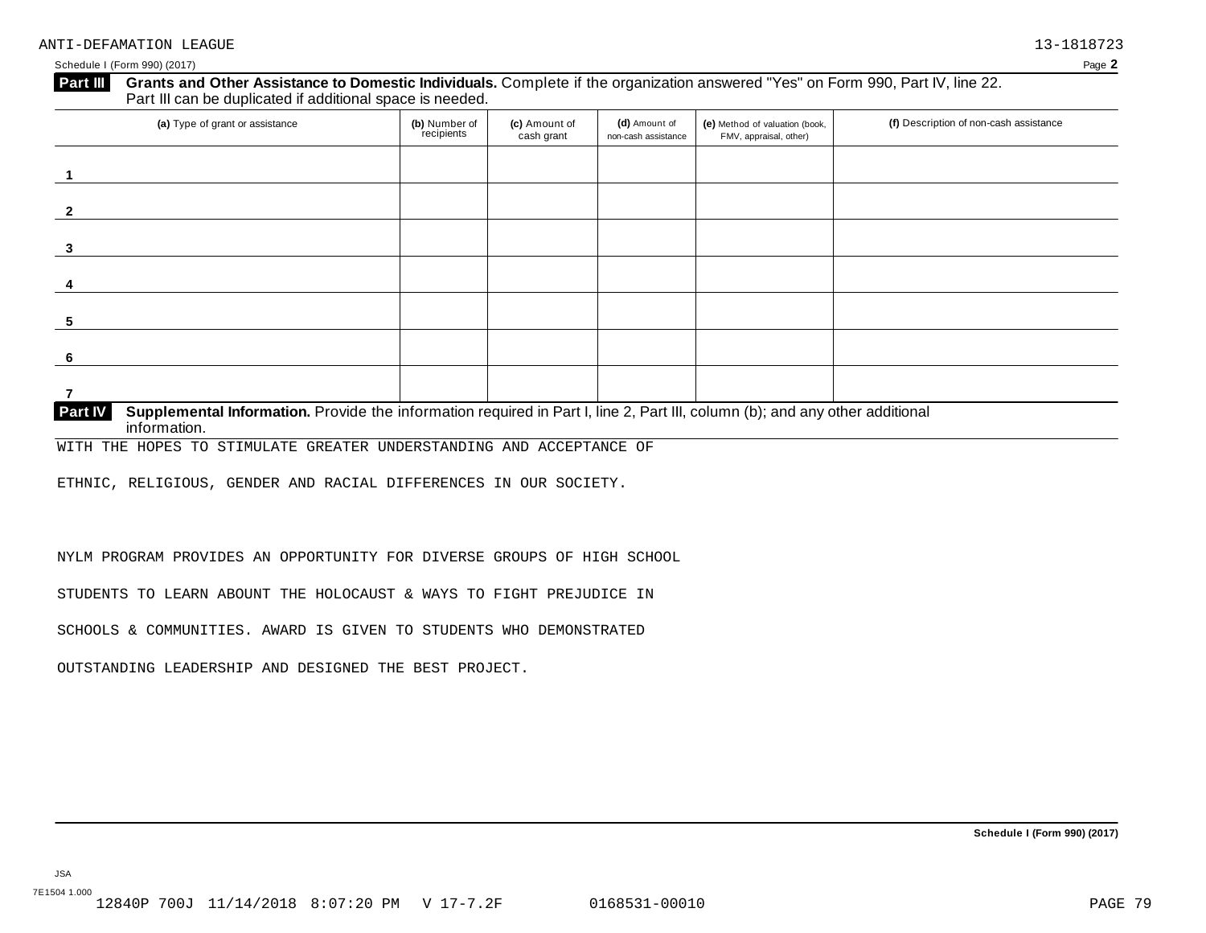ANTI-DEFAMATION LEAGUE 13-1818723

Schedule I (Form 990) (2017) Page 2

**Part III** **Grants and Other Assistance to Domestic Individuals.** Complete if the organization answered "Yes" on Form 990, Part IV, line 22. Part III can be duplicated if additional space is needed.

| (a) Type of grant or assistance | (b) Number of recipients | (c) Amount of cash grant | (d) Amount of non-cash assistance | (e) Method of valuation (book, FMV, appraisal, other) | (f) Description of non-cash assistance |
|---|---|---|---|---|---|
| 1 | | | | | |
| 2 | | | | | |
| 3 | | | | | |
| 4 | | | | | |
| 5 | | | | | |
| 6 | | | | | |
| 7 | | | | | |

**Part IV** **Supplemental Information.** Provide the information required in Part I, line 2, Part III, column (b); and any other additional information.

WITH THE HOPES TO STIMULATE GREATER UNDERSTANDING AND ACCEPTANCE OF

ETHNIC, RELIGIOUS, GENDER AND RACIAL DIFFERENCES IN OUR SOCIETY.

NYLM PROGRAM PROVIDES AN OPPORTUNITY FOR DIVERSE GROUPS OF HIGH SCHOOL

STUDENTS TO LEARN ABOUNT THE HOLOCAUST & WAYS TO FIGHT PREJUDICE IN

SCHOOLS & COMMUNITIES. AWARD IS GIVEN TO STUDENTS WHO DEMONSTRATED

OUTSTANDING LEADERSHIP AND DESIGNED THE BEST PROJECT.

**Schedule I (Form 990) (2017)**

JSA

7E1504 1.000

12840P 700J 11/14/2018 8:07:20 PM V 17-7.2F 0168531-00010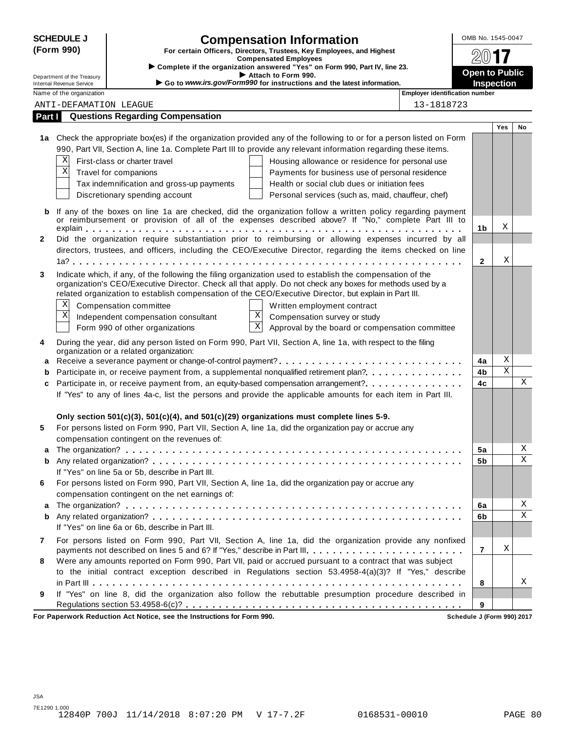**SCHEDULE J (Form 990)**

Department of the Treasury
Internal Revenue Service

# Compensation Information

**For certain Officers, Directors, Trustees, Key Employees, and Highest Compensated Employees**

▶ **Complete if the organization answered "Yes" on Form 990, Part IV, line 23.**

▶ **Attach to Form 990.**

▶ **Go to *www.irs.gov/Form990* for instructions and the latest information.**

OMB No. 1545-0047

**2017**

**Open to Public Inspection**

Name of the organization: ANTI-DEFAMATION LEAGUE

Employer identification number: 13-1818723

## Part I Questions Regarding Compensation

| | | | Yes | No |
|---|---|---|---|---|
| **1a** | Check the appropriate box(es) if the organization provided any of the following to or for a person listed on Form 990, Part VII, Section A, line 1a. Complete Part III to provide any relevant information regarding these items.<br>[X] First-class or charter travel<br>[X] Travel for companions<br>[ ] Tax indemnification and gross-up payments<br>[ ] Discretionary spending account<br>[ ] Housing allowance or residence for personal use<br>[ ] Payments for business use of personal residence<br>[ ] Health or social club dues or initiation fees<br>[ ] Personal services (such as, maid, chauffeur, chef) | | | |
| **b** | If any of the boxes on line 1a are checked, did the organization follow a written policy regarding payment or reimbursement or provision of all of the expenses described above? If "No," complete Part III to explain | **1b** | X | |
| **2** | Did the organization require substantiation prior to reimbursing or allowing expenses incurred by all directors, trustees, and officers, including the CEO/Executive Director, regarding the items checked on line 1a? | **2** | X | |
| **3** | Indicate which, if any, of the following the filing organization used to establish the compensation of the organization's CEO/Executive Director. Check all that apply. Do not check any boxes for methods used by a related organization to establish compensation of the CEO/Executive Director, but explain in Part III.<br>[X] Compensation committee<br>[X] Independent compensation consultant<br>[ ] Form 990 of other organizations<br>[ ] Written employment contract<br>[X] Compensation survey or study<br>[X] Approval by the board or compensation committee | | | |
| **4** | During the year, did any person listed on Form 990, Part VII, Section A, line 1a, with respect to the filing organization or a related organization: | | | |
| **a** | Receive a severance payment or change-of-control payment? | **4a** | X | |
| **b** | Participate in, or receive payment from, a supplemental nonqualified retirement plan? | **4b** | X | |
| **c** | Participate in, or receive payment from, an equity-based compensation arrangement? | **4c** | | X |
| | If "Yes" to any of lines 4a-c, list the persons and provide the applicable amounts for each item in Part III. | | | |
| | **Only section 501(c)(3), 501(c)(4), and 501(c)(29) organizations must complete lines 5-9.** | | | |
| **5** | For persons listed on Form 990, Part VII, Section A, line 1a, did the organization pay or accrue any compensation contingent on the revenues of: | | | |
| **a** | The organization? | **5a** | | X |
| **b** | Any related organization? | **5b** | | X |
| | If "Yes" on line 5a or 5b, describe in Part III. | | | |
| **6** | For persons listed on Form 990, Part VII, Section A, line 1a, did the organization pay or accrue any compensation contingent on the net earnings of: | | | |
| **a** | The organization? | **6a** | | X |
| **b** | Any related organization? | **6b** | | X |
| | If "Yes" on line 6a or 6b, describe in Part III. | | | |
| **7** | For persons listed on Form 990, Part VII, Section A, line 1a, did the organization provide any nonfixed payments not described on lines 5 and 6? If "Yes," describe in Part III | **7** | X | |
| **8** | Were any amounts reported on Form 990, Part VII, paid or accrued pursuant to a contract that was subject to the initial contract exception described in Regulations section 53.4958-4(a)(3)? If "Yes," describe in Part III | **8** | | X |
| **9** | If "Yes" on line 8, did the organization also follow the rebuttable presumption procedure described in Regulations section 53.4958-6(c)? | **9** | | |

**For Paperwork Reduction Act Notice, see the Instructions for Form 990.** Schedule J (Form 990) 2017

JSA
7E1290 1.000
12840P 700J 11/14/2018 8:07:20 PM V 17-7.2F 0168531-00010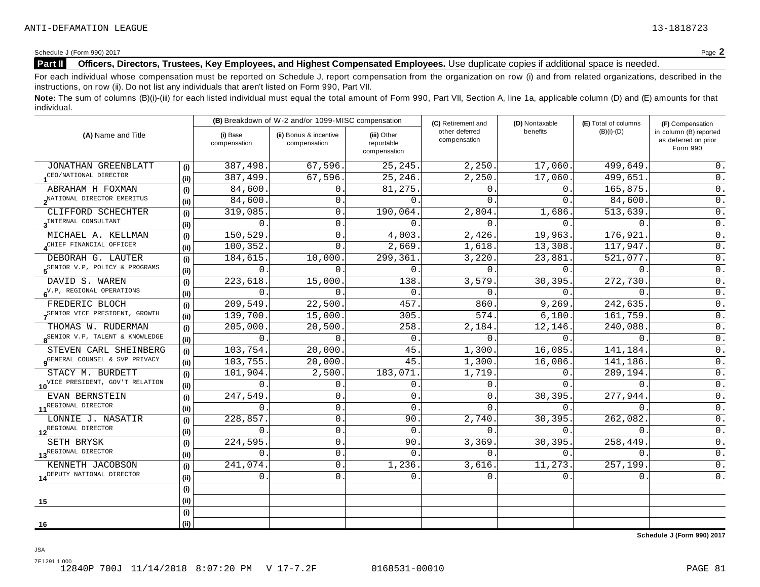ANTI-DEFAMATION LEAGUE 13-1818723

Schedule J (Form 990) 2017

**Part II Officers, Directors, Trustees, Key Employees, and Highest Compensated Employees.** Use duplicate copies if additional space is needed.

For each individual whose compensation must be reported on Schedule J, report compensation from the organization on row (i) and from related organizations, described in the instructions, on row (ii). Do not list any individuals that aren't listed on Form 990, Part VII.

**Note:** The sum of columns (B)(i)-(iii) for each listed individual must equal the total amount of Form 990, Part VII, Section A, line 1a, applicable column (D) and (E) amounts for that individual.

| (A) Name and Title | | (B) Breakdown of W-2 and/or 1099-MISC compensation | | | (C) Retirement and other deferred compensation | (D) Nontaxable benefits | (E) Total of columns (B)(i)-(D) | (F) Compensation in column (B) reported as deferred on prior Form 990 |
|---|---|---|---|---|---|---|---|---|
| | | (i) Base compensation | (ii) Bonus & incentive compensation | (iii) Other reportable compensation | | | | |
| 1 JONATHAN GREENBLATT | (i) | 387,498. | 67,596. | 25,245. | 2,250. | 17,060. | 499,649. | 0. |
| CEO/NATIONAL DIRECTOR | (ii) | 387,499. | 67,596. | 25,246. | 2,250. | 17,060. | 499,651. | 0. |
| 2 ABRAHAM H FOXMAN | (i) | 84,600. | 0. | 81,275. | 0. | 0. | 165,875. | 0. |
| NATIONAL DIRECTOR EMERITUS | (ii) | 84,600. | 0. | 0. | 0. | 0. | 84,600. | 0. |
| 3 CLIFFORD SCHECHTER | (i) | 319,085. | 0. | 190,064. | 2,804. | 1,686. | 513,639. | 0. |
| INTERNAL CONSULTANT | (ii) | 0. | 0. | 0. | 0. | 0. | 0. | 0. |
| 4 MICHAEL A. KELLMAN | (i) | 150,529. | 0. | 4,003. | 2,426. | 19,963. | 176,921. | 0. |
| CHIEF FINANCIAL OFFICER | (ii) | 100,352. | 0. | 2,669. | 1,618. | 13,308. | 117,947. | 0. |
| 5 DEBORAH G. LAUTER | (i) | 184,615. | 10,000. | 299,361. | 3,220. | 23,881. | 521,077. | 0. |
| SENIOR V.P, POLICY & PROGRAMS | (ii) | 0. | 0. | 0. | 0. | 0. | 0. | 0. |
| 6 DAVID S. WAREN | (i) | 223,618. | 15,000. | 138. | 3,579. | 30,395. | 272,730. | 0. |
| V.P, REGIONAL OPERATIONS | (ii) | 0. | 0. | 0. | 0. | 0. | 0. | 0. |
| 7 FREDERIC BLOCH | (i) | 209,549. | 22,500. | 457. | 860. | 9,269. | 242,635. | 0. |
| SENIOR VICE PRESIDENT, GROWTH | (ii) | 139,700. | 15,000. | 305. | 574. | 6,180. | 161,759. | 0. |
| 8 THOMAS W. RUDERMAN | (i) | 205,000. | 20,500. | 258. | 2,184. | 12,146. | 240,088. | 0. |
| SENIOR V.P, TALENT & KNOWLEDGE | (ii) | 0. | 0. | 0. | 0. | 0. | 0. | 0. |
| 9 STEVEN CARL SHEINBERG | (i) | 103,754. | 20,000. | 45. | 1,300. | 16,085. | 141,184. | 0. |
| GENERAL COUNSEL & SVP PRIVACY | (ii) | 103,755. | 20,000. | 45. | 1,300. | 16,086. | 141,186. | 0. |
| 10 STACY M. BURDETT | (i) | 101,904. | 2,500. | 183,071. | 1,719. | 0. | 289,194. | 0. |
| VICE PRESIDENT, GOV'T RELATION | (ii) | 0. | 0. | 0. | 0. | 0. | 0. | 0. |
| 11 EVAN BERNSTEIN | (i) | 247,549. | 0. | 0. | 0. | 30,395. | 277,944. | 0. |
| REGIONAL DIRECTOR | (ii) | 0. | 0. | 0. | 0. | 0. | 0. | 0. |
| 12 LONNIE J. NASATIR | (i) | 228,857. | 0. | 90. | 2,740. | 30,395. | 262,082. | 0. |
| REGIONAL DIRECTOR | (ii) | 0. | 0. | 0. | 0. | 0. | 0. | 0. |
| 13 SETH BRYSK | (i) | 224,595. | 0. | 90. | 3,369. | 30,395. | 258,449. | 0. |
| REGIONAL DIRECTOR | (ii) | 0. | 0. | 0. | 0. | 0. | 0. | 0. |
| 14 KENNETH JACOBSON | (i) | 241,074. | 0. | 1,236. | 3,616. | 11,273. | 257,199. | 0. |
| DEPUTY NATIONAL DIRECTOR | (ii) | 0. | 0. | 0. | 0. | 0. | 0. | 0. |
| 15 | (i) | | | | | | | |
| | (ii) | | | | | | | |
| 16 | (i) | | | | | | | |
| | (ii) | | | | | | | |

Schedule J (Form 990) 2017

JSA
7E1291 1.000
12840P 700J 11/14/2018 8:07:20 PM V 17-7.2F 0168531-00010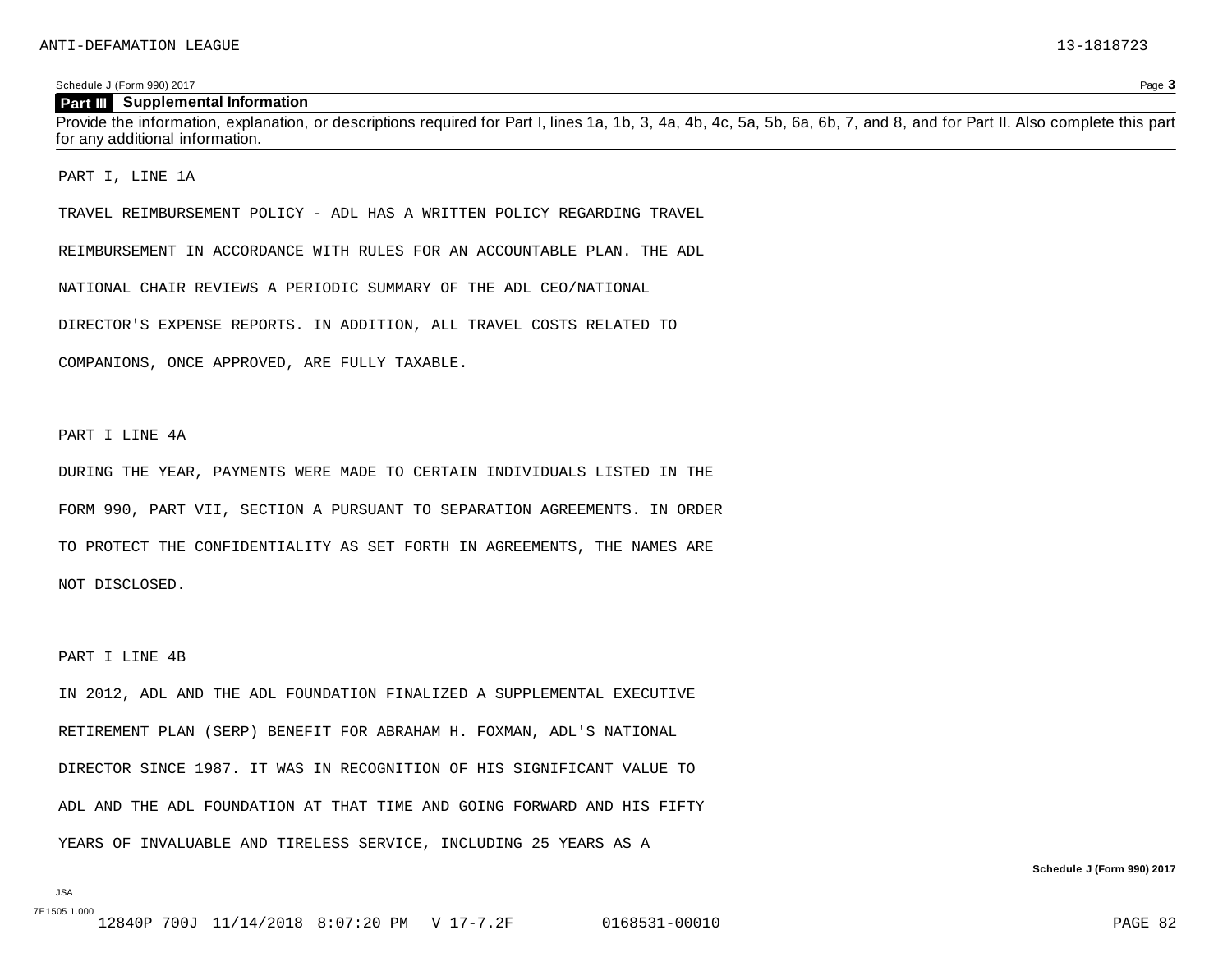## Part III Supplemental Information

Provide the information, explanation, or descriptions required for Part I, lines 1a, 1b, 3, 4a, 4b, 4c, 5a, 5b, 6a, 6b, 7, and 8, and for Part II. Also complete this part for any additional information.

PART I, LINE 1A

TRAVEL REIMBURSEMENT POLICY - ADL HAS A WRITTEN POLICY REGARDING TRAVEL REIMBURSEMENT IN ACCORDANCE WITH RULES FOR AN ACCOUNTABLE PLAN. THE ADL NATIONAL CHAIR REVIEWS A PERIODIC SUMMARY OF THE ADL CEO/NATIONAL DIRECTOR'S EXPENSE REPORTS. IN ADDITION, ALL TRAVEL COSTS RELATED TO COMPANIONS, ONCE APPROVED, ARE FULLY TAXABLE.

PART I LINE 4A

DURING THE YEAR, PAYMENTS WERE MADE TO CERTAIN INDIVIDUALS LISTED IN THE FORM 990, PART VII, SECTION A PURSUANT TO SEPARATION AGREEMENTS. IN ORDER TO PROTECT THE CONFIDENTIALITY AS SET FORTH IN AGREEMENTS, THE NAMES ARE NOT DISCLOSED.

PART I LINE 4B

IN 2012, ADL AND THE ADL FOUNDATION FINALIZED A SUPPLEMENTAL EXECUTIVE RETIREMENT PLAN (SERP) BENEFIT FOR ABRAHAM H. FOXMAN, ADL'S NATIONAL DIRECTOR SINCE 1987. IT WAS IN RECOGNITION OF HIS SIGNIFICANT VALUE TO ADL AND THE ADL FOUNDATION AT THAT TIME AND GOING FORWARD AND HIS FIFTY YEARS OF INVALUABLE AND TIRELESS SERVICE, INCLUDING 25 YEARS AS A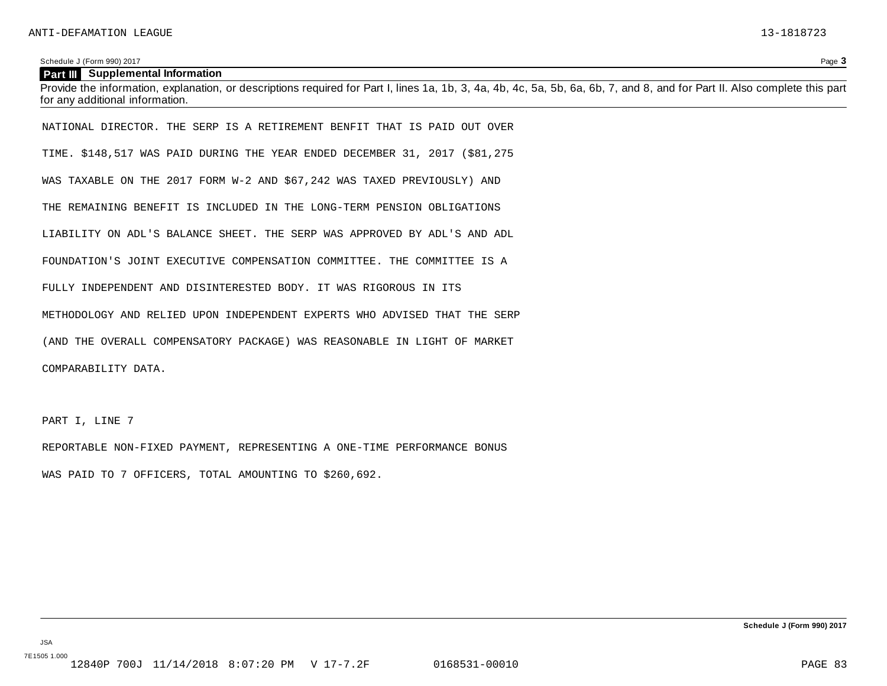## Part III Supplemental Information

Provide the information, explanation, or descriptions required for Part I, lines 1a, 1b, 3, 4a, 4b, 4c, 5a, 5b, 6a, 6b, 7, and 8, and for Part II. Also complete this part for any additional information.

NATIONAL DIRECTOR. THE SERP IS A RETIREMENT BENFIT THAT IS PAID OUT OVER TIME. $148,517 WAS PAID DURING THE YEAR ENDED DECEMBER 31, 2017 ($81,275 WAS TAXABLE ON THE 2017 FORM W-2 AND $67,242 WAS TAXED PREVIOUSLY) AND THE REMAINING BENEFIT IS INCLUDED IN THE LONG-TERM PENSION OBLIGATIONS LIABILITY ON ADL'S BALANCE SHEET. THE SERP WAS APPROVED BY ADL'S AND ADL FOUNDATION'S JOINT EXECUTIVE COMPENSATION COMMITTEE. THE COMMITTEE IS A FULLY INDEPENDENT AND DISINTERESTED BODY. IT WAS RIGOROUS IN ITS METHODOLOGY AND RELIED UPON INDEPENDENT EXPERTS WHO ADVISED THAT THE SERP (AND THE OVERALL COMPENSATORY PACKAGE) WAS REASONABLE IN LIGHT OF MARKET COMPARABILITY DATA.

PART I, LINE 7

REPORTABLE NON-FIXED PAYMENT, REPRESENTING A ONE-TIME PERFORMANCE BONUS WAS PAID TO 7 OFFICERS, TOTAL AMOUNTING TO $260,692.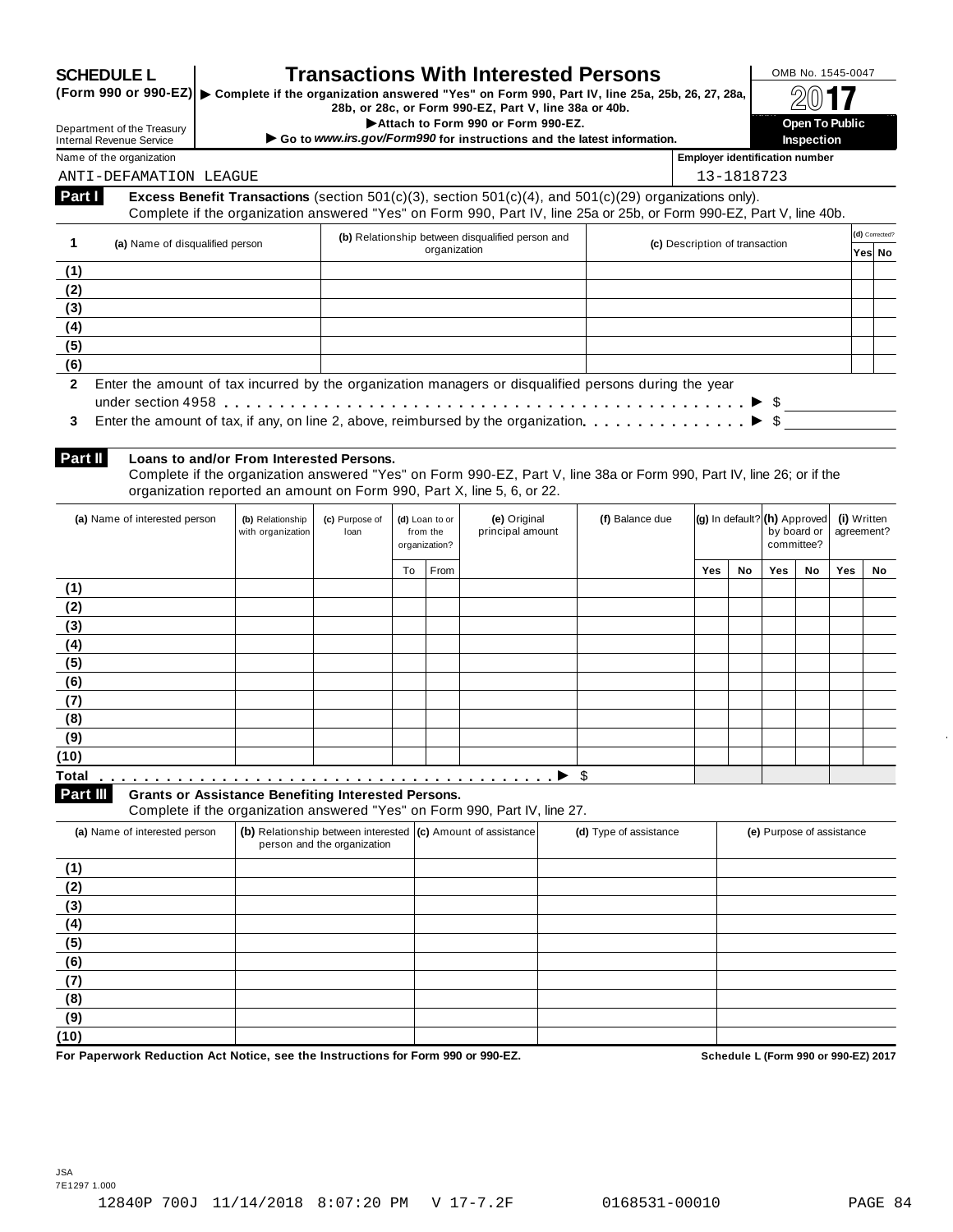# SCHEDULE L (Form 990 or 990-EZ)

# Transactions With Interested Persons

▶ Complete if the organization answered "Yes" on Form 990, Part IV, line 25a, 25b, 26, 27, 28a, 28b, or 28c, or Form 990-EZ, Part V, line 38a or 40b.

▶Attach to Form 990 or Form 990-EZ.

▶ Go to *www.irs.gov/Form990* for instructions and the latest information.

OMB No. 1545-0047

2017

**Open To Public Inspection**

Department of the Treasury
Internal Revenue Service

Name of the organization: ANTI-DEFAMATION LEAGUE

Employer identification number: 13-1818723

**Part I** **Excess Benefit Transactions** (section 501(c)(3), section 501(c)(4), and 501(c)(29) organizations only).
Complete if the organization answered "Yes" on Form 990, Part IV, line 25a or 25b, or Form 990-EZ, Part V, line 40b.

| 1 (a) Name of disqualified person | (b) Relationship between disqualified person and organization | (c) Description of transaction | (d) Corrected? Yes | No |
|---|---|---|---|---|
| (1) | | | | |
| (2) | | | | |
| (3) | | | | |
| (4) | | | | |
| (5) | | | | |
| (6) | | | | |

**2** Enter the amount of tax incurred by the organization managers or disqualified persons during the year under section 4958 . . . . . . ▶ $

**3** Enter the amount of tax, if any, on line 2, above, reimbursed by the organization . . . . . . ▶ $

**Part II** **Loans to and/or From Interested Persons.**
Complete if the organization answered "Yes" on Form 990-EZ, Part V, line 38a or Form 990, Part IV, line 26; or if the organization reported an amount on Form 990, Part X, line 5, 6, or 22.

| (a) Name of interested person | (b) Relationship with organization | (c) Purpose of loan | (d) Loan to or from the organization? | | (e) Original principal amount | (f) Balance due | (g) In default? | | (h) Approved by board or committee? | | (i) Written agreement? | |
|---|---|---|---|---|---|---|---|---|---|---|---|---|
| | | | To | From | | | Yes | No | Yes | No | Yes | No |
| (1) | | | | | | | | | | | | |
| (2) | | | | | | | | | | | | |
| (3) | | | | | | | | | | | | |
| (4) | | | | | | | | | | | | |
| (5) | | | | | | | | | | | | |
| (6) | | | | | | | | | | | | |
| (7) | | | | | | | | | | | | |
| (8) | | | | | | | | | | | | |
| (9) | | | | | | | | | | | | |
| (10) | | | | | | | | | | | | |
| **Total** . . . . . . ▶ | | | | | | $ | | | | | | |

**Part III** **Grants or Assistance Benefiting Interested Persons.**
Complete if the organization answered "Yes" on Form 990, Part IV, line 27.

| (a) Name of interested person | (b) Relationship between interested person and the organization | (c) Amount of assistance | (d) Type of assistance | (e) Purpose of assistance |
|---|---|---|---|---|
| (1) | | | | |
| (2) | | | | |
| (3) | | | | |
| (4) | | | | |
| (5) | | | | |
| (6) | | | | |
| (7) | | | | |
| (8) | | | | |
| (9) | | | | |
| (10) | | | | |

**For Paperwork Reduction Act Notice, see the Instructions for Form 990 or 990-EZ.** **Schedule L (Form 990 or 990-EZ) 2017**

JSA
7E1297 1.000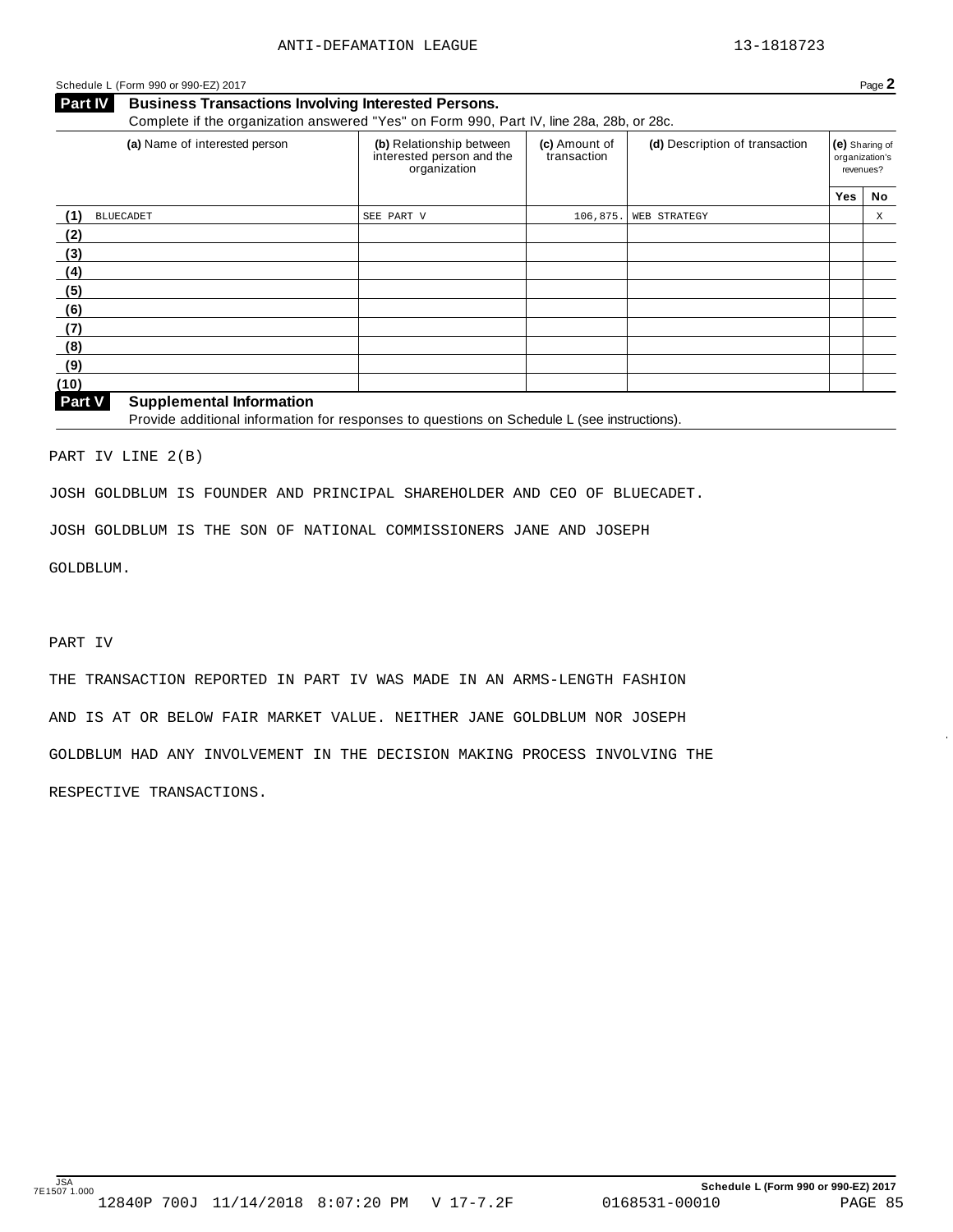Schedule L (Form 990 or 990-EZ) 2017

## Part IV Business Transactions Involving Interested Persons.

Complete if the organization answered "Yes" on Form 990, Part IV, line 28a, 28b, or 28c.

| (a) Name of interested person | (b) Relationship between interested person and the organization | (c) Amount of transaction | (d) Description of transaction | (e) Sharing of organization's revenues? | |
|---|---|---|---|---|---|
| | | | | Yes | No |
| (1) BLUECADET | SEE PART V | 106,875. | WEB STRATEGY | | X |
| (2) | | | | | |
| (3) | | | | | |
| (4) | | | | | |
| (5) | | | | | |
| (6) | | | | | |
| (7) | | | | | |
| (8) | | | | | |
| (9) | | | | | |
| (10) | | | | | |

## Part V Supplemental Information

Provide additional information for responses to questions on Schedule L (see instructions).

PART IV LINE 2(B)

JOSH GOLDBLUM IS FOUNDER AND PRINCIPAL SHAREHOLDER AND CEO OF BLUECADET.

JOSH GOLDBLUM IS THE SON OF NATIONAL COMMISSIONERS JANE AND JOSEPH GOLDBLUM.

PART IV

THE TRANSACTION REPORTED IN PART IV WAS MADE IN AN ARMS-LENGTH FASHION AND IS AT OR BELOW FAIR MARKET VALUE. NEITHER JANE GOLDBLUM NOR JOSEPH GOLDBLUM HAD ANY INVOLVEMENT IN THE DECISION MAKING PROCESS INVOLVING THE RESPECTIVE TRANSACTIONS.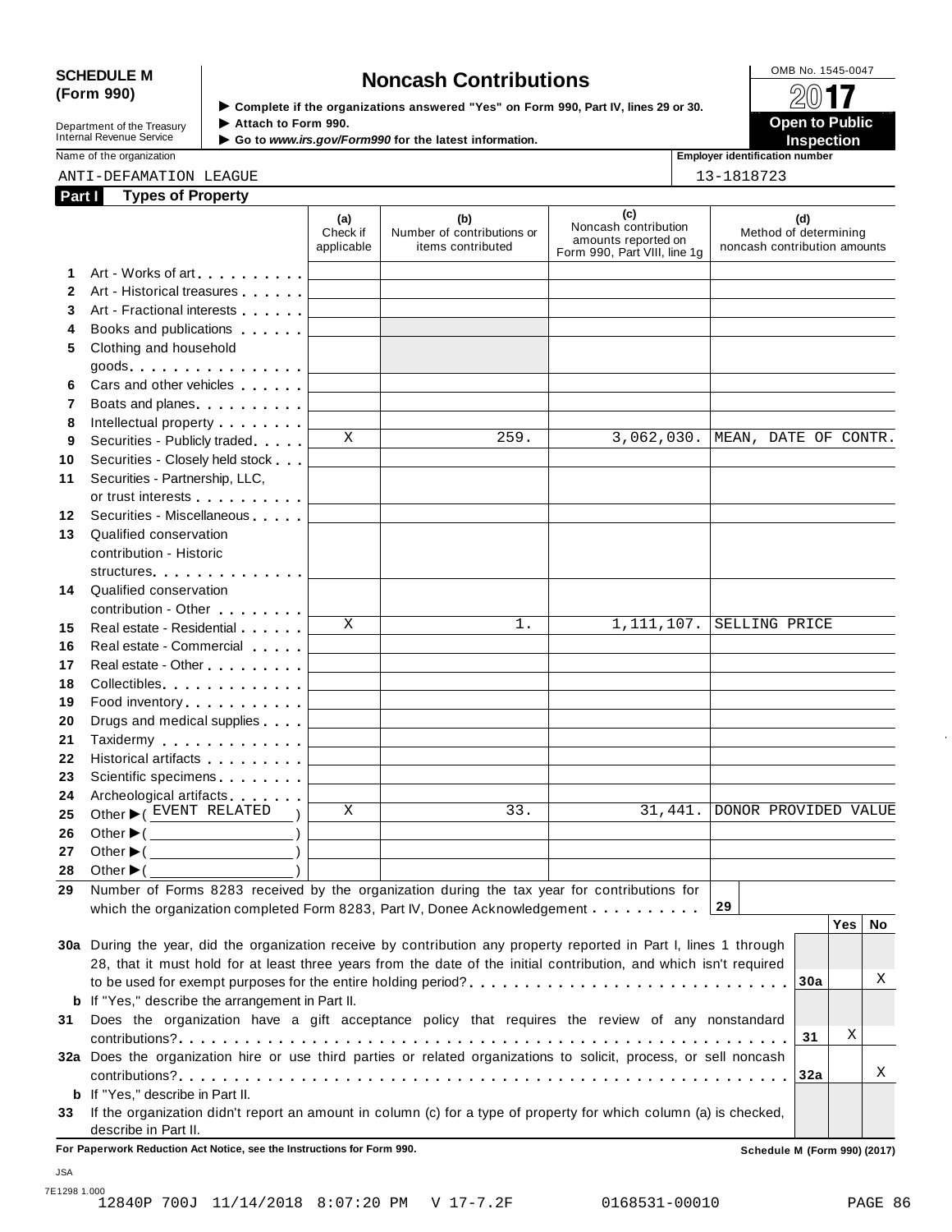**SCHEDULE M (Form 990)**

Department of the Treasury
Internal Revenue Service

# Noncash Contributions

▶ Complete if the organizations answered "Yes" on Form 990, Part IV, lines 29 or 30.
▶ Attach to Form 990.
▶ Go to *www.irs.gov/Form990* for the latest information.

OMB No. 1545-0047

**2017**

**Open to Public Inspection**

Name of the organization: ANTI-DEFAMATION LEAGUE

Employer identification number: 13-1818723

**Part I — Types of Property**

| | | (a) Check if applicable | (b) Number of contributions or items contributed | (c) Noncash contribution amounts reported on Form 990, Part VIII, line 1g | (d) Method of determining noncash contribution amounts |
|---|---|---|---|---|---|
| 1 | Art - Works of art | | | | |
| 2 | Art - Historical treasures | | | | |
| 3 | Art - Fractional interests | | | | |
| 4 | Books and publications | | | | |
| 5 | Clothing and household goods | | | | |
| 6 | Cars and other vehicles | | | | |
| 7 | Boats and planes | | | | |
| 8 | Intellectual property | | | | |
| 9 | Securities - Publicly traded | X | 259. | 3,062,030. | MEAN, DATE OF CONTR. |
| 10 | Securities - Closely held stock | | | | |
| 11 | Securities - Partnership, LLC, or trust interests | | | | |
| 12 | Securities - Miscellaneous | | | | |
| 13 | Qualified conservation contribution - Historic structures | | | | |
| 14 | Qualified conservation contribution - Other | | | | |
| 15 | Real estate - Residential | X | 1. | 1,111,107. | SELLING PRICE |
| 16 | Real estate - Commercial | | | | |
| 17 | Real estate - Other | | | | |
| 18 | Collectibles | | | | |
| 19 | Food inventory | | | | |
| 20 | Drugs and medical supplies | | | | |
| 21 | Taxidermy | | | | |
| 22 | Historical artifacts | | | | |
| 23 | Scientific specimens | | | | |
| 24 | Archeological artifacts | | | | |
| 25 | Other ▶ ( EVENT RELATED ) | X | 33. | 31,441. | DONOR PROVIDED VALUE |
| 26 | Other ▶ ( ) | | | | |
| 27 | Other ▶ ( ) | | | | |
| 28 | Other ▶ ( ) | | | | |

29 Number of Forms 8283 received by the organization during the tax year for contributions for which the organization completed Form 8283, Part IV, Donee Acknowledgement . . . . . . . . . . **29**

| | | | Yes | No |
|---|---|---|---|---|
| 30a | During the year, did the organization receive by contribution any property reported in Part I, lines 1 through 28, that it must hold for at least three years from the date of the initial contribution, and which isn't required to be used for exempt purposes for the entire holding period? | 30a | | X |
| b | If "Yes," describe the arrangement in Part II. | | | |
| 31 | Does the organization have a gift acceptance policy that requires the review of any nonstandard contributions? | 31 | X | |
| 32a | Does the organization hire or use third parties or related organizations to solicit, process, or sell noncash contributions? | 32a | | X |
| b | If "Yes," describe in Part II. | | | |
| 33 | If the organization didn't report an amount in column (c) for a type of property for which column (a) is checked, describe in Part II. | | | |

**For Paperwork Reduction Act Notice, see the Instructions for Form 990.** **Schedule M (Form 990) (2017)**

JSA
7E1298 1.000
12840P 700J 11/14/2018 8:07:20 PM V 17-7.2F 0168531-00010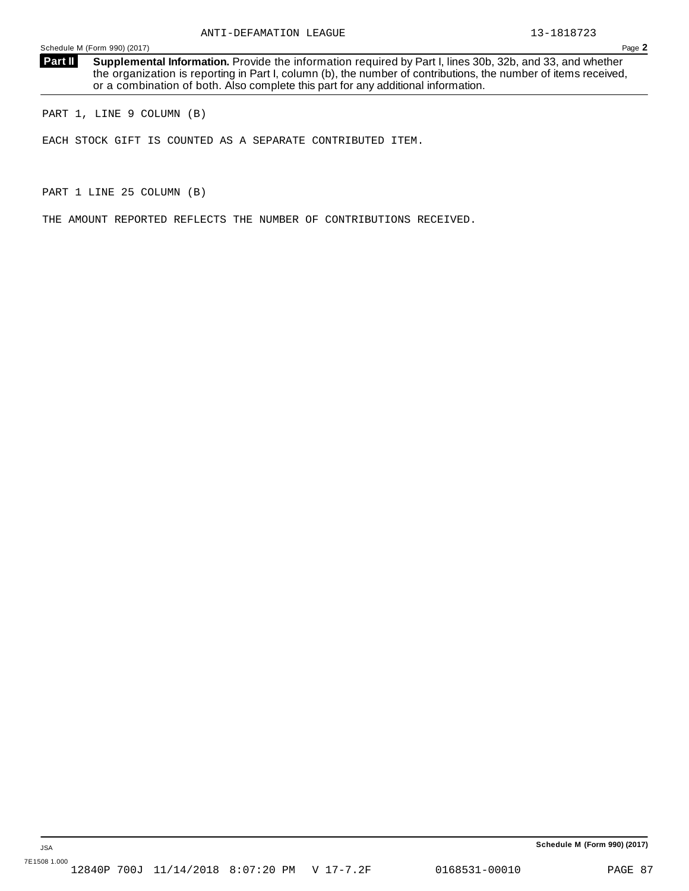ANTI-DEFAMATION LEAGUE 13-1818723

Schedule M (Form 990) (2017)

**Part II** **Supplemental Information.** Provide the information required by Part I, lines 30b, 32b, and 33, and whether the organization is reporting in Part I, column (b), the number of contributions, the number of items received, or a combination of both. Also complete this part for any additional information.

PART 1, LINE 9 COLUMN (B)

EACH STOCK GIFT IS COUNTED AS A SEPARATE CONTRIBUTED ITEM.

PART 1 LINE 25 COLUMN (B)

THE AMOUNT REPORTED REFLECTS THE NUMBER OF CONTRIBUTIONS RECEIVED.

JSA

7E1508 1.000

Schedule M (Form 990) (2017)

12840P 700J 11/14/2018 8:07:20 PM V 17-7.2F 0168531-00010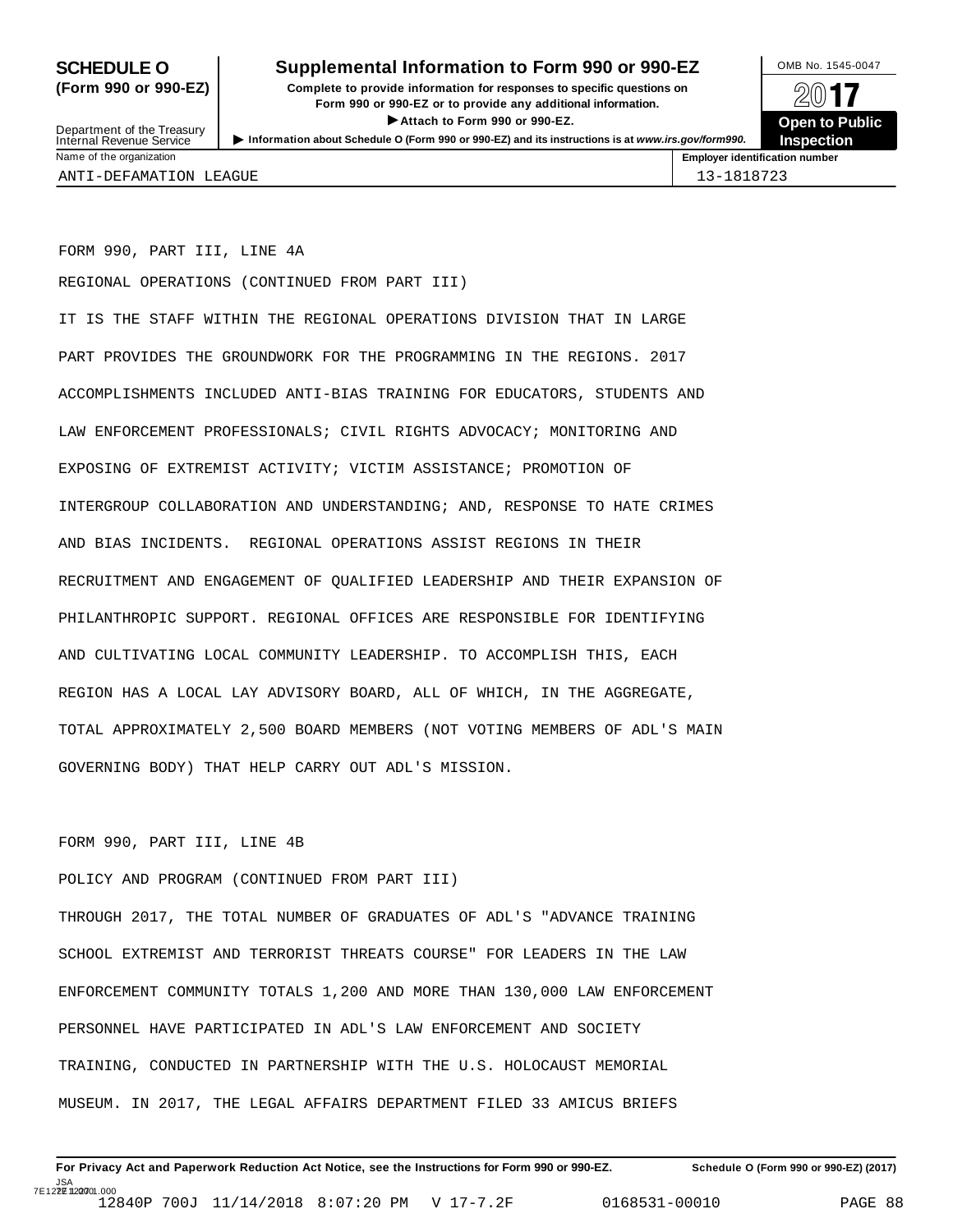**SCHEDULE O (Form 990 or 990-EZ)**

Department of the Treasury
Internal Revenue Service

# Supplemental Information to Form 990 or 990-EZ

**Complete to provide information for responses to specific questions on Form 990 or 990-EZ or to provide any additional information.**

▶ **Attach to Form 990 or 990-EZ.**

▶ **Information about Schedule O (Form 990 or 990-EZ) and its instructions is at www.irs.gov/form990.**

OMB No. 1545-0047

**2017**

**Open to Public Inspection**

| Name of the organization | Employer identification number |
|---|---|
| ANTI-DEFAMATION LEAGUE | 13-1818723 |

FORM 990, PART III, LINE 4A

REGIONAL OPERATIONS (CONTINUED FROM PART III)

IT IS THE STAFF WITHIN THE REGIONAL OPERATIONS DIVISION THAT IN LARGE PART PROVIDES THE GROUNDWORK FOR THE PROGRAMMING IN THE REGIONS. 2017 ACCOMPLISHMENTS INCLUDED ANTI-BIAS TRAINING FOR EDUCATORS, STUDENTS AND LAW ENFORCEMENT PROFESSIONALS; CIVIL RIGHTS ADVOCACY; MONITORING AND EXPOSING OF EXTREMIST ACTIVITY; VICTIM ASSISTANCE; PROMOTION OF INTERGROUP COLLABORATION AND UNDERSTANDING; AND, RESPONSE TO HATE CRIMES AND BIAS INCIDENTS. REGIONAL OPERATIONS ASSIST REGIONS IN THEIR RECRUITMENT AND ENGAGEMENT OF QUALIFIED LEADERSHIP AND THEIR EXPANSION OF PHILANTHROPIC SUPPORT. REGIONAL OFFICES ARE RESPONSIBLE FOR IDENTIFYING AND CULTIVATING LOCAL COMMUNITY LEADERSHIP. TO ACCOMPLISH THIS, EACH REGION HAS A LOCAL LAY ADVISORY BOARD, ALL OF WHICH, IN THE AGGREGATE, TOTAL APPROXIMATELY 2,500 BOARD MEMBERS (NOT VOTING MEMBERS OF ADL'S MAIN GOVERNING BODY) THAT HELP CARRY OUT ADL'S MISSION.

FORM 990, PART III, LINE 4B

POLICY AND PROGRAM (CONTINUED FROM PART III)

THROUGH 2017, THE TOTAL NUMBER OF GRADUATES OF ADL'S "ADVANCE TRAINING SCHOOL EXTREMIST AND TERRORIST THREATS COURSE" FOR LEADERS IN THE LAW ENFORCEMENT COMMUNITY TOTALS 1,200 AND MORE THAN 130,000 LAW ENFORCEMENT PERSONNEL HAVE PARTICIPATED IN ADL'S LAW ENFORCEMENT AND SOCIETY TRAINING, CONDUCTED IN PARTNERSHIP WITH THE U.S. HOLOCAUST MEMORIAL MUSEUM. IN 2017, THE LEGAL AFFAIRS DEPARTMENT FILED 33 AMICUS BRIEFS

**For Privacy Act and Paperwork Reduction Act Notice, see the Instructions for Form 990 or 990-EZ.** **Schedule O (Form 990 or 990-EZ) (2017)**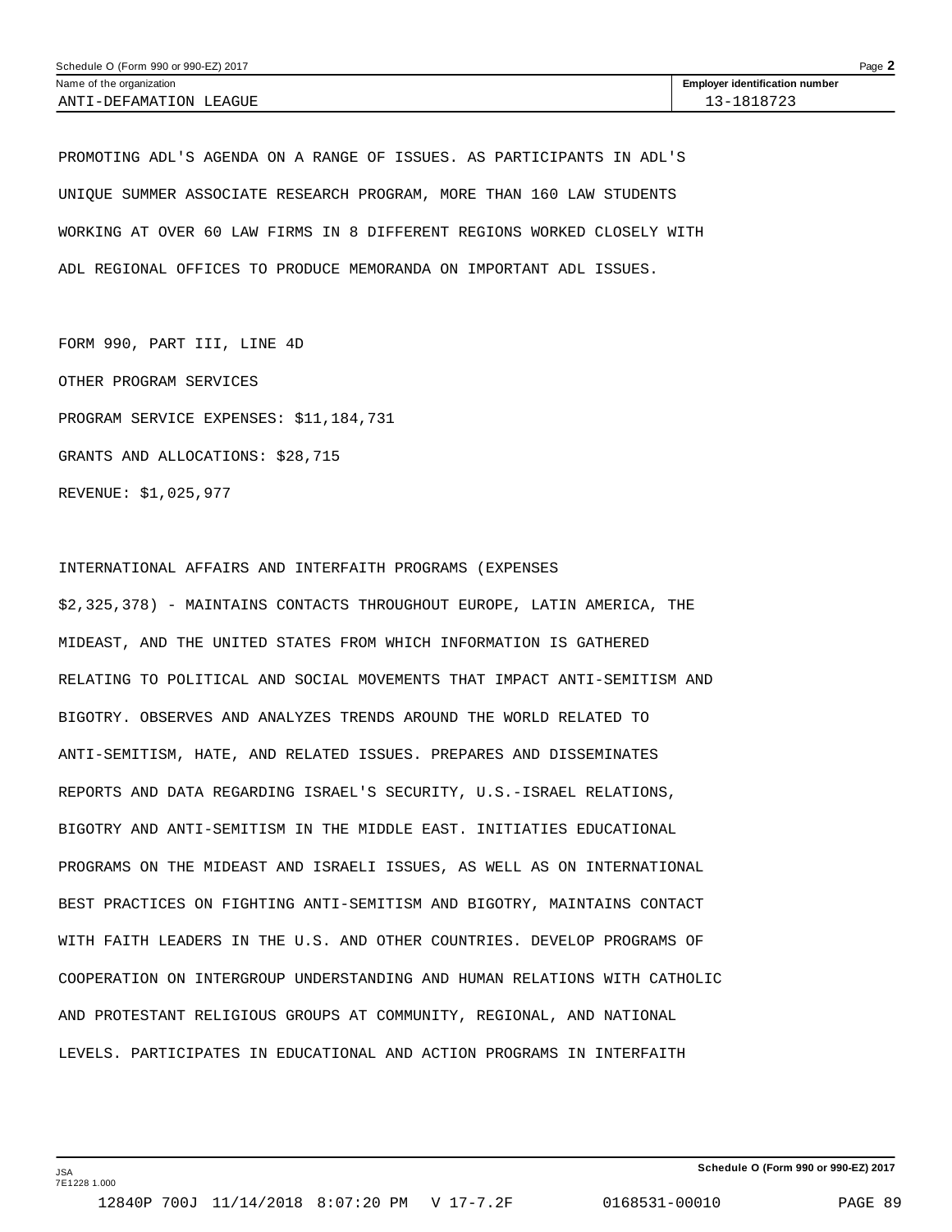Schedule O (Form 990 or 990-EZ) 2017

| Name of the organization | Employer identification number |
|---|---|
| ANTI-DEFAMATION LEAGUE | 13-1818723 |

PROMOTING ADL'S AGENDA ON A RANGE OF ISSUES. AS PARTICIPANTS IN ADL'S UNIQUE SUMMER ASSOCIATE RESEARCH PROGRAM, MORE THAN 160 LAW STUDENTS WORKING AT OVER 60 LAW FIRMS IN 8 DIFFERENT REGIONS WORKED CLOSELY WITH ADL REGIONAL OFFICES TO PRODUCE MEMORANDA ON IMPORTANT ADL ISSUES.

FORM 990, PART III, LINE 4D

OTHER PROGRAM SERVICES

PROGRAM SERVICE EXPENSES: $11,184,731

GRANTS AND ALLOCATIONS: $28,715

REVENUE: $1,025,977

INTERNATIONAL AFFAIRS AND INTERFAITH PROGRAMS (EXPENSES $2,325,378) - MAINTAINS CONTACTS THROUGHOUT EUROPE, LATIN AMERICA, THE MIDEAST, AND THE UNITED STATES FROM WHICH INFORMATION IS GATHERED RELATING TO POLITICAL AND SOCIAL MOVEMENTS THAT IMPACT ANTI-SEMITISM AND BIGOTRY. OBSERVES AND ANALYZES TRENDS AROUND THE WORLD RELATED TO ANTI-SEMITISM, HATE, AND RELATED ISSUES. PREPARES AND DISSEMINATES REPORTS AND DATA REGARDING ISRAEL'S SECURITY, U.S.-ISRAEL RELATIONS, BIGOTRY AND ANTI-SEMITISM IN THE MIDDLE EAST. INITIATIES EDUCATIONAL PROGRAMS ON THE MIDEAST AND ISRAELI ISSUES, AS WELL AS ON INTERNATIONAL BEST PRACTICES ON FIGHTING ANTI-SEMITISM AND BIGOTRY, MAINTAINS CONTACT WITH FAITH LEADERS IN THE U.S. AND OTHER COUNTRIES. DEVELOP PROGRAMS OF COOPERATION ON INTERGROUP UNDERSTANDING AND HUMAN RELATIONS WITH CATHOLIC AND PROTESTANT RELIGIOUS GROUPS AT COMMUNITY, REGIONAL, AND NATIONAL LEVELS. PARTICIPATES IN EDUCATIONAL AND ACTION PROGRAMS IN INTERFAITH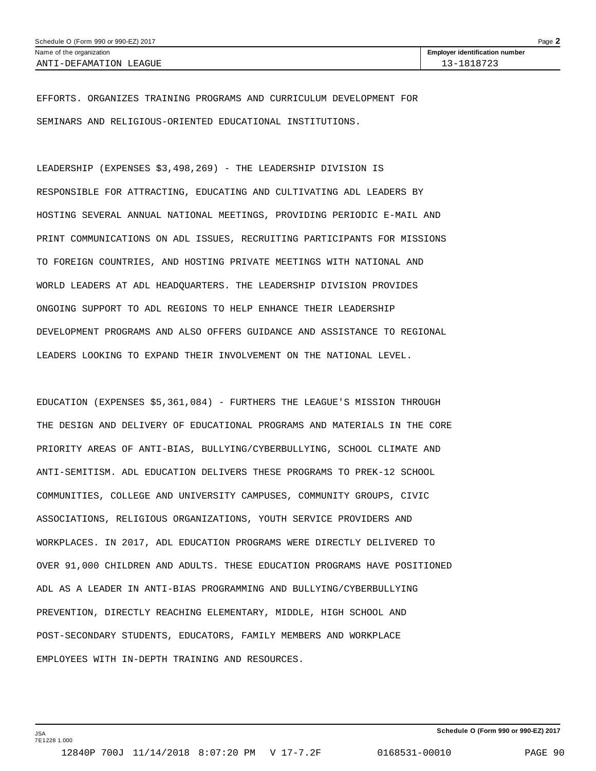EFFORTS. ORGANIZES TRAINING PROGRAMS AND CURRICULUM DEVELOPMENT FOR SEMINARS AND RELIGIOUS-ORIENTED EDUCATIONAL INSTITUTIONS.

LEADERSHIP (EXPENSES $3,498,269) - THE LEADERSHIP DIVISION IS RESPONSIBLE FOR ATTRACTING, EDUCATING AND CULTIVATING ADL LEADERS BY HOSTING SEVERAL ANNUAL NATIONAL MEETINGS, PROVIDING PERIODIC E-MAIL AND PRINT COMMUNICATIONS ON ADL ISSUES, RECRUITING PARTICIPANTS FOR MISSIONS TO FOREIGN COUNTRIES, AND HOSTING PRIVATE MEETINGS WITH NATIONAL AND WORLD LEADERS AT ADL HEADQUARTERS. THE LEADERSHIP DIVISION PROVIDES ONGOING SUPPORT TO ADL REGIONS TO HELP ENHANCE THEIR LEADERSHIP DEVELOPMENT PROGRAMS AND ALSO OFFERS GUIDANCE AND ASSISTANCE TO REGIONAL LEADERS LOOKING TO EXPAND THEIR INVOLVEMENT ON THE NATIONAL LEVEL.

EDUCATION (EXPENSES $5,361,084) - FURTHERS THE LEAGUE'S MISSION THROUGH THE DESIGN AND DELIVERY OF EDUCATIONAL PROGRAMS AND MATERIALS IN THE CORE PRIORITY AREAS OF ANTI-BIAS, BULLYING/CYBERBULLYING, SCHOOL CLIMATE AND ANTI-SEMITISM. ADL EDUCATION DELIVERS THESE PROGRAMS TO PREK-12 SCHOOL COMMUNITIES, COLLEGE AND UNIVERSITY CAMPUSES, COMMUNITY GROUPS, CIVIC ASSOCIATIONS, RELIGIOUS ORGANIZATIONS, YOUTH SERVICE PROVIDERS AND WORKPLACES. IN 2017, ADL EDUCATION PROGRAMS WERE DIRECTLY DELIVERED TO OVER 91,000 CHILDREN AND ADULTS. THESE EDUCATION PROGRAMS HAVE POSITIONED ADL AS A LEADER IN ANTI-BIAS PROGRAMMING AND BULLYING/CYBERBULLYING PREVENTION, DIRECTLY REACHING ELEMENTARY, MIDDLE, HIGH SCHOOL AND POST-SECONDARY STUDENTS, EDUCATORS, FAMILY MEMBERS AND WORKPLACE EMPLOYEES WITH IN-DEPTH TRAINING AND RESOURCES.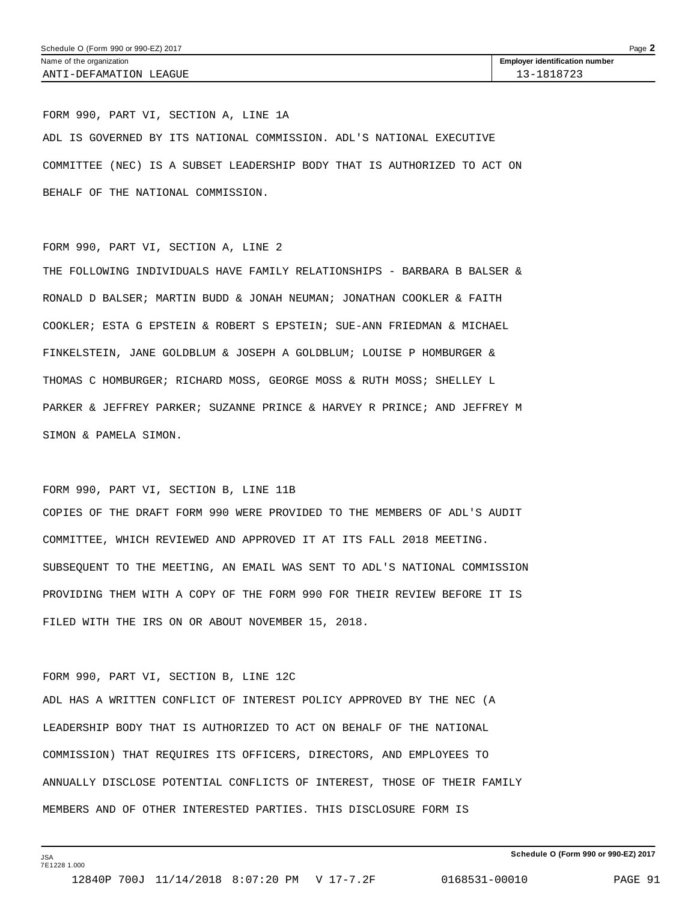| Name of the organization | Employer identification number |
| --- | --- |
| ANTI-DEFAMATION LEAGUE | 13-1818723 |

FORM 990, PART VI, SECTION A, LINE 1A

ADL IS GOVERNED BY ITS NATIONAL COMMISSION. ADL'S NATIONAL EXECUTIVE COMMITTEE (NEC) IS A SUBSET LEADERSHIP BODY THAT IS AUTHORIZED TO ACT ON BEHALF OF THE NATIONAL COMMISSION.

FORM 990, PART VI, SECTION A, LINE 2

THE FOLLOWING INDIVIDUALS HAVE FAMILY RELATIONSHIPS - BARBARA B BALSER & RONALD D BALSER; MARTIN BUDD & JONAH NEUMAN; JONATHAN COOKLER & FAITH COOKLER; ESTA G EPSTEIN & ROBERT S EPSTEIN; SUE-ANN FRIEDMAN & MICHAEL FINKELSTEIN, JANE GOLDBLUM & JOSEPH A GOLDBLUM; LOUISE P HOMBURGER & THOMAS C HOMBURGER; RICHARD MOSS, GEORGE MOSS & RUTH MOSS; SHELLEY L PARKER & JEFFREY PARKER; SUZANNE PRINCE & HARVEY R PRINCE; AND JEFFREY M SIMON & PAMELA SIMON.

FORM 990, PART VI, SECTION B, LINE 11B

COPIES OF THE DRAFT FORM 990 WERE PROVIDED TO THE MEMBERS OF ADL'S AUDIT COMMITTEE, WHICH REVIEWED AND APPROVED IT AT ITS FALL 2018 MEETING. SUBSEQUENT TO THE MEETING, AN EMAIL WAS SENT TO ADL'S NATIONAL COMMISSION PROVIDING THEM WITH A COPY OF THE FORM 990 FOR THEIR REVIEW BEFORE IT IS FILED WITH THE IRS ON OR ABOUT NOVEMBER 15, 2018.

FORM 990, PART VI, SECTION B, LINE 12C

ADL HAS A WRITTEN CONFLICT OF INTEREST POLICY APPROVED BY THE NEC (A LEADERSHIP BODY THAT IS AUTHORIZED TO ACT ON BEHALF OF THE NATIONAL COMMISSION) THAT REQUIRES ITS OFFICERS, DIRECTORS, AND EMPLOYEES TO ANNUALLY DISCLOSE POTENTIAL CONFLICTS OF INTEREST, THOSE OF THEIR FAMILY MEMBERS AND OF OTHER INTERESTED PARTIES. THIS DISCLOSURE FORM IS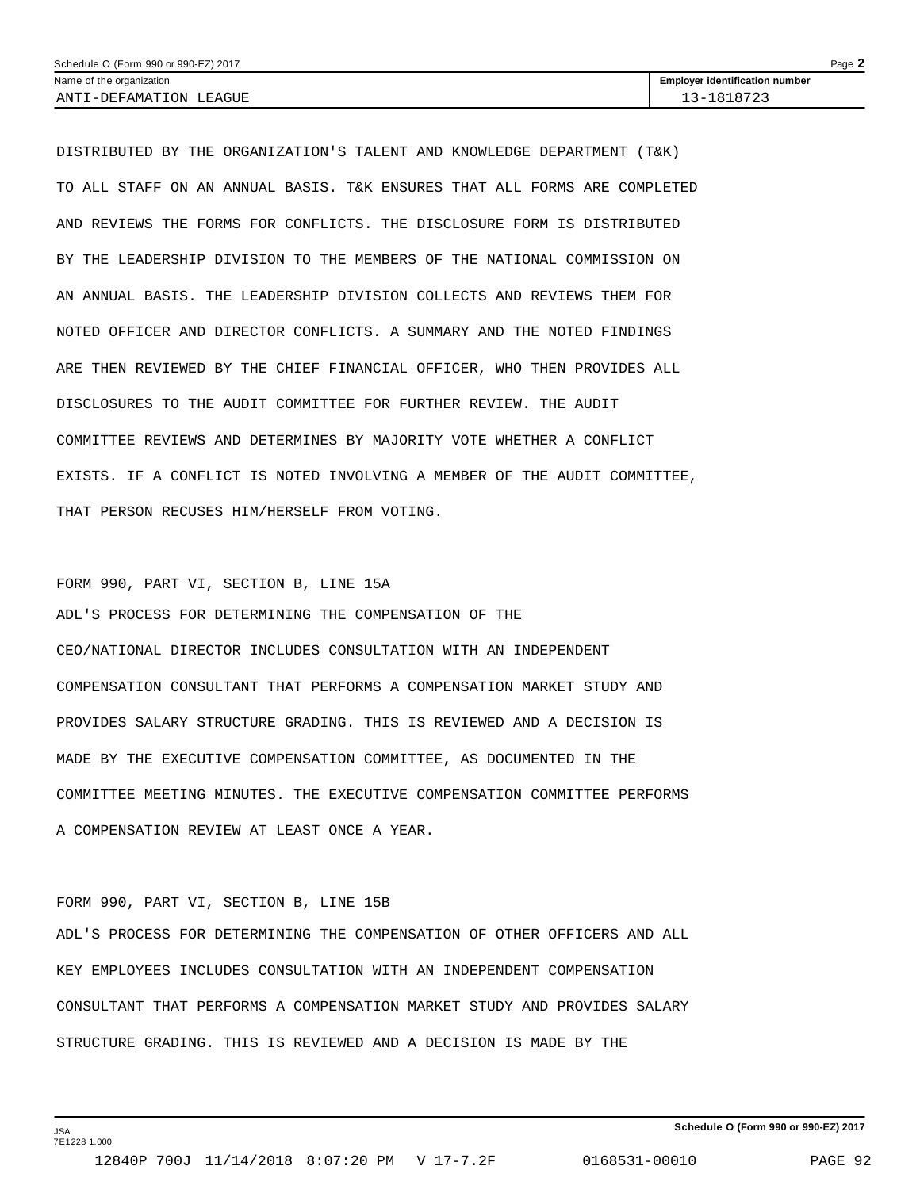Name of the organization: ANTI-DEFAMATION LEAGUE

Employer identification number: 13-1818723

DISTRIBUTED BY THE ORGANIZATION'S TALENT AND KNOWLEDGE DEPARTMENT (T&K) TO ALL STAFF ON AN ANNUAL BASIS. T&K ENSURES THAT ALL FORMS ARE COMPLETED AND REVIEWS THE FORMS FOR CONFLICTS. THE DISCLOSURE FORM IS DISTRIBUTED BY THE LEADERSHIP DIVISION TO THE MEMBERS OF THE NATIONAL COMMISSION ON AN ANNUAL BASIS. THE LEADERSHIP DIVISION COLLECTS AND REVIEWS THEM FOR NOTED OFFICER AND DIRECTOR CONFLICTS. A SUMMARY AND THE NOTED FINDINGS ARE THEN REVIEWED BY THE CHIEF FINANCIAL OFFICER, WHO THEN PROVIDES ALL DISCLOSURES TO THE AUDIT COMMITTEE FOR FURTHER REVIEW. THE AUDIT COMMITTEE REVIEWS AND DETERMINES BY MAJORITY VOTE WHETHER A CONFLICT EXISTS. IF A CONFLICT IS NOTED INVOLVING A MEMBER OF THE AUDIT COMMITTEE, THAT PERSON RECUSES HIM/HERSELF FROM VOTING.

FORM 990, PART VI, SECTION B, LINE 15A

ADL'S PROCESS FOR DETERMINING THE COMPENSATION OF THE CEO/NATIONAL DIRECTOR INCLUDES CONSULTATION WITH AN INDEPENDENT COMPENSATION CONSULTANT THAT PERFORMS A COMPENSATION MARKET STUDY AND PROVIDES SALARY STRUCTURE GRADING. THIS IS REVIEWED AND A DECISION IS MADE BY THE EXECUTIVE COMPENSATION COMMITTEE, AS DOCUMENTED IN THE COMMITTEE MEETING MINUTES. THE EXECUTIVE COMPENSATION COMMITTEE PERFORMS A COMPENSATION REVIEW AT LEAST ONCE A YEAR.

FORM 990, PART VI, SECTION B, LINE 15B

ADL'S PROCESS FOR DETERMINING THE COMPENSATION OF OTHER OFFICERS AND ALL KEY EMPLOYEES INCLUDES CONSULTATION WITH AN INDEPENDENT COMPENSATION CONSULTANT THAT PERFORMS A COMPENSATION MARKET STUDY AND PROVIDES SALARY STRUCTURE GRADING. THIS IS REVIEWED AND A DECISION IS MADE BY THE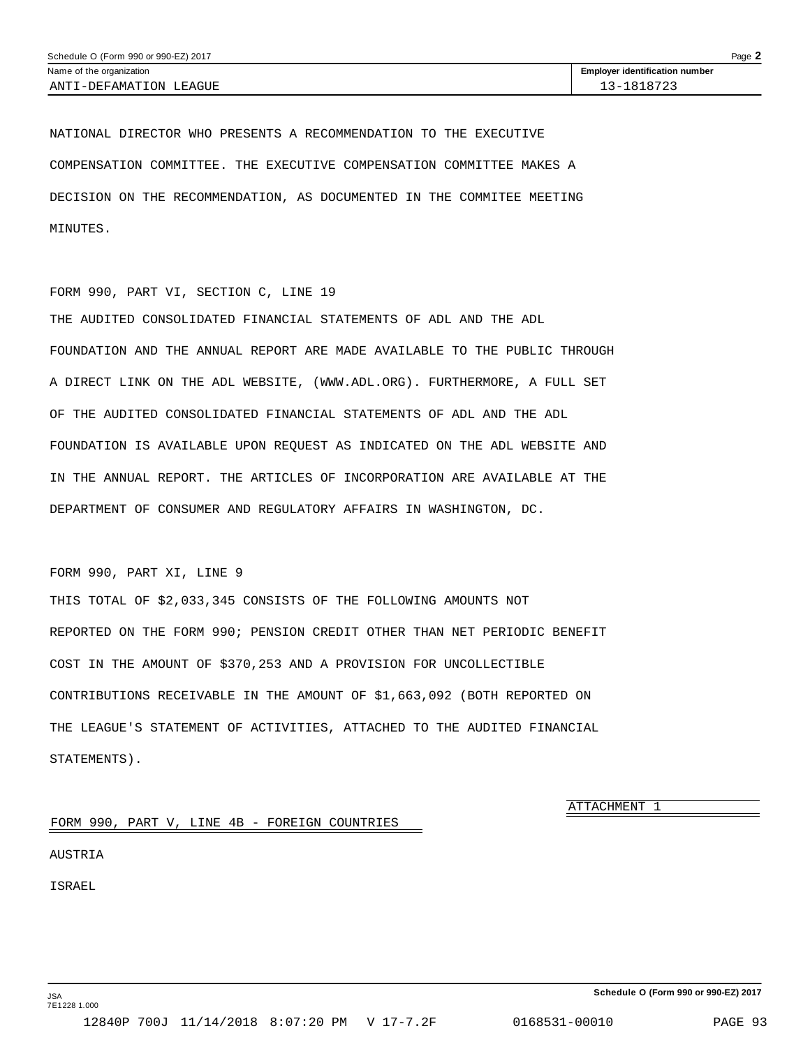NATIONAL DIRECTOR WHO PRESENTS A RECOMMENDATION TO THE EXECUTIVE COMPENSATION COMMITTEE. THE EXECUTIVE COMPENSATION COMMITTEE MAKES A DECISION ON THE RECOMMENDATION, AS DOCUMENTED IN THE COMMITEE MEETING MINUTES.

FORM 990, PART VI, SECTION C, LINE 19

THE AUDITED CONSOLIDATED FINANCIAL STATEMENTS OF ADL AND THE ADL FOUNDATION AND THE ANNUAL REPORT ARE MADE AVAILABLE TO THE PUBLIC THROUGH A DIRECT LINK ON THE ADL WEBSITE, (WWW.ADL.ORG). FURTHERMORE, A FULL SET OF THE AUDITED CONSOLIDATED FINANCIAL STATEMENTS OF ADL AND THE ADL FOUNDATION IS AVAILABLE UPON REQUEST AS INDICATED ON THE ADL WEBSITE AND IN THE ANNUAL REPORT. THE ARTICLES OF INCORPORATION ARE AVAILABLE AT THE DEPARTMENT OF CONSUMER AND REGULATORY AFFAIRS IN WASHINGTON, DC.

FORM 990, PART XI, LINE 9

THIS TOTAL OF $2,033,345 CONSISTS OF THE FOLLOWING AMOUNTS NOT REPORTED ON THE FORM 990; PENSION CREDIT OTHER THAN NET PERIODIC BENEFIT COST IN THE AMOUNT OF $370,253 AND A PROVISION FOR UNCOLLECTIBLE CONTRIBUTIONS RECEIVABLE IN THE AMOUNT OF $1,663,092 (BOTH REPORTED ON THE LEAGUE'S STATEMENT OF ACTIVITIES, ATTACHED TO THE AUDITED FINANCIAL STATEMENTS).

ATTACHMENT 1

FORM 990, PART V, LINE 4B - FOREIGN COUNTRIES

AUSTRIA

ISRAEL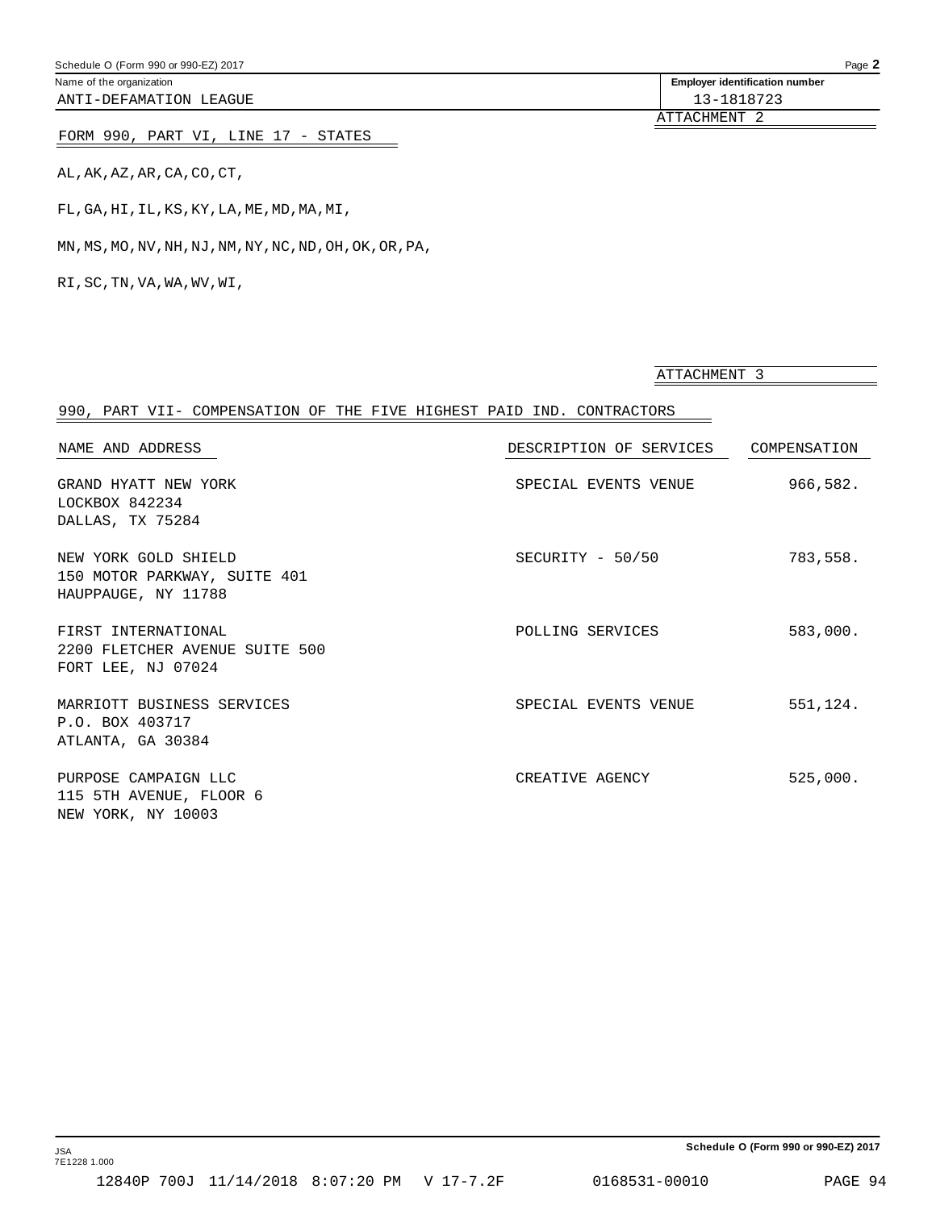Name of the organization: ANTI-DEFAMATION LEAGUE

Employer identification number: 13-1818723

ATTACHMENT 2

## FORM 990, PART VI, LINE 17 - STATES

AL,AK,AZ,AR,CA,CO,CT,

FL,GA,HI,IL,KS,KY,LA,ME,MD,MA,MI,

MN,MS,MO,NV,NH,NJ,NM,NY,NC,ND,OH,OK,OR,PA,

RI,SC,TN,VA,WA,WV,WI,

ATTACHMENT 3

## 990, PART VII- COMPENSATION OF THE FIVE HIGHEST PAID IND. CONTRACTORS

| NAME AND ADDRESS | DESCRIPTION OF SERVICES | COMPENSATION |
|---|---|---|
| GRAND HYATT NEW YORK<br>LOCKBOX 842234<br>DALLAS, TX 75284 | SPECIAL EVENTS VENUE | 966,582. |
| NEW YORK GOLD SHIELD<br>150 MOTOR PARKWAY, SUITE 401<br>HAUPPAUGE, NY 11788 | SECURITY - 50/50 | 783,558. |
| FIRST INTERNATIONAL<br>2200 FLETCHER AVENUE SUITE 500<br>FORT LEE, NJ 07024 | POLLING SERVICES | 583,000. |
| MARRIOTT BUSINESS SERVICES<br>P.O. BOX 403717<br>ATLANTA, GA 30384 | SPECIAL EVENTS VENUE | 551,124. |
| PURPOSE CAMPAIGN LLC<br>115 5TH AVENUE, FLOOR 6<br>NEW YORK, NY 10003 | CREATIVE AGENCY | 525,000. |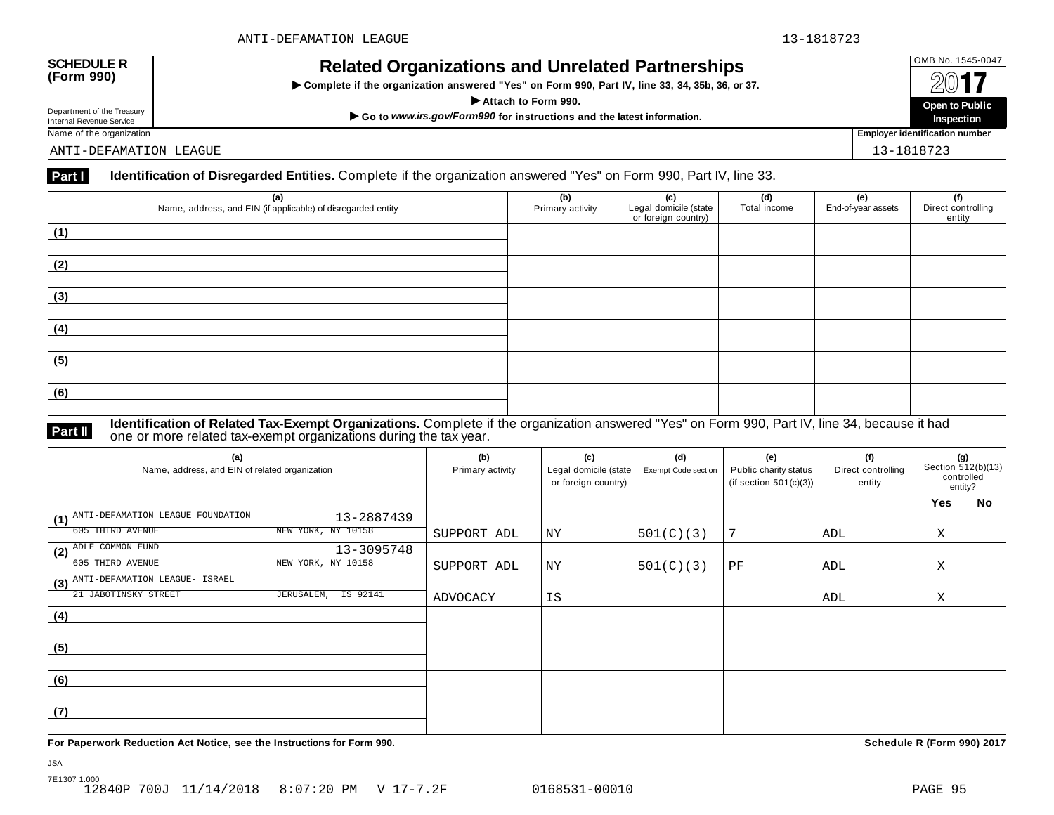**SCHEDULE R (Form 990)**

Department of the Treasury
Internal Revenue Service

# Related Organizations and Unrelated Partnerships

▶ Complete if the organization answered "Yes" on Form 990, Part IV, line 33, 34, 35b, 36, or 37.

▶ Attach to Form 990.

▶ Go to *www.irs.gov/Form990* for instructions and the latest information.

OMB No. 1545-0047

2017

**Open to Public Inspection**

Name of the organization: ANTI-DEFAMATION LEAGUE

Employer identification number: 13-1818723

**Part I** **Identification of Disregarded Entities.** Complete if the organization answered "Yes" on Form 990, Part IV, line 33.

| (a) Name, address, and EIN (if applicable) of disregarded entity | (b) Primary activity | (c) Legal domicile (state or foreign country) | (d) Total income | (e) End-of-year assets | (f) Direct controlling entity |
|---|---|---|---|---|---|
| (1) | | | | | |
| (2) | | | | | |
| (3) | | | | | |
| (4) | | | | | |
| (5) | | | | | |
| (6) | | | | | |

**Part II** **Identification of Related Tax-Exempt Organizations.** Complete if the organization answered "Yes" on Form 990, Part IV, line 34, because it had one or more related tax-exempt organizations during the tax year.

| (a) Name, address, and EIN of related organization | (b) Primary activity | (c) Legal domicile (state or foreign country) | (d) Exempt Code section | (e) Public charity status (if section 501(c)(3)) | (f) Direct controlling entity | (g) Section 512(b)(13) controlled entity? Yes | No |
|---|---|---|---|---|---|---|---|
| (1) ANTI-DEFAMATION LEAGUE FOUNDATION 13-2887439<br>605 THIRD AVENUE NEW YORK, NY 10158 | SUPPORT ADL | NY | 501(C)(3) | 7 | ADL | X | |
| (2) ADLF COMMON FUND 13-3095748<br>605 THIRD AVENUE NEW YORK, NY 10158 | SUPPORT ADL | NY | 501(C)(3) | PF | ADL | X | |
| (3) ANTI-DEFAMATION LEAGUE- ISRAEL<br>21 JABOTINSKY STREET JERUSALEM, IS 92141 | ADVOCACY | IS | | | ADL | X | |
| (4) | | | | | | | |
| (5) | | | | | | | |
| (6) | | | | | | | |
| (7) | | | | | | | |

**For Paperwork Reduction Act Notice, see the Instructions for Form 990.** **Schedule R (Form 990) 2017**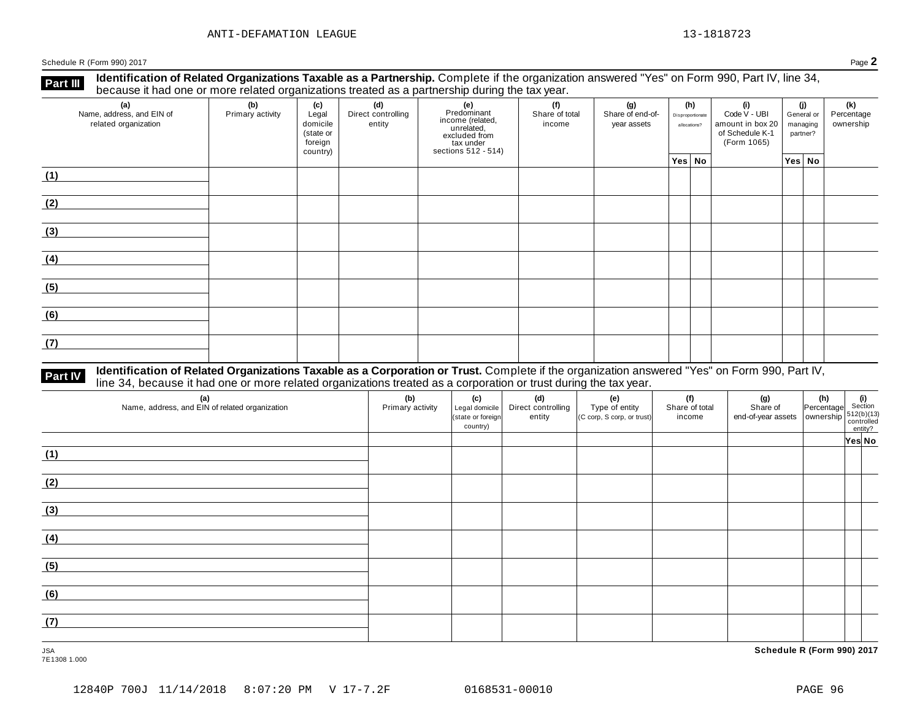ANTI-DEFAMATION LEAGUE 13-1818723

Schedule R (Form 990) 2017 Page **2**

**Part III** **Identification of Related Organizations Taxable as a Partnership.** Complete if the organization answered "Yes" on Form 990, Part IV, line 34, because it had one or more related organizations treated as a partnership during the tax year.

| (a) Name, address, and EIN of related organization | (b) Primary activity | (c) Legal domicile (state or foreign country) | (d) Direct controlling entity | (e) Predominant income (related, unrelated, excluded from tax under sections 512 - 514) | (f) Share of total income | (g) Share of end-of-year assets | (h) Disproportionate allocations? | | (i) Code V - UBI amount in box 20 of Schedule K-1 (Form 1065) | (j) General or managing partner? | | (k) Percentage ownership |
|---|---|---|---|---|---|---|---|---|---|---|---|---|
| | | | | | | | Yes | No | | Yes | No | |
| (1) | | | | | | | | | | | | |
| (2) | | | | | | | | | | | | |
| (3) | | | | | | | | | | | | |
| (4) | | | | | | | | | | | | |
| (5) | | | | | | | | | | | | |
| (6) | | | | | | | | | | | | |
| (7) | | | | | | | | | | | | |

**Part IV** **Identification of Related Organizations Taxable as a Corporation or Trust.** Complete if the organization answered "Yes" on Form 990, Part IV, line 34, because it had one or more related organizations treated as a corporation or trust during the tax year.

| (a) Name, address, and EIN of related organization | (b) Primary activity | (c) Legal domicile (state or foreign country) | (d) Direct controlling entity | (e) Type of entity (C corp, S corp, or trust) | (f) Share of total income | (g) Share of end-of-year assets | (h) Percentage ownership | (i) Section 512(b)(13) controlled entity? | |
|---|---|---|---|---|---|---|---|---|---|
| | | | | | | | | Yes | No |
| (1) | | | | | | | | | |
| (2) | | | | | | | | | |
| (3) | | | | | | | | | |
| (4) | | | | | | | | | |
| (5) | | | | | | | | | |
| (6) | | | | | | | | | |
| (7) | | | | | | | | | |

JSA
7E1308 1.000

**Schedule R (Form 990) 2017**

12840P 700J 11/14/2018 8:07:20 PM V 17-7.2F 0168531-00010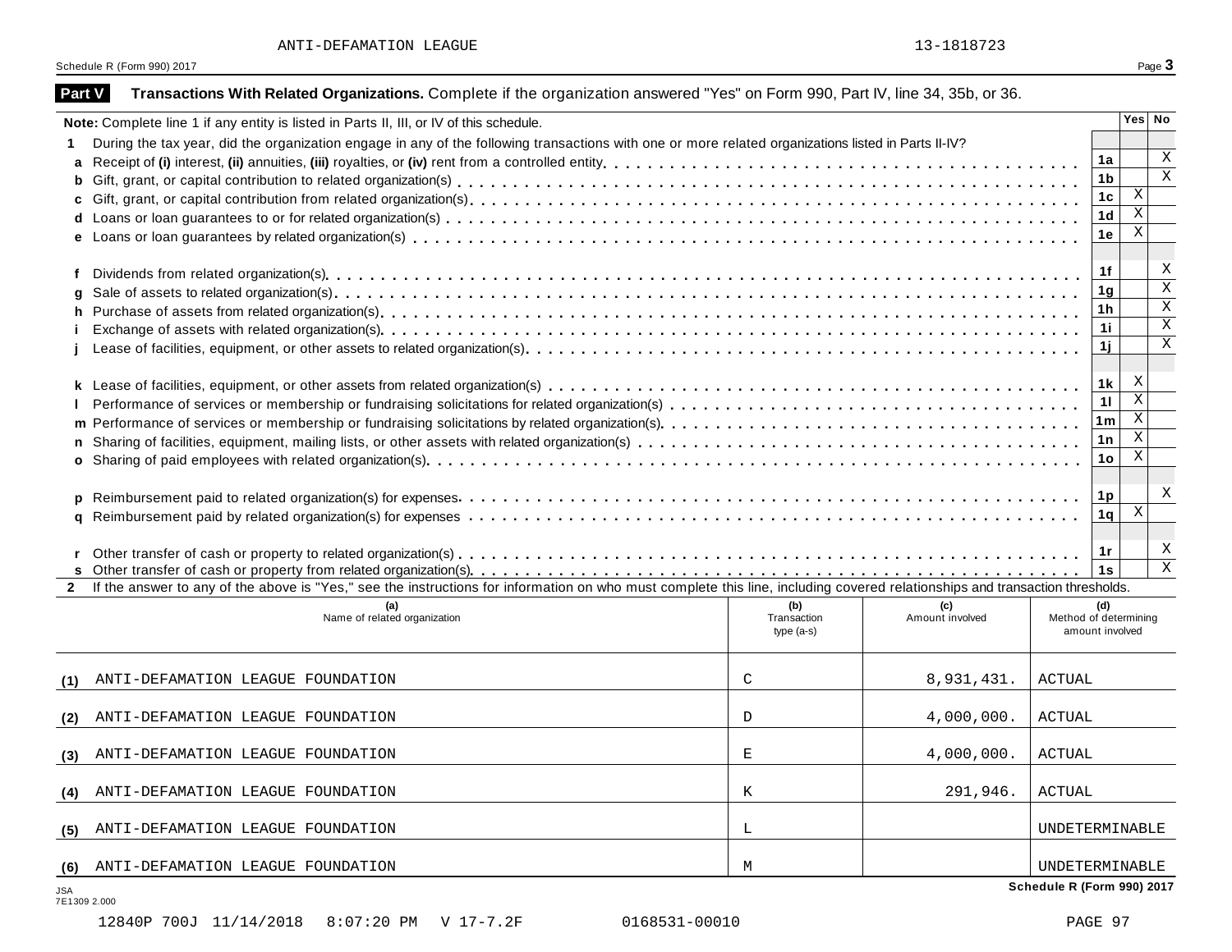ANTI-DEFAMATION LEAGUE 13-1818723

Schedule R (Form 990) 2017

**Part V** **Transactions With Related Organizations.** Complete if the organization answered "Yes" on Form 990, Part IV, line 34, 35b, or 36.

**Note:** Complete line 1 if any entity is listed in Parts II, III, or IV of this schedule.

| | | Line | Yes | No |
|---|---|---|---|---|
| **1** | During the tax year, did the organization engage in any of the following transactions with one or more related organizations listed in Parts II-IV? | | | |
| **a** | Receipt of **(i)** interest, **(ii)** annuities, **(iii)** royalties, or **(iv)** rent from a controlled entity | 1a | | X |
| **b** | Gift, grant, or capital contribution to related organization(s) | 1b | | X |
| **c** | Gift, grant, or capital contribution from related organization(s) | 1c | X | |
| **d** | Loans or loan guarantees to or for related organization(s) | 1d | X | |
| **e** | Loans or loan guarantees by related organization(s) | 1e | X | |
| **f** | Dividends from related organization(s) | 1f | | X |
| **g** | Sale of assets to related organization(s) | 1g | | X |
| **h** | Purchase of assets from related organization(s) | 1h | | X |
| **i** | Exchange of assets with related organization(s) | 1i | | X |
| **j** | Lease of facilities, equipment, or other assets to related organization(s) | 1j | | X |
| **k** | Lease of facilities, equipment, or other assets from related organization(s) | 1k | X | |
| **l** | Performance of services or membership or fundraising solicitations for related organization(s) | 1l | X | |
| **m** | Performance of services or membership or fundraising solicitations by related organization(s) | 1m | X | |
| **n** | Sharing of facilities, equipment, mailing lists, or other assets with related organization(s) | 1n | X | |
| **o** | Sharing of paid employees with related organization(s) | 1o | X | |
| **p** | Reimbursement paid to related organization(s) for expenses | 1p | | X |
| **q** | Reimbursement paid by related organization(s) for expenses | 1q | X | |
| **r** | Other transfer of cash or property to related organization(s) | 1r | | X |
| **s** | Other transfer of cash or property from related organization(s) | 1s | | X |

**2** If the answer to any of the above is "Yes," see the instructions for information on who must complete this line, including covered relationships and transaction thresholds.

| | (a) Name of related organization | (b) Transaction type (a-s) | (c) Amount involved | (d) Method of determining amount involved |
|---|---|---|---|---|
| (1) | ANTI-DEFAMATION LEAGUE FOUNDATION | C | 8,931,431. | ACTUAL |
| (2) | ANTI-DEFAMATION LEAGUE FOUNDATION | D | 4,000,000. | ACTUAL |
| (3) | ANTI-DEFAMATION LEAGUE FOUNDATION | E | 4,000,000. | ACTUAL |
| (4) | ANTI-DEFAMATION LEAGUE FOUNDATION | K | 291,946. | ACTUAL |
| (5) | ANTI-DEFAMATION LEAGUE FOUNDATION | L | | UNDETERMINABLE |
| (6) | ANTI-DEFAMATION LEAGUE FOUNDATION | M | | UNDETERMINABLE |

JSA
7E1309 2.000

**Schedule R (Form 990) 2017**

12840P 700J 11/14/2018 8:07:20 PM V 17-7.2F 0168531-00010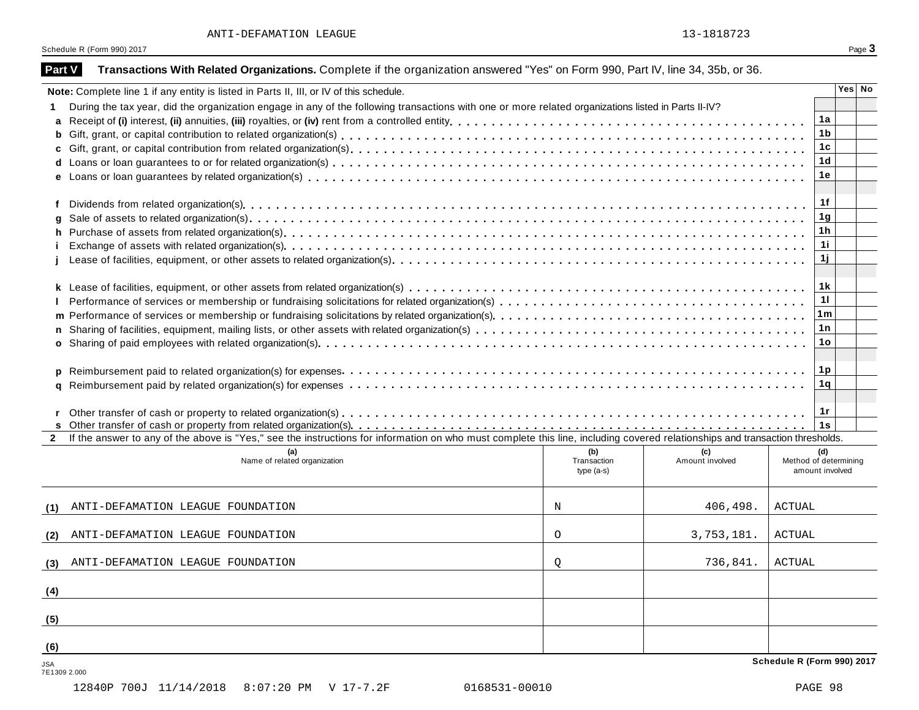ANTI-DEFAMATION LEAGUE 13-1818723

Schedule R (Form 990) 2017

## Part V Transactions With Related Organizations. Complete if the organization answered "Yes" on Form 990, Part IV, line 34, 35b, or 36.

| | | | Yes | No |
|---|---|---|---|---|
| **Note:** Complete line 1 if any entity is listed in Parts II, III, or IV of this schedule. | | | | |
| **1** | During the tax year, did the organization engage in any of the following transactions with one or more related organizations listed in Parts II-IV? | | | |
| **a** | Receipt of **(i)** interest, **(ii)** annuities, **(iii)** royalties, or **(iv)** rent from a controlled entity | 1a | | |
| **b** | Gift, grant, or capital contribution to related organization(s) | 1b | | |
| **c** | Gift, grant, or capital contribution from related organization(s) | 1c | | |
| **d** | Loans or loan guarantees to or for related organization(s) | 1d | | |
| **e** | Loans or loan guarantees by related organization(s) | 1e | | |
| **f** | Dividends from related organization(s) | 1f | | |
| **g** | Sale of assets to related organization(s) | 1g | | |
| **h** | Purchase of assets from related organization(s) | 1h | | |
| **i** | Exchange of assets with related organization(s) | 1i | | |
| **j** | Lease of facilities, equipment, or other assets to related organization(s) | 1j | | |
| **k** | Lease of facilities, equipment, or other assets from related organization(s) | 1k | | |
| **l** | Performance of services or membership or fundraising solicitations for related organization(s) | 1l | | |
| **m** | Performance of services or membership or fundraising solicitations by related organization(s) | 1m | | |
| **n** | Sharing of facilities, equipment, mailing lists, or other assets with related organization(s) | 1n | | |
| **o** | Sharing of paid employees with related organization(s) | 1o | | |
| **p** | Reimbursement paid to related organization(s) for expenses | 1p | | |
| **q** | Reimbursement paid by related organization(s) for expenses | 1q | | |
| **r** | Other transfer of cash or property to related organization(s) | 1r | | |
| **s** | Other transfer of cash or property from related organization(s) | 1s | | |

**2** If the answer to any of the above is "Yes," see the instructions for information on who must complete this line, including covered relationships and transaction thresholds.

| | (a) Name of related organization | (b) Transaction type (a-s) | (c) Amount involved | (d) Method of determining amount involved |
|---|---|---|---|---|
| (1) | ANTI-DEFAMATION LEAGUE FOUNDATION | N | 406,498. | ACTUAL |
| (2) | ANTI-DEFAMATION LEAGUE FOUNDATION | O | 3,753,181. | ACTUAL |
| (3) | ANTI-DEFAMATION LEAGUE FOUNDATION | Q | 736,841. | ACTUAL |
| (4) | | | | |
| (5) | | | | |
| (6) | | | | |

**Schedule R (Form 990) 2017**

JSA
7E1309 2.000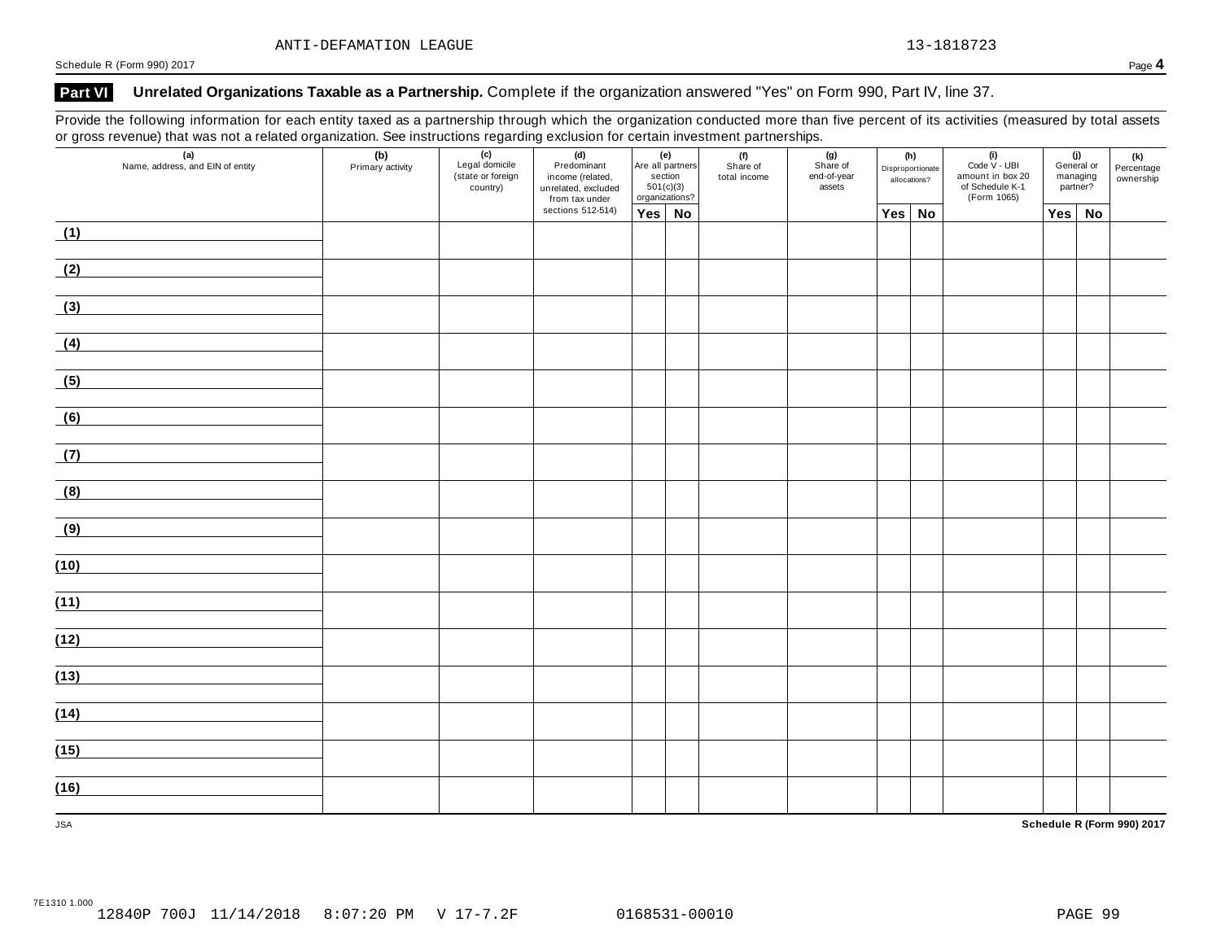ANTI-DEFAMATION LEAGUE 13-1818723

Schedule R (Form 990) 2017 Page **4**

## Part VI Unrelated Organizations Taxable as a Partnership. Complete if the organization answered "Yes" on Form 990, Part IV, line 37.

Provide the following information for each entity taxed as a partnership through which the organization conducted more than five percent of its activities (measured by total assets or gross revenue) that was not a related organization. See instructions regarding exclusion for certain investment partnerships.

| (a) Name, address, and EIN of entity | (b) Primary activity | (c) Legal domicile (state or foreign country) | (d) Predominant income (related, unrelated, excluded from tax under sections 512-514) | (e) Are all partners section 501(c)(3) organizations? | | (f) Share of total income | (g) Share of end-of-year assets | (h) Disproportionate allocations? | | (i) Code V - UBI amount in box 20 of Schedule K-1 (Form 1065) | (j) General or managing partner? | | (k) Percentage ownership |
|---|---|---|---|---|---|---|---|---|---|---|---|---|---|
| | | | | Yes | No | | | Yes | No | | Yes | No | |
| (1) | | | | | | | | | | | | | |
| (2) | | | | | | | | | | | | | |
| (3) | | | | | | | | | | | | | |
| (4) | | | | | | | | | | | | | |
| (5) | | | | | | | | | | | | | |
| (6) | | | | | | | | | | | | | |
| (7) | | | | | | | | | | | | | |
| (8) | | | | | | | | | | | | | |
| (9) | | | | | | | | | | | | | |
| (10) | | | | | | | | | | | | | |
| (11) | | | | | | | | | | | | | |
| (12) | | | | | | | | | | | | | |
| (13) | | | | | | | | | | | | | |
| (14) | | | | | | | | | | | | | |
| (15) | | | | | | | | | | | | | |
| (16) | | | | | | | | | | | | | |

JSA **Schedule R (Form 990) 2017**

7E1310 1.000
12840P 700J 11/14/2018 8:07:20 PM V 17-7.2F 0168531-00010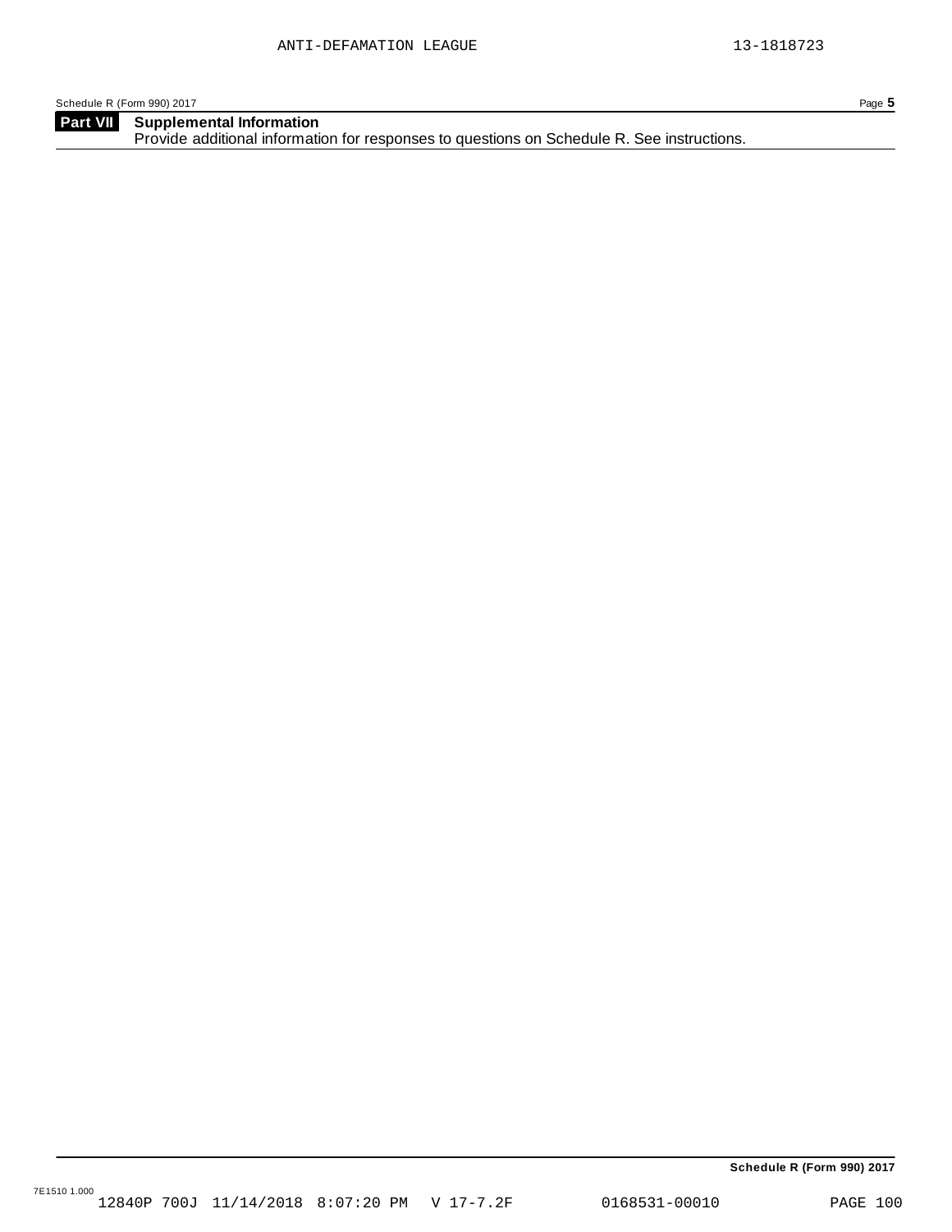## Part VII Supplemental Information

Provide additional information for responses to questions on Schedule R. See instructions.